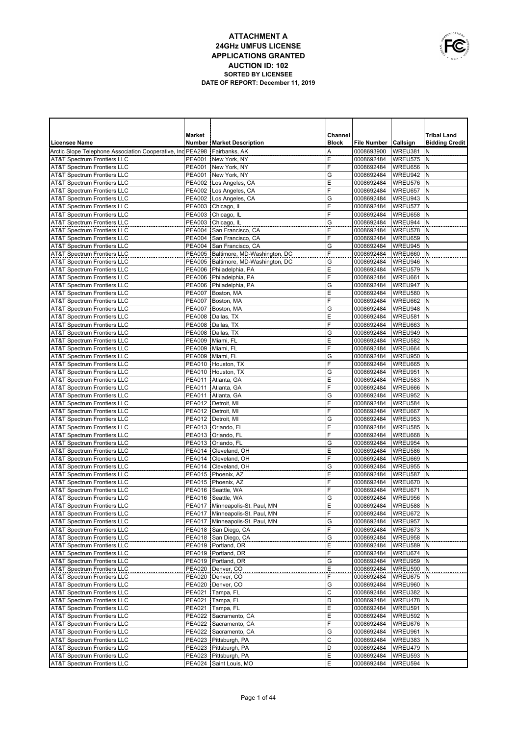# ATTACHMENT A
## 24GHz UMFUS LICENSE APPLICATIONS GRANTED
## AUCTION ID: 102
### SORTED BY LICENSEE
### DATE OF REPORT: December 11, 2019

| Licensee Name | Market Number | Market Description | Channel Block | File Number | Callsign | Tribal Land Bidding Credit |
|---|---|---|---|---|---|---|
| Arctic Slope Telephone Association Cooperative, Inc | PEA298 | Fairbanks, AK | A | 0008693900 | WREU381 | N |
| AT&T Spectrum Frontiers LLC | PEA001 | New York, NY | E | 0008692484 | WREU575 | N |
| AT&T Spectrum Frontiers LLC | PEA001 | New York, NY | F | 0008692484 | WREU656 | N |
| AT&T Spectrum Frontiers LLC | PEA001 | New York, NY | G | 0008692484 | WREU942 | N |
| AT&T Spectrum Frontiers LLC | PEA002 | Los Angeles, CA | E | 0008692484 | WREU576 | N |
| AT&T Spectrum Frontiers LLC | PEA002 | Los Angeles, CA | F | 0008692484 | WREU657 | N |
| AT&T Spectrum Frontiers LLC | PEA002 | Los Angeles, CA | G | 0008692484 | WREU943 | N |
| AT&T Spectrum Frontiers LLC | PEA003 | Chicago, IL | E | 0008692484 | WREU577 | N |
| AT&T Spectrum Frontiers LLC | PEA003 | Chicago, IL | F | 0008692484 | WREU658 | N |
| AT&T Spectrum Frontiers LLC | PEA003 | Chicago, IL | G | 0008692484 | WREU944 | N |
| AT&T Spectrum Frontiers LLC | PEA004 | San Francisco, CA | E | 0008692484 | WREU578 | N |
| AT&T Spectrum Frontiers LLC | PEA004 | San Francisco, CA | F | 0008692484 | WREU659 | N |
| AT&T Spectrum Frontiers LLC | PEA004 | San Francisco, CA | G | 0008692484 | WREU945 | N |
| AT&T Spectrum Frontiers LLC | PEA005 | Baltimore, MD-Washington, DC | F | 0008692484 | WREU660 | N |
| AT&T Spectrum Frontiers LLC | PEA005 | Baltimore, MD-Washington, DC | G | 0008692484 | WREU946 | N |
| AT&T Spectrum Frontiers LLC | PEA006 | Philadelphia, PA | E | 0008692484 | WREU579 | N |
| AT&T Spectrum Frontiers LLC | PEA006 | Philadelphia, PA | F | 0008692484 | WREU661 | N |
| AT&T Spectrum Frontiers LLC | PEA006 | Philadelphia, PA | G | 0008692484 | WREU947 | N |
| AT&T Spectrum Frontiers LLC | PEA007 | Boston, MA | E | 0008692484 | WREU580 | N |
| AT&T Spectrum Frontiers LLC | PEA007 | Boston, MA | F | 0008692484 | WREU662 | N |
| AT&T Spectrum Frontiers LLC | PEA007 | Boston, MA | G | 0008692484 | WREU948 | N |
| AT&T Spectrum Frontiers LLC | PEA008 | Dallas, TX | E | 0008692484 | WREU581 | N |
| AT&T Spectrum Frontiers LLC | PEA008 | Dallas, TX | F | 0008692484 | WREU663 | N |
| AT&T Spectrum Frontiers LLC | PEA008 | Dallas, TX | G | 0008692484 | WREU949 | N |
| AT&T Spectrum Frontiers LLC | PEA009 | Miami, FL | E | 0008692484 | WREU582 | N |
| AT&T Spectrum Frontiers LLC | PEA009 | Miami, FL | F | 0008692484 | WREU664 | N |
| AT&T Spectrum Frontiers LLC | PEA009 | Miami, FL | G | 0008692484 | WREU950 | N |
| AT&T Spectrum Frontiers LLC | PEA010 | Houston, TX | F | 0008692484 | WREU665 | N |
| AT&T Spectrum Frontiers LLC | PEA010 | Houston, TX | G | 0008692484 | WREU951 | N |
| AT&T Spectrum Frontiers LLC | PEA011 | Atlanta, GA | E | 0008692484 | WREU583 | N |
| AT&T Spectrum Frontiers LLC | PEA011 | Atlanta, GA | F | 0008692484 | WREU666 | N |
| AT&T Spectrum Frontiers LLC | PEA011 | Atlanta, GA | G | 0008692484 | WREU952 | N |
| AT&T Spectrum Frontiers LLC | PEA012 | Detroit, MI | E | 0008692484 | WREU584 | N |
| AT&T Spectrum Frontiers LLC | PEA012 | Detroit, MI | F | 0008692484 | WREU667 | N |
| AT&T Spectrum Frontiers LLC | PEA012 | Detroit, MI | G | 0008692484 | WREU953 | N |
| AT&T Spectrum Frontiers LLC | PEA013 | Orlando, FL | E | 0008692484 | WREU585 | N |
| AT&T Spectrum Frontiers LLC | PEA013 | Orlando, FL | F | 0008692484 | WREU668 | N |
| AT&T Spectrum Frontiers LLC | PEA013 | Orlando, FL | G | 0008692484 | WREU954 | N |
| AT&T Spectrum Frontiers LLC | PEA014 | Cleveland, OH | E | 0008692484 | WREU586 | N |
| AT&T Spectrum Frontiers LLC | PEA014 | Cleveland, OH | F | 0008692484 | WREU669 | N |
| AT&T Spectrum Frontiers LLC | PEA014 | Cleveland, OH | G | 0008692484 | WREU955 | N |
| AT&T Spectrum Frontiers LLC | PEA015 | Phoenix, AZ | E | 0008692484 | WREU587 | N |
| AT&T Spectrum Frontiers LLC | PEA015 | Phoenix, AZ | F | 0008692484 | WREU670 | N |
| AT&T Spectrum Frontiers LLC | PEA016 | Seattle, WA | F | 0008692484 | WREU671 | N |
| AT&T Spectrum Frontiers LLC | PEA016 | Seattle, WA | G | 0008692484 | WREU956 | N |
| AT&T Spectrum Frontiers LLC | PEA017 | Minneapolis-St. Paul, MN | E | 0008692484 | WREU588 | N |
| AT&T Spectrum Frontiers LLC | PEA017 | Minneapolis-St. Paul, MN | F | 0008692484 | WREU672 | N |
| AT&T Spectrum Frontiers LLC | PEA017 | Minneapolis-St. Paul, MN | G | 0008692484 | WREU957 | N |
| AT&T Spectrum Frontiers LLC | PEA018 | San Diego, CA | F | 0008692484 | WREU673 | N |
| AT&T Spectrum Frontiers LLC | PEA018 | San Diego, CA | G | 0008692484 | WREU958 | N |
| AT&T Spectrum Frontiers LLC | PEA019 | Portland, OR | E | 0008692484 | WREU589 | N |
| AT&T Spectrum Frontiers LLC | PEA019 | Portland, OR | F | 0008692484 | WREU674 | N |
| AT&T Spectrum Frontiers LLC | PEA019 | Portland, OR | G | 0008692484 | WREU959 | N |
| AT&T Spectrum Frontiers LLC | PEA020 | Denver, CO | E | 0008692484 | WREU590 | N |
| AT&T Spectrum Frontiers LLC | PEA020 | Denver, CO | F | 0008692484 | WREU675 | N |
| AT&T Spectrum Frontiers LLC | PEA020 | Denver, CO | G | 0008692484 | WREU960 | N |
| AT&T Spectrum Frontiers LLC | PEA021 | Tampa, FL | C | 0008692484 | WREU382 | N |
| AT&T Spectrum Frontiers LLC | PEA021 | Tampa, FL | D | 0008692484 | WREU478 | N |
| AT&T Spectrum Frontiers LLC | PEA021 | Tampa, FL | E | 0008692484 | WREU591 | N |
| AT&T Spectrum Frontiers LLC | PEA022 | Sacramento, CA | E | 0008692484 | WREU592 | N |
| AT&T Spectrum Frontiers LLC | PEA022 | Sacramento, CA | F | 0008692484 | WREU676 | N |
| AT&T Spectrum Frontiers LLC | PEA022 | Sacramento, CA | G | 0008692484 | WREU961 | N |
| AT&T Spectrum Frontiers LLC | PEA023 | Pittsburgh, PA | C | 0008692484 | WREU383 | N |
| AT&T Spectrum Frontiers LLC | PEA023 | Pittsburgh, PA | D | 0008692484 | WREU479 | N |
| AT&T Spectrum Frontiers LLC | PEA023 | Pittsburgh, PA | E | 0008692484 | WREU593 | N |
| AT&T Spectrum Frontiers LLC | PEA024 | Saint Louis, MO | E | 0008692484 | WREU594 | N |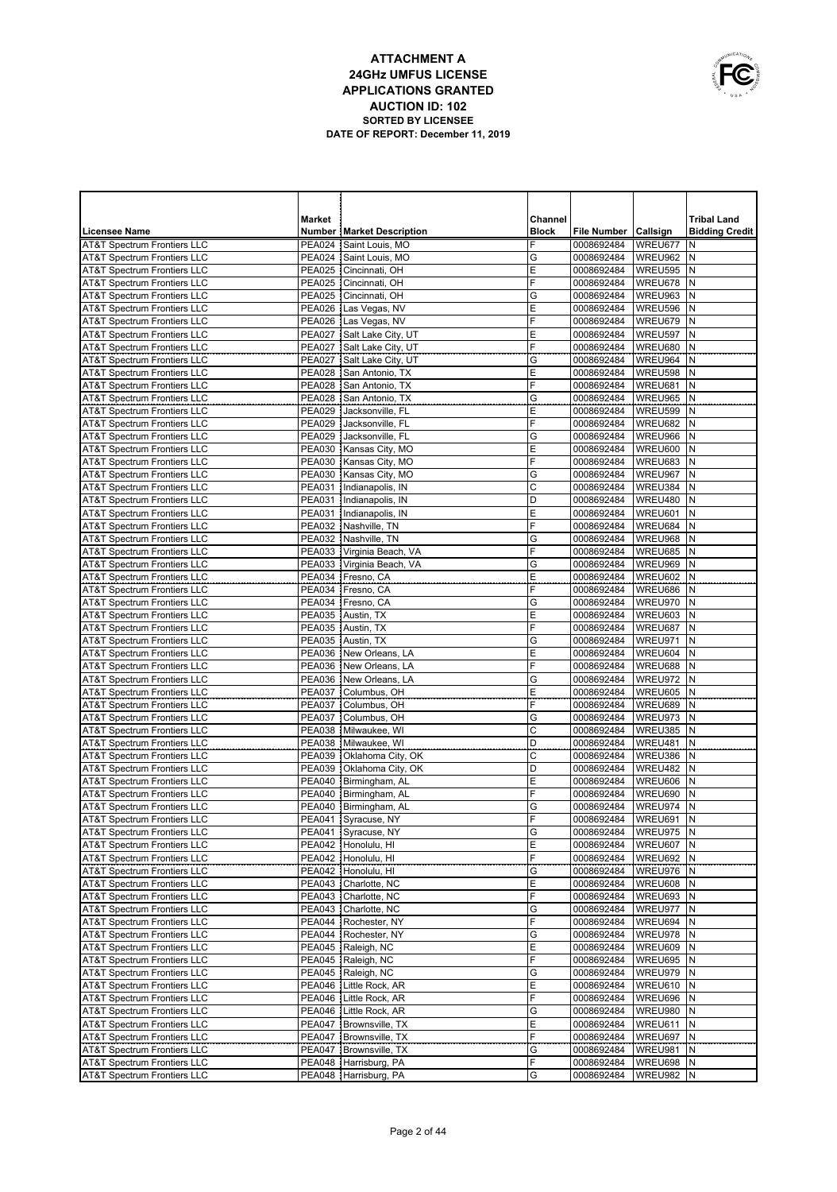# ATTACHMENT A
## 24GHz UMFUS LICENSE APPLICATIONS GRANTED
### AUCTION ID: 102
**SORTED BY LICENSEE**
**DATE OF REPORT: December 11, 2019**

| Licensee Name | Market Number | Market Description | Channel Block | File Number | Callsign | Tribal Land Bidding Credit |
|---|---|---|---|---|---|---|
| AT&T Spectrum Frontiers LLC | PEA024 | Saint Louis, MO | F | 0008692484 | WREU677 | N |
| AT&T Spectrum Frontiers LLC | PEA024 | Saint Louis, MO | G | 0008692484 | WREU962 | N |
| AT&T Spectrum Frontiers LLC | PEA025 | Cincinnati, OH | E | 0008692484 | WREU595 | N |
| AT&T Spectrum Frontiers LLC | PEA025 | Cincinnati, OH | F | 0008692484 | WREU678 | N |
| AT&T Spectrum Frontiers LLC | PEA025 | Cincinnati, OH | G | 0008692484 | WREU963 | N |
| AT&T Spectrum Frontiers LLC | PEA026 | Las Vegas, NV | E | 0008692484 | WREU596 | N |
| AT&T Spectrum Frontiers LLC | PEA026 | Las Vegas, NV | F | 0008692484 | WREU679 | N |
| AT&T Spectrum Frontiers LLC | PEA027 | Salt Lake City, UT | E | 0008692484 | WREU597 | N |
| AT&T Spectrum Frontiers LLC | PEA027 | Salt Lake City, UT | F | 0008692484 | WREU680 | N |
| AT&T Spectrum Frontiers LLC | PEA027 | Salt Lake City, UT | G | 0008692484 | WREU964 | N |
| AT&T Spectrum Frontiers LLC | PEA028 | San Antonio, TX | E | 0008692484 | WREU598 | N |
| AT&T Spectrum Frontiers LLC | PEA028 | San Antonio, TX | F | 0008692484 | WREU681 | N |
| AT&T Spectrum Frontiers LLC | PEA028 | San Antonio, TX | G | 0008692484 | WREU965 | N |
| AT&T Spectrum Frontiers LLC | PEA029 | Jacksonville, FL | E | 0008692484 | WREU599 | N |
| AT&T Spectrum Frontiers LLC | PEA029 | Jacksonville, FL | F | 0008692484 | WREU682 | N |
| AT&T Spectrum Frontiers LLC | PEA029 | Jacksonville, FL | G | 0008692484 | WREU966 | N |
| AT&T Spectrum Frontiers LLC | PEA030 | Kansas City, MO | E | 0008692484 | WREU600 | N |
| AT&T Spectrum Frontiers LLC | PEA030 | Kansas City, MO | F | 0008692484 | WREU683 | N |
| AT&T Spectrum Frontiers LLC | PEA030 | Kansas City, MO | G | 0008692484 | WREU967 | N |
| AT&T Spectrum Frontiers LLC | PEA031 | Indianapolis, IN | C | 0008692484 | WREU384 | N |
| AT&T Spectrum Frontiers LLC | PEA031 | Indianapolis, IN | D | 0008692484 | WREU480 | N |
| AT&T Spectrum Frontiers LLC | PEA031 | Indianapolis, IN | E | 0008692484 | WREU601 | N |
| AT&T Spectrum Frontiers LLC | PEA032 | Nashville, TN | F | 0008692484 | WREU684 | N |
| AT&T Spectrum Frontiers LLC | PEA032 | Nashville, TN | G | 0008692484 | WREU968 | N |
| AT&T Spectrum Frontiers LLC | PEA033 | Virginia Beach, VA | F | 0008692484 | WREU685 | N |
| AT&T Spectrum Frontiers LLC | PEA033 | Virginia Beach, VA | G | 0008692484 | WREU969 | N |
| AT&T Spectrum Frontiers LLC | PEA034 | Fresno, CA | E | 0008692484 | WREU602 | N |
| AT&T Spectrum Frontiers LLC | PEA034 | Fresno, CA | F | 0008692484 | WREU686 | N |
| AT&T Spectrum Frontiers LLC | PEA034 | Fresno, CA | G | 0008692484 | WREU970 | N |
| AT&T Spectrum Frontiers LLC | PEA035 | Austin, TX | E | 0008692484 | WREU603 | N |
| AT&T Spectrum Frontiers LLC | PEA035 | Austin, TX | F | 0008692484 | WREU687 | N |
| AT&T Spectrum Frontiers LLC | PEA035 | Austin, TX | G | 0008692484 | WREU971 | N |
| AT&T Spectrum Frontiers LLC | PEA036 | New Orleans, LA | E | 0008692484 | WREU604 | N |
| AT&T Spectrum Frontiers LLC | PEA036 | New Orleans, LA | F | 0008692484 | WREU688 | N |
| AT&T Spectrum Frontiers LLC | PEA036 | New Orleans, LA | G | 0008692484 | WREU972 | N |
| AT&T Spectrum Frontiers LLC | PEA037 | Columbus, OH | E | 0008692484 | WREU605 | N |
| AT&T Spectrum Frontiers LLC | PEA037 | Columbus, OH | F | 0008692484 | WREU689 | N |
| AT&T Spectrum Frontiers LLC | PEA037 | Columbus, OH | G | 0008692484 | WREU973 | N |
| AT&T Spectrum Frontiers LLC | PEA038 | Milwaukee, WI | C | 0008692484 | WREU385 | N |
| AT&T Spectrum Frontiers LLC | PEA038 | Milwaukee, WI | D | 0008692484 | WREU481 | N |
| AT&T Spectrum Frontiers LLC | PEA039 | Oklahoma City, OK | C | 0008692484 | WREU386 | N |
| AT&T Spectrum Frontiers LLC | PEA039 | Oklahoma City, OK | D | 0008692484 | WREU482 | N |
| AT&T Spectrum Frontiers LLC | PEA040 | Birmingham, AL | E | 0008692484 | WREU606 | N |
| AT&T Spectrum Frontiers LLC | PEA040 | Birmingham, AL | F | 0008692484 | WREU690 | N |
| AT&T Spectrum Frontiers LLC | PEA040 | Birmingham, AL | G | 0008692484 | WREU974 | N |
| AT&T Spectrum Frontiers LLC | PEA041 | Syracuse, NY | F | 0008692484 | WREU691 | N |
| AT&T Spectrum Frontiers LLC | PEA041 | Syracuse, NY | G | 0008692484 | WREU975 | N |
| AT&T Spectrum Frontiers LLC | PEA042 | Honolulu, HI | E | 0008692484 | WREU607 | N |
| AT&T Spectrum Frontiers LLC | PEA042 | Honolulu, HI | F | 0008692484 | WREU692 | N |
| AT&T Spectrum Frontiers LLC | PEA042 | Honolulu, HI | G | 0008692484 | WREU976 | N |
| AT&T Spectrum Frontiers LLC | PEA043 | Charlotte, NC | E | 0008692484 | WREU608 | N |
| AT&T Spectrum Frontiers LLC | PEA043 | Charlotte, NC | F | 0008692484 | WREU693 | N |
| AT&T Spectrum Frontiers LLC | PEA043 | Charlotte, NC | G | 0008692484 | WREU977 | N |
| AT&T Spectrum Frontiers LLC | PEA044 | Rochester, NY | F | 0008692484 | WREU694 | N |
| AT&T Spectrum Frontiers LLC | PEA044 | Rochester, NY | G | 0008692484 | WREU978 | N |
| AT&T Spectrum Frontiers LLC | PEA045 | Raleigh, NC | E | 0008692484 | WREU609 | N |
| AT&T Spectrum Frontiers LLC | PEA045 | Raleigh, NC | F | 0008692484 | WREU695 | N |
| AT&T Spectrum Frontiers LLC | PEA045 | Raleigh, NC | G | 0008692484 | WREU979 | N |
| AT&T Spectrum Frontiers LLC | PEA046 | Little Rock, AR | E | 0008692484 | WREU610 | N |
| AT&T Spectrum Frontiers LLC | PEA046 | Little Rock, AR | F | 0008692484 | WREU696 | N |
| AT&T Spectrum Frontiers LLC | PEA046 | Little Rock, AR | G | 0008692484 | WREU980 | N |
| AT&T Spectrum Frontiers LLC | PEA047 | Brownsville, TX | E | 0008692484 | WREU611 | N |
| AT&T Spectrum Frontiers LLC | PEA047 | Brownsville, TX | F | 0008692484 | WREU697 | N |
| AT&T Spectrum Frontiers LLC | PEA047 | Brownsville, TX | G | 0008692484 | WREU981 | N |
| AT&T Spectrum Frontiers LLC | PEA048 | Harrisburg, PA | F | 0008692484 | WREU698 | N |
| AT&T Spectrum Frontiers LLC | PEA048 | Harrisburg, PA | G | 0008692484 | WREU982 | N |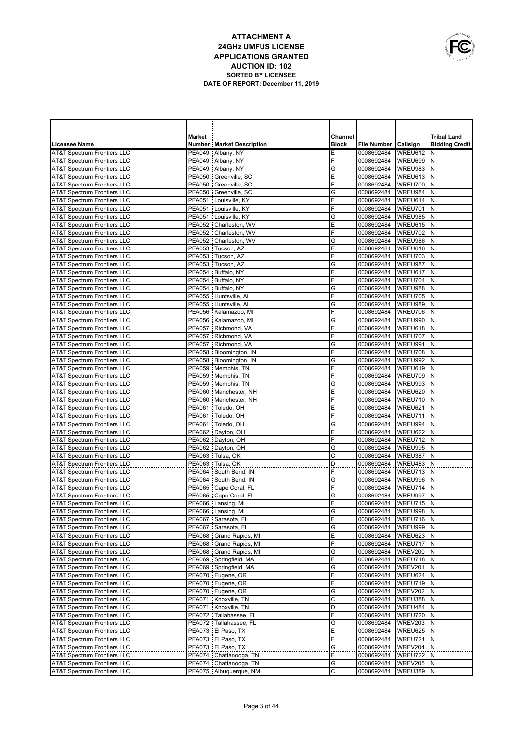# ATTACHMENT A
## 24GHz UMFUS LICENSE
## APPLICATIONS GRANTED
## AUCTION ID: 102
### SORTED BY LICENSEE
### DATE OF REPORT: December 11, 2019

| Licensee Name | Market Number | Market Description | Channel Block | File Number | Callsign | Tribal Land Bidding Credit |
|---|---|---|---|---|---|---|
| AT&T Spectrum Frontiers LLC | PEA049 | Albany, NY | E | 0008692484 | WREU612 | N |
| AT&T Spectrum Frontiers LLC | PEA049 | Albany, NY | F | 0008692484 | WREU699 | N |
| AT&T Spectrum Frontiers LLC | PEA049 | Albany, NY | G | 0008692484 | WREU983 | N |
| AT&T Spectrum Frontiers LLC | PEA050 | Greenville, SC | E | 0008692484 | WREU613 | N |
| AT&T Spectrum Frontiers LLC | PEA050 | Greenville, SC | F | 0008692484 | WREU700 | N |
| AT&T Spectrum Frontiers LLC | PEA050 | Greenville, SC | G | 0008692484 | WREU984 | N |
| AT&T Spectrum Frontiers LLC | PEA051 | Louisville, KY | E | 0008692484 | WREU614 | N |
| AT&T Spectrum Frontiers LLC | PEA051 | Louisville, KY | F | 0008692484 | WREU701 | N |
| AT&T Spectrum Frontiers LLC | PEA051 | Louisville, KY | G | 0008692484 | WREU985 | N |
| AT&T Spectrum Frontiers LLC | PEA052 | Charleston, WV | E | 0008692484 | WREU615 | N |
| AT&T Spectrum Frontiers LLC | PEA052 | Charleston, WV | F | 0008692484 | WREU702 | N |
| AT&T Spectrum Frontiers LLC | PEA052 | Charleston, WV | G | 0008692484 | WREU986 | N |
| AT&T Spectrum Frontiers LLC | PEA053 | Tucson, AZ | E | 0008692484 | WREU616 | N |
| AT&T Spectrum Frontiers LLC | PEA053 | Tucson, AZ | F | 0008692484 | WREU703 | N |
| AT&T Spectrum Frontiers LLC | PEA053 | Tucson, AZ | G | 0008692484 | WREU987 | N |
| AT&T Spectrum Frontiers LLC | PEA054 | Buffalo, NY | E | 0008692484 | WREU617 | N |
| AT&T Spectrum Frontiers LLC | PEA054 | Buffalo, NY | F | 0008692484 | WREU704 | N |
| AT&T Spectrum Frontiers LLC | PEA054 | Buffalo, NY | G | 0008692484 | WREU988 | N |
| AT&T Spectrum Frontiers LLC | PEA055 | Huntsville, AL | F | 0008692484 | WREU705 | N |
| AT&T Spectrum Frontiers LLC | PEA055 | Huntsville, AL | G | 0008692484 | WREU989 | N |
| AT&T Spectrum Frontiers LLC | PEA056 | Kalamazoo, MI | F | 0008692484 | WREU706 | N |
| AT&T Spectrum Frontiers LLC | PEA056 | Kalamazoo, MI | G | 0008692484 | WREU990 | N |
| AT&T Spectrum Frontiers LLC | PEA057 | Richmond, VA | E | 0008692484 | WREU618 | N |
| AT&T Spectrum Frontiers LLC | PEA057 | Richmond, VA | F | 0008692484 | WREU707 | N |
| AT&T Spectrum Frontiers LLC | PEA057 | Richmond, VA | G | 0008692484 | WREU991 | N |
| AT&T Spectrum Frontiers LLC | PEA058 | Bloomington, IN | F | 0008692484 | WREU708 | N |
| AT&T Spectrum Frontiers LLC | PEA058 | Bloomington, IN | G | 0008692484 | WREU992 | N |
| AT&T Spectrum Frontiers LLC | PEA059 | Memphis, TN | E | 0008692484 | WREU619 | N |
| AT&T Spectrum Frontiers LLC | PEA059 | Memphis, TN | F | 0008692484 | WREU709 | N |
| AT&T Spectrum Frontiers LLC | PEA059 | Memphis, TN | G | 0008692484 | WREU993 | N |
| AT&T Spectrum Frontiers LLC | PEA060 | Manchester, NH | E | 0008692484 | WREU620 | N |
| AT&T Spectrum Frontiers LLC | PEA060 | Manchester, NH | F | 0008692484 | WREU710 | N |
| AT&T Spectrum Frontiers LLC | PEA061 | Toledo, OH | E | 0008692484 | WREU621 | N |
| AT&T Spectrum Frontiers LLC | PEA061 | Toledo, OH | F | 0008692484 | WREU711 | N |
| AT&T Spectrum Frontiers LLC | PEA061 | Toledo, OH | G | 0008692484 | WREU994 | N |
| AT&T Spectrum Frontiers LLC | PEA062 | Dayton, OH | E | 0008692484 | WREU622 | N |
| AT&T Spectrum Frontiers LLC | PEA062 | Dayton, OH | F | 0008692484 | WREU712 | N |
| AT&T Spectrum Frontiers LLC | PEA062 | Dayton, OH | G | 0008692484 | WREU995 | N |
| AT&T Spectrum Frontiers LLC | PEA063 | Tulsa, OK | C | 0008692484 | WREU387 | N |
| AT&T Spectrum Frontiers LLC | PEA063 | Tulsa, OK | D | 0008692484 | WREU483 | N |
| AT&T Spectrum Frontiers LLC | PEA064 | South Bend, IN | F | 0008692484 | WREU713 | N |
| AT&T Spectrum Frontiers LLC | PEA064 | South Bend, IN | G | 0008692484 | WREU996 | N |
| AT&T Spectrum Frontiers LLC | PEA065 | Cape Coral, FL | F | 0008692484 | WREU714 | N |
| AT&T Spectrum Frontiers LLC | PEA065 | Cape Coral, FL | G | 0008692484 | WREU997 | N |
| AT&T Spectrum Frontiers LLC | PEA066 | Lansing, MI | F | 0008692484 | WREU715 | N |
| AT&T Spectrum Frontiers LLC | PEA066 | Lansing, MI | G | 0008692484 | WREU998 | N |
| AT&T Spectrum Frontiers LLC | PEA067 | Sarasota, FL | F | 0008692484 | WREU716 | N |
| AT&T Spectrum Frontiers LLC | PEA067 | Sarasota, FL | G | 0008692484 | WREU999 | N |
| AT&T Spectrum Frontiers LLC | PEA068 | Grand Rapids, MI | E | 0008692484 | WREU623 | N |
| AT&T Spectrum Frontiers LLC | PEA068 | Grand Rapids, MI | F | 0008692484 | WREU717 | N |
| AT&T Spectrum Frontiers LLC | PEA068 | Grand Rapids, MI | G | 0008692484 | WREV200 | N |
| AT&T Spectrum Frontiers LLC | PEA069 | Springfield, MA | F | 0008692484 | WREU718 | N |
| AT&T Spectrum Frontiers LLC | PEA069 | Springfield, MA | G | 0008692484 | WREV201 | N |
| AT&T Spectrum Frontiers LLC | PEA070 | Eugene, OR | E | 0008692484 | WREU624 | N |
| AT&T Spectrum Frontiers LLC | PEA070 | Eugene, OR | F | 0008692484 | WREU719 | N |
| AT&T Spectrum Frontiers LLC | PEA070 | Eugene, OR | G | 0008692484 | WREV202 | N |
| AT&T Spectrum Frontiers LLC | PEA071 | Knoxville, TN | C | 0008692484 | WREU388 | N |
| AT&T Spectrum Frontiers LLC | PEA071 | Knoxville, TN | D | 0008692484 | WREU484 | N |
| AT&T Spectrum Frontiers LLC | PEA072 | Tallahassee, FL | F | 0008692484 | WREU720 | N |
| AT&T Spectrum Frontiers LLC | PEA072 | Tallahassee, FL | G | 0008692484 | WREV203 | N |
| AT&T Spectrum Frontiers LLC | PEA073 | El Paso, TX | E | 0008692484 | WREU625 | N |
| AT&T Spectrum Frontiers LLC | PEA073 | El Paso, TX | F | 0008692484 | WREU721 | N |
| AT&T Spectrum Frontiers LLC | PEA073 | El Paso, TX | G | 0008692484 | WREV204 | N |
| AT&T Spectrum Frontiers LLC | PEA074 | Chattanooga, TN | F | 0008692484 | WREU722 | N |
| AT&T Spectrum Frontiers LLC | PEA074 | Chattanooga, TN | G | 0008692484 | WREV205 | N |
| AT&T Spectrum Frontiers LLC | PEA075 | Albuquerque, NM | C | 0008692484 | WREU389 | N |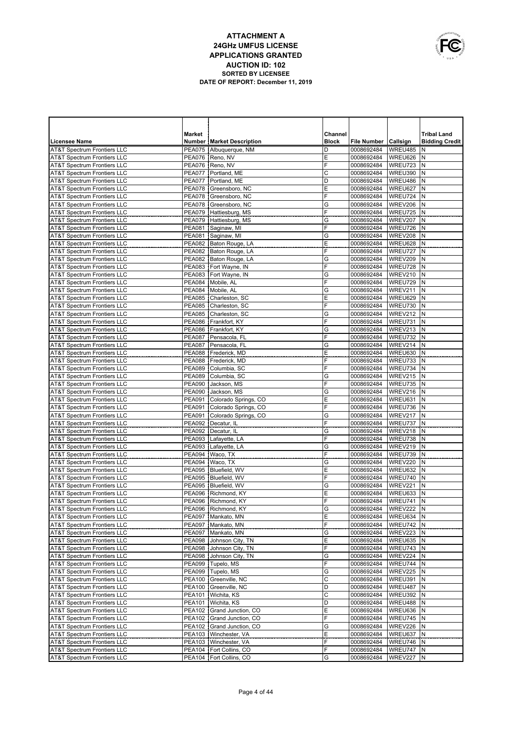# ATTACHMENT A
## 24GHz UMFUS LICENSE
## APPLICATIONS GRANTED
## AUCTION ID: 102
### SORTED BY LICENSEE
### DATE OF REPORT: December 11, 2019

| Licensee Name | Market Number | Market Description | Channel Block | File Number | Callsign | Tribal Land Bidding Credit |
|---|---|---|---|---|---|---|
| AT&T Spectrum Frontiers LLC | PEA075 | Albuquerque, NM | D | 0008692484 | WREU485 | N |
| AT&T Spectrum Frontiers LLC | PEA076 | Reno, NV | E | 0008692484 | WREU626 | N |
| AT&T Spectrum Frontiers LLC | PEA076 | Reno, NV | F | 0008692484 | WREU723 | N |
| AT&T Spectrum Frontiers LLC | PEA077 | Portland, ME | C | 0008692484 | WREU390 | N |
| AT&T Spectrum Frontiers LLC | PEA077 | Portland, ME | D | 0008692484 | WREU486 | N |
| AT&T Spectrum Frontiers LLC | PEA078 | Greensboro, NC | E | 0008692484 | WREU627 | N |
| AT&T Spectrum Frontiers LLC | PEA078 | Greensboro, NC | F | 0008692484 | WREU724 | N |
| AT&T Spectrum Frontiers LLC | PEA078 | Greensboro, NC | G | 0008692484 | WREV206 | N |
| AT&T Spectrum Frontiers LLC | PEA079 | Hattiesburg, MS | F | 0008692484 | WREU725 | N |
| AT&T Spectrum Frontiers LLC | PEA079 | Hattiesburg, MS | G | 0008692484 | WREV207 | N |
| AT&T Spectrum Frontiers LLC | PEA081 | Saginaw, MI | F | 0008692484 | WREU726 | N |
| AT&T Spectrum Frontiers LLC | PEA081 | Saginaw, MI | G | 0008692484 | WREV208 | N |
| AT&T Spectrum Frontiers LLC | PEA082 | Baton Rouge, LA | E | 0008692484 | WREU628 | N |
| AT&T Spectrum Frontiers LLC | PEA082 | Baton Rouge, LA | F | 0008692484 | WREU727 | N |
| AT&T Spectrum Frontiers LLC | PEA082 | Baton Rouge, LA | G | 0008692484 | WREV209 | N |
| AT&T Spectrum Frontiers LLC | PEA083 | Fort Wayne, IN | F | 0008692484 | WREU728 | N |
| AT&T Spectrum Frontiers LLC | PEA083 | Fort Wayne, IN | G | 0008692484 | WREV210 | N |
| AT&T Spectrum Frontiers LLC | PEA084 | Mobile, AL | F | 0008692484 | WREU729 | N |
| AT&T Spectrum Frontiers LLC | PEA084 | Mobile, AL | G | 0008692484 | WREV211 | N |
| AT&T Spectrum Frontiers LLC | PEA085 | Charleston, SC | E | 0008692484 | WREU629 | N |
| AT&T Spectrum Frontiers LLC | PEA085 | Charleston, SC | F | 0008692484 | WREU730 | N |
| AT&T Spectrum Frontiers LLC | PEA085 | Charleston, SC | G | 0008692484 | WREV212 | N |
| AT&T Spectrum Frontiers LLC | PEA086 | Frankfort, KY | F | 0008692484 | WREU731 | N |
| AT&T Spectrum Frontiers LLC | PEA086 | Frankfort, KY | G | 0008692484 | WREV213 | N |
| AT&T Spectrum Frontiers LLC | PEA087 | Pensacola, FL | F | 0008692484 | WREU732 | N |
| AT&T Spectrum Frontiers LLC | PEA087 | Pensacola, FL | G | 0008692484 | WREV214 | N |
| AT&T Spectrum Frontiers LLC | PEA088 | Frederick, MD | E | 0008692484 | WREU630 | N |
| AT&T Spectrum Frontiers LLC | PEA088 | Frederick, MD | F | 0008692484 | WREU733 | N |
| AT&T Spectrum Frontiers LLC | PEA089 | Columbia, SC | F | 0008692484 | WREU734 | N |
| AT&T Spectrum Frontiers LLC | PEA089 | Columbia, SC | G | 0008692484 | WREV215 | N |
| AT&T Spectrum Frontiers LLC | PEA090 | Jackson, MS | F | 0008692484 | WREU735 | N |
| AT&T Spectrum Frontiers LLC | PEA090 | Jackson, MS | G | 0008692484 | WREV216 | N |
| AT&T Spectrum Frontiers LLC | PEA091 | Colorado Springs, CO | E | 0008692484 | WREU631 | N |
| AT&T Spectrum Frontiers LLC | PEA091 | Colorado Springs, CO | F | 0008692484 | WREU736 | N |
| AT&T Spectrum Frontiers LLC | PEA091 | Colorado Springs, CO | G | 0008692484 | WREV217 | N |
| AT&T Spectrum Frontiers LLC | PEA092 | Decatur, IL | F | 0008692484 | WREU737 | N |
| AT&T Spectrum Frontiers LLC | PEA092 | Decatur, IL | G | 0008692484 | WREV218 | N |
| AT&T Spectrum Frontiers LLC | PEA093 | Lafayette, LA | F | 0008692484 | WREU738 | N |
| AT&T Spectrum Frontiers LLC | PEA093 | Lafayette, LA | G | 0008692484 | WREV219 | N |
| AT&T Spectrum Frontiers LLC | PEA094 | Waco, TX | F | 0008692484 | WREU739 | N |
| AT&T Spectrum Frontiers LLC | PEA094 | Waco, TX | G | 0008692484 | WREV220 | N |
| AT&T Spectrum Frontiers LLC | PEA095 | Bluefield, WV | E | 0008692484 | WREU632 | N |
| AT&T Spectrum Frontiers LLC | PEA095 | Bluefield, WV | F | 0008692484 | WREU740 | N |
| AT&T Spectrum Frontiers LLC | PEA095 | Bluefield, WV | G | 0008692484 | WREV221 | N |
| AT&T Spectrum Frontiers LLC | PEA096 | Richmond, KY | E | 0008692484 | WREU633 | N |
| AT&T Spectrum Frontiers LLC | PEA096 | Richmond, KY | F | 0008692484 | WREU741 | N |
| AT&T Spectrum Frontiers LLC | PEA096 | Richmond, KY | G | 0008692484 | WREV222 | N |
| AT&T Spectrum Frontiers LLC | PEA097 | Mankato, MN | E | 0008692484 | WREU634 | N |
| AT&T Spectrum Frontiers LLC | PEA097 | Mankato, MN | F | 0008692484 | WREU742 | N |
| AT&T Spectrum Frontiers LLC | PEA097 | Mankato, MN | G | 0008692484 | WREV223 | N |
| AT&T Spectrum Frontiers LLC | PEA098 | Johnson City, TN | E | 0008692484 | WREU635 | N |
| AT&T Spectrum Frontiers LLC | PEA098 | Johnson City, TN | F | 0008692484 | WREU743 | N |
| AT&T Spectrum Frontiers LLC | PEA098 | Johnson City, TN | G | 0008692484 | WREV224 | N |
| AT&T Spectrum Frontiers LLC | PEA099 | Tupelo, MS | F | 0008692484 | WREU744 | N |
| AT&T Spectrum Frontiers LLC | PEA099 | Tupelo, MS | G | 0008692484 | WREV225 | N |
| AT&T Spectrum Frontiers LLC | PEA100 | Greenville, NC | C | 0008692484 | WREU391 | N |
| AT&T Spectrum Frontiers LLC | PEA100 | Greenville, NC | D | 0008692484 | WREU487 | N |
| AT&T Spectrum Frontiers LLC | PEA101 | Wichita, KS | C | 0008692484 | WREU392 | N |
| AT&T Spectrum Frontiers LLC | PEA101 | Wichita, KS | D | 0008692484 | WREU488 | N |
| AT&T Spectrum Frontiers LLC | PEA102 | Grand Junction, CO | E | 0008692484 | WREU636 | N |
| AT&T Spectrum Frontiers LLC | PEA102 | Grand Junction, CO | F | 0008692484 | WREU745 | N |
| AT&T Spectrum Frontiers LLC | PEA102 | Grand Junction, CO | G | 0008692484 | WREV226 | N |
| AT&T Spectrum Frontiers LLC | PEA103 | Winchester, VA | E | 0008692484 | WREU637 | N |
| AT&T Spectrum Frontiers LLC | PEA103 | Winchester, VA | F | 0008692484 | WREU746 | N |
| AT&T Spectrum Frontiers LLC | PEA104 | Fort Collins, CO | F | 0008692484 | WREU747 | N |
| AT&T Spectrum Frontiers LLC | PEA104 | Fort Collins, CO | G | 0008692484 | WREV227 | N |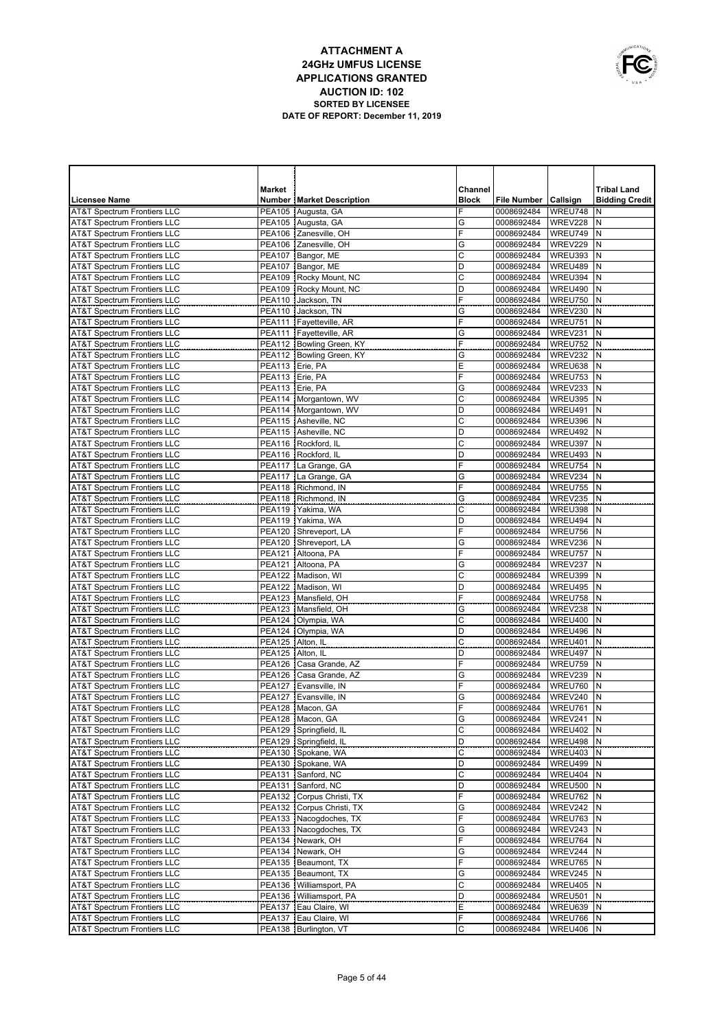# ATTACHMENT A
## 24GHz UMFUS LICENSE
## APPLICATIONS GRANTED
## AUCTION ID: 102
### SORTED BY LICENSEE
### DATE OF REPORT: December 11, 2019

| Licensee Name | Market Number | Market Description | Channel Block | File Number | Callsign | Tribal Land Bidding Credit |
|---|---|---|---|---|---|---|
| AT&T Spectrum Frontiers LLC | PEA105 | Augusta, GA | F | 0008692484 | WREU748 | N |
| AT&T Spectrum Frontiers LLC | PEA105 | Augusta, GA | G | 0008692484 | WREV228 | N |
| AT&T Spectrum Frontiers LLC | PEA106 | Zanesville, OH | F | 0008692484 | WREU749 | N |
| AT&T Spectrum Frontiers LLC | PEA106 | Zanesville, OH | G | 0008692484 | WREV229 | N |
| AT&T Spectrum Frontiers LLC | PEA107 | Bangor, ME | C | 0008692484 | WREU393 | N |
| AT&T Spectrum Frontiers LLC | PEA107 | Bangor, ME | D | 0008692484 | WREU489 | N |
| AT&T Spectrum Frontiers LLC | PEA109 | Rocky Mount, NC | C | 0008692484 | WREU394 | N |
| AT&T Spectrum Frontiers LLC | PEA109 | Rocky Mount, NC | D | 0008692484 | WREU490 | N |
| AT&T Spectrum Frontiers LLC | PEA110 | Jackson, TN | F | 0008692484 | WREU750 | N |
| AT&T Spectrum Frontiers LLC | PEA110 | Jackson, TN | G | 0008692484 | WREV230 | N |
| AT&T Spectrum Frontiers LLC | PEA111 | Fayetteville, AR | F | 0008692484 | WREU751 | N |
| AT&T Spectrum Frontiers LLC | PEA111 | Fayetteville, AR | G | 0008692484 | WREV231 | N |
| AT&T Spectrum Frontiers LLC | PEA112 | Bowling Green, KY | F | 0008692484 | WREU752 | N |
| AT&T Spectrum Frontiers LLC | PEA112 | Bowling Green, KY | G | 0008692484 | WREV232 | N |
| AT&T Spectrum Frontiers LLC | PEA113 | Erie, PA | E | 0008692484 | WREU638 | N |
| AT&T Spectrum Frontiers LLC | PEA113 | Erie, PA | F | 0008692484 | WREU753 | N |
| AT&T Spectrum Frontiers LLC | PEA113 | Erie, PA | G | 0008692484 | WREV233 | N |
| AT&T Spectrum Frontiers LLC | PEA114 | Morgantown, WV | C | 0008692484 | WREU395 | N |
| AT&T Spectrum Frontiers LLC | PEA114 | Morgantown, WV | D | 0008692484 | WREU491 | N |
| AT&T Spectrum Frontiers LLC | PEA115 | Asheville, NC | C | 0008692484 | WREU396 | N |
| AT&T Spectrum Frontiers LLC | PEA115 | Asheville, NC | D | 0008692484 | WREU492 | N |
| AT&T Spectrum Frontiers LLC | PEA116 | Rockford, IL | C | 0008692484 | WREU397 | N |
| AT&T Spectrum Frontiers LLC | PEA116 | Rockford, IL | D | 0008692484 | WREU493 | N |
| AT&T Spectrum Frontiers LLC | PEA117 | La Grange, GA | F | 0008692484 | WREU754 | N |
| AT&T Spectrum Frontiers LLC | PEA117 | La Grange, GA | G | 0008692484 | WREV234 | N |
| AT&T Spectrum Frontiers LLC | PEA118 | Richmond, IN | F | 0008692484 | WREU755 | N |
| AT&T Spectrum Frontiers LLC | PEA118 | Richmond, IN | G | 0008692484 | WREV235 | N |
| AT&T Spectrum Frontiers LLC | PEA119 | Yakima, WA | C | 0008692484 | WREU398 | N |
| AT&T Spectrum Frontiers LLC | PEA119 | Yakima, WA | D | 0008692484 | WREU494 | N |
| AT&T Spectrum Frontiers LLC | PEA120 | Shreveport, LA | F | 0008692484 | WREU756 | N |
| AT&T Spectrum Frontiers LLC | PEA120 | Shreveport, LA | G | 0008692484 | WREV236 | N |
| AT&T Spectrum Frontiers LLC | PEA121 | Altoona, PA | F | 0008692484 | WREU757 | N |
| AT&T Spectrum Frontiers LLC | PEA121 | Altoona, PA | G | 0008692484 | WREV237 | N |
| AT&T Spectrum Frontiers LLC | PEA122 | Madison, WI | C | 0008692484 | WREU399 | N |
| AT&T Spectrum Frontiers LLC | PEA122 | Madison, WI | D | 0008692484 | WREU495 | N |
| AT&T Spectrum Frontiers LLC | PEA123 | Mansfield, OH | F | 0008692484 | WREU758 | N |
| AT&T Spectrum Frontiers LLC | PEA123 | Mansfield, OH | G | 0008692484 | WREV238 | N |
| AT&T Spectrum Frontiers LLC | PEA124 | Olympia, WA | C | 0008692484 | WREU400 | N |
| AT&T Spectrum Frontiers LLC | PEA124 | Olympia, WA | D | 0008692484 | WREU496 | N |
| AT&T Spectrum Frontiers LLC | PEA125 | Alton, IL | C | 0008692484 | WREU401 | N |
| AT&T Spectrum Frontiers LLC | PEA125 | Alton, IL | D | 0008692484 | WREU497 | N |
| AT&T Spectrum Frontiers LLC | PEA126 | Casa Grande, AZ | F | 0008692484 | WREU759 | N |
| AT&T Spectrum Frontiers LLC | PEA126 | Casa Grande, AZ | G | 0008692484 | WREV239 | N |
| AT&T Spectrum Frontiers LLC | PEA127 | Evansville, IN | F | 0008692484 | WREU760 | N |
| AT&T Spectrum Frontiers LLC | PEA127 | Evansville, IN | G | 0008692484 | WREV240 | N |
| AT&T Spectrum Frontiers LLC | PEA128 | Macon, GA | F | 0008692484 | WREU761 | N |
| AT&T Spectrum Frontiers LLC | PEA128 | Macon, GA | G | 0008692484 | WREV241 | N |
| AT&T Spectrum Frontiers LLC | PEA129 | Springfield, IL | C | 0008692484 | WREU402 | N |
| AT&T Spectrum Frontiers LLC | PEA129 | Springfield, IL | D | 0008692484 | WREU498 | N |
| AT&T Spectrum Frontiers LLC | PEA130 | Spokane, WA | C | 0008692484 | WREU403 | N |
| AT&T Spectrum Frontiers LLC | PEA130 | Spokane, WA | D | 0008692484 | WREU499 | N |
| AT&T Spectrum Frontiers LLC | PEA131 | Sanford, NC | C | 0008692484 | WREU404 | N |
| AT&T Spectrum Frontiers LLC | PEA131 | Sanford, NC | D | 0008692484 | WREU500 | N |
| AT&T Spectrum Frontiers LLC | PEA132 | Corpus Christi, TX | F | 0008692484 | WREU762 | N |
| AT&T Spectrum Frontiers LLC | PEA132 | Corpus Christi, TX | G | 0008692484 | WREV242 | N |
| AT&T Spectrum Frontiers LLC | PEA133 | Nacogdoches, TX | F | 0008692484 | WREU763 | N |
| AT&T Spectrum Frontiers LLC | PEA133 | Nacogdoches, TX | G | 0008692484 | WREV243 | N |
| AT&T Spectrum Frontiers LLC | PEA134 | Newark, OH | F | 0008692484 | WREU764 | N |
| AT&T Spectrum Frontiers LLC | PEA134 | Newark, OH | G | 0008692484 | WREV244 | N |
| AT&T Spectrum Frontiers LLC | PEA135 | Beaumont, TX | F | 0008692484 | WREU765 | N |
| AT&T Spectrum Frontiers LLC | PEA135 | Beaumont, TX | G | 0008692484 | WREV245 | N |
| AT&T Spectrum Frontiers LLC | PEA136 | Williamsport, PA | C | 0008692484 | WREU405 | N |
| AT&T Spectrum Frontiers LLC | PEA136 | Williamsport, PA | D | 0008692484 | WREU501 | N |
| AT&T Spectrum Frontiers LLC | PEA137 | Eau Claire, WI | E | 0008692484 | WREU639 | N |
| AT&T Spectrum Frontiers LLC | PEA137 | Eau Claire, WI | F | 0008692484 | WREU766 | N |
| AT&T Spectrum Frontiers LLC | PEA138 | Burlington, VT | C | 0008692484 | WREU406 | N |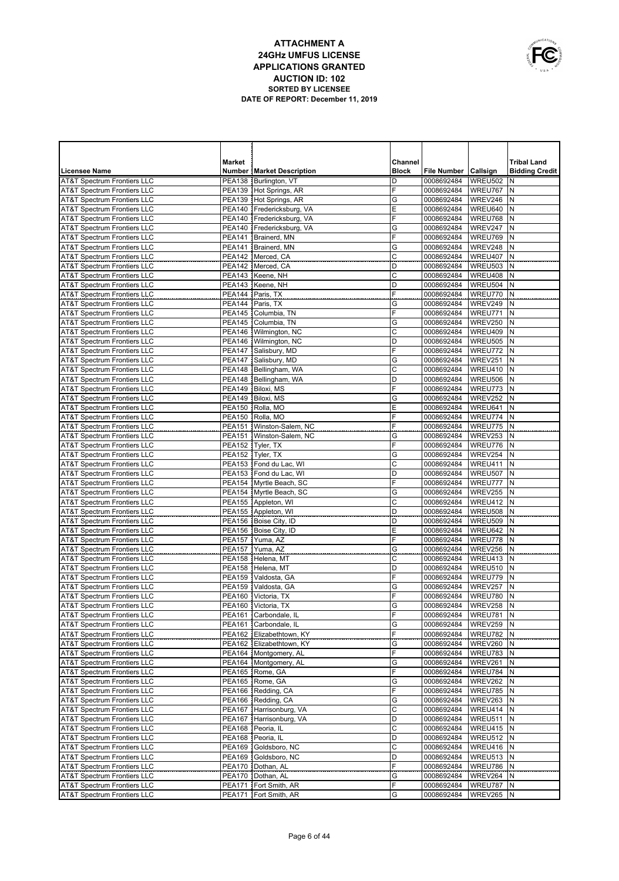# ATTACHMENT A
## 24GHz UMFUS LICENSE APPLICATIONS GRANTED
### AUCTION ID: 102
**SORTED BY LICENSEE**
**DATE OF REPORT: December 11, 2019**

| Licensee Name | Market Number | Market Description | Channel Block | File Number | Callsign | Tribal Land Bidding Credit |
|---|---|---|---|---|---|---|
| AT&T Spectrum Frontiers LLC | PEA138 | Burlington, VT | D | 0008692484 | WREU502 | N |
| AT&T Spectrum Frontiers LLC | PEA139 | Hot Springs, AR | F | 0008692484 | WREU767 | N |
| AT&T Spectrum Frontiers LLC | PEA139 | Hot Springs, AR | G | 0008692484 | WREV246 | N |
| AT&T Spectrum Frontiers LLC | PEA140 | Fredericksburg, VA | E | 0008692484 | WREU640 | N |
| AT&T Spectrum Frontiers LLC | PEA140 | Fredericksburg, VA | F | 0008692484 | WREU768 | N |
| AT&T Spectrum Frontiers LLC | PEA140 | Fredericksburg, VA | G | 0008692484 | WREV247 | N |
| AT&T Spectrum Frontiers LLC | PEA141 | Brainerd, MN | F | 0008692484 | WREU769 | N |
| AT&T Spectrum Frontiers LLC | PEA141 | Brainerd, MN | G | 0008692484 | WREV248 | N |
| AT&T Spectrum Frontiers LLC | PEA142 | Merced, CA | C | 0008692484 | WREU407 | N |
| AT&T Spectrum Frontiers LLC | PEA142 | Merced, CA | D | 0008692484 | WREU503 | N |
| AT&T Spectrum Frontiers LLC | PEA143 | Keene, NH | C | 0008692484 | WREU408 | N |
| AT&T Spectrum Frontiers LLC | PEA143 | Keene, NH | D | 0008692484 | WREU504 | N |
| AT&T Spectrum Frontiers LLC | PEA144 | Paris, TX | F | 0008692484 | WREU770 | N |
| AT&T Spectrum Frontiers LLC | PEA144 | Paris, TX | G | 0008692484 | WREV249 | N |
| AT&T Spectrum Frontiers LLC | PEA145 | Columbia, TN | F | 0008692484 | WREU771 | N |
| AT&T Spectrum Frontiers LLC | PEA145 | Columbia, TN | G | 0008692484 | WREV250 | N |
| AT&T Spectrum Frontiers LLC | PEA146 | Wilmington, NC | C | 0008692484 | WREU409 | N |
| AT&T Spectrum Frontiers LLC | PEA146 | Wilmington, NC | D | 0008692484 | WREU505 | N |
| AT&T Spectrum Frontiers LLC | PEA147 | Salisbury, MD | F | 0008692484 | WREU772 | N |
| AT&T Spectrum Frontiers LLC | PEA147 | Salisbury, MD | G | 0008692484 | WREV251 | N |
| AT&T Spectrum Frontiers LLC | PEA148 | Bellingham, WA | C | 0008692484 | WREU410 | N |
| AT&T Spectrum Frontiers LLC | PEA148 | Bellingham, WA | D | 0008692484 | WREU506 | N |
| AT&T Spectrum Frontiers LLC | PEA149 | Biloxi, MS | F | 0008692484 | WREU773 | N |
| AT&T Spectrum Frontiers LLC | PEA149 | Biloxi, MS | G | 0008692484 | WREV252 | N |
| AT&T Spectrum Frontiers LLC | PEA150 | Rolla, MO | E | 0008692484 | WREU641 | N |
| AT&T Spectrum Frontiers LLC | PEA150 | Rolla, MO | F | 0008692484 | WREU774 | N |
| AT&T Spectrum Frontiers LLC | PEA151 | Winston-Salem, NC | F | 0008692484 | WREU775 | N |
| AT&T Spectrum Frontiers LLC | PEA151 | Winston-Salem, NC | G | 0008692484 | WREV253 | N |
| AT&T Spectrum Frontiers LLC | PEA152 | Tyler, TX | F | 0008692484 | WREU776 | N |
| AT&T Spectrum Frontiers LLC | PEA152 | Tyler, TX | G | 0008692484 | WREV254 | N |
| AT&T Spectrum Frontiers LLC | PEA153 | Fond du Lac, WI | C | 0008692484 | WREU411 | N |
| AT&T Spectrum Frontiers LLC | PEA153 | Fond du Lac, WI | D | 0008692484 | WREU507 | N |
| AT&T Spectrum Frontiers LLC | PEA154 | Myrtle Beach, SC | F | 0008692484 | WREU777 | N |
| AT&T Spectrum Frontiers LLC | PEA154 | Myrtle Beach, SC | G | 0008692484 | WREV255 | N |
| AT&T Spectrum Frontiers LLC | PEA155 | Appleton, WI | C | 0008692484 | WREU412 | N |
| AT&T Spectrum Frontiers LLC | PEA155 | Appleton, WI | D | 0008692484 | WREU508 | N |
| AT&T Spectrum Frontiers LLC | PEA156 | Boise City, ID | D | 0008692484 | WREU509 | N |
| AT&T Spectrum Frontiers LLC | PEA156 | Boise City, ID | E | 0008692484 | WREU642 | N |
| AT&T Spectrum Frontiers LLC | PEA157 | Yuma, AZ | F | 0008692484 | WREU778 | N |
| AT&T Spectrum Frontiers LLC | PEA157 | Yuma, AZ | G | 0008692484 | WREV256 | N |
| AT&T Spectrum Frontiers LLC | PEA158 | Helena, MT | C | 0008692484 | WREU413 | N |
| AT&T Spectrum Frontiers LLC | PEA158 | Helena, MT | D | 0008692484 | WREU510 | N |
| AT&T Spectrum Frontiers LLC | PEA159 | Valdosta, GA | F | 0008692484 | WREU779 | N |
| AT&T Spectrum Frontiers LLC | PEA159 | Valdosta, GA | G | 0008692484 | WREV257 | N |
| AT&T Spectrum Frontiers LLC | PEA160 | Victoria, TX | F | 0008692484 | WREU780 | N |
| AT&T Spectrum Frontiers LLC | PEA160 | Victoria, TX | G | 0008692484 | WREV258 | N |
| AT&T Spectrum Frontiers LLC | PEA161 | Carbondale, IL | F | 0008692484 | WREU781 | N |
| AT&T Spectrum Frontiers LLC | PEA161 | Carbondale, IL | G | 0008692484 | WREV259 | N |
| AT&T Spectrum Frontiers LLC | PEA162 | Elizabethtown, KY | F | 0008692484 | WREU782 | N |
| AT&T Spectrum Frontiers LLC | PEA162 | Elizabethtown, KY | G | 0008692484 | WREV260 | N |
| AT&T Spectrum Frontiers LLC | PEA164 | Montgomery, AL | F | 0008692484 | WREU783 | N |
| AT&T Spectrum Frontiers LLC | PEA164 | Montgomery, AL | G | 0008692484 | WREV261 | N |
| AT&T Spectrum Frontiers LLC | PEA165 | Rome, GA | F | 0008692484 | WREU784 | N |
| AT&T Spectrum Frontiers LLC | PEA165 | Rome, GA | G | 0008692484 | WREV262 | N |
| AT&T Spectrum Frontiers LLC | PEA166 | Redding, CA | F | 0008692484 | WREU785 | N |
| AT&T Spectrum Frontiers LLC | PEA166 | Redding, CA | G | 0008692484 | WREV263 | N |
| AT&T Spectrum Frontiers LLC | PEA167 | Harrisonburg, VA | C | 0008692484 | WREU414 | N |
| AT&T Spectrum Frontiers LLC | PEA167 | Harrisonburg, VA | D | 0008692484 | WREU511 | N |
| AT&T Spectrum Frontiers LLC | PEA168 | Peoria, IL | C | 0008692484 | WREU415 | N |
| AT&T Spectrum Frontiers LLC | PEA168 | Peoria, IL | D | 0008692484 | WREU512 | N |
| AT&T Spectrum Frontiers LLC | PEA169 | Goldsboro, NC | C | 0008692484 | WREU416 | N |
| AT&T Spectrum Frontiers LLC | PEA169 | Goldsboro, NC | D | 0008692484 | WREU513 | N |
| AT&T Spectrum Frontiers LLC | PEA170 | Dothan, AL | F | 0008692484 | WREU786 | N |
| AT&T Spectrum Frontiers LLC | PEA170 | Dothan, AL | G | 0008692484 | WREV264 | N |
| AT&T Spectrum Frontiers LLC | PEA171 | Fort Smith, AR | F | 0008692484 | WREU787 | N |
| AT&T Spectrum Frontiers LLC | PEA171 | Fort Smith, AR | G | 0008692484 | WREV265 | N |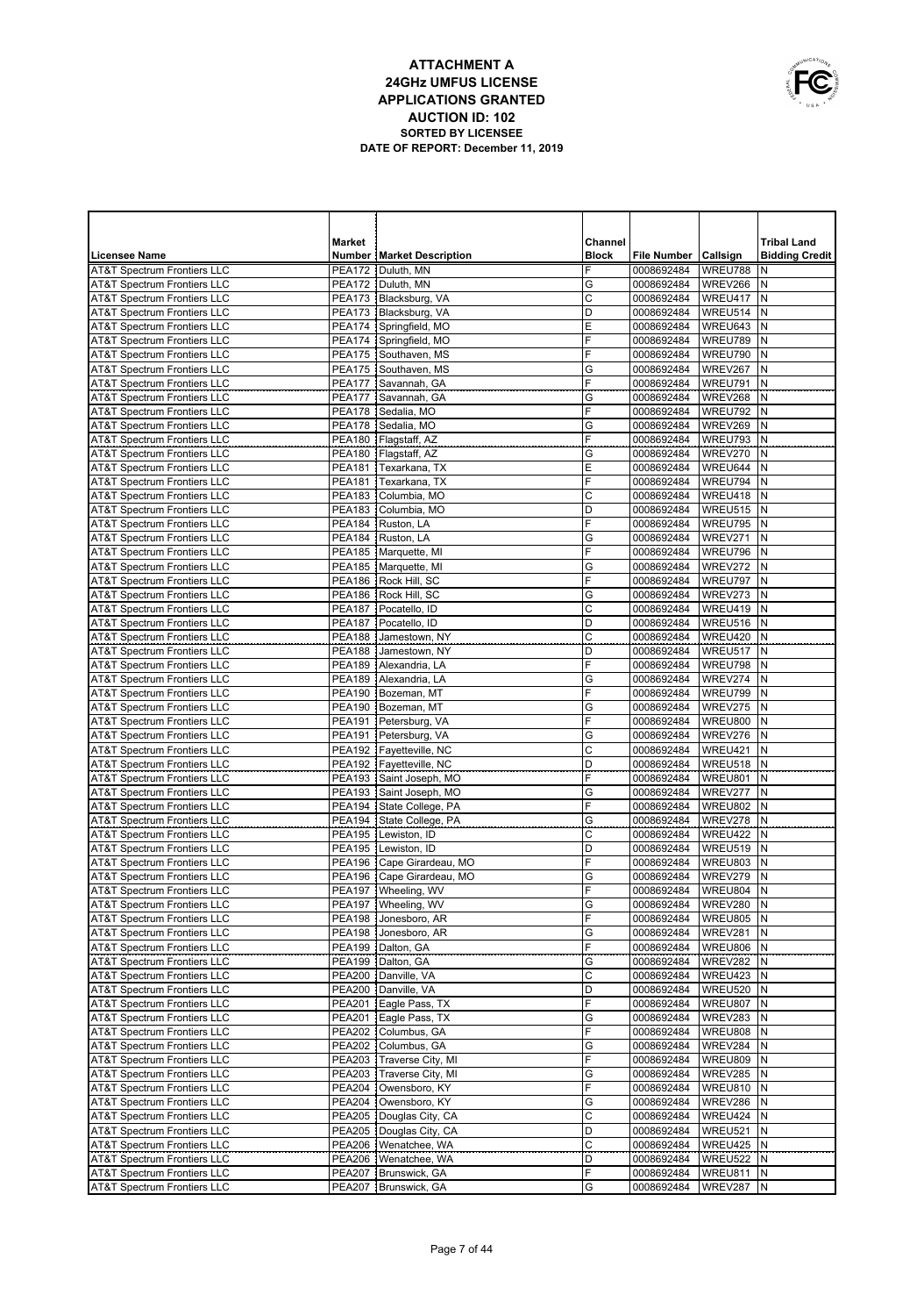# ATTACHMENT A
## 24GHz UMFUS LICENSE
## APPLICATIONS GRANTED
## AUCTION ID: 102
### SORTED BY LICENSEE
### DATE OF REPORT: December 11, 2019

| Licensee Name | Market Number | Market Description | Channel Block | File Number | Callsign | Tribal Land Bidding Credit |
|---|---|---|---|---|---|---|
| AT&T Spectrum Frontiers LLC | PEA172 | Duluth, MN | F | 0008692484 | WREU788 | N |
| AT&T Spectrum Frontiers LLC | PEA172 | Duluth, MN | G | 0008692484 | WREV266 | N |
| AT&T Spectrum Frontiers LLC | PEA173 | Blacksburg, VA | C | 0008692484 | WREU417 | N |
| AT&T Spectrum Frontiers LLC | PEA173 | Blacksburg, VA | D | 0008692484 | WREU514 | N |
| AT&T Spectrum Frontiers LLC | PEA174 | Springfield, MO | E | 0008692484 | WREU643 | N |
| AT&T Spectrum Frontiers LLC | PEA174 | Springfield, MO | F | 0008692484 | WREU789 | N |
| AT&T Spectrum Frontiers LLC | PEA175 | Southaven, MS | F | 0008692484 | WREU790 | N |
| AT&T Spectrum Frontiers LLC | PEA175 | Southaven, MS | G | 0008692484 | WREV267 | N |
| AT&T Spectrum Frontiers LLC | PEA177 | Savannah, GA | F | 0008692484 | WREU791 | N |
| AT&T Spectrum Frontiers LLC | PEA177 | Savannah, GA | G | 0008692484 | WREV268 | N |
| AT&T Spectrum Frontiers LLC | PEA178 | Sedalia, MO | F | 0008692484 | WREU792 | N |
| AT&T Spectrum Frontiers LLC | PEA178 | Sedalia, MO | G | 0008692484 | WREV269 | N |
| AT&T Spectrum Frontiers LLC | PEA180 | Flagstaff, AZ | F | 0008692484 | WREU793 | N |
| AT&T Spectrum Frontiers LLC | PEA180 | Flagstaff, AZ | G | 0008692484 | WREV270 | N |
| AT&T Spectrum Frontiers LLC | PEA181 | Texarkana, TX | E | 0008692484 | WREU644 | N |
| AT&T Spectrum Frontiers LLC | PEA181 | Texarkana, TX | F | 0008692484 | WREU794 | N |
| AT&T Spectrum Frontiers LLC | PEA183 | Columbia, MO | C | 0008692484 | WREU418 | N |
| AT&T Spectrum Frontiers LLC | PEA183 | Columbia, MO | D | 0008692484 | WREU515 | N |
| AT&T Spectrum Frontiers LLC | PEA184 | Ruston, LA | F | 0008692484 | WREU795 | N |
| AT&T Spectrum Frontiers LLC | PEA184 | Ruston, LA | G | 0008692484 | WREV271 | N |
| AT&T Spectrum Frontiers LLC | PEA185 | Marquette, MI | F | 0008692484 | WREU796 | N |
| AT&T Spectrum Frontiers LLC | PEA185 | Marquette, MI | G | 0008692484 | WREV272 | N |
| AT&T Spectrum Frontiers LLC | PEA186 | Rock Hill, SC | F | 0008692484 | WREU797 | N |
| AT&T Spectrum Frontiers LLC | PEA186 | Rock Hill, SC | G | 0008692484 | WREV273 | N |
| AT&T Spectrum Frontiers LLC | PEA187 | Pocatello, ID | C | 0008692484 | WREU419 | N |
| AT&T Spectrum Frontiers LLC | PEA187 | Pocatello, ID | D | 0008692484 | WREU516 | N |
| AT&T Spectrum Frontiers LLC | PEA188 | Jamestown, NY | C | 0008692484 | WREU420 | N |
| AT&T Spectrum Frontiers LLC | PEA188 | Jamestown, NY | D | 0008692484 | WREU517 | N |
| AT&T Spectrum Frontiers LLC | PEA189 | Alexandria, LA | F | 0008692484 | WREU798 | N |
| AT&T Spectrum Frontiers LLC | PEA189 | Alexandria, LA | G | 0008692484 | WREV274 | N |
| AT&T Spectrum Frontiers LLC | PEA190 | Bozeman, MT | F | 0008692484 | WREU799 | N |
| AT&T Spectrum Frontiers LLC | PEA190 | Bozeman, MT | G | 0008692484 | WREV275 | N |
| AT&T Spectrum Frontiers LLC | PEA191 | Petersburg, VA | F | 0008692484 | WREU800 | N |
| AT&T Spectrum Frontiers LLC | PEA191 | Petersburg, VA | G | 0008692484 | WREV276 | N |
| AT&T Spectrum Frontiers LLC | PEA192 | Fayetteville, NC | C | 0008692484 | WREU421 | N |
| AT&T Spectrum Frontiers LLC | PEA192 | Fayetteville, NC | D | 0008692484 | WREU518 | N |
| AT&T Spectrum Frontiers LLC | PEA193 | Saint Joseph, MO | F | 0008692484 | WREU801 | N |
| AT&T Spectrum Frontiers LLC | PEA193 | Saint Joseph, MO | G | 0008692484 | WREV277 | N |
| AT&T Spectrum Frontiers LLC | PEA194 | State College, PA | F | 0008692484 | WREU802 | N |
| AT&T Spectrum Frontiers LLC | PEA194 | State College, PA | G | 0008692484 | WREV278 | N |
| AT&T Spectrum Frontiers LLC | PEA195 | Lewiston, ID | C | 0008692484 | WREU422 | N |
| AT&T Spectrum Frontiers LLC | PEA195 | Lewiston, ID | D | 0008692484 | WREU519 | N |
| AT&T Spectrum Frontiers LLC | PEA196 | Cape Girardeau, MO | F | 0008692484 | WREU803 | N |
| AT&T Spectrum Frontiers LLC | PEA196 | Cape Girardeau, MO | G | 0008692484 | WREV279 | N |
| AT&T Spectrum Frontiers LLC | PEA197 | Wheeling, WV | F | 0008692484 | WREU804 | N |
| AT&T Spectrum Frontiers LLC | PEA197 | Wheeling, WV | G | 0008692484 | WREV280 | N |
| AT&T Spectrum Frontiers LLC | PEA198 | Jonesboro, AR | F | 0008692484 | WREU805 | N |
| AT&T Spectrum Frontiers LLC | PEA198 | Jonesboro, AR | G | 0008692484 | WREV281 | N |
| AT&T Spectrum Frontiers LLC | PEA199 | Dalton, GA | F | 0008692484 | WREU806 | N |
| AT&T Spectrum Frontiers LLC | PEA199 | Dalton, GA | G | 0008692484 | WREV282 | N |
| AT&T Spectrum Frontiers LLC | PEA200 | Danville, VA | C | 0008692484 | WREU423 | N |
| AT&T Spectrum Frontiers LLC | PEA200 | Danville, VA | D | 0008692484 | WREU520 | N |
| AT&T Spectrum Frontiers LLC | PEA201 | Eagle Pass, TX | F | 0008692484 | WREU807 | N |
| AT&T Spectrum Frontiers LLC | PEA201 | Eagle Pass, TX | G | 0008692484 | WREV283 | N |
| AT&T Spectrum Frontiers LLC | PEA202 | Columbus, GA | F | 0008692484 | WREU808 | N |
| AT&T Spectrum Frontiers LLC | PEA202 | Columbus, GA | G | 0008692484 | WREV284 | N |
| AT&T Spectrum Frontiers LLC | PEA203 | Traverse City, MI | F | 0008692484 | WREU809 | N |
| AT&T Spectrum Frontiers LLC | PEA203 | Traverse City, MI | G | 0008692484 | WREV285 | N |
| AT&T Spectrum Frontiers LLC | PEA204 | Owensboro, KY | F | 0008692484 | WREU810 | N |
| AT&T Spectrum Frontiers LLC | PEA204 | Owensboro, KY | G | 0008692484 | WREV286 | N |
| AT&T Spectrum Frontiers LLC | PEA205 | Douglas City, CA | C | 0008692484 | WREU424 | N |
| AT&T Spectrum Frontiers LLC | PEA205 | Douglas City, CA | D | 0008692484 | WREU521 | N |
| AT&T Spectrum Frontiers LLC | PEA206 | Wenatchee, WA | C | 0008692484 | WREU425 | N |
| AT&T Spectrum Frontiers LLC | PEA206 | Wenatchee, WA | D | 0008692484 | WREU522 | N |
| AT&T Spectrum Frontiers LLC | PEA207 | Brunswick, GA | F | 0008692484 | WREU811 | N |
| AT&T Spectrum Frontiers LLC | PEA207 | Brunswick, GA | G | 0008692484 | WREV287 | N |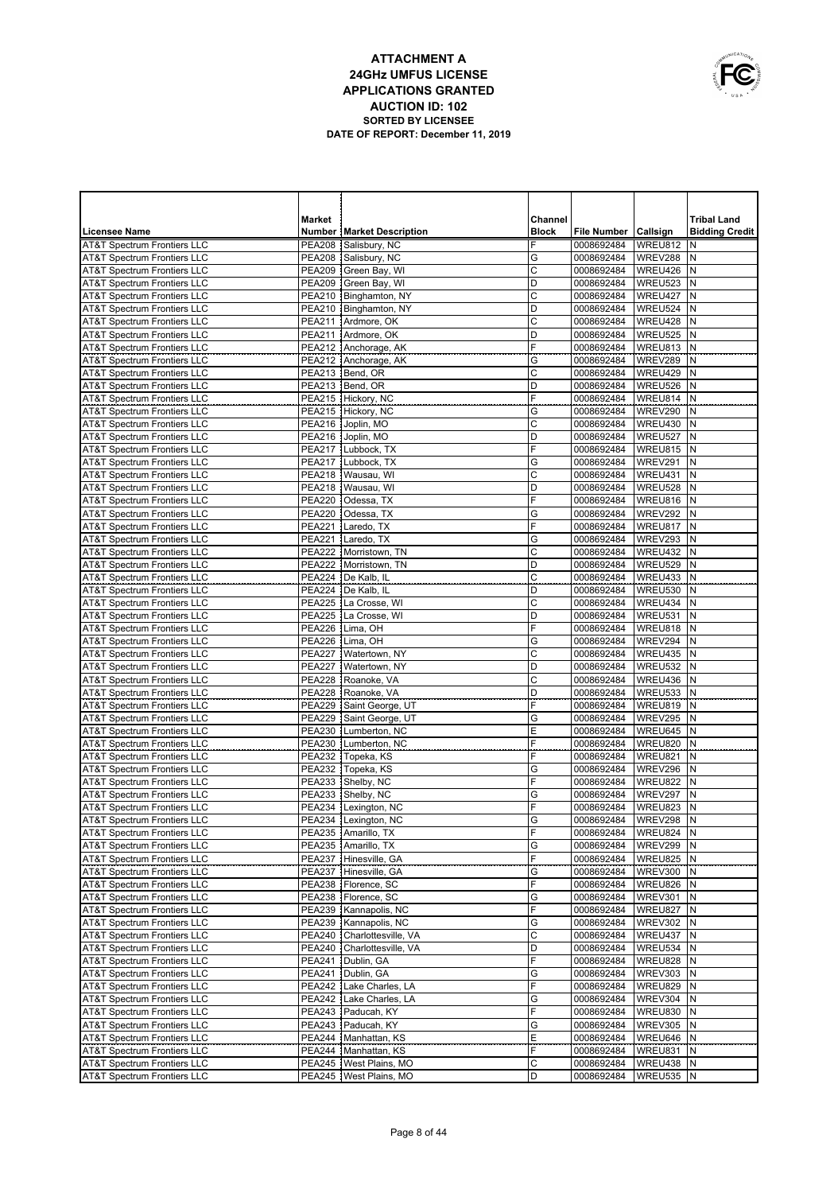# ATTACHMENT A
## 24GHz UMFUS LICENSE
## APPLICATIONS GRANTED
## AUCTION ID: 102
### SORTED BY LICENSEE
### DATE OF REPORT: December 11, 2019

| Licensee Name | Market Number | Market Description | Channel Block | File Number | Callsign | Tribal Land Bidding Credit |
|---|---|---|---|---|---|---|
| AT&T Spectrum Frontiers LLC | PEA208 | Salisbury, NC | F | 0008692484 | WREU812 | N |
| AT&T Spectrum Frontiers LLC | PEA208 | Salisbury, NC | G | 0008692484 | WREV288 | N |
| AT&T Spectrum Frontiers LLC | PEA209 | Green Bay, WI | C | 0008692484 | WREU426 | N |
| AT&T Spectrum Frontiers LLC | PEA209 | Green Bay, WI | D | 0008692484 | WREU523 | N |
| AT&T Spectrum Frontiers LLC | PEA210 | Binghamton, NY | C | 0008692484 | WREU427 | N |
| AT&T Spectrum Frontiers LLC | PEA210 | Binghamton, NY | D | 0008692484 | WREU524 | N |
| AT&T Spectrum Frontiers LLC | PEA211 | Ardmore, OK | C | 0008692484 | WREU428 | N |
| AT&T Spectrum Frontiers LLC | PEA211 | Ardmore, OK | D | 0008692484 | WREU525 | N |
| AT&T Spectrum Frontiers LLC | PEA212 | Anchorage, AK | F | 0008692484 | WREU813 | N |
| AT&T Spectrum Frontiers LLC | PEA212 | Anchorage, AK | G | 0008692484 | WREV289 | N |
| AT&T Spectrum Frontiers LLC | PEA213 | Bend, OR | C | 0008692484 | WREU429 | N |
| AT&T Spectrum Frontiers LLC | PEA213 | Bend, OR | D | 0008692484 | WREU526 | N |
| AT&T Spectrum Frontiers LLC | PEA215 | Hickory, NC | F | 0008692484 | WREU814 | N |
| AT&T Spectrum Frontiers LLC | PEA215 | Hickory, NC | G | 0008692484 | WREV290 | N |
| AT&T Spectrum Frontiers LLC | PEA216 | Joplin, MO | C | 0008692484 | WREU430 | N |
| AT&T Spectrum Frontiers LLC | PEA216 | Joplin, MO | D | 0008692484 | WREU527 | N |
| AT&T Spectrum Frontiers LLC | PEA217 | Lubbock, TX | F | 0008692484 | WREU815 | N |
| AT&T Spectrum Frontiers LLC | PEA217 | Lubbock, TX | G | 0008692484 | WREV291 | N |
| AT&T Spectrum Frontiers LLC | PEA218 | Wausau, WI | C | 0008692484 | WREU431 | N |
| AT&T Spectrum Frontiers LLC | PEA218 | Wausau, WI | D | 0008692484 | WREU528 | N |
| AT&T Spectrum Frontiers LLC | PEA220 | Odessa, TX | F | 0008692484 | WREU816 | N |
| AT&T Spectrum Frontiers LLC | PEA220 | Odessa, TX | G | 0008692484 | WREV292 | N |
| AT&T Spectrum Frontiers LLC | PEA221 | Laredo, TX | F | 0008692484 | WREU817 | N |
| AT&T Spectrum Frontiers LLC | PEA221 | Laredo, TX | G | 0008692484 | WREV293 | N |
| AT&T Spectrum Frontiers LLC | PEA222 | Morristown, TN | C | 0008692484 | WREU432 | N |
| AT&T Spectrum Frontiers LLC | PEA222 | Morristown, TN | D | 0008692484 | WREU529 | N |
| AT&T Spectrum Frontiers LLC | PEA224 | De Kalb, IL | C | 0008692484 | WREU433 | N |
| AT&T Spectrum Frontiers LLC | PEA224 | De Kalb, IL | D | 0008692484 | WREU530 | N |
| AT&T Spectrum Frontiers LLC | PEA225 | La Crosse, WI | C | 0008692484 | WREU434 | N |
| AT&T Spectrum Frontiers LLC | PEA225 | La Crosse, WI | D | 0008692484 | WREU531 | N |
| AT&T Spectrum Frontiers LLC | PEA226 | Lima, OH | F | 0008692484 | WREU818 | N |
| AT&T Spectrum Frontiers LLC | PEA226 | Lima, OH | G | 0008692484 | WREV294 | N |
| AT&T Spectrum Frontiers LLC | PEA227 | Watertown, NY | C | 0008692484 | WREU435 | N |
| AT&T Spectrum Frontiers LLC | PEA227 | Watertown, NY | D | 0008692484 | WREU532 | N |
| AT&T Spectrum Frontiers LLC | PEA228 | Roanoke, VA | C | 0008692484 | WREU436 | N |
| AT&T Spectrum Frontiers LLC | PEA228 | Roanoke, VA | D | 0008692484 | WREU533 | N |
| AT&T Spectrum Frontiers LLC | PEA229 | Saint George, UT | F | 0008692484 | WREU819 | N |
| AT&T Spectrum Frontiers LLC | PEA229 | Saint George, UT | G | 0008692484 | WREV295 | N |
| AT&T Spectrum Frontiers LLC | PEA230 | Lumberton, NC | E | 0008692484 | WREU645 | N |
| AT&T Spectrum Frontiers LLC | PEA230 | Lumberton, NC | F | 0008692484 | WREU820 | N |
| AT&T Spectrum Frontiers LLC | PEA232 | Topeka, KS | F | 0008692484 | WREU821 | N |
| AT&T Spectrum Frontiers LLC | PEA232 | Topeka, KS | G | 0008692484 | WREV296 | N |
| AT&T Spectrum Frontiers LLC | PEA233 | Shelby, NC | F | 0008692484 | WREU822 | N |
| AT&T Spectrum Frontiers LLC | PEA233 | Shelby, NC | G | 0008692484 | WREV297 | N |
| AT&T Spectrum Frontiers LLC | PEA234 | Lexington, NC | F | 0008692484 | WREU823 | N |
| AT&T Spectrum Frontiers LLC | PEA234 | Lexington, NC | G | 0008692484 | WREV298 | N |
| AT&T Spectrum Frontiers LLC | PEA235 | Amarillo, TX | F | 0008692484 | WREU824 | N |
| AT&T Spectrum Frontiers LLC | PEA235 | Amarillo, TX | G | 0008692484 | WREV299 | N |
| AT&T Spectrum Frontiers LLC | PEA237 | Hinesville, GA | F | 0008692484 | WREU825 | N |
| AT&T Spectrum Frontiers LLC | PEA237 | Hinesville, GA | G | 0008692484 | WREV300 | N |
| AT&T Spectrum Frontiers LLC | PEA238 | Florence, SC | F | 0008692484 | WREU826 | N |
| AT&T Spectrum Frontiers LLC | PEA238 | Florence, SC | G | 0008692484 | WREV301 | N |
| AT&T Spectrum Frontiers LLC | PEA239 | Kannapolis, NC | F | 0008692484 | WREU827 | N |
| AT&T Spectrum Frontiers LLC | PEA239 | Kannapolis, NC | G | 0008692484 | WREV302 | N |
| AT&T Spectrum Frontiers LLC | PEA240 | Charlottesville, VA | C | 0008692484 | WREU437 | N |
| AT&T Spectrum Frontiers LLC | PEA240 | Charlottesville, VA | D | 0008692484 | WREU534 | N |
| AT&T Spectrum Frontiers LLC | PEA241 | Dublin, GA | F | 0008692484 | WREU828 | N |
| AT&T Spectrum Frontiers LLC | PEA241 | Dublin, GA | G | 0008692484 | WREV303 | N |
| AT&T Spectrum Frontiers LLC | PEA242 | Lake Charles, LA | F | 0008692484 | WREU829 | N |
| AT&T Spectrum Frontiers LLC | PEA242 | Lake Charles, LA | G | 0008692484 | WREV304 | N |
| AT&T Spectrum Frontiers LLC | PEA243 | Paducah, KY | F | 0008692484 | WREU830 | N |
| AT&T Spectrum Frontiers LLC | PEA243 | Paducah, KY | G | 0008692484 | WREV305 | N |
| AT&T Spectrum Frontiers LLC | PEA244 | Manhattan, KS | E | 0008692484 | WREU646 | N |
| AT&T Spectrum Frontiers LLC | PEA244 | Manhattan, KS | F | 0008692484 | WREU831 | N |
| AT&T Spectrum Frontiers LLC | PEA245 | West Plains, MO | C | 0008692484 | WREU438 | N |
| AT&T Spectrum Frontiers LLC | PEA245 | West Plains, MO | D | 0008692484 | WREU535 | N |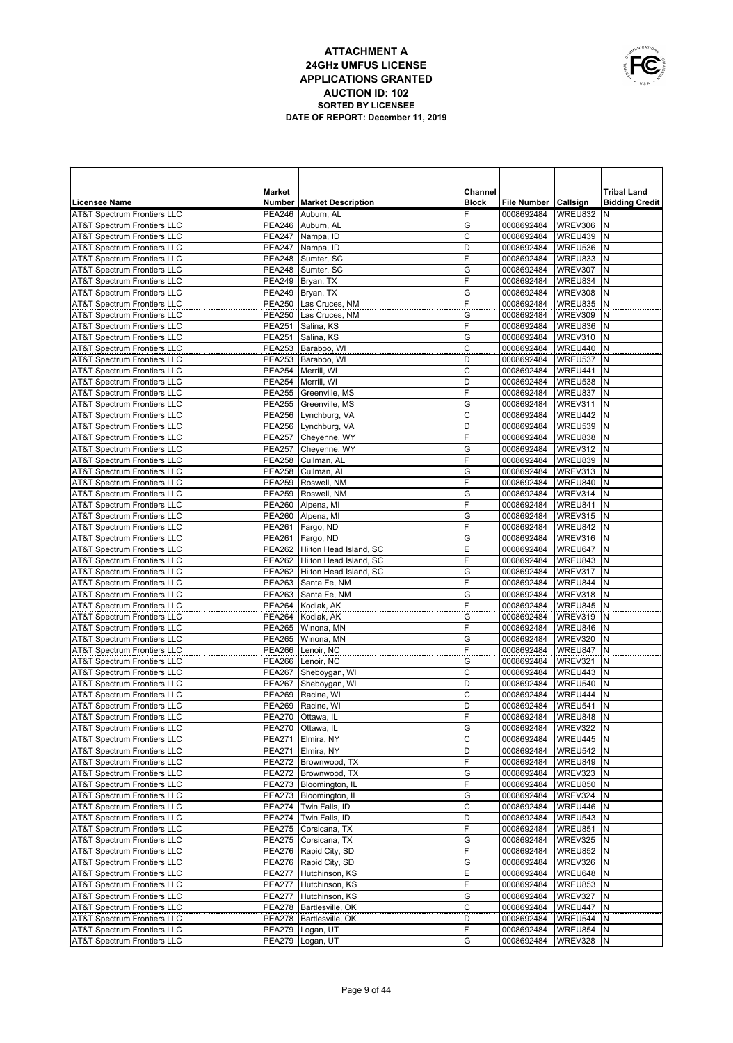# ATTACHMENT A
## 24GHz UMFUS LICENSE APPLICATIONS GRANTED
### AUCTION ID: 102
**SORTED BY LICENSEE**
**DATE OF REPORT: December 11, 2019**

| Licensee Name | Market Number | Market Description | Channel Block | File Number | Callsign | Tribal Land Bidding Credit |
|---|---|---|---|---|---|---|
| AT&T Spectrum Frontiers LLC | PEA246 | Auburn, AL | F | 0008692484 | WREU832 | N |
| AT&T Spectrum Frontiers LLC | PEA246 | Auburn, AL | G | 0008692484 | WREV306 | N |
| AT&T Spectrum Frontiers LLC | PEA247 | Nampa, ID | C | 0008692484 | WREU439 | N |
| AT&T Spectrum Frontiers LLC | PEA247 | Nampa, ID | D | 0008692484 | WREU536 | N |
| AT&T Spectrum Frontiers LLC | PEA248 | Sumter, SC | F | 0008692484 | WREU833 | N |
| AT&T Spectrum Frontiers LLC | PEA248 | Sumter, SC | G | 0008692484 | WREV307 | N |
| AT&T Spectrum Frontiers LLC | PEA249 | Bryan, TX | F | 0008692484 | WREU834 | N |
| AT&T Spectrum Frontiers LLC | PEA249 | Bryan, TX | G | 0008692484 | WREV308 | N |
| AT&T Spectrum Frontiers LLC | PEA250 | Las Cruces, NM | F | 0008692484 | WREU835 | N |
| AT&T Spectrum Frontiers LLC | PEA250 | Las Cruces, NM | G | 0008692484 | WREV309 | N |
| AT&T Spectrum Frontiers LLC | PEA251 | Salina, KS | F | 0008692484 | WREU836 | N |
| AT&T Spectrum Frontiers LLC | PEA251 | Salina, KS | G | 0008692484 | WREV310 | N |
| AT&T Spectrum Frontiers LLC | PEA253 | Baraboo, WI | C | 0008692484 | WREU440 | N |
| AT&T Spectrum Frontiers LLC | PEA253 | Baraboo, WI | D | 0008692484 | WREU537 | N |
| AT&T Spectrum Frontiers LLC | PEA254 | Merrill, WI | C | 0008692484 | WREU441 | N |
| AT&T Spectrum Frontiers LLC | PEA254 | Merrill, WI | D | 0008692484 | WREU538 | N |
| AT&T Spectrum Frontiers LLC | PEA255 | Greenville, MS | F | 0008692484 | WREU837 | N |
| AT&T Spectrum Frontiers LLC | PEA255 | Greenville, MS | G | 0008692484 | WREV311 | N |
| AT&T Spectrum Frontiers LLC | PEA256 | Lynchburg, VA | C | 0008692484 | WREU442 | N |
| AT&T Spectrum Frontiers LLC | PEA256 | Lynchburg, VA | D | 0008692484 | WREU539 | N |
| AT&T Spectrum Frontiers LLC | PEA257 | Cheyenne, WY | F | 0008692484 | WREU838 | N |
| AT&T Spectrum Frontiers LLC | PEA257 | Cheyenne, WY | G | 0008692484 | WREV312 | N |
| AT&T Spectrum Frontiers LLC | PEA258 | Cullman, AL | F | 0008692484 | WREU839 | N |
| AT&T Spectrum Frontiers LLC | PEA258 | Cullman, AL | G | 0008692484 | WREV313 | N |
| AT&T Spectrum Frontiers LLC | PEA259 | Roswell, NM | F | 0008692484 | WREU840 | N |
| AT&T Spectrum Frontiers LLC | PEA259 | Roswell, NM | G | 0008692484 | WREV314 | N |
| AT&T Spectrum Frontiers LLC | PEA260 | Alpena, MI | F | 0008692484 | WREU841 | N |
| AT&T Spectrum Frontiers LLC | PEA260 | Alpena, MI | G | 0008692484 | WREV315 | N |
| AT&T Spectrum Frontiers LLC | PEA261 | Fargo, ND | F | 0008692484 | WREU842 | N |
| AT&T Spectrum Frontiers LLC | PEA261 | Fargo, ND | G | 0008692484 | WREV316 | N |
| AT&T Spectrum Frontiers LLC | PEA262 | Hilton Head Island, SC | E | 0008692484 | WREU647 | N |
| AT&T Spectrum Frontiers LLC | PEA262 | Hilton Head Island, SC | F | 0008692484 | WREU843 | N |
| AT&T Spectrum Frontiers LLC | PEA262 | Hilton Head Island, SC | G | 0008692484 | WREV317 | N |
| AT&T Spectrum Frontiers LLC | PEA263 | Santa Fe, NM | F | 0008692484 | WREU844 | N |
| AT&T Spectrum Frontiers LLC | PEA263 | Santa Fe, NM | G | 0008692484 | WREV318 | N |
| AT&T Spectrum Frontiers LLC | PEA264 | Kodiak, AK | F | 0008692484 | WREU845 | N |
| AT&T Spectrum Frontiers LLC | PEA264 | Kodiak, AK | G | 0008692484 | WREV319 | N |
| AT&T Spectrum Frontiers LLC | PEA265 | Winona, MN | F | 0008692484 | WREU846 | N |
| AT&T Spectrum Frontiers LLC | PEA265 | Winona, MN | G | 0008692484 | WREV320 | N |
| AT&T Spectrum Frontiers LLC | PEA266 | Lenoir, NC | F | 0008692484 | WREU847 | N |
| AT&T Spectrum Frontiers LLC | PEA266 | Lenoir, NC | G | 0008692484 | WREV321 | N |
| AT&T Spectrum Frontiers LLC | PEA267 | Sheboygan, WI | C | 0008692484 | WREU443 | N |
| AT&T Spectrum Frontiers LLC | PEA267 | Sheboygan, WI | D | 0008692484 | WREU540 | N |
| AT&T Spectrum Frontiers LLC | PEA269 | Racine, WI | C | 0008692484 | WREU444 | N |
| AT&T Spectrum Frontiers LLC | PEA269 | Racine, WI | D | 0008692484 | WREU541 | N |
| AT&T Spectrum Frontiers LLC | PEA270 | Ottawa, IL | F | 0008692484 | WREU848 | N |
| AT&T Spectrum Frontiers LLC | PEA270 | Ottawa, IL | G | 0008692484 | WREV322 | N |
| AT&T Spectrum Frontiers LLC | PEA271 | Elmira, NY | C | 0008692484 | WREU445 | N |
| AT&T Spectrum Frontiers LLC | PEA271 | Elmira, NY | D | 0008692484 | WREU542 | N |
| AT&T Spectrum Frontiers LLC | PEA272 | Brownwood, TX | F | 0008692484 | WREU849 | N |
| AT&T Spectrum Frontiers LLC | PEA272 | Brownwood, TX | G | 0008692484 | WREV323 | N |
| AT&T Spectrum Frontiers LLC | PEA273 | Bloomington, IL | F | 0008692484 | WREU850 | N |
| AT&T Spectrum Frontiers LLC | PEA273 | Bloomington, IL | G | 0008692484 | WREV324 | N |
| AT&T Spectrum Frontiers LLC | PEA274 | Twin Falls, ID | C | 0008692484 | WREU446 | N |
| AT&T Spectrum Frontiers LLC | PEA274 | Twin Falls, ID | D | 0008692484 | WREU543 | N |
| AT&T Spectrum Frontiers LLC | PEA275 | Corsicana, TX | F | 0008692484 | WREU851 | N |
| AT&T Spectrum Frontiers LLC | PEA275 | Corsicana, TX | G | 0008692484 | WREV325 | N |
| AT&T Spectrum Frontiers LLC | PEA276 | Rapid City, SD | F | 0008692484 | WREU852 | N |
| AT&T Spectrum Frontiers LLC | PEA276 | Rapid City, SD | G | 0008692484 | WREV326 | N |
| AT&T Spectrum Frontiers LLC | PEA277 | Hutchinson, KS | E | 0008692484 | WREU648 | N |
| AT&T Spectrum Frontiers LLC | PEA277 | Hutchinson, KS | F | 0008692484 | WREU853 | N |
| AT&T Spectrum Frontiers LLC | PEA277 | Hutchinson, KS | G | 0008692484 | WREV327 | N |
| AT&T Spectrum Frontiers LLC | PEA278 | Bartlesville, OK | C | 0008692484 | WREU447 | N |
| AT&T Spectrum Frontiers LLC | PEA278 | Bartlesville, OK | D | 0008692484 | WREU544 | N |
| AT&T Spectrum Frontiers LLC | PEA279 | Logan, UT | F | 0008692484 | WREU854 | N |
| AT&T Spectrum Frontiers LLC | PEA279 | Logan, UT | G | 0008692484 | WREV328 | N |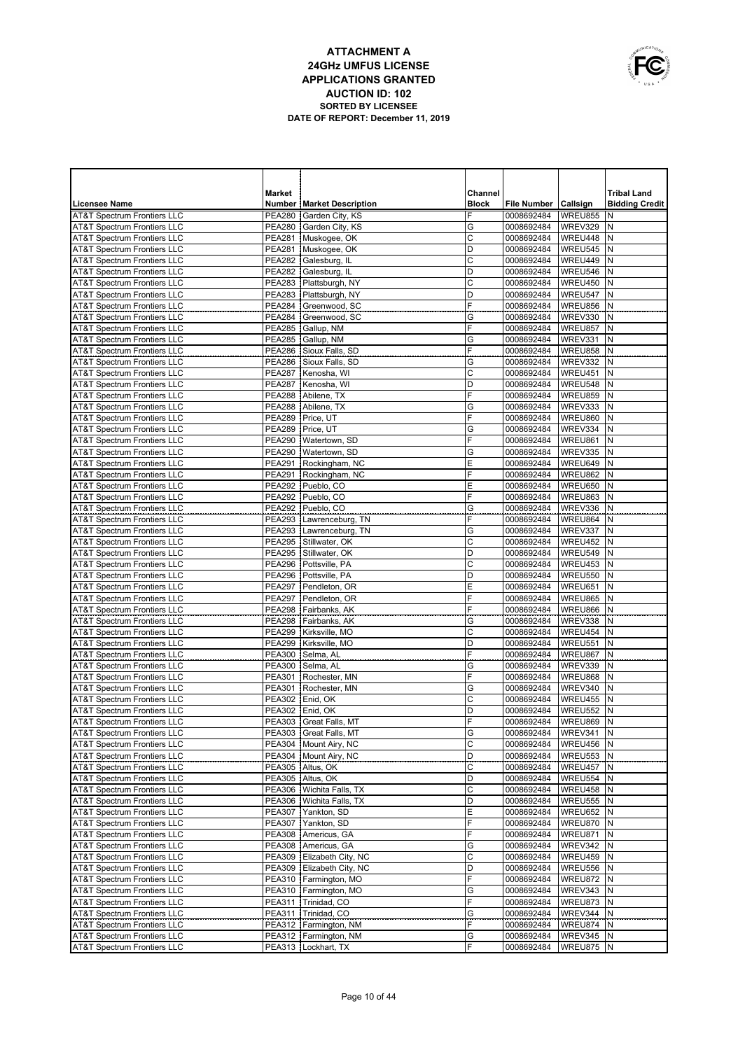# ATTACHMENT A
## 24GHz UMFUS LICENSE
## APPLICATIONS GRANTED
## AUCTION ID: 102
**SORTED BY LICENSEE**
**DATE OF REPORT: December 11, 2019**

| Licensee Name | Market Number | Market Description | Channel Block | File Number | Callsign | Tribal Land Bidding Credit |
|---|---|---|---|---|---|---|
| AT&T Spectrum Frontiers LLC | PEA280 | Garden City, KS | F | 0008692484 | WREU855 | N |
| AT&T Spectrum Frontiers LLC | PEA280 | Garden City, KS | G | 0008692484 | WREV329 | N |
| AT&T Spectrum Frontiers LLC | PEA281 | Muskogee, OK | C | 0008692484 | WREU448 | N |
| AT&T Spectrum Frontiers LLC | PEA281 | Muskogee, OK | D | 0008692484 | WREU545 | N |
| AT&T Spectrum Frontiers LLC | PEA282 | Galesburg, IL | C | 0008692484 | WREU449 | N |
| AT&T Spectrum Frontiers LLC | PEA282 | Galesburg, IL | D | 0008692484 | WREU546 | N |
| AT&T Spectrum Frontiers LLC | PEA283 | Plattsburgh, NY | C | 0008692484 | WREU450 | N |
| AT&T Spectrum Frontiers LLC | PEA283 | Plattsburgh, NY | D | 0008692484 | WREU547 | N |
| AT&T Spectrum Frontiers LLC | PEA284 | Greenwood, SC | F | 0008692484 | WREU856 | N |
| AT&T Spectrum Frontiers LLC | PEA284 | Greenwood, SC | G | 0008692484 | WREV330 | N |
| AT&T Spectrum Frontiers LLC | PEA285 | Gallup, NM | F | 0008692484 | WREU857 | N |
| AT&T Spectrum Frontiers LLC | PEA285 | Gallup, NM | G | 0008692484 | WREV331 | N |
| AT&T Spectrum Frontiers LLC | PEA286 | Sioux Falls, SD | F | 0008692484 | WREU858 | N |
| AT&T Spectrum Frontiers LLC | PEA286 | Sioux Falls, SD | G | 0008692484 | WREV332 | N |
| AT&T Spectrum Frontiers LLC | PEA287 | Kenosha, WI | C | 0008692484 | WREU451 | N |
| AT&T Spectrum Frontiers LLC | PEA287 | Kenosha, WI | D | 0008692484 | WREU548 | N |
| AT&T Spectrum Frontiers LLC | PEA288 | Abilene, TX | F | 0008692484 | WREU859 | N |
| AT&T Spectrum Frontiers LLC | PEA288 | Abilene, TX | G | 0008692484 | WREV333 | N |
| AT&T Spectrum Frontiers LLC | PEA289 | Price, UT | F | 0008692484 | WREU860 | N |
| AT&T Spectrum Frontiers LLC | PEA289 | Price, UT | G | 0008692484 | WREV334 | N |
| AT&T Spectrum Frontiers LLC | PEA290 | Watertown, SD | F | 0008692484 | WREU861 | N |
| AT&T Spectrum Frontiers LLC | PEA290 | Watertown, SD | G | 0008692484 | WREV335 | N |
| AT&T Spectrum Frontiers LLC | PEA291 | Rockingham, NC | E | 0008692484 | WREU649 | N |
| AT&T Spectrum Frontiers LLC | PEA291 | Rockingham, NC | F | 0008692484 | WREU862 | N |
| AT&T Spectrum Frontiers LLC | PEA292 | Pueblo, CO | E | 0008692484 | WREU650 | N |
| AT&T Spectrum Frontiers LLC | PEA292 | Pueblo, CO | F | 0008692484 | WREU863 | N |
| AT&T Spectrum Frontiers LLC | PEA292 | Pueblo, CO | G | 0008692484 | WREV336 | N |
| AT&T Spectrum Frontiers LLC | PEA293 | Lawrenceburg, TN | F | 0008692484 | WREU864 | N |
| AT&T Spectrum Frontiers LLC | PEA293 | Lawrenceburg, TN | G | 0008692484 | WREV337 | N |
| AT&T Spectrum Frontiers LLC | PEA295 | Stillwater, OK | C | 0008692484 | WREU452 | N |
| AT&T Spectrum Frontiers LLC | PEA295 | Stillwater, OK | D | 0008692484 | WREU549 | N |
| AT&T Spectrum Frontiers LLC | PEA296 | Pottsville, PA | C | 0008692484 | WREU453 | N |
| AT&T Spectrum Frontiers LLC | PEA296 | Pottsville, PA | D | 0008692484 | WREU550 | N |
| AT&T Spectrum Frontiers LLC | PEA297 | Pendleton, OR | E | 0008692484 | WREU651 | N |
| AT&T Spectrum Frontiers LLC | PEA297 | Pendleton, OR | F | 0008692484 | WREU865 | N |
| AT&T Spectrum Frontiers LLC | PEA298 | Fairbanks, AK | F | 0008692484 | WREU866 | N |
| AT&T Spectrum Frontiers LLC | PEA298 | Fairbanks, AK | G | 0008692484 | WREV338 | N |
| AT&T Spectrum Frontiers LLC | PEA299 | Kirksville, MO | C | 0008692484 | WREU454 | N |
| AT&T Spectrum Frontiers LLC | PEA299 | Kirksville, MO | D | 0008692484 | WREU551 | N |
| AT&T Spectrum Frontiers LLC | PEA300 | Selma, AL | F | 0008692484 | WREU867 | N |
| AT&T Spectrum Frontiers LLC | PEA300 | Selma, AL | G | 0008692484 | WREV339 | N |
| AT&T Spectrum Frontiers LLC | PEA301 | Rochester, MN | F | 0008692484 | WREU868 | N |
| AT&T Spectrum Frontiers LLC | PEA301 | Rochester, MN | G | 0008692484 | WREV340 | N |
| AT&T Spectrum Frontiers LLC | PEA302 | Enid, OK | C | 0008692484 | WREU455 | N |
| AT&T Spectrum Frontiers LLC | PEA302 | Enid, OK | D | 0008692484 | WREU552 | N |
| AT&T Spectrum Frontiers LLC | PEA303 | Great Falls, MT | F | 0008692484 | WREU869 | N |
| AT&T Spectrum Frontiers LLC | PEA303 | Great Falls, MT | G | 0008692484 | WREV341 | N |
| AT&T Spectrum Frontiers LLC | PEA304 | Mount Airy, NC | C | 0008692484 | WREU456 | N |
| AT&T Spectrum Frontiers LLC | PEA304 | Mount Airy, NC | D | 0008692484 | WREU553 | N |
| AT&T Spectrum Frontiers LLC | PEA305 | Altus, OK | C | 0008692484 | WREU457 | N |
| AT&T Spectrum Frontiers LLC | PEA305 | Altus, OK | D | 0008692484 | WREU554 | N |
| AT&T Spectrum Frontiers LLC | PEA306 | Wichita Falls, TX | C | 0008692484 | WREU458 | N |
| AT&T Spectrum Frontiers LLC | PEA306 | Wichita Falls, TX | D | 0008692484 | WREU555 | N |
| AT&T Spectrum Frontiers LLC | PEA307 | Yankton, SD | E | 0008692484 | WREU652 | N |
| AT&T Spectrum Frontiers LLC | PEA307 | Yankton, SD | F | 0008692484 | WREU870 | N |
| AT&T Spectrum Frontiers LLC | PEA308 | Americus, GA | F | 0008692484 | WREU871 | N |
| AT&T Spectrum Frontiers LLC | PEA308 | Americus, GA | G | 0008692484 | WREV342 | N |
| AT&T Spectrum Frontiers LLC | PEA309 | Elizabeth City, NC | C | 0008692484 | WREU459 | N |
| AT&T Spectrum Frontiers LLC | PEA309 | Elizabeth City, NC | D | 0008692484 | WREU556 | N |
| AT&T Spectrum Frontiers LLC | PEA310 | Farmington, MO | F | 0008692484 | WREU872 | N |
| AT&T Spectrum Frontiers LLC | PEA310 | Farmington, MO | G | 0008692484 | WREV343 | N |
| AT&T Spectrum Frontiers LLC | PEA311 | Trinidad, CO | F | 0008692484 | WREU873 | N |
| AT&T Spectrum Frontiers LLC | PEA311 | Trinidad, CO | G | 0008692484 | WREV344 | N |
| AT&T Spectrum Frontiers LLC | PEA312 | Farmington, NM | F | 0008692484 | WREU874 | N |
| AT&T Spectrum Frontiers LLC | PEA312 | Farmington, NM | G | 0008692484 | WREV345 | N |
| AT&T Spectrum Frontiers LLC | PEA313 | Lockhart, TX | F | 0008692484 | WREU875 | N |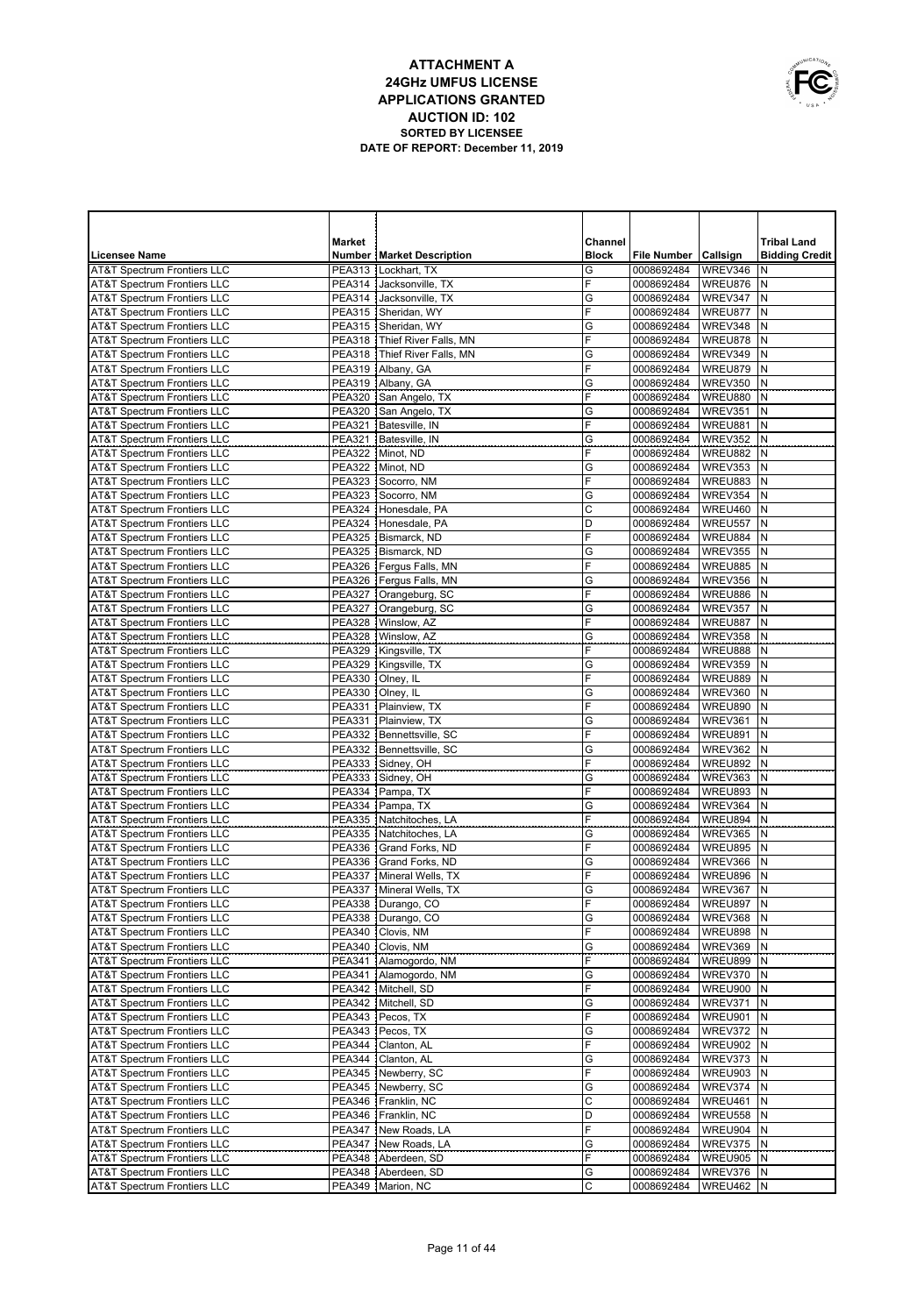# ATTACHMENT A
## 24GHz UMFUS LICENSE
## APPLICATIONS GRANTED
## AUCTION ID: 102
### SORTED BY LICENSEE
### DATE OF REPORT: December 11, 2019

| Licensee Name | Market Number | Market Description | Channel Block | File Number | Callsign | Tribal Land Bidding Credit |
|---|---|---|---|---|---|---|
| AT&T Spectrum Frontiers LLC | PEA313 | Lockhart, TX | G | 0008692484 | WREV346 | N |
| AT&T Spectrum Frontiers LLC | PEA314 | Jacksonville, TX | F | 0008692484 | WREU876 | N |
| AT&T Spectrum Frontiers LLC | PEA314 | Jacksonville, TX | G | 0008692484 | WREV347 | N |
| AT&T Spectrum Frontiers LLC | PEA315 | Sheridan, WY | F | 0008692484 | WREU877 | N |
| AT&T Spectrum Frontiers LLC | PEA315 | Sheridan, WY | G | 0008692484 | WREV348 | N |
| AT&T Spectrum Frontiers LLC | PEA318 | Thief River Falls, MN | F | 0008692484 | WREU878 | N |
| AT&T Spectrum Frontiers LLC | PEA318 | Thief River Falls, MN | G | 0008692484 | WREV349 | N |
| AT&T Spectrum Frontiers LLC | PEA319 | Albany, GA | F | 0008692484 | WREU879 | N |
| AT&T Spectrum Frontiers LLC | PEA319 | Albany, GA | G | 0008692484 | WREV350 | N |
| AT&T Spectrum Frontiers LLC | PEA320 | San Angelo, TX | F | 0008692484 | WREU880 | N |
| AT&T Spectrum Frontiers LLC | PEA320 | San Angelo, TX | G | 0008692484 | WREV351 | N |
| AT&T Spectrum Frontiers LLC | PEA321 | Batesville, IN | F | 0008692484 | WREU881 | N |
| AT&T Spectrum Frontiers LLC | PEA321 | Batesville, IN | G | 0008692484 | WREV352 | N |
| AT&T Spectrum Frontiers LLC | PEA322 | Minot, ND | F | 0008692484 | WREU882 | N |
| AT&T Spectrum Frontiers LLC | PEA322 | Minot, ND | G | 0008692484 | WREV353 | N |
| AT&T Spectrum Frontiers LLC | PEA323 | Socorro, NM | F | 0008692484 | WREU883 | N |
| AT&T Spectrum Frontiers LLC | PEA323 | Socorro, NM | G | 0008692484 | WREV354 | N |
| AT&T Spectrum Frontiers LLC | PEA324 | Honesdale, PA | C | 0008692484 | WREU460 | N |
| AT&T Spectrum Frontiers LLC | PEA324 | Honesdale, PA | D | 0008692484 | WREU557 | N |
| AT&T Spectrum Frontiers LLC | PEA325 | Bismarck, ND | F | 0008692484 | WREU884 | N |
| AT&T Spectrum Frontiers LLC | PEA325 | Bismarck, ND | G | 0008692484 | WREV355 | N |
| AT&T Spectrum Frontiers LLC | PEA326 | Fergus Falls, MN | F | 0008692484 | WREU885 | N |
| AT&T Spectrum Frontiers LLC | PEA326 | Fergus Falls, MN | G | 0008692484 | WREV356 | N |
| AT&T Spectrum Frontiers LLC | PEA327 | Orangeburg, SC | F | 0008692484 | WREU886 | N |
| AT&T Spectrum Frontiers LLC | PEA327 | Orangeburg, SC | G | 0008692484 | WREV357 | N |
| AT&T Spectrum Frontiers LLC | PEA328 | Winslow, AZ | F | 0008692484 | WREU887 | N |
| AT&T Spectrum Frontiers LLC | PEA328 | Winslow, AZ | G | 0008692484 | WREV358 | N |
| AT&T Spectrum Frontiers LLC | PEA329 | Kingsville, TX | F | 0008692484 | WREU888 | N |
| AT&T Spectrum Frontiers LLC | PEA329 | Kingsville, TX | G | 0008692484 | WREV359 | N |
| AT&T Spectrum Frontiers LLC | PEA330 | Olney, IL | F | 0008692484 | WREU889 | N |
| AT&T Spectrum Frontiers LLC | PEA330 | Olney, IL | G | 0008692484 | WREV360 | N |
| AT&T Spectrum Frontiers LLC | PEA331 | Plainview, TX | F | 0008692484 | WREU890 | N |
| AT&T Spectrum Frontiers LLC | PEA331 | Plainview, TX | G | 0008692484 | WREV361 | N |
| AT&T Spectrum Frontiers LLC | PEA332 | Bennettsville, SC | F | 0008692484 | WREU891 | N |
| AT&T Spectrum Frontiers LLC | PEA332 | Bennettsville, SC | G | 0008692484 | WREV362 | N |
| AT&T Spectrum Frontiers LLC | PEA333 | Sidney, OH | F | 0008692484 | WREU892 | N |
| AT&T Spectrum Frontiers LLC | PEA333 | Sidney, OH | G | 0008692484 | WREV363 | N |
| AT&T Spectrum Frontiers LLC | PEA334 | Pampa, TX | F | 0008692484 | WREU893 | N |
| AT&T Spectrum Frontiers LLC | PEA334 | Pampa, TX | G | 0008692484 | WREV364 | N |
| AT&T Spectrum Frontiers LLC | PEA335 | Natchitoches, LA | F | 0008692484 | WREU894 | N |
| AT&T Spectrum Frontiers LLC | PEA335 | Natchitoches, LA | G | 0008692484 | WREV365 | N |
| AT&T Spectrum Frontiers LLC | PEA336 | Grand Forks, ND | F | 0008692484 | WREU895 | N |
| AT&T Spectrum Frontiers LLC | PEA336 | Grand Forks, ND | G | 0008692484 | WREV366 | N |
| AT&T Spectrum Frontiers LLC | PEA337 | Mineral Wells, TX | F | 0008692484 | WREU896 | N |
| AT&T Spectrum Frontiers LLC | PEA337 | Mineral Wells, TX | G | 0008692484 | WREV367 | N |
| AT&T Spectrum Frontiers LLC | PEA338 | Durango, CO | F | 0008692484 | WREU897 | N |
| AT&T Spectrum Frontiers LLC | PEA338 | Durango, CO | G | 0008692484 | WREV368 | N |
| AT&T Spectrum Frontiers LLC | PEA340 | Clovis, NM | F | 0008692484 | WREU898 | N |
| AT&T Spectrum Frontiers LLC | PEA340 | Clovis, NM | G | 0008692484 | WREV369 | N |
| AT&T Spectrum Frontiers LLC | PEA341 | Alamogordo, NM | F | 0008692484 | WREU899 | N |
| AT&T Spectrum Frontiers LLC | PEA341 | Alamogordo, NM | G | 0008692484 | WREV370 | N |
| AT&T Spectrum Frontiers LLC | PEA342 | Mitchell, SD | F | 0008692484 | WREU900 | N |
| AT&T Spectrum Frontiers LLC | PEA342 | Mitchell, SD | G | 0008692484 | WREV371 | N |
| AT&T Spectrum Frontiers LLC | PEA343 | Pecos, TX | F | 0008692484 | WREU901 | N |
| AT&T Spectrum Frontiers LLC | PEA343 | Pecos, TX | G | 0008692484 | WREV372 | N |
| AT&T Spectrum Frontiers LLC | PEA344 | Clanton, AL | F | 0008692484 | WREU902 | N |
| AT&T Spectrum Frontiers LLC | PEA344 | Clanton, AL | G | 0008692484 | WREV373 | N |
| AT&T Spectrum Frontiers LLC | PEA345 | Newberry, SC | F | 0008692484 | WREU903 | N |
| AT&T Spectrum Frontiers LLC | PEA345 | Newberry, SC | G | 0008692484 | WREV374 | N |
| AT&T Spectrum Frontiers LLC | PEA346 | Franklin, NC | C | 0008692484 | WREU461 | N |
| AT&T Spectrum Frontiers LLC | PEA346 | Franklin, NC | D | 0008692484 | WREU558 | N |
| AT&T Spectrum Frontiers LLC | PEA347 | New Roads, LA | F | 0008692484 | WREU904 | N |
| AT&T Spectrum Frontiers LLC | PEA347 | New Roads, LA | G | 0008692484 | WREV375 | N |
| AT&T Spectrum Frontiers LLC | PEA348 | Aberdeen, SD | F | 0008692484 | WREU905 | N |
| AT&T Spectrum Frontiers LLC | PEA348 | Aberdeen, SD | G | 0008692484 | WREV376 | N |
| AT&T Spectrum Frontiers LLC | PEA349 | Marion, NC | C | 0008692484 | WREU462 | N |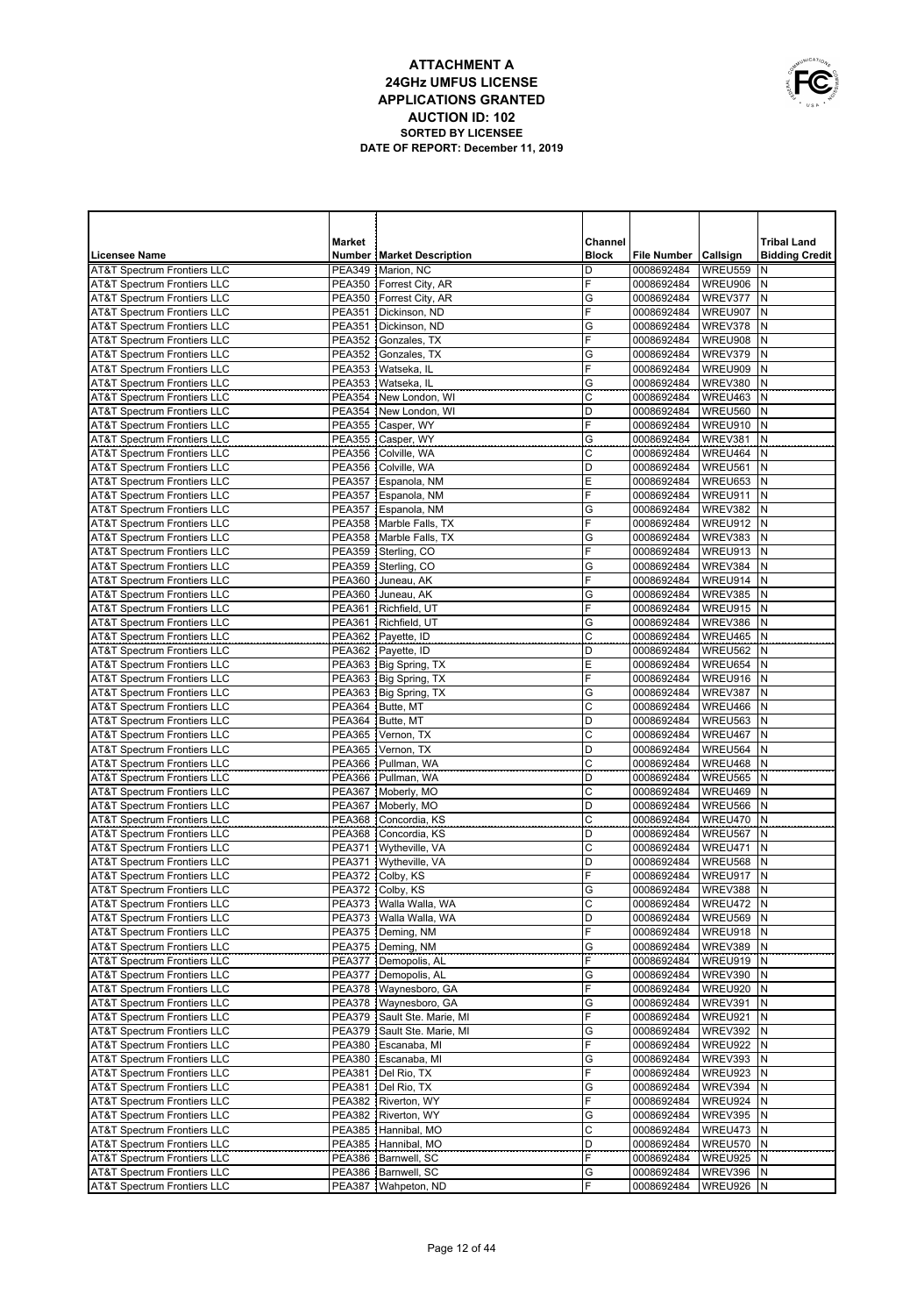# ATTACHMENT A
## 24GHz UMFUS LICENSE
## APPLICATIONS GRANTED
## AUCTION ID: 102
### SORTED BY LICENSEE
### DATE OF REPORT: December 11, 2019

| Licensee Name | Market Number | Market Description | Channel Block | File Number | Callsign | Tribal Land Bidding Credit |
|---|---|---|---|---|---|---|
| AT&T Spectrum Frontiers LLC | PEA349 | Marion, NC | D | 0008692484 | WREU559 | N |
| AT&T Spectrum Frontiers LLC | PEA350 | Forrest City, AR | F | 0008692484 | WREU906 | N |
| AT&T Spectrum Frontiers LLC | PEA350 | Forrest City, AR | G | 0008692484 | WREV377 | N |
| AT&T Spectrum Frontiers LLC | PEA351 | Dickinson, ND | F | 0008692484 | WREU907 | N |
| AT&T Spectrum Frontiers LLC | PEA351 | Dickinson, ND | G | 0008692484 | WREV378 | N |
| AT&T Spectrum Frontiers LLC | PEA352 | Gonzales, TX | F | 0008692484 | WREU908 | N |
| AT&T Spectrum Frontiers LLC | PEA352 | Gonzales, TX | G | 0008692484 | WREV379 | N |
| AT&T Spectrum Frontiers LLC | PEA353 | Watseka, IL | F | 0008692484 | WREU909 | N |
| AT&T Spectrum Frontiers LLC | PEA353 | Watseka, IL | G | 0008692484 | WREV380 | N |
| AT&T Spectrum Frontiers LLC | PEA354 | New London, WI | C | 0008692484 | WREU463 | N |
| AT&T Spectrum Frontiers LLC | PEA354 | New London, WI | D | 0008692484 | WREU560 | N |
| AT&T Spectrum Frontiers LLC | PEA355 | Casper, WY | F | 0008692484 | WREU910 | N |
| AT&T Spectrum Frontiers LLC | PEA355 | Casper, WY | G | 0008692484 | WREV381 | N |
| AT&T Spectrum Frontiers LLC | PEA356 | Colville, WA | C | 0008692484 | WREU464 | N |
| AT&T Spectrum Frontiers LLC | PEA356 | Colville, WA | D | 0008692484 | WREU561 | N |
| AT&T Spectrum Frontiers LLC | PEA357 | Espanola, NM | E | 0008692484 | WREU653 | N |
| AT&T Spectrum Frontiers LLC | PEA357 | Espanola, NM | F | 0008692484 | WREU911 | N |
| AT&T Spectrum Frontiers LLC | PEA357 | Espanola, NM | G | 0008692484 | WREV382 | N |
| AT&T Spectrum Frontiers LLC | PEA358 | Marble Falls, TX | F | 0008692484 | WREU912 | N |
| AT&T Spectrum Frontiers LLC | PEA358 | Marble Falls, TX | G | 0008692484 | WREV383 | N |
| AT&T Spectrum Frontiers LLC | PEA359 | Sterling, CO | F | 0008692484 | WREU913 | N |
| AT&T Spectrum Frontiers LLC | PEA359 | Sterling, CO | G | 0008692484 | WREV384 | N |
| AT&T Spectrum Frontiers LLC | PEA360 | Juneau, AK | F | 0008692484 | WREU914 | N |
| AT&T Spectrum Frontiers LLC | PEA360 | Juneau, AK | G | 0008692484 | WREV385 | N |
| AT&T Spectrum Frontiers LLC | PEA361 | Richfield, UT | F | 0008692484 | WREU915 | N |
| AT&T Spectrum Frontiers LLC | PEA361 | Richfield, UT | G | 0008692484 | WREV386 | N |
| AT&T Spectrum Frontiers LLC | PEA362 | Payette, ID | C | 0008692484 | WREU465 | N |
| AT&T Spectrum Frontiers LLC | PEA362 | Payette, ID | D | 0008692484 | WREU562 | N |
| AT&T Spectrum Frontiers LLC | PEA363 | Big Spring, TX | E | 0008692484 | WREU654 | N |
| AT&T Spectrum Frontiers LLC | PEA363 | Big Spring, TX | F | 0008692484 | WREU916 | N |
| AT&T Spectrum Frontiers LLC | PEA363 | Big Spring, TX | G | 0008692484 | WREV387 | N |
| AT&T Spectrum Frontiers LLC | PEA364 | Butte, MT | C | 0008692484 | WREU466 | N |
| AT&T Spectrum Frontiers LLC | PEA364 | Butte, MT | D | 0008692484 | WREU563 | N |
| AT&T Spectrum Frontiers LLC | PEA365 | Vernon, TX | C | 0008692484 | WREU467 | N |
| AT&T Spectrum Frontiers LLC | PEA365 | Vernon, TX | D | 0008692484 | WREU564 | N |
| AT&T Spectrum Frontiers LLC | PEA366 | Pullman, WA | C | 0008692484 | WREU468 | N |
| AT&T Spectrum Frontiers LLC | PEA366 | Pullman, WA | D | 0008692484 | WREU565 | N |
| AT&T Spectrum Frontiers LLC | PEA367 | Moberly, MO | C | 0008692484 | WREU469 | N |
| AT&T Spectrum Frontiers LLC | PEA367 | Moberly, MO | D | 0008692484 | WREU566 | N |
| AT&T Spectrum Frontiers LLC | PEA368 | Concordia, KS | C | 0008692484 | WREU470 | N |
| AT&T Spectrum Frontiers LLC | PEA368 | Concordia, KS | D | 0008692484 | WREU567 | N |
| AT&T Spectrum Frontiers LLC | PEA371 | Wytheville, VA | C | 0008692484 | WREU471 | N |
| AT&T Spectrum Frontiers LLC | PEA371 | Wytheville, VA | D | 0008692484 | WREU568 | N |
| AT&T Spectrum Frontiers LLC | PEA372 | Colby, KS | F | 0008692484 | WREU917 | N |
| AT&T Spectrum Frontiers LLC | PEA372 | Colby, KS | G | 0008692484 | WREV388 | N |
| AT&T Spectrum Frontiers LLC | PEA373 | Walla Walla, WA | C | 0008692484 | WREU472 | N |
| AT&T Spectrum Frontiers LLC | PEA373 | Walla Walla, WA | D | 0008692484 | WREU569 | N |
| AT&T Spectrum Frontiers LLC | PEA375 | Deming, NM | F | 0008692484 | WREU918 | N |
| AT&T Spectrum Frontiers LLC | PEA375 | Deming, NM | G | 0008692484 | WREV389 | N |
| AT&T Spectrum Frontiers LLC | PEA377 | Demopolis, AL | F | 0008692484 | WREU919 | N |
| AT&T Spectrum Frontiers LLC | PEA377 | Demopolis, AL | G | 0008692484 | WREV390 | N |
| AT&T Spectrum Frontiers LLC | PEA378 | Waynesboro, GA | F | 0008692484 | WREU920 | N |
| AT&T Spectrum Frontiers LLC | PEA378 | Waynesboro, GA | G | 0008692484 | WREV391 | N |
| AT&T Spectrum Frontiers LLC | PEA379 | Sault Ste. Marie, MI | F | 0008692484 | WREU921 | N |
| AT&T Spectrum Frontiers LLC | PEA379 | Sault Ste. Marie, MI | G | 0008692484 | WREV392 | N |
| AT&T Spectrum Frontiers LLC | PEA380 | Escanaba, MI | F | 0008692484 | WREU922 | N |
| AT&T Spectrum Frontiers LLC | PEA380 | Escanaba, MI | G | 0008692484 | WREV393 | N |
| AT&T Spectrum Frontiers LLC | PEA381 | Del Rio, TX | F | 0008692484 | WREU923 | N |
| AT&T Spectrum Frontiers LLC | PEA381 | Del Rio, TX | G | 0008692484 | WREV394 | N |
| AT&T Spectrum Frontiers LLC | PEA382 | Riverton, WY | F | 0008692484 | WREU924 | N |
| AT&T Spectrum Frontiers LLC | PEA382 | Riverton, WY | G | 0008692484 | WREV395 | N |
| AT&T Spectrum Frontiers LLC | PEA385 | Hannibal, MO | C | 0008692484 | WREU473 | N |
| AT&T Spectrum Frontiers LLC | PEA385 | Hannibal, MO | D | 0008692484 | WREU570 | N |
| AT&T Spectrum Frontiers LLC | PEA386 | Barnwell, SC | F | 0008692484 | WREU925 | N |
| AT&T Spectrum Frontiers LLC | PEA386 | Barnwell, SC | G | 0008692484 | WREV396 | N |
| AT&T Spectrum Frontiers LLC | PEA387 | Wahpeton, ND | F | 0008692484 | WREU926 | N |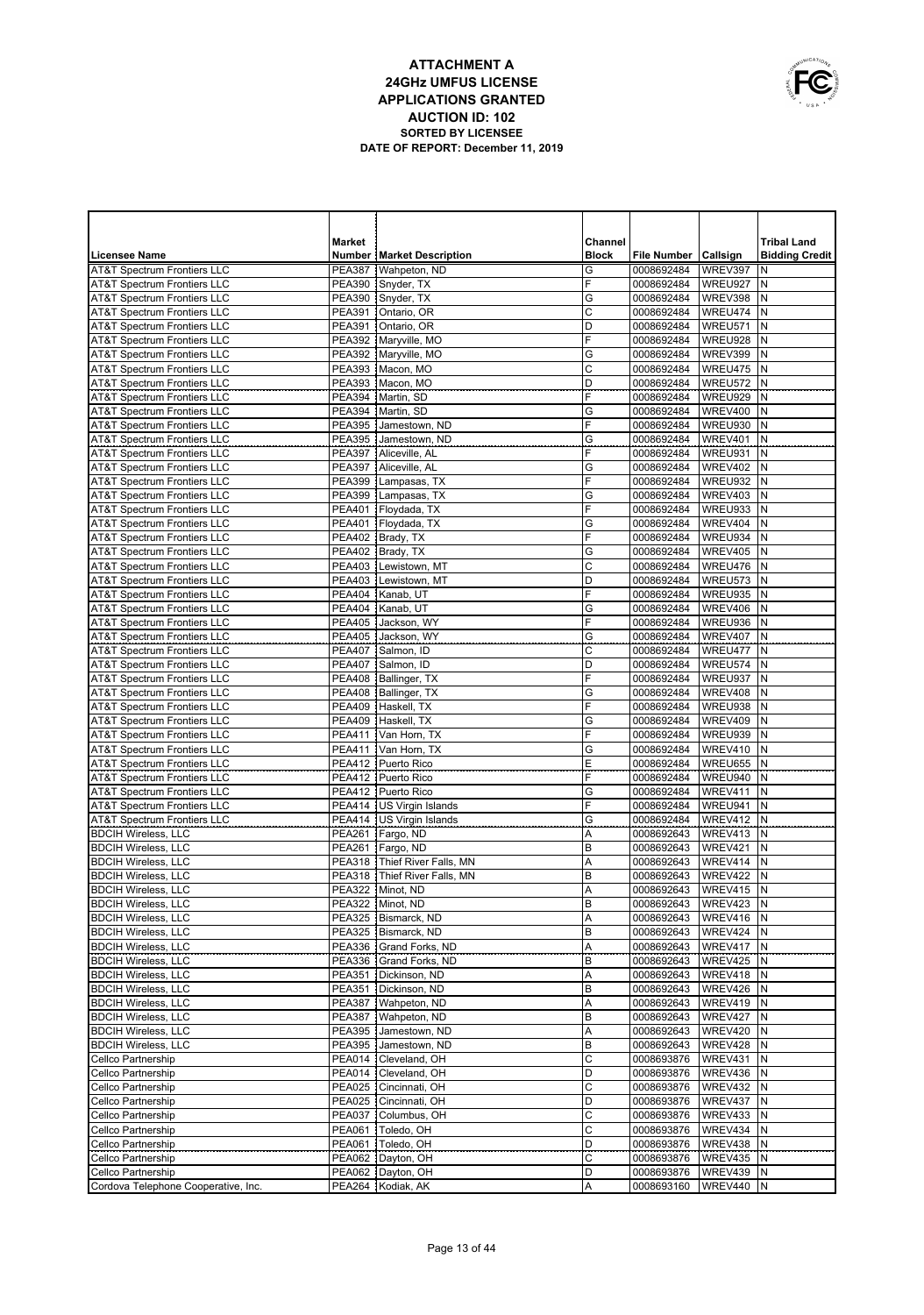# ATTACHMENT A
## 24GHz UMFUS LICENSE
## APPLICATIONS GRANTED
## AUCTION ID: 102
### SORTED BY LICENSEE
### DATE OF REPORT: December 11, 2019

| Licensee Name | Market Number | Market Description | Channel Block | File Number | Callsign | Tribal Land Bidding Credit |
|---|---|---|---|---|---|---|
| AT&T Spectrum Frontiers LLC | PEA387 | Wahpeton, ND | G | 0008692484 | WREV397 | N |
| AT&T Spectrum Frontiers LLC | PEA390 | Snyder, TX | F | 0008692484 | WREU927 | N |
| AT&T Spectrum Frontiers LLC | PEA390 | Snyder, TX | G | 0008692484 | WREV398 | N |
| AT&T Spectrum Frontiers LLC | PEA391 | Ontario, OR | C | 0008692484 | WREU474 | N |
| AT&T Spectrum Frontiers LLC | PEA391 | Ontario, OR | D | 0008692484 | WREU571 | N |
| AT&T Spectrum Frontiers LLC | PEA392 | Maryville, MO | F | 0008692484 | WREU928 | N |
| AT&T Spectrum Frontiers LLC | PEA392 | Maryville, MO | G | 0008692484 | WREV399 | N |
| AT&T Spectrum Frontiers LLC | PEA393 | Macon, MO | C | 0008692484 | WREU475 | N |
| AT&T Spectrum Frontiers LLC | PEA393 | Macon, MO | D | 0008692484 | WREU572 | N |
| AT&T Spectrum Frontiers LLC | PEA394 | Martin, SD | F | 0008692484 | WREU929 | N |
| AT&T Spectrum Frontiers LLC | PEA394 | Martin, SD | G | 0008692484 | WREV400 | N |
| AT&T Spectrum Frontiers LLC | PEA395 | Jamestown, ND | F | 0008692484 | WREU930 | N |
| AT&T Spectrum Frontiers LLC | PEA395 | Jamestown, ND | G | 0008692484 | WREV401 | N |
| AT&T Spectrum Frontiers LLC | PEA397 | Aliceville, AL | F | 0008692484 | WREU931 | N |
| AT&T Spectrum Frontiers LLC | PEA397 | Aliceville, AL | G | 0008692484 | WREV402 | N |
| AT&T Spectrum Frontiers LLC | PEA399 | Lampasas, TX | F | 0008692484 | WREU932 | N |
| AT&T Spectrum Frontiers LLC | PEA399 | Lampasas, TX | G | 0008692484 | WREV403 | N |
| AT&T Spectrum Frontiers LLC | PEA401 | Floydada, TX | F | 0008692484 | WREU933 | N |
| AT&T Spectrum Frontiers LLC | PEA401 | Floydada, TX | G | 0008692484 | WREV404 | N |
| AT&T Spectrum Frontiers LLC | PEA402 | Brady, TX | F | 0008692484 | WREU934 | N |
| AT&T Spectrum Frontiers LLC | PEA402 | Brady, TX | G | 0008692484 | WREV405 | N |
| AT&T Spectrum Frontiers LLC | PEA403 | Lewistown, MT | C | 0008692484 | WREU476 | N |
| AT&T Spectrum Frontiers LLC | PEA403 | Lewistown, MT | D | 0008692484 | WREU573 | N |
| AT&T Spectrum Frontiers LLC | PEA404 | Kanab, UT | F | 0008692484 | WREU935 | N |
| AT&T Spectrum Frontiers LLC | PEA404 | Kanab, UT | G | 0008692484 | WREV406 | N |
| AT&T Spectrum Frontiers LLC | PEA405 | Jackson, WY | F | 0008692484 | WREU936 | N |
| AT&T Spectrum Frontiers LLC | PEA405 | Jackson, WY | G | 0008692484 | WREV407 | N |
| AT&T Spectrum Frontiers LLC | PEA407 | Salmon, ID | C | 0008692484 | WREU477 | N |
| AT&T Spectrum Frontiers LLC | PEA407 | Salmon, ID | D | 0008692484 | WREU574 | N |
| AT&T Spectrum Frontiers LLC | PEA408 | Ballinger, TX | F | 0008692484 | WREU937 | N |
| AT&T Spectrum Frontiers LLC | PEA408 | Ballinger, TX | G | 0008692484 | WREV408 | N |
| AT&T Spectrum Frontiers LLC | PEA409 | Haskell, TX | F | 0008692484 | WREU938 | N |
| AT&T Spectrum Frontiers LLC | PEA409 | Haskell, TX | G | 0008692484 | WREV409 | N |
| AT&T Spectrum Frontiers LLC | PEA411 | Van Horn, TX | F | 0008692484 | WREU939 | N |
| AT&T Spectrum Frontiers LLC | PEA411 | Van Horn, TX | G | 0008692484 | WREV410 | N |
| AT&T Spectrum Frontiers LLC | PEA412 | Puerto Rico | E | 0008692484 | WREU655 | N |
| AT&T Spectrum Frontiers LLC | PEA412 | Puerto Rico | F | 0008692484 | WREU940 | N |
| AT&T Spectrum Frontiers LLC | PEA412 | Puerto Rico | G | 0008692484 | WREV411 | N |
| AT&T Spectrum Frontiers LLC | PEA414 | US Virgin Islands | F | 0008692484 | WREU941 | N |
| AT&T Spectrum Frontiers LLC | PEA414 | US Virgin Islands | G | 0008692484 | WREV412 | N |
| BDCIH Wireless, LLC | PEA261 | Fargo, ND | A | 0008692643 | WREV413 | N |
| BDCIH Wireless, LLC | PEA261 | Fargo, ND | B | 0008692643 | WREV421 | N |
| BDCIH Wireless, LLC | PEA318 | Thief River Falls, MN | A | 0008692643 | WREV414 | N |
| BDCIH Wireless, LLC | PEA318 | Thief River Falls, MN | B | 0008692643 | WREV422 | N |
| BDCIH Wireless, LLC | PEA322 | Minot, ND | A | 0008692643 | WREV415 | N |
| BDCIH Wireless, LLC | PEA322 | Minot, ND | B | 0008692643 | WREV423 | N |
| BDCIH Wireless, LLC | PEA325 | Bismarck, ND | A | 0008692643 | WREV416 | N |
| BDCIH Wireless, LLC | PEA325 | Bismarck, ND | B | 0008692643 | WREV424 | N |
| BDCIH Wireless, LLC | PEA336 | Grand Forks, ND | A | 0008692643 | WREV417 | N |
| BDCIH Wireless, LLC | PEA336 | Grand Forks, ND | B | 0008692643 | WREV425 | N |
| BDCIH Wireless, LLC | PEA351 | Dickinson, ND | A | 0008692643 | WREV418 | N |
| BDCIH Wireless, LLC | PEA351 | Dickinson, ND | B | 0008692643 | WREV426 | N |
| BDCIH Wireless, LLC | PEA387 | Wahpeton, ND | A | 0008692643 | WREV419 | N |
| BDCIH Wireless, LLC | PEA387 | Wahpeton, ND | B | 0008692643 | WREV427 | N |
| BDCIH Wireless, LLC | PEA395 | Jamestown, ND | A | 0008692643 | WREV420 | N |
| BDCIH Wireless, LLC | PEA395 | Jamestown, ND | B | 0008692643 | WREV428 | N |
| Cellco Partnership | PEA014 | Cleveland, OH | C | 0008693876 | WREV431 | N |
| Cellco Partnership | PEA014 | Cleveland, OH | D | 0008693876 | WREV436 | N |
| Cellco Partnership | PEA025 | Cincinnati, OH | C | 0008693876 | WREV432 | N |
| Cellco Partnership | PEA025 | Cincinnati, OH | D | 0008693876 | WREV437 | N |
| Cellco Partnership | PEA037 | Columbus, OH | C | 0008693876 | WREV433 | N |
| Cellco Partnership | PEA061 | Toledo, OH | C | 0008693876 | WREV434 | N |
| Cellco Partnership | PEA061 | Toledo, OH | D | 0008693876 | WREV438 | N |
| Cellco Partnership | PEA062 | Dayton, OH | C | 0008693876 | WREV435 | N |
| Cellco Partnership | PEA062 | Dayton, OH | D | 0008693876 | WREV439 | N |
| Cordova Telephone Cooperative, Inc. | PEA264 | Kodiak, AK | A | 0008693160 | WREV440 | N |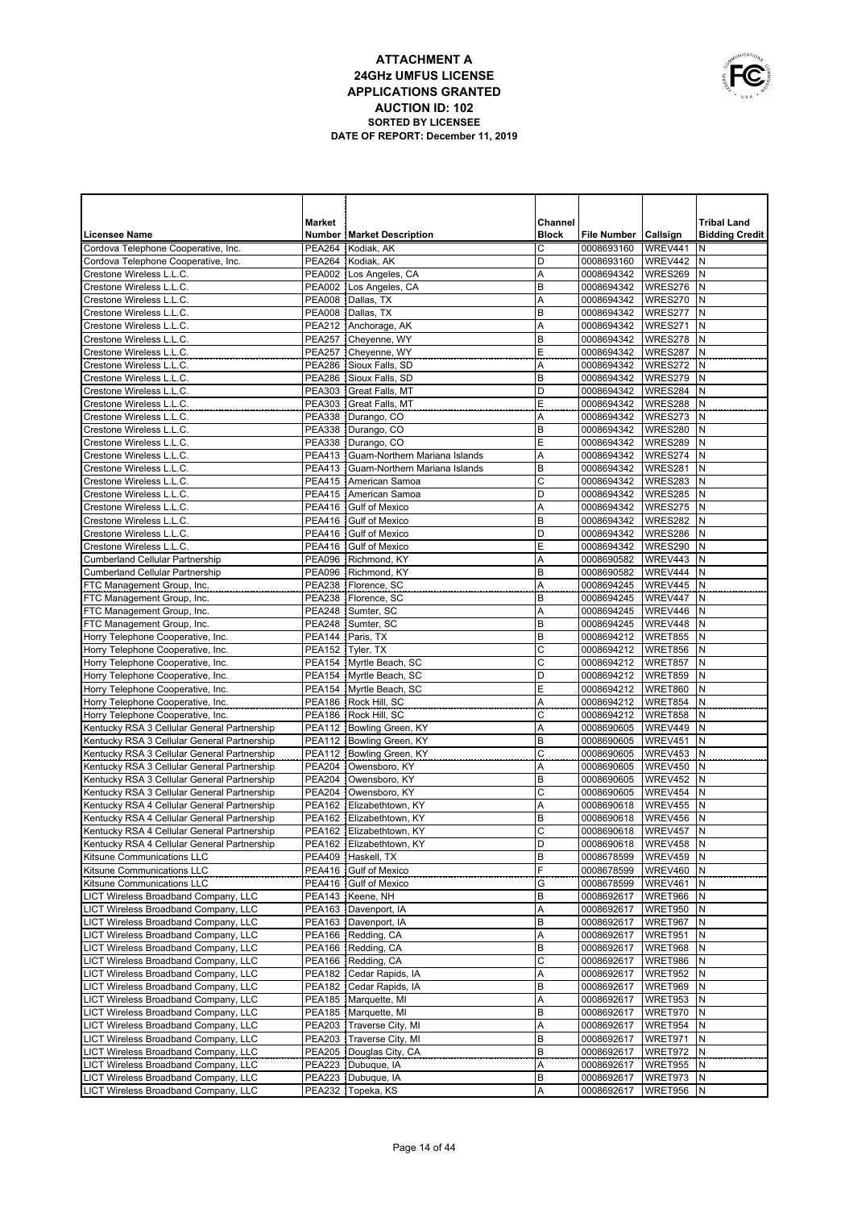# ATTACHMENT A
# 24GHz UMFUS LICENSE
# APPLICATIONS GRANTED
# AUCTION ID: 102

**SORTED BY LICENSEE**

**DATE OF REPORT: December 11, 2019**

| Licensee Name | Market Number | Market Description | Channel Block | File Number | Callsign | Tribal Land Bidding Credit |
|---|---|---|---|---|---|---|
| Cordova Telephone Cooperative, Inc. | PEA264 | Kodiak, AK | C | 0008693160 | WREV441 | N |
| Cordova Telephone Cooperative, Inc. | PEA264 | Kodiak, AK | D | 0008693160 | WREV442 | N |
| Crestone Wireless L.L.C. | PEA002 | Los Angeles, CA | A | 0008694342 | WRES269 | N |
| Crestone Wireless L.L.C. | PEA002 | Los Angeles, CA | B | 0008694342 | WRES276 | N |
| Crestone Wireless L.L.C. | PEA008 | Dallas, TX | A | 0008694342 | WRES270 | N |
| Crestone Wireless L.L.C. | PEA008 | Dallas, TX | B | 0008694342 | WRES277 | N |
| Crestone Wireless L.L.C. | PEA212 | Anchorage, AK | A | 0008694342 | WRES271 | N |
| Crestone Wireless L.L.C. | PEA257 | Cheyenne, WY | B | 0008694342 | WRES278 | N |
| Crestone Wireless L.L.C. | PEA257 | Cheyenne, WY | E | 0008694342 | WRES287 | N |
| Crestone Wireless L.L.C. | PEA286 | Sioux Falls, SD | A | 0008694342 | WRES272 | N |
| Crestone Wireless L.L.C. | PEA286 | Sioux Falls, SD | B | 0008694342 | WRES279 | N |
| Crestone Wireless L.L.C. | PEA303 | Great Falls, MT | D | 0008694342 | WRES284 | N |
| Crestone Wireless L.L.C. | PEA303 | Great Falls, MT | E | 0008694342 | WRES288 | N |
| Crestone Wireless L.L.C. | PEA338 | Durango, CO | A | 0008694342 | WRES273 | N |
| Crestone Wireless L.L.C. | PEA338 | Durango, CO | B | 0008694342 | WRES280 | N |
| Crestone Wireless L.L.C. | PEA338 | Durango, CO | E | 0008694342 | WRES289 | N |
| Crestone Wireless L.L.C. | PEA413 | Guam-Northern Mariana Islands | A | 0008694342 | WRES274 | N |
| Crestone Wireless L.L.C. | PEA413 | Guam-Northern Mariana Islands | B | 0008694342 | WRES281 | N |
| Crestone Wireless L.L.C. | PEA415 | American Samoa | C | 0008694342 | WRES283 | N |
| Crestone Wireless L.L.C. | PEA415 | American Samoa | D | 0008694342 | WRES285 | N |
| Crestone Wireless L.L.C. | PEA416 | Gulf of Mexico | A | 0008694342 | WRES275 | N |
| Crestone Wireless L.L.C. | PEA416 | Gulf of Mexico | B | 0008694342 | WRES282 | N |
| Crestone Wireless L.L.C. | PEA416 | Gulf of Mexico | D | 0008694342 | WRES286 | N |
| Crestone Wireless L.L.C. | PEA416 | Gulf of Mexico | E | 0008694342 | WRES290 | N |
| Cumberland Cellular Partnership | PEA096 | Richmond, KY | A | 0008690582 | WREV443 | N |
| Cumberland Cellular Partnership | PEA096 | Richmond, KY | B | 0008690582 | WREV444 | N |
| FTC Management Group, Inc. | PEA238 | Florence, SC | A | 0008694245 | WREV445 | N |
| FTC Management Group, Inc. | PEA238 | Florence, SC | B | 0008694245 | WREV447 | N |
| FTC Management Group, Inc. | PEA248 | Sumter, SC | A | 0008694245 | WREV446 | N |
| FTC Management Group, Inc. | PEA248 | Sumter, SC | B | 0008694245 | WREV448 | N |
| Horry Telephone Cooperative, Inc. | PEA144 | Paris, TX | B | 0008694212 | WRET855 | N |
| Horry Telephone Cooperative, Inc. | PEA152 | Tyler, TX | C | 0008694212 | WRET856 | N |
| Horry Telephone Cooperative, Inc. | PEA154 | Myrtle Beach, SC | C | 0008694212 | WRET857 | N |
| Horry Telephone Cooperative, Inc. | PEA154 | Myrtle Beach, SC | D | 0008694212 | WRET859 | N |
| Horry Telephone Cooperative, Inc. | PEA154 | Myrtle Beach, SC | E | 0008694212 | WRET860 | N |
| Horry Telephone Cooperative, Inc. | PEA186 | Rock Hill, SC | A | 0008694212 | WRET854 | N |
| Horry Telephone Cooperative, Inc. | PEA186 | Rock Hill, SC | C | 0008694212 | WRET858 | N |
| Kentucky RSA 3 Cellular General Partnership | PEA112 | Bowling Green, KY | A | 0008690605 | WREV449 | N |
| Kentucky RSA 3 Cellular General Partnership | PEA112 | Bowling Green, KY | B | 0008690605 | WREV451 | N |
| Kentucky RSA 3 Cellular General Partnership | PEA112 | Bowling Green, KY | C | 0008690605 | WREV453 | N |
| Kentucky RSA 3 Cellular General Partnership | PEA204 | Owensboro, KY | A | 0008690605 | WREV450 | N |
| Kentucky RSA 3 Cellular General Partnership | PEA204 | Owensboro, KY | B | 0008690605 | WREV452 | N |
| Kentucky RSA 3 Cellular General Partnership | PEA204 | Owensboro, KY | C | 0008690605 | WREV454 | N |
| Kentucky RSA 4 Cellular General Partnership | PEA162 | Elizabethtown, KY | A | 0008690618 | WREV455 | N |
| Kentucky RSA 4 Cellular General Partnership | PEA162 | Elizabethtown, KY | B | 0008690618 | WREV456 | N |
| Kentucky RSA 4 Cellular General Partnership | PEA162 | Elizabethtown, KY | C | 0008690618 | WREV457 | N |
| Kentucky RSA 4 Cellular General Partnership | PEA162 | Elizabethtown, KY | D | 0008690618 | WREV458 | N |
| Kitsune Communications LLC | PEA409 | Haskell, TX | B | 0008678599 | WREV459 | N |
| Kitsune Communications LLC | PEA416 | Gulf of Mexico | F | 0008678599 | WREV460 | N |
| Kitsune Communications LLC | PEA416 | Gulf of Mexico | G | 0008678599 | WREV461 | N |
| LICT Wireless Broadband Company, LLC | PEA143 | Keene, NH | B | 0008692617 | WRET966 | N |
| LICT Wireless Broadband Company, LLC | PEA163 | Davenport, IA | A | 0008692617 | WRET950 | N |
| LICT Wireless Broadband Company, LLC | PEA163 | Davenport, IA | B | 0008692617 | WRET967 | N |
| LICT Wireless Broadband Company, LLC | PEA166 | Redding, CA | A | 0008692617 | WRET951 | N |
| LICT Wireless Broadband Company, LLC | PEA166 | Redding, CA | B | 0008692617 | WRET968 | N |
| LICT Wireless Broadband Company, LLC | PEA166 | Redding, CA | C | 0008692617 | WRET986 | N |
| LICT Wireless Broadband Company, LLC | PEA182 | Cedar Rapids, IA | A | 0008692617 | WRET952 | N |
| LICT Wireless Broadband Company, LLC | PEA182 | Cedar Rapids, IA | B | 0008692617 | WRET969 | N |
| LICT Wireless Broadband Company, LLC | PEA185 | Marquette, MI | A | 0008692617 | WRET953 | N |
| LICT Wireless Broadband Company, LLC | PEA185 | Marquette, MI | B | 0008692617 | WRET970 | N |
| LICT Wireless Broadband Company, LLC | PEA203 | Traverse City, MI | A | 0008692617 | WRET954 | N |
| LICT Wireless Broadband Company, LLC | PEA203 | Traverse City, MI | B | 0008692617 | WRET971 | N |
| LICT Wireless Broadband Company, LLC | PEA205 | Douglas City, CA | B | 0008692617 | WRET972 | N |
| LICT Wireless Broadband Company, LLC | PEA223 | Dubuque, IA | A | 0008692617 | WRET955 | N |
| LICT Wireless Broadband Company, LLC | PEA223 | Dubuque, IA | B | 0008692617 | WRET973 | N |
| LICT Wireless Broadband Company, LLC | PEA232 | Topeka, KS | A | 0008692617 | WRET956 | N |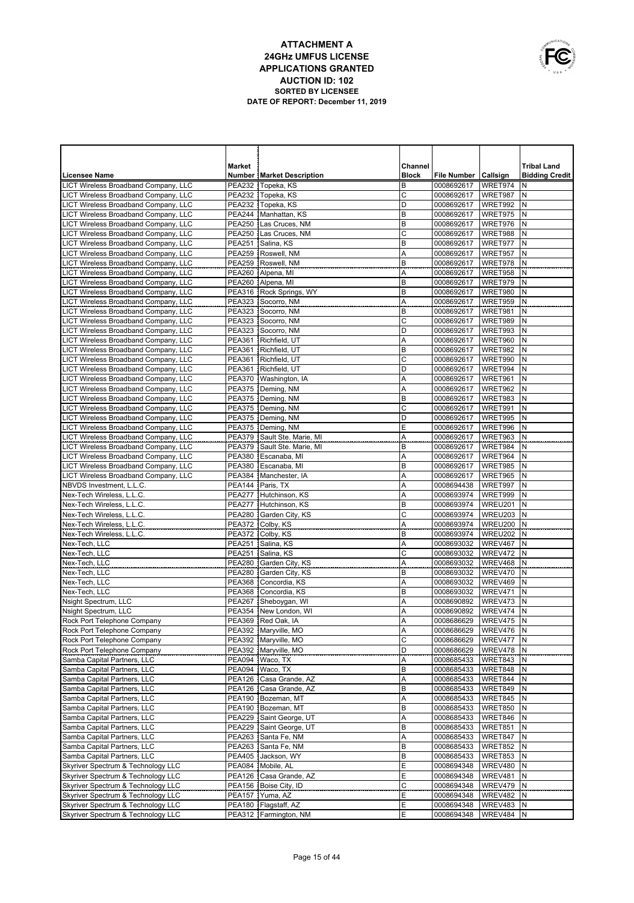# ATTACHMENT A
## 24GHz UMFUS LICENSE
## APPLICATIONS GRANTED
## AUCTION ID: 102
### SORTED BY LICENSEE
### DATE OF REPORT: December 11, 2019

| Licensee Name | Market Number | Market Description | Channel Block | File Number | Callsign | Tribal Land Bidding Credit |
|---|---|---|---|---|---|---|
| LICT Wireless Broadband Company, LLC | PEA232 | Topeka, KS | B | 0008692617 | WRET974 | N |
| LICT Wireless Broadband Company, LLC | PEA232 | Topeka, KS | C | 0008692617 | WRET987 | N |
| LICT Wireless Broadband Company, LLC | PEA232 | Topeka, KS | D | 0008692617 | WRET992 | N |
| LICT Wireless Broadband Company, LLC | PEA244 | Manhattan, KS | B | 0008692617 | WRET975 | N |
| LICT Wireless Broadband Company, LLC | PEA250 | Las Cruces, NM | B | 0008692617 | WRET976 | N |
| LICT Wireless Broadband Company, LLC | PEA250 | Las Cruces, NM | C | 0008692617 | WRET988 | N |
| LICT Wireless Broadband Company, LLC | PEA251 | Salina, KS | B | 0008692617 | WRET977 | N |
| LICT Wireless Broadband Company, LLC | PEA259 | Roswell, NM | A | 0008692617 | WRET957 | N |
| LICT Wireless Broadband Company, LLC | PEA259 | Roswell, NM | B | 0008692617 | WRET978 | N |
| LICT Wireless Broadband Company, LLC | PEA260 | Alpena, MI | A | 0008692617 | WRET958 | N |
| LICT Wireless Broadband Company, LLC | PEA260 | Alpena, MI | B | 0008692617 | WRET979 | N |
| LICT Wireless Broadband Company, LLC | PEA316 | Rock Springs, WY | B | 0008692617 | WRET980 | N |
| LICT Wireless Broadband Company, LLC | PEA323 | Socorro, NM | A | 0008692617 | WRET959 | N |
| LICT Wireless Broadband Company, LLC | PEA323 | Socorro, NM | B | 0008692617 | WRET981 | N |
| LICT Wireless Broadband Company, LLC | PEA323 | Socorro, NM | C | 0008692617 | WRET989 | N |
| LICT Wireless Broadband Company, LLC | PEA323 | Socorro, NM | D | 0008692617 | WRET993 | N |
| LICT Wireless Broadband Company, LLC | PEA361 | Richfield, UT | A | 0008692617 | WRET960 | N |
| LICT Wireless Broadband Company, LLC | PEA361 | Richfield, UT | B | 0008692617 | WRET982 | N |
| LICT Wireless Broadband Company, LLC | PEA361 | Richfield, UT | C | 0008692617 | WRET990 | N |
| LICT Wireless Broadband Company, LLC | PEA361 | Richfield, UT | D | 0008692617 | WRET994 | N |
| LICT Wireless Broadband Company, LLC | PEA370 | Washington, IA | A | 0008692617 | WRET961 | N |
| LICT Wireless Broadband Company, LLC | PEA375 | Deming, NM | A | 0008692617 | WRET962 | N |
| LICT Wireless Broadband Company, LLC | PEA375 | Deming, NM | B | 0008692617 | WRET983 | N |
| LICT Wireless Broadband Company, LLC | PEA375 | Deming, NM | C | 0008692617 | WRET991 | N |
| LICT Wireless Broadband Company, LLC | PEA375 | Deming, NM | D | 0008692617 | WRET995 | N |
| LICT Wireless Broadband Company, LLC | PEA375 | Deming, NM | E | 0008692617 | WRET996 | N |
| LICT Wireless Broadband Company, LLC | PEA379 | Sault Ste. Marie, MI | A | 0008692617 | WRET963 | N |
| LICT Wireless Broadband Company, LLC | PEA379 | Sault Ste. Marie, MI | B | 0008692617 | WRET984 | N |
| LICT Wireless Broadband Company, LLC | PEA380 | Escanaba, MI | A | 0008692617 | WRET964 | N |
| LICT Wireless Broadband Company, LLC | PEA380 | Escanaba, MI | B | 0008692617 | WRET985 | N |
| LICT Wireless Broadband Company, LLC | PEA384 | Manchester, IA | A | 0008692617 | WRET965 | N |
| NBVDS Investment, L.L.C. | PEA144 | Paris, TX | A | 0008694438 | WRET997 | N |
| Nex-Tech Wireless, L.L.C. | PEA277 | Hutchinson, KS | A | 0008693974 | WRET999 | N |
| Nex-Tech Wireless, L.L.C. | PEA277 | Hutchinson, KS | B | 0008693974 | WREU201 | N |
| Nex-Tech Wireless, L.L.C. | PEA280 | Garden City, KS | C | 0008693974 | WREU203 | N |
| Nex-Tech Wireless, L.L.C. | PEA372 | Colby, KS | A | 0008693974 | WREU200 | N |
| Nex-Tech Wireless, L.L.C. | PEA372 | Colby, KS | B | 0008693974 | WREU202 | N |
| Nex-Tech, LLC | PEA251 | Salina, KS | A | 0008693032 | WREV467 | N |
| Nex-Tech, LLC | PEA251 | Salina, KS | C | 0008693032 | WREV472 | N |
| Nex-Tech, LLC | PEA280 | Garden City, KS | A | 0008693032 | WREV468 | N |
| Nex-Tech, LLC | PEA280 | Garden City, KS | B | 0008693032 | WREV470 | N |
| Nex-Tech, LLC | PEA368 | Concordia, KS | A | 0008693032 | WREV469 | N |
| Nex-Tech, LLC | PEA368 | Concordia, KS | B | 0008693032 | WREV471 | N |
| Nsight Spectrum, LLC | PEA267 | Sheboygan, WI | A | 0008690892 | WREV473 | N |
| Nsight Spectrum, LLC | PEA354 | New London, WI | A | 0008690892 | WREV474 | N |
| Rock Port Telephone Company | PEA369 | Red Oak, IA | A | 0008686629 | WREV475 | N |
| Rock Port Telephone Company | PEA392 | Maryville, MO | A | 0008686629 | WREV476 | N |
| Rock Port Telephone Company | PEA392 | Maryville, MO | C | 0008686629 | WREV477 | N |
| Rock Port Telephone Company | PEA392 | Maryville, MO | D | 0008686629 | WREV478 | N |
| Samba Capital Partners, LLC | PEA094 | Waco, TX | A | 0008685433 | WRET843 | N |
| Samba Capital Partners, LLC | PEA094 | Waco, TX | B | 0008685433 | WRET848 | N |
| Samba Capital Partners, LLC | PEA126 | Casa Grande, AZ | A | 0008685433 | WRET844 | N |
| Samba Capital Partners, LLC | PEA126 | Casa Grande, AZ | B | 0008685433 | WRET849 | N |
| Samba Capital Partners, LLC | PEA190 | Bozeman, MT | A | 0008685433 | WRET845 | N |
| Samba Capital Partners, LLC | PEA190 | Bozeman, MT | B | 0008685433 | WRET850 | N |
| Samba Capital Partners, LLC | PEA229 | Saint George, UT | A | 0008685433 | WRET846 | N |
| Samba Capital Partners, LLC | PEA229 | Saint George, UT | B | 0008685433 | WRET851 | N |
| Samba Capital Partners, LLC | PEA263 | Santa Fe, NM | A | 0008685433 | WRET847 | N |
| Samba Capital Partners, LLC | PEA263 | Santa Fe, NM | B | 0008685433 | WRET852 | N |
| Samba Capital Partners, LLC | PEA405 | Jackson, WY | B | 0008685433 | WRET853 | N |
| Skyriver Spectrum & Technology LLC | PEA084 | Mobile, AL | E | 0008694348 | WREV480 | N |
| Skyriver Spectrum & Technology LLC | PEA126 | Casa Grande, AZ | E | 0008694348 | WREV481 | N |
| Skyriver Spectrum & Technology LLC | PEA156 | Boise City, ID | C | 0008694348 | WREV479 | N |
| Skyriver Spectrum & Technology LLC | PEA157 | Yuma, AZ | E | 0008694348 | WREV482 | N |
| Skyriver Spectrum & Technology LLC | PEA180 | Flagstaff, AZ | E | 0008694348 | WREV483 | N |
| Skyriver Spectrum & Technology LLC | PEA312 | Farmington, NM | E | 0008694348 | WREV484 | N |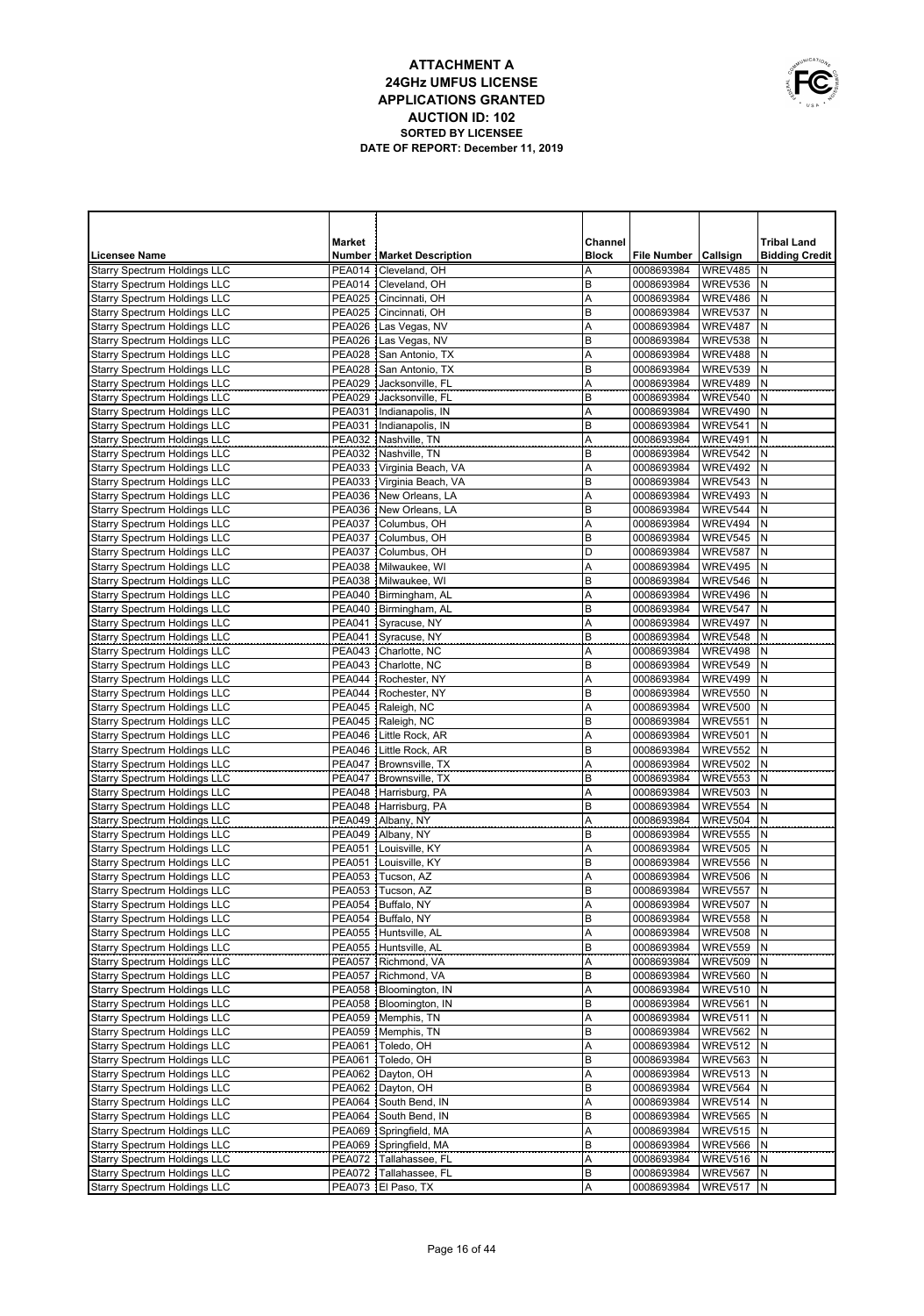# ATTACHMENT A
## 24GHz UMFUS LICENSE
## APPLICATIONS GRANTED
## AUCTION ID: 102
### SORTED BY LICENSEE
### DATE OF REPORT: December 11, 2019

| Licensee Name | Market Number | Market Description | Channel Block | File Number | Callsign | Tribal Land Bidding Credit |
|---|---|---|---|---|---|---|
| Starry Spectrum Holdings LLC | PEA014 | Cleveland, OH | A | 0008693984 | WREV485 | N |
| Starry Spectrum Holdings LLC | PEA014 | Cleveland, OH | B | 0008693984 | WREV536 | N |
| Starry Spectrum Holdings LLC | PEA025 | Cincinnati, OH | A | 0008693984 | WREV486 | N |
| Starry Spectrum Holdings LLC | PEA025 | Cincinnati, OH | B | 0008693984 | WREV537 | N |
| Starry Spectrum Holdings LLC | PEA026 | Las Vegas, NV | A | 0008693984 | WREV487 | N |
| Starry Spectrum Holdings LLC | PEA026 | Las Vegas, NV | B | 0008693984 | WREV538 | N |
| Starry Spectrum Holdings LLC | PEA028 | San Antonio, TX | A | 0008693984 | WREV488 | N |
| Starry Spectrum Holdings LLC | PEA028 | San Antonio, TX | B | 0008693984 | WREV539 | N |
| Starry Spectrum Holdings LLC | PEA029 | Jacksonville, FL | A | 0008693984 | WREV489 | N |
| Starry Spectrum Holdings LLC | PEA029 | Jacksonville, FL | B | 0008693984 | WREV540 | N |
| Starry Spectrum Holdings LLC | PEA031 | Indianapolis, IN | A | 0008693984 | WREV490 | N |
| Starry Spectrum Holdings LLC | PEA031 | Indianapolis, IN | B | 0008693984 | WREV541 | N |
| Starry Spectrum Holdings LLC | PEA032 | Nashville, TN | A | 0008693984 | WREV491 | N |
| Starry Spectrum Holdings LLC | PEA032 | Nashville, TN | B | 0008693984 | WREV542 | N |
| Starry Spectrum Holdings LLC | PEA033 | Virginia Beach, VA | A | 0008693984 | WREV492 | N |
| Starry Spectrum Holdings LLC | PEA033 | Virginia Beach, VA | B | 0008693984 | WREV543 | N |
| Starry Spectrum Holdings LLC | PEA036 | New Orleans, LA | A | 0008693984 | WREV493 | N |
| Starry Spectrum Holdings LLC | PEA036 | New Orleans, LA | B | 0008693984 | WREV544 | N |
| Starry Spectrum Holdings LLC | PEA037 | Columbus, OH | A | 0008693984 | WREV494 | N |
| Starry Spectrum Holdings LLC | PEA037 | Columbus, OH | B | 0008693984 | WREV545 | N |
| Starry Spectrum Holdings LLC | PEA037 | Columbus, OH | D | 0008693984 | WREV587 | N |
| Starry Spectrum Holdings LLC | PEA038 | Milwaukee, WI | A | 0008693984 | WREV495 | N |
| Starry Spectrum Holdings LLC | PEA038 | Milwaukee, WI | B | 0008693984 | WREV546 | N |
| Starry Spectrum Holdings LLC | PEA040 | Birmingham, AL | A | 0008693984 | WREV496 | N |
| Starry Spectrum Holdings LLC | PEA040 | Birmingham, AL | B | 0008693984 | WREV547 | N |
| Starry Spectrum Holdings LLC | PEA041 | Syracuse, NY | A | 0008693984 | WREV497 | N |
| Starry Spectrum Holdings LLC | PEA041 | Syracuse, NY | B | 0008693984 | WREV548 | N |
| Starry Spectrum Holdings LLC | PEA043 | Charlotte, NC | A | 0008693984 | WREV498 | N |
| Starry Spectrum Holdings LLC | PEA043 | Charlotte, NC | B | 0008693984 | WREV549 | N |
| Starry Spectrum Holdings LLC | PEA044 | Rochester, NY | A | 0008693984 | WREV499 | N |
| Starry Spectrum Holdings LLC | PEA044 | Rochester, NY | B | 0008693984 | WREV550 | N |
| Starry Spectrum Holdings LLC | PEA045 | Raleigh, NC | A | 0008693984 | WREV500 | N |
| Starry Spectrum Holdings LLC | PEA045 | Raleigh, NC | B | 0008693984 | WREV551 | N |
| Starry Spectrum Holdings LLC | PEA046 | Little Rock, AR | A | 0008693984 | WREV501 | N |
| Starry Spectrum Holdings LLC | PEA046 | Little Rock, AR | B | 0008693984 | WREV552 | N |
| Starry Spectrum Holdings LLC | PEA047 | Brownsville, TX | A | 0008693984 | WREV502 | N |
| Starry Spectrum Holdings LLC | PEA047 | Brownsville, TX | B | 0008693984 | WREV553 | N |
| Starry Spectrum Holdings LLC | PEA048 | Harrisburg, PA | A | 0008693984 | WREV503 | N |
| Starry Spectrum Holdings LLC | PEA048 | Harrisburg, PA | B | 0008693984 | WREV554 | N |
| Starry Spectrum Holdings LLC | PEA049 | Albany, NY | A | 0008693984 | WREV504 | N |
| Starry Spectrum Holdings LLC | PEA049 | Albany, NY | B | 0008693984 | WREV555 | N |
| Starry Spectrum Holdings LLC | PEA051 | Louisville, KY | A | 0008693984 | WREV505 | N |
| Starry Spectrum Holdings LLC | PEA051 | Louisville, KY | B | 0008693984 | WREV556 | N |
| Starry Spectrum Holdings LLC | PEA053 | Tucson, AZ | A | 0008693984 | WREV506 | N |
| Starry Spectrum Holdings LLC | PEA053 | Tucson, AZ | B | 0008693984 | WREV557 | N |
| Starry Spectrum Holdings LLC | PEA054 | Buffalo, NY | A | 0008693984 | WREV507 | N |
| Starry Spectrum Holdings LLC | PEA054 | Buffalo, NY | B | 0008693984 | WREV558 | N |
| Starry Spectrum Holdings LLC | PEA055 | Huntsville, AL | A | 0008693984 | WREV508 | N |
| Starry Spectrum Holdings LLC | PEA055 | Huntsville, AL | B | 0008693984 | WREV559 | N |
| Starry Spectrum Holdings LLC | PEA057 | Richmond, VA | A | 0008693984 | WREV509 | N |
| Starry Spectrum Holdings LLC | PEA057 | Richmond, VA | B | 0008693984 | WREV560 | N |
| Starry Spectrum Holdings LLC | PEA058 | Bloomington, IN | A | 0008693984 | WREV510 | N |
| Starry Spectrum Holdings LLC | PEA058 | Bloomington, IN | B | 0008693984 | WREV561 | N |
| Starry Spectrum Holdings LLC | PEA059 | Memphis, TN | A | 0008693984 | WREV511 | N |
| Starry Spectrum Holdings LLC | PEA059 | Memphis, TN | B | 0008693984 | WREV562 | N |
| Starry Spectrum Holdings LLC | PEA061 | Toledo, OH | A | 0008693984 | WREV512 | N |
| Starry Spectrum Holdings LLC | PEA061 | Toledo, OH | B | 0008693984 | WREV563 | N |
| Starry Spectrum Holdings LLC | PEA062 | Dayton, OH | A | 0008693984 | WREV513 | N |
| Starry Spectrum Holdings LLC | PEA062 | Dayton, OH | B | 0008693984 | WREV564 | N |
| Starry Spectrum Holdings LLC | PEA064 | South Bend, IN | A | 0008693984 | WREV514 | N |
| Starry Spectrum Holdings LLC | PEA064 | South Bend, IN | B | 0008693984 | WREV565 | N |
| Starry Spectrum Holdings LLC | PEA069 | Springfield, MA | A | 0008693984 | WREV515 | N |
| Starry Spectrum Holdings LLC | PEA069 | Springfield, MA | B | 0008693984 | WREV566 | N |
| Starry Spectrum Holdings LLC | PEA072 | Tallahassee, FL | A | 0008693984 | WREV516 | N |
| Starry Spectrum Holdings LLC | PEA072 | Tallahassee, FL | B | 0008693984 | WREV567 | N |
| Starry Spectrum Holdings LLC | PEA073 | El Paso, TX | A | 0008693984 | WREV517 | N |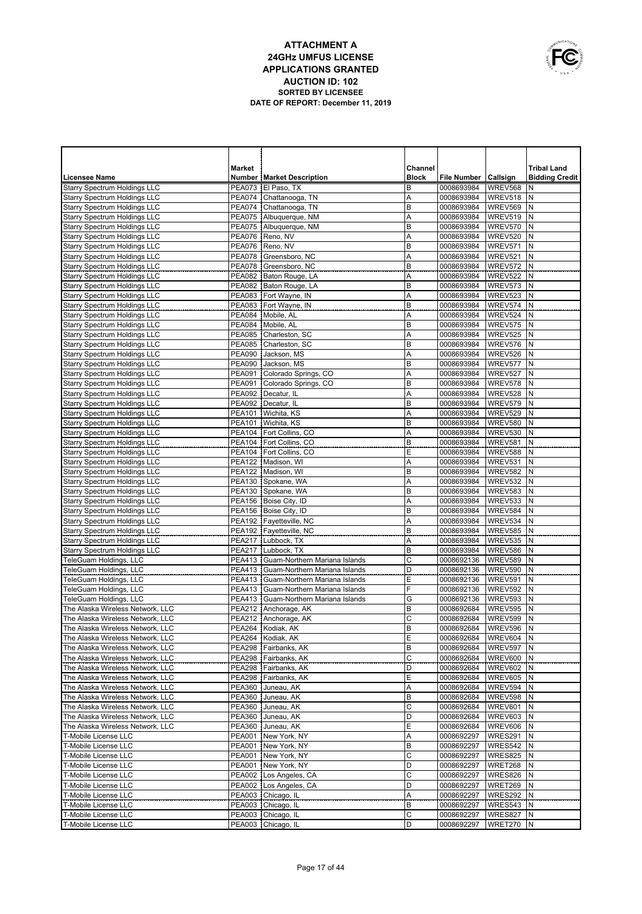# ATTACHMENT A
## 24GHz UMFUS LICENSE APPLICATIONS GRANTED
## AUCTION ID: 102
### SORTED BY LICENSEE
### DATE OF REPORT: December 11, 2019

| Licensee Name | Market Number | Market Description | Channel Block | File Number | Callsign | Tribal Land Bidding Credit |
|---|---|---|---|---|---|---|
| Starry Spectrum Holdings LLC | PEA073 | El Paso, TX | B | 0008693984 | WREV568 | N |
| Starry Spectrum Holdings LLC | PEA074 | Chattanooga, TN | A | 0008693984 | WREV518 | N |
| Starry Spectrum Holdings LLC | PEA074 | Chattanooga, TN | B | 0008693984 | WREV569 | N |
| Starry Spectrum Holdings LLC | PEA075 | Albuquerque, NM | A | 0008693984 | WREV519 | N |
| Starry Spectrum Holdings LLC | PEA075 | Albuquerque, NM | B | 0008693984 | WREV570 | N |
| Starry Spectrum Holdings LLC | PEA076 | Reno, NV | A | 0008693984 | WREV520 | N |
| Starry Spectrum Holdings LLC | PEA076 | Reno, NV | B | 0008693984 | WREV571 | N |
| Starry Spectrum Holdings LLC | PEA078 | Greensboro, NC | A | 0008693984 | WREV521 | N |
| Starry Spectrum Holdings LLC | PEA078 | Greensboro, NC | B | 0008693984 | WREV572 | N |
| Starry Spectrum Holdings LLC | PEA082 | Baton Rouge, LA | A | 0008693984 | WREV522 | N |
| Starry Spectrum Holdings LLC | PEA082 | Baton Rouge, LA | B | 0008693984 | WREV573 | N |
| Starry Spectrum Holdings LLC | PEA083 | Fort Wayne, IN | A | 0008693984 | WREV523 | N |
| Starry Spectrum Holdings LLC | PEA083 | Fort Wayne, IN | B | 0008693984 | WREV574 | N |
| Starry Spectrum Holdings LLC | PEA084 | Mobile, AL | A | 0008693984 | WREV524 | N |
| Starry Spectrum Holdings LLC | PEA084 | Mobile, AL | B | 0008693984 | WREV575 | N |
| Starry Spectrum Holdings LLC | PEA085 | Charleston, SC | A | 0008693984 | WREV525 | N |
| Starry Spectrum Holdings LLC | PEA085 | Charleston, SC | B | 0008693984 | WREV576 | N |
| Starry Spectrum Holdings LLC | PEA090 | Jackson, MS | A | 0008693984 | WREV526 | N |
| Starry Spectrum Holdings LLC | PEA090 | Jackson, MS | B | 0008693984 | WREV577 | N |
| Starry Spectrum Holdings LLC | PEA091 | Colorado Springs, CO | A | 0008693984 | WREV527 | N |
| Starry Spectrum Holdings LLC | PEA091 | Colorado Springs, CO | B | 0008693984 | WREV578 | N |
| Starry Spectrum Holdings LLC | PEA092 | Decatur, IL | A | 0008693984 | WREV528 | N |
| Starry Spectrum Holdings LLC | PEA092 | Decatur, IL | B | 0008693984 | WREV579 | N |
| Starry Spectrum Holdings LLC | PEA101 | Wichita, KS | A | 0008693984 | WREV529 | N |
| Starry Spectrum Holdings LLC | PEA101 | Wichita, KS | B | 0008693984 | WREV580 | N |
| Starry Spectrum Holdings LLC | PEA104 | Fort Collins, CO | A | 0008693984 | WREV530 | N |
| Starry Spectrum Holdings LLC | PEA104 | Fort Collins, CO | B | 0008693984 | WREV581 | N |
| Starry Spectrum Holdings LLC | PEA104 | Fort Collins, CO | E | 0008693984 | WREV588 | N |
| Starry Spectrum Holdings LLC | PEA122 | Madison, WI | A | 0008693984 | WREV531 | N |
| Starry Spectrum Holdings LLC | PEA122 | Madison, WI | B | 0008693984 | WREV582 | N |
| Starry Spectrum Holdings LLC | PEA130 | Spokane, WA | A | 0008693984 | WREV532 | N |
| Starry Spectrum Holdings LLC | PEA130 | Spokane, WA | B | 0008693984 | WREV583 | N |
| Starry Spectrum Holdings LLC | PEA156 | Boise City, ID | A | 0008693984 | WREV533 | N |
| Starry Spectrum Holdings LLC | PEA156 | Boise City, ID | B | 0008693984 | WREV584 | N |
| Starry Spectrum Holdings LLC | PEA192 | Fayetteville, NC | A | 0008693984 | WREV534 | N |
| Starry Spectrum Holdings LLC | PEA192 | Fayetteville, NC | B | 0008693984 | WREV585 | N |
| Starry Spectrum Holdings LLC | PEA217 | Lubbock, TX | A | 0008693984 | WREV535 | N |
| Starry Spectrum Holdings LLC | PEA217 | Lubbock, TX | B | 0008693984 | WREV586 | N |
| TeleGuam Holdings, LLC | PEA413 | Guam-Northern Mariana Islands | C | 0008692136 | WREV589 | N |
| TeleGuam Holdings, LLC | PEA413 | Guam-Northern Mariana Islands | D | 0008692136 | WREV590 | N |
| TeleGuam Holdings, LLC | PEA413 | Guam-Northern Mariana Islands | E | 0008692136 | WREV591 | N |
| TeleGuam Holdings, LLC | PEA413 | Guam-Northern Mariana Islands | F | 0008692136 | WREV592 | N |
| TeleGuam Holdings, LLC | PEA413 | Guam-Northern Mariana Islands | G | 0008692136 | WREV593 | N |
| The Alaska Wireless Network, LLC | PEA212 | Anchorage, AK | B | 0008692684 | WREV595 | N |
| The Alaska Wireless Network, LLC | PEA212 | Anchorage, AK | C | 0008692684 | WREV599 | N |
| The Alaska Wireless Network, LLC | PEA264 | Kodiak, AK | B | 0008692684 | WREV596 | N |
| The Alaska Wireless Network, LLC | PEA264 | Kodiak, AK | E | 0008692684 | WREV604 | N |
| The Alaska Wireless Network, LLC | PEA298 | Fairbanks, AK | B | 0008692684 | WREV597 | N |
| The Alaska Wireless Network, LLC | PEA298 | Fairbanks, AK | C | 0008692684 | WREV600 | N |
| The Alaska Wireless Network, LLC | PEA298 | Fairbanks, AK | D | 0008692684 | WREV602 | N |
| The Alaska Wireless Network, LLC | PEA298 | Fairbanks, AK | E | 0008692684 | WREV605 | N |
| The Alaska Wireless Network, LLC | PEA360 | Juneau, AK | A | 0008692684 | WREV594 | N |
| The Alaska Wireless Network, LLC | PEA360 | Juneau, AK | B | 0008692684 | WREV598 | N |
| The Alaska Wireless Network, LLC | PEA360 | Juneau, AK | C | 0008692684 | WREV601 | N |
| The Alaska Wireless Network, LLC | PEA360 | Juneau, AK | D | 0008692684 | WREV603 | N |
| The Alaska Wireless Network, LLC | PEA360 | Juneau, AK | E | 0008692684 | WREV606 | N |
| T-Mobile License LLC | PEA001 | New York, NY | A | 0008692297 | WRES291 | N |
| T-Mobile License LLC | PEA001 | New York, NY | B | 0008692297 | WRES542 | N |
| T-Mobile License LLC | PEA001 | New York, NY | C | 0008692297 | WRES825 | N |
| T-Mobile License LLC | PEA001 | New York, NY | D | 0008692297 | WRET268 | N |
| T-Mobile License LLC | PEA002 | Los Angeles, CA | C | 0008692297 | WRES826 | N |
| T-Mobile License LLC | PEA002 | Los Angeles, CA | D | 0008692297 | WRET269 | N |
| T-Mobile License LLC | PEA003 | Chicago, IL | A | 0008692297 | WRES292 | N |
| T-Mobile License LLC | PEA003 | Chicago, IL | B | 0008692297 | WRES543 | N |
| T-Mobile License LLC | PEA003 | Chicago, IL | C | 0008692297 | WRES827 | N |
| T-Mobile License LLC | PEA003 | Chicago, IL | D | 0008692297 | WRET270 | N |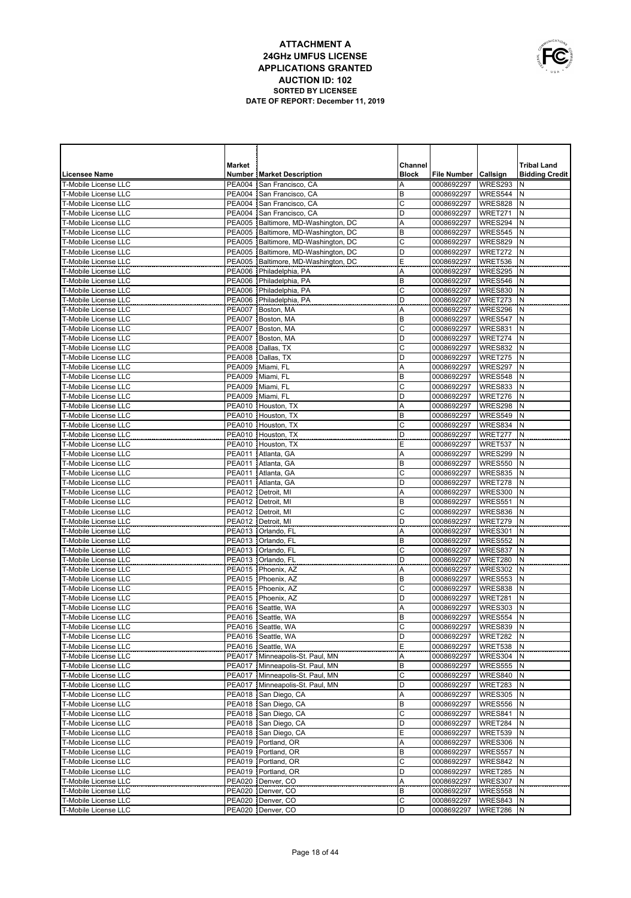# ATTACHMENT A
## 24GHz UMFUS LICENSE
## APPLICATIONS GRANTED
## AUCTION ID: 102
### SORTED BY LICENSEE
### DATE OF REPORT: December 11, 2019

| Licensee Name | Market Number | Market Description | Channel Block | File Number | Callsign | Tribal Land Bidding Credit |
|---|---|---|---|---|---|---|
| T-Mobile License LLC | PEA004 | San Francisco, CA | A | 0008692297 | WRES293 | N |
| T-Mobile License LLC | PEA004 | San Francisco, CA | B | 0008692297 | WRES544 | N |
| T-Mobile License LLC | PEA004 | San Francisco, CA | C | 0008692297 | WRES828 | N |
| T-Mobile License LLC | PEA004 | San Francisco, CA | D | 0008692297 | WRET271 | N |
| T-Mobile License LLC | PEA005 | Baltimore, MD-Washington, DC | A | 0008692297 | WRES294 | N |
| T-Mobile License LLC | PEA005 | Baltimore, MD-Washington, DC | B | 0008692297 | WRES545 | N |
| T-Mobile License LLC | PEA005 | Baltimore, MD-Washington, DC | C | 0008692297 | WRES829 | N |
| T-Mobile License LLC | PEA005 | Baltimore, MD-Washington, DC | D | 0008692297 | WRET272 | N |
| T-Mobile License LLC | PEA005 | Baltimore, MD-Washington, DC | E | 0008692297 | WRET536 | N |
| T-Mobile License LLC | PEA006 | Philadelphia, PA | A | 0008692297 | WRES295 | N |
| T-Mobile License LLC | PEA006 | Philadelphia, PA | B | 0008692297 | WRES546 | N |
| T-Mobile License LLC | PEA006 | Philadelphia, PA | C | 0008692297 | WRES830 | N |
| T-Mobile License LLC | PEA006 | Philadelphia, PA | D | 0008692297 | WRET273 | N |
| T-Mobile License LLC | PEA007 | Boston, MA | A | 0008692297 | WRES296 | N |
| T-Mobile License LLC | PEA007 | Boston, MA | B | 0008692297 | WRES547 | N |
| T-Mobile License LLC | PEA007 | Boston, MA | C | 0008692297 | WRES831 | N |
| T-Mobile License LLC | PEA007 | Boston, MA | D | 0008692297 | WRET274 | N |
| T-Mobile License LLC | PEA008 | Dallas, TX | C | 0008692297 | WRES832 | N |
| T-Mobile License LLC | PEA008 | Dallas, TX | D | 0008692297 | WRET275 | N |
| T-Mobile License LLC | PEA009 | Miami, FL | A | 0008692297 | WRES297 | N |
| T-Mobile License LLC | PEA009 | Miami, FL | B | 0008692297 | WRES548 | N |
| T-Mobile License LLC | PEA009 | Miami, FL | C | 0008692297 | WRES833 | N |
| T-Mobile License LLC | PEA009 | Miami, FL | D | 0008692297 | WRET276 | N |
| T-Mobile License LLC | PEA010 | Houston, TX | A | 0008692297 | WRES298 | N |
| T-Mobile License LLC | PEA010 | Houston, TX | B | 0008692297 | WRES549 | N |
| T-Mobile License LLC | PEA010 | Houston, TX | C | 0008692297 | WRES834 | N |
| T-Mobile License LLC | PEA010 | Houston, TX | D | 0008692297 | WRET277 | N |
| T-Mobile License LLC | PEA010 | Houston, TX | E | 0008692297 | WRET537 | N |
| T-Mobile License LLC | PEA011 | Atlanta, GA | A | 0008692297 | WRES299 | N |
| T-Mobile License LLC | PEA011 | Atlanta, GA | B | 0008692297 | WRES550 | N |
| T-Mobile License LLC | PEA011 | Atlanta, GA | C | 0008692297 | WRES835 | N |
| T-Mobile License LLC | PEA011 | Atlanta, GA | D | 0008692297 | WRET278 | N |
| T-Mobile License LLC | PEA012 | Detroit, MI | A | 0008692297 | WRES300 | N |
| T-Mobile License LLC | PEA012 | Detroit, MI | B | 0008692297 | WRES551 | N |
| T-Mobile License LLC | PEA012 | Detroit, MI | C | 0008692297 | WRES836 | N |
| T-Mobile License LLC | PEA012 | Detroit, MI | D | 0008692297 | WRET279 | N |
| T-Mobile License LLC | PEA013 | Orlando, FL | A | 0008692297 | WRES301 | N |
| T-Mobile License LLC | PEA013 | Orlando, FL | B | 0008692297 | WRES552 | N |
| T-Mobile License LLC | PEA013 | Orlando, FL | C | 0008692297 | WRES837 | N |
| T-Mobile License LLC | PEA013 | Orlando, FL | D | 0008692297 | WRET280 | N |
| T-Mobile License LLC | PEA015 | Phoenix, AZ | A | 0008692297 | WRES302 | N |
| T-Mobile License LLC | PEA015 | Phoenix, AZ | B | 0008692297 | WRES553 | N |
| T-Mobile License LLC | PEA015 | Phoenix, AZ | C | 0008692297 | WRES838 | N |
| T-Mobile License LLC | PEA015 | Phoenix, AZ | D | 0008692297 | WRET281 | N |
| T-Mobile License LLC | PEA016 | Seattle, WA | A | 0008692297 | WRES303 | N |
| T-Mobile License LLC | PEA016 | Seattle, WA | B | 0008692297 | WRES554 | N |
| T-Mobile License LLC | PEA016 | Seattle, WA | C | 0008692297 | WRES839 | N |
| T-Mobile License LLC | PEA016 | Seattle, WA | D | 0008692297 | WRET282 | N |
| T-Mobile License LLC | PEA016 | Seattle, WA | E | 0008692297 | WRET538 | N |
| T-Mobile License LLC | PEA017 | Minneapolis-St. Paul, MN | A | 0008692297 | WRES304 | N |
| T-Mobile License LLC | PEA017 | Minneapolis-St. Paul, MN | B | 0008692297 | WRES555 | N |
| T-Mobile License LLC | PEA017 | Minneapolis-St. Paul, MN | C | 0008692297 | WRES840 | N |
| T-Mobile License LLC | PEA017 | Minneapolis-St. Paul, MN | D | 0008692297 | WRET283 | N |
| T-Mobile License LLC | PEA018 | San Diego, CA | A | 0008692297 | WRES305 | N |
| T-Mobile License LLC | PEA018 | San Diego, CA | B | 0008692297 | WRES556 | N |
| T-Mobile License LLC | PEA018 | San Diego, CA | C | 0008692297 | WRES841 | N |
| T-Mobile License LLC | PEA018 | San Diego, CA | D | 0008692297 | WRET284 | N |
| T-Mobile License LLC | PEA018 | San Diego, CA | E | 0008692297 | WRET539 | N |
| T-Mobile License LLC | PEA019 | Portland, OR | A | 0008692297 | WRES306 | N |
| T-Mobile License LLC | PEA019 | Portland, OR | B | 0008692297 | WRES557 | N |
| T-Mobile License LLC | PEA019 | Portland, OR | C | 0008692297 | WRES842 | N |
| T-Mobile License LLC | PEA019 | Portland, OR | D | 0008692297 | WRET285 | N |
| T-Mobile License LLC | PEA020 | Denver, CO | A | 0008692297 | WRES307 | N |
| T-Mobile License LLC | PEA020 | Denver, CO | B | 0008692297 | WRES558 | N |
| T-Mobile License LLC | PEA020 | Denver, CO | C | 0008692297 | WRES843 | N |
| T-Mobile License LLC | PEA020 | Denver, CO | D | 0008692297 | WRET286 | N |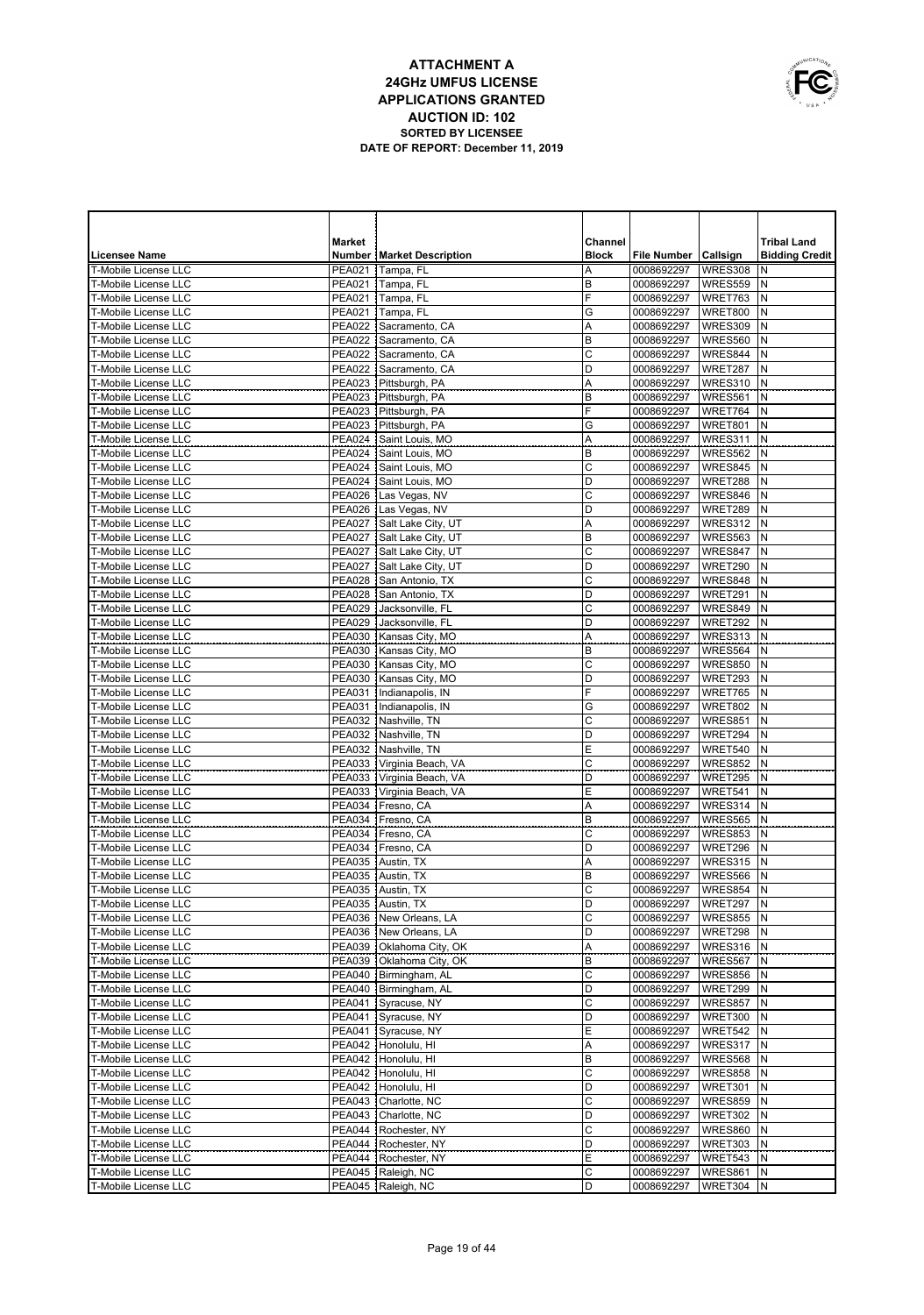# ATTACHMENT A
## 24GHz UMFUS LICENSE
## APPLICATIONS GRANTED
## AUCTION ID: 102
**SORTED BY LICENSEE**
**DATE OF REPORT: December 11, 2019**

| Licensee Name | Market Number | Market Description | Channel Block | File Number | Callsign | Tribal Land Bidding Credit |
|---|---|---|---|---|---|---|
| T-Mobile License LLC | PEA021 | Tampa, FL | A | 0008692297 | WRES308 | N |
| T-Mobile License LLC | PEA021 | Tampa, FL | B | 0008692297 | WRES559 | N |
| T-Mobile License LLC | PEA021 | Tampa, FL | F | 0008692297 | WRET763 | N |
| T-Mobile License LLC | PEA021 | Tampa, FL | G | 0008692297 | WRET800 | N |
| T-Mobile License LLC | PEA022 | Sacramento, CA | A | 0008692297 | WRES309 | N |
| T-Mobile License LLC | PEA022 | Sacramento, CA | B | 0008692297 | WRES560 | N |
| T-Mobile License LLC | PEA022 | Sacramento, CA | C | 0008692297 | WRES844 | N |
| T-Mobile License LLC | PEA022 | Sacramento, CA | D | 0008692297 | WRET287 | N |
| T-Mobile License LLC | PEA023 | Pittsburgh, PA | A | 0008692297 | WRES310 | N |
| T-Mobile License LLC | PEA023 | Pittsburgh, PA | B | 0008692297 | WRES561 | N |
| T-Mobile License LLC | PEA023 | Pittsburgh, PA | F | 0008692297 | WRET764 | N |
| T-Mobile License LLC | PEA023 | Pittsburgh, PA | G | 0008692297 | WRET801 | N |
| T-Mobile License LLC | PEA024 | Saint Louis, MO | A | 0008692297 | WRES311 | N |
| T-Mobile License LLC | PEA024 | Saint Louis, MO | B | 0008692297 | WRES562 | N |
| T-Mobile License LLC | PEA024 | Saint Louis, MO | C | 0008692297 | WRES845 | N |
| T-Mobile License LLC | PEA024 | Saint Louis, MO | D | 0008692297 | WRET288 | N |
| T-Mobile License LLC | PEA026 | Las Vegas, NV | C | 0008692297 | WRES846 | N |
| T-Mobile License LLC | PEA026 | Las Vegas, NV | D | 0008692297 | WRET289 | N |
| T-Mobile License LLC | PEA027 | Salt Lake City, UT | A | 0008692297 | WRES312 | N |
| T-Mobile License LLC | PEA027 | Salt Lake City, UT | B | 0008692297 | WRES563 | N |
| T-Mobile License LLC | PEA027 | Salt Lake City, UT | C | 0008692297 | WRES847 | N |
| T-Mobile License LLC | PEA027 | Salt Lake City, UT | D | 0008692297 | WRET290 | N |
| T-Mobile License LLC | PEA028 | San Antonio, TX | C | 0008692297 | WRES848 | N |
| T-Mobile License LLC | PEA028 | San Antonio, TX | D | 0008692297 | WRET291 | N |
| T-Mobile License LLC | PEA029 | Jacksonville, FL | C | 0008692297 | WRES849 | N |
| T-Mobile License LLC | PEA029 | Jacksonville, FL | D | 0008692297 | WRET292 | N |
| T-Mobile License LLC | PEA030 | Kansas City, MO | A | 0008692297 | WRES313 | N |
| T-Mobile License LLC | PEA030 | Kansas City, MO | B | 0008692297 | WRES564 | N |
| T-Mobile License LLC | PEA030 | Kansas City, MO | C | 0008692297 | WRES850 | N |
| T-Mobile License LLC | PEA030 | Kansas City, MO | D | 0008692297 | WRET293 | N |
| T-Mobile License LLC | PEA031 | Indianapolis, IN | F | 0008692297 | WRET765 | N |
| T-Mobile License LLC | PEA031 | Indianapolis, IN | G | 0008692297 | WRET802 | N |
| T-Mobile License LLC | PEA032 | Nashville, TN | C | 0008692297 | WRES851 | N |
| T-Mobile License LLC | PEA032 | Nashville, TN | D | 0008692297 | WRET294 | N |
| T-Mobile License LLC | PEA032 | Nashville, TN | E | 0008692297 | WRET540 | N |
| T-Mobile License LLC | PEA033 | Virginia Beach, VA | C | 0008692297 | WRES852 | N |
| T-Mobile License LLC | PEA033 | Virginia Beach, VA | D | 0008692297 | WRET295 | N |
| T-Mobile License LLC | PEA033 | Virginia Beach, VA | E | 0008692297 | WRET541 | N |
| T-Mobile License LLC | PEA034 | Fresno, CA | A | 0008692297 | WRES314 | N |
| T-Mobile License LLC | PEA034 | Fresno, CA | B | 0008692297 | WRES565 | N |
| T-Mobile License LLC | PEA034 | Fresno, CA | C | 0008692297 | WRES853 | N |
| T-Mobile License LLC | PEA034 | Fresno, CA | D | 0008692297 | WRET296 | N |
| T-Mobile License LLC | PEA035 | Austin, TX | A | 0008692297 | WRES315 | N |
| T-Mobile License LLC | PEA035 | Austin, TX | B | 0008692297 | WRES566 | N |
| T-Mobile License LLC | PEA035 | Austin, TX | C | 0008692297 | WRES854 | N |
| T-Mobile License LLC | PEA035 | Austin, TX | D | 0008692297 | WRET297 | N |
| T-Mobile License LLC | PEA036 | New Orleans, LA | C | 0008692297 | WRES855 | N |
| T-Mobile License LLC | PEA036 | New Orleans, LA | D | 0008692297 | WRET298 | N |
| T-Mobile License LLC | PEA039 | Oklahoma City, OK | A | 0008692297 | WRES316 | N |
| T-Mobile License LLC | PEA039 | Oklahoma City, OK | B | 0008692297 | WRES567 | N |
| T-Mobile License LLC | PEA040 | Birmingham, AL | C | 0008692297 | WRES856 | N |
| T-Mobile License LLC | PEA040 | Birmingham, AL | D | 0008692297 | WRET299 | N |
| T-Mobile License LLC | PEA041 | Syracuse, NY | C | 0008692297 | WRES857 | N |
| T-Mobile License LLC | PEA041 | Syracuse, NY | D | 0008692297 | WRET300 | N |
| T-Mobile License LLC | PEA041 | Syracuse, NY | E | 0008692297 | WRET542 | N |
| T-Mobile License LLC | PEA042 | Honolulu, HI | A | 0008692297 | WRES317 | N |
| T-Mobile License LLC | PEA042 | Honolulu, HI | B | 0008692297 | WRES568 | N |
| T-Mobile License LLC | PEA042 | Honolulu, HI | C | 0008692297 | WRES858 | N |
| T-Mobile License LLC | PEA042 | Honolulu, HI | D | 0008692297 | WRET301 | N |
| T-Mobile License LLC | PEA043 | Charlotte, NC | C | 0008692297 | WRES859 | N |
| T-Mobile License LLC | PEA043 | Charlotte, NC | D | 0008692297 | WRET302 | N |
| T-Mobile License LLC | PEA044 | Rochester, NY | C | 0008692297 | WRES860 | N |
| T-Mobile License LLC | PEA044 | Rochester, NY | D | 0008692297 | WRET303 | N |
| T-Mobile License LLC | PEA044 | Rochester, NY | E | 0008692297 | WRET543 | N |
| T-Mobile License LLC | PEA045 | Raleigh, NC | C | 0008692297 | WRES861 | N |
| T-Mobile License LLC | PEA045 | Raleigh, NC | D | 0008692297 | WRET304 | N |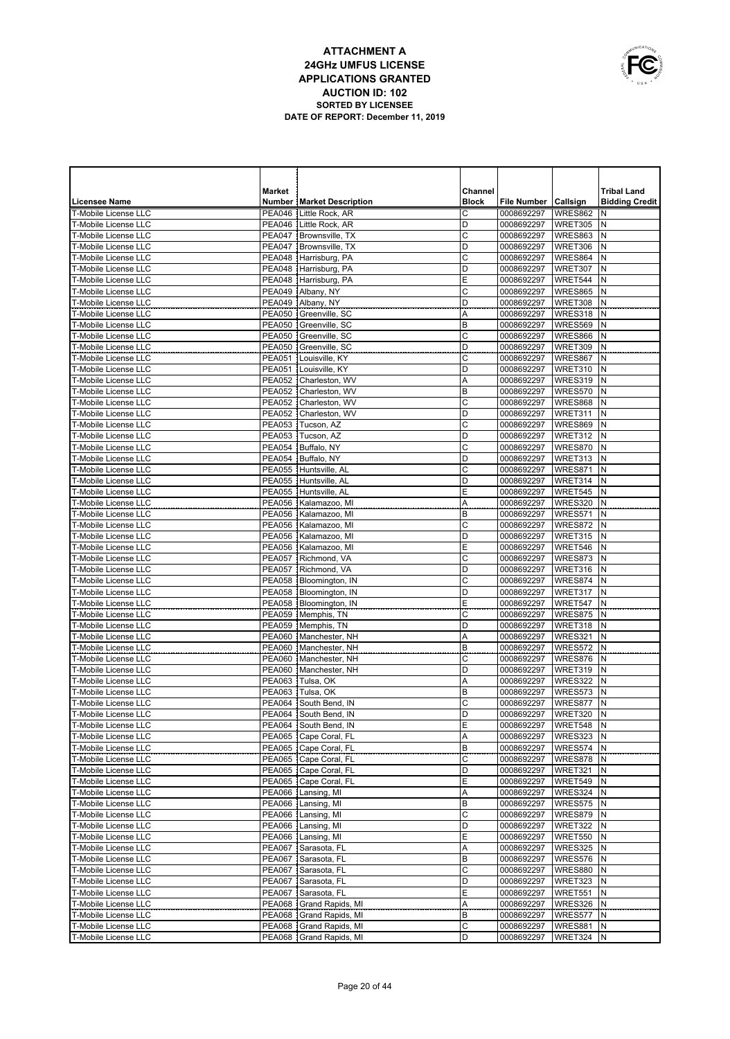# ATTACHMENT A
## 24GHz UMFUS LICENSE APPLICATIONS GRANTED
## AUCTION ID: 102
### SORTED BY LICENSEE
### DATE OF REPORT: December 11, 2019

| Licensee Name | Market Number | Market Description | Channel Block | File Number | Callsign | Tribal Land Bidding Credit |
|---|---|---|---|---|---|---|
| T-Mobile License LLC | PEA046 | Little Rock, AR | C | 0008692297 | WRES862 | N |
| T-Mobile License LLC | PEA046 | Little Rock, AR | D | 0008692297 | WRET305 | N |
| T-Mobile License LLC | PEA047 | Brownsville, TX | C | 0008692297 | WRES863 | N |
| T-Mobile License LLC | PEA047 | Brownsville, TX | D | 0008692297 | WRET306 | N |
| T-Mobile License LLC | PEA048 | Harrisburg, PA | C | 0008692297 | WRES864 | N |
| T-Mobile License LLC | PEA048 | Harrisburg, PA | D | 0008692297 | WRET307 | N |
| T-Mobile License LLC | PEA048 | Harrisburg, PA | E | 0008692297 | WRET544 | N |
| T-Mobile License LLC | PEA049 | Albany, NY | C | 0008692297 | WRES865 | N |
| T-Mobile License LLC | PEA049 | Albany, NY | D | 0008692297 | WRET308 | N |
| T-Mobile License LLC | PEA050 | Greenville, SC | A | 0008692297 | WRES318 | N |
| T-Mobile License LLC | PEA050 | Greenville, SC | B | 0008692297 | WRES569 | N |
| T-Mobile License LLC | PEA050 | Greenville, SC | C | 0008692297 | WRES866 | N |
| T-Mobile License LLC | PEA050 | Greenville, SC | D | 0008692297 | WRET309 | N |
| T-Mobile License LLC | PEA051 | Louisville, KY | C | 0008692297 | WRES867 | N |
| T-Mobile License LLC | PEA051 | Louisville, KY | D | 0008692297 | WRET310 | N |
| T-Mobile License LLC | PEA052 | Charleston, WV | A | 0008692297 | WRES319 | N |
| T-Mobile License LLC | PEA052 | Charleston, WV | B | 0008692297 | WRES570 | N |
| T-Mobile License LLC | PEA052 | Charleston, WV | C | 0008692297 | WRES868 | N |
| T-Mobile License LLC | PEA052 | Charleston, WV | D | 0008692297 | WRET311 | N |
| T-Mobile License LLC | PEA053 | Tucson, AZ | C | 0008692297 | WRES869 | N |
| T-Mobile License LLC | PEA053 | Tucson, AZ | D | 0008692297 | WRET312 | N |
| T-Mobile License LLC | PEA054 | Buffalo, NY | C | 0008692297 | WRES870 | N |
| T-Mobile License LLC | PEA054 | Buffalo, NY | D | 0008692297 | WRET313 | N |
| T-Mobile License LLC | PEA055 | Huntsville, AL | C | 0008692297 | WRES871 | N |
| T-Mobile License LLC | PEA055 | Huntsville, AL | D | 0008692297 | WRET314 | N |
| T-Mobile License LLC | PEA055 | Huntsville, AL | E | 0008692297 | WRET545 | N |
| T-Mobile License LLC | PEA056 | Kalamazoo, MI | A | 0008692297 | WRES320 | N |
| T-Mobile License LLC | PEA056 | Kalamazoo, MI | B | 0008692297 | WRES571 | N |
| T-Mobile License LLC | PEA056 | Kalamazoo, MI | C | 0008692297 | WRES872 | N |
| T-Mobile License LLC | PEA056 | Kalamazoo, MI | D | 0008692297 | WRET315 | N |
| T-Mobile License LLC | PEA056 | Kalamazoo, MI | E | 0008692297 | WRET546 | N |
| T-Mobile License LLC | PEA057 | Richmond, VA | C | 0008692297 | WRES873 | N |
| T-Mobile License LLC | PEA057 | Richmond, VA | D | 0008692297 | WRET316 | N |
| T-Mobile License LLC | PEA058 | Bloomington, IN | C | 0008692297 | WRES874 | N |
| T-Mobile License LLC | PEA058 | Bloomington, IN | D | 0008692297 | WRET317 | N |
| T-Mobile License LLC | PEA058 | Bloomington, IN | E | 0008692297 | WRET547 | N |
| T-Mobile License LLC | PEA059 | Memphis, TN | C | 0008692297 | WRES875 | N |
| T-Mobile License LLC | PEA059 | Memphis, TN | D | 0008692297 | WRET318 | N |
| T-Mobile License LLC | PEA060 | Manchester, NH | A | 0008692297 | WRES321 | N |
| T-Mobile License LLC | PEA060 | Manchester, NH | B | 0008692297 | WRES572 | N |
| T-Mobile License LLC | PEA060 | Manchester, NH | C | 0008692297 | WRES876 | N |
| T-Mobile License LLC | PEA060 | Manchester, NH | D | 0008692297 | WRET319 | N |
| T-Mobile License LLC | PEA063 | Tulsa, OK | A | 0008692297 | WRES322 | N |
| T-Mobile License LLC | PEA063 | Tulsa, OK | B | 0008692297 | WRES573 | N |
| T-Mobile License LLC | PEA064 | South Bend, IN | C | 0008692297 | WRES877 | N |
| T-Mobile License LLC | PEA064 | South Bend, IN | D | 0008692297 | WRET320 | N |
| T-Mobile License LLC | PEA064 | South Bend, IN | E | 0008692297 | WRET548 | N |
| T-Mobile License LLC | PEA065 | Cape Coral, FL | A | 0008692297 | WRES323 | N |
| T-Mobile License LLC | PEA065 | Cape Coral, FL | B | 0008692297 | WRES574 | N |
| T-Mobile License LLC | PEA065 | Cape Coral, FL | C | 0008692297 | WRES878 | N |
| T-Mobile License LLC | PEA065 | Cape Coral, FL | D | 0008692297 | WRET321 | N |
| T-Mobile License LLC | PEA065 | Cape Coral, FL | E | 0008692297 | WRET549 | N |
| T-Mobile License LLC | PEA066 | Lansing, MI | A | 0008692297 | WRES324 | N |
| T-Mobile License LLC | PEA066 | Lansing, MI | B | 0008692297 | WRES575 | N |
| T-Mobile License LLC | PEA066 | Lansing, MI | C | 0008692297 | WRES879 | N |
| T-Mobile License LLC | PEA066 | Lansing, MI | D | 0008692297 | WRET322 | N |
| T-Mobile License LLC | PEA066 | Lansing, MI | E | 0008692297 | WRET550 | N |
| T-Mobile License LLC | PEA067 | Sarasota, FL | A | 0008692297 | WRES325 | N |
| T-Mobile License LLC | PEA067 | Sarasota, FL | B | 0008692297 | WRES576 | N |
| T-Mobile License LLC | PEA067 | Sarasota, FL | C | 0008692297 | WRES880 | N |
| T-Mobile License LLC | PEA067 | Sarasota, FL | D | 0008692297 | WRET323 | N |
| T-Mobile License LLC | PEA067 | Sarasota, FL | E | 0008692297 | WRET551 | N |
| T-Mobile License LLC | PEA068 | Grand Rapids, MI | A | 0008692297 | WRES326 | N |
| T-Mobile License LLC | PEA068 | Grand Rapids, MI | B | 0008692297 | WRES577 | N |
| T-Mobile License LLC | PEA068 | Grand Rapids, MI | C | 0008692297 | WRES881 | N |
| T-Mobile License LLC | PEA068 | Grand Rapids, MI | D | 0008692297 | WRET324 | N |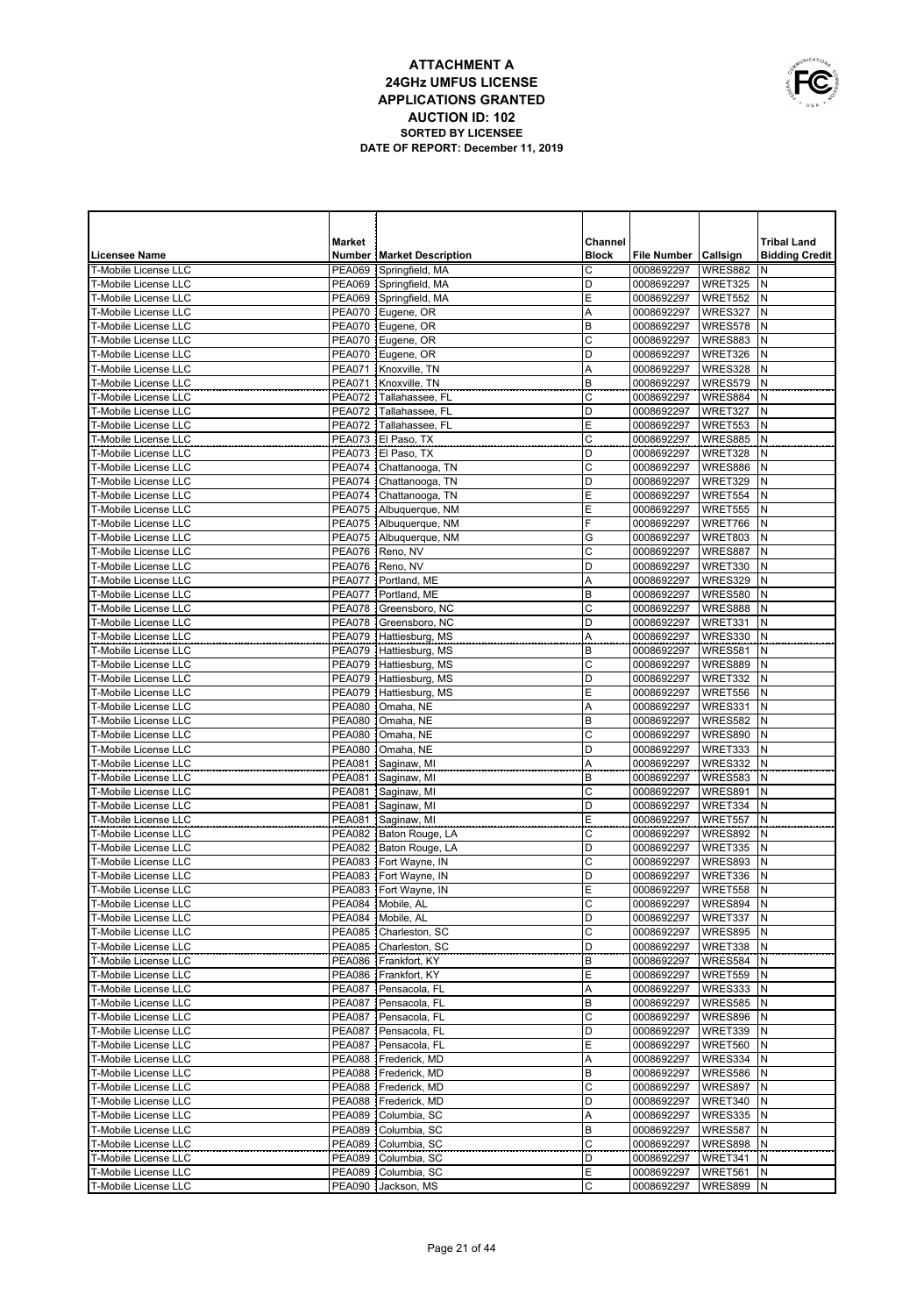# ATTACHMENT A
## 24GHz UMFUS LICENSE
## APPLICATIONS GRANTED
## AUCTION ID: 102
### SORTED BY LICENSEE
### DATE OF REPORT: December 11, 2019

| Licensee Name | Market Number | Market Description | Channel Block | File Number | Callsign | Tribal Land Bidding Credit |
|---|---|---|---|---|---|---|
| T-Mobile License LLC | PEA069 | Springfield, MA | C | 0008692297 | WRES882 | N |
| T-Mobile License LLC | PEA069 | Springfield, MA | D | 0008692297 | WRET325 | N |
| T-Mobile License LLC | PEA069 | Springfield, MA | E | 0008692297 | WRET552 | N |
| T-Mobile License LLC | PEA070 | Eugene, OR | A | 0008692297 | WRES327 | N |
| T-Mobile License LLC | PEA070 | Eugene, OR | B | 0008692297 | WRES578 | N |
| T-Mobile License LLC | PEA070 | Eugene, OR | C | 0008692297 | WRES883 | N |
| T-Mobile License LLC | PEA070 | Eugene, OR | D | 0008692297 | WRET326 | N |
| T-Mobile License LLC | PEA071 | Knoxville, TN | A | 0008692297 | WRES328 | N |
| T-Mobile License LLC | PEA071 | Knoxville, TN | B | 0008692297 | WRES579 | N |
| T-Mobile License LLC | PEA072 | Tallahassee, FL | C | 0008692297 | WRES884 | N |
| T-Mobile License LLC | PEA072 | Tallahassee, FL | D | 0008692297 | WRET327 | N |
| T-Mobile License LLC | PEA072 | Tallahassee, FL | E | 0008692297 | WRET553 | N |
| T-Mobile License LLC | PEA073 | El Paso, TX | C | 0008692297 | WRES885 | N |
| T-Mobile License LLC | PEA073 | El Paso, TX | D | 0008692297 | WRET328 | N |
| T-Mobile License LLC | PEA074 | Chattanooga, TN | C | 0008692297 | WRES886 | N |
| T-Mobile License LLC | PEA074 | Chattanooga, TN | D | 0008692297 | WRET329 | N |
| T-Mobile License LLC | PEA074 | Chattanooga, TN | E | 0008692297 | WRET554 | N |
| T-Mobile License LLC | PEA075 | Albuquerque, NM | E | 0008692297 | WRET555 | N |
| T-Mobile License LLC | PEA075 | Albuquerque, NM | F | 0008692297 | WRET766 | N |
| T-Mobile License LLC | PEA075 | Albuquerque, NM | G | 0008692297 | WRET803 | N |
| T-Mobile License LLC | PEA076 | Reno, NV | C | 0008692297 | WRES887 | N |
| T-Mobile License LLC | PEA076 | Reno, NV | D | 0008692297 | WRET330 | N |
| T-Mobile License LLC | PEA077 | Portland, ME | A | 0008692297 | WRES329 | N |
| T-Mobile License LLC | PEA077 | Portland, ME | B | 0008692297 | WRES580 | N |
| T-Mobile License LLC | PEA078 | Greensboro, NC | C | 0008692297 | WRES888 | N |
| T-Mobile License LLC | PEA078 | Greensboro, NC | D | 0008692297 | WRET331 | N |
| T-Mobile License LLC | PEA079 | Hattiesburg, MS | A | 0008692297 | WRES330 | N |
| T-Mobile License LLC | PEA079 | Hattiesburg, MS | B | 0008692297 | WRES581 | N |
| T-Mobile License LLC | PEA079 | Hattiesburg, MS | C | 0008692297 | WRES889 | N |
| T-Mobile License LLC | PEA079 | Hattiesburg, MS | D | 0008692297 | WRET332 | N |
| T-Mobile License LLC | PEA079 | Hattiesburg, MS | E | 0008692297 | WRET556 | N |
| T-Mobile License LLC | PEA080 | Omaha, NE | A | 0008692297 | WRES331 | N |
| T-Mobile License LLC | PEA080 | Omaha, NE | B | 0008692297 | WRES582 | N |
| T-Mobile License LLC | PEA080 | Omaha, NE | C | 0008692297 | WRES890 | N |
| T-Mobile License LLC | PEA080 | Omaha, NE | D | 0008692297 | WRET333 | N |
| T-Mobile License LLC | PEA081 | Saginaw, MI | A | 0008692297 | WRES332 | N |
| T-Mobile License LLC | PEA081 | Saginaw, MI | B | 0008692297 | WRES583 | N |
| T-Mobile License LLC | PEA081 | Saginaw, MI | C | 0008692297 | WRES891 | N |
| T-Mobile License LLC | PEA081 | Saginaw, MI | D | 0008692297 | WRET334 | N |
| T-Mobile License LLC | PEA081 | Saginaw, MI | E | 0008692297 | WRET557 | N |
| T-Mobile License LLC | PEA082 | Baton Rouge, LA | C | 0008692297 | WRES892 | N |
| T-Mobile License LLC | PEA082 | Baton Rouge, LA | D | 0008692297 | WRET335 | N |
| T-Mobile License LLC | PEA083 | Fort Wayne, IN | C | 0008692297 | WRES893 | N |
| T-Mobile License LLC | PEA083 | Fort Wayne, IN | D | 0008692297 | WRET336 | N |
| T-Mobile License LLC | PEA083 | Fort Wayne, IN | E | 0008692297 | WRET558 | N |
| T-Mobile License LLC | PEA084 | Mobile, AL | C | 0008692297 | WRES894 | N |
| T-Mobile License LLC | PEA084 | Mobile, AL | D | 0008692297 | WRET337 | N |
| T-Mobile License LLC | PEA085 | Charleston, SC | C | 0008692297 | WRES895 | N |
| T-Mobile License LLC | PEA085 | Charleston, SC | D | 0008692297 | WRET338 | N |
| T-Mobile License LLC | PEA086 | Frankfort, KY | B | 0008692297 | WRES584 | N |
| T-Mobile License LLC | PEA086 | Frankfort, KY | E | 0008692297 | WRET559 | N |
| T-Mobile License LLC | PEA087 | Pensacola, FL | A | 0008692297 | WRES333 | N |
| T-Mobile License LLC | PEA087 | Pensacola, FL | B | 0008692297 | WRES585 | N |
| T-Mobile License LLC | PEA087 | Pensacola, FL | C | 0008692297 | WRES896 | N |
| T-Mobile License LLC | PEA087 | Pensacola, FL | D | 0008692297 | WRET339 | N |
| T-Mobile License LLC | PEA087 | Pensacola, FL | E | 0008692297 | WRET560 | N |
| T-Mobile License LLC | PEA088 | Frederick, MD | A | 0008692297 | WRES334 | N |
| T-Mobile License LLC | PEA088 | Frederick, MD | B | 0008692297 | WRES586 | N |
| T-Mobile License LLC | PEA088 | Frederick, MD | C | 0008692297 | WRES897 | N |
| T-Mobile License LLC | PEA088 | Frederick, MD | D | 0008692297 | WRET340 | N |
| T-Mobile License LLC | PEA089 | Columbia, SC | A | 0008692297 | WRES335 | N |
| T-Mobile License LLC | PEA089 | Columbia, SC | B | 0008692297 | WRES587 | N |
| T-Mobile License LLC | PEA089 | Columbia, SC | C | 0008692297 | WRES898 | N |
| T-Mobile License LLC | PEA089 | Columbia, SC | D | 0008692297 | WRET341 | N |
| T-Mobile License LLC | PEA089 | Columbia, SC | E | 0008692297 | WRET561 | N |
| T-Mobile License LLC | PEA090 | Jackson, MS | C | 0008692297 | WRES899 | N |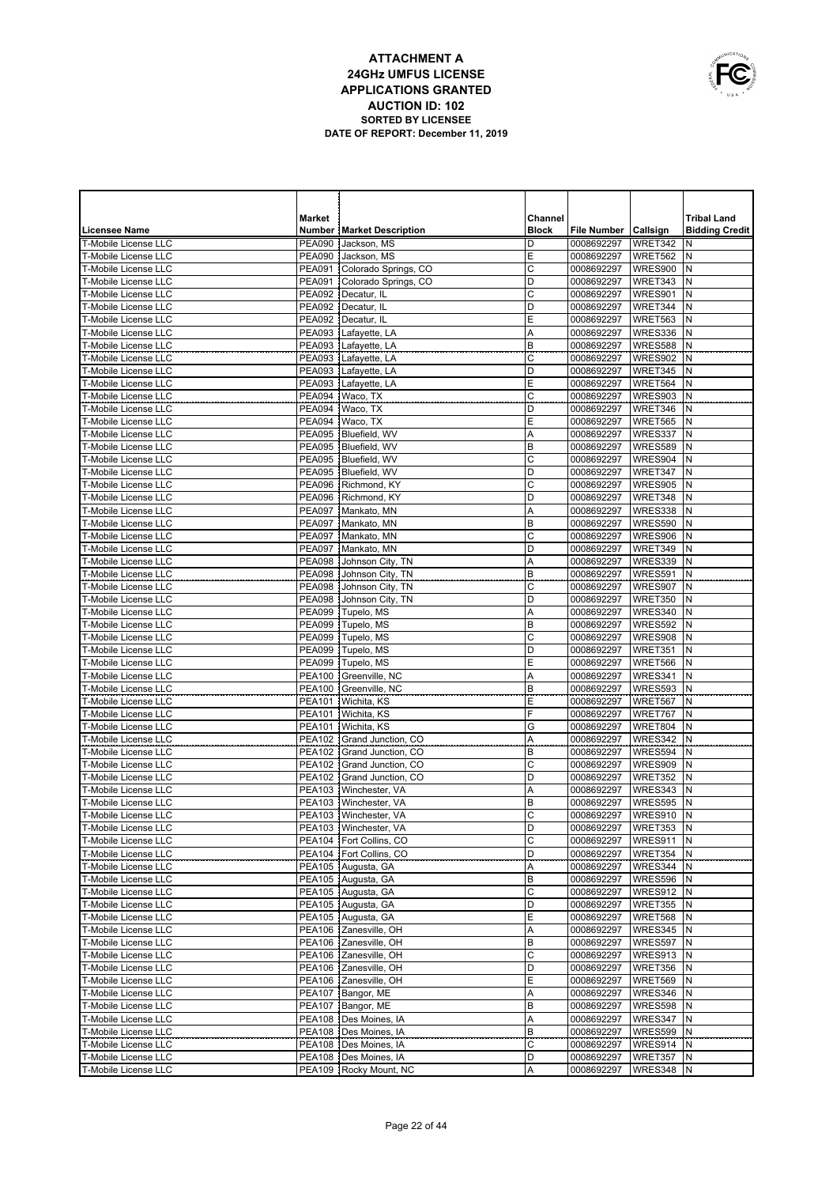# ATTACHMENT A
## 24GHz UMFUS LICENSE
## APPLICATIONS GRANTED
## AUCTION ID: 102
### SORTED BY LICENSEE
### DATE OF REPORT: December 11, 2019

| Licensee Name | Market Number | Market Description | Channel Block | File Number | Callsign | Tribal Land Bidding Credit |
|---|---|---|---|---|---|---|
| T-Mobile License LLC | PEA090 | Jackson, MS | D | 0008692297 | WRET342 | N |
| T-Mobile License LLC | PEA090 | Jackson, MS | E | 0008692297 | WRET562 | N |
| T-Mobile License LLC | PEA091 | Colorado Springs, CO | C | 0008692297 | WRES900 | N |
| T-Mobile License LLC | PEA091 | Colorado Springs, CO | D | 0008692297 | WRET343 | N |
| T-Mobile License LLC | PEA092 | Decatur, IL | C | 0008692297 | WRES901 | N |
| T-Mobile License LLC | PEA092 | Decatur, IL | D | 0008692297 | WRET344 | N |
| T-Mobile License LLC | PEA092 | Decatur, IL | E | 0008692297 | WRET563 | N |
| T-Mobile License LLC | PEA093 | Lafayette, LA | A | 0008692297 | WRES336 | N |
| T-Mobile License LLC | PEA093 | Lafayette, LA | B | 0008692297 | WRES588 | N |
| T-Mobile License LLC | PEA093 | Lafayette, LA | C | 0008692297 | WRES902 | N |
| T-Mobile License LLC | PEA093 | Lafayette, LA | D | 0008692297 | WRET345 | N |
| T-Mobile License LLC | PEA093 | Lafayette, LA | E | 0008692297 | WRET564 | N |
| T-Mobile License LLC | PEA094 | Waco, TX | C | 0008692297 | WRES903 | N |
| T-Mobile License LLC | PEA094 | Waco, TX | D | 0008692297 | WRET346 | N |
| T-Mobile License LLC | PEA094 | Waco, TX | E | 0008692297 | WRET565 | N |
| T-Mobile License LLC | PEA095 | Bluefield, WV | A | 0008692297 | WRES337 | N |
| T-Mobile License LLC | PEA095 | Bluefield, WV | B | 0008692297 | WRES589 | N |
| T-Mobile License LLC | PEA095 | Bluefield, WV | C | 0008692297 | WRES904 | N |
| T-Mobile License LLC | PEA095 | Bluefield, WV | D | 0008692297 | WRET347 | N |
| T-Mobile License LLC | PEA096 | Richmond, KY | C | 0008692297 | WRES905 | N |
| T-Mobile License LLC | PEA096 | Richmond, KY | D | 0008692297 | WRET348 | N |
| T-Mobile License LLC | PEA097 | Mankato, MN | A | 0008692297 | WRES338 | N |
| T-Mobile License LLC | PEA097 | Mankato, MN | B | 0008692297 | WRES590 | N |
| T-Mobile License LLC | PEA097 | Mankato, MN | C | 0008692297 | WRES906 | N |
| T-Mobile License LLC | PEA097 | Mankato, MN | D | 0008692297 | WRET349 | N |
| T-Mobile License LLC | PEA098 | Johnson City, TN | A | 0008692297 | WRES339 | N |
| T-Mobile License LLC | PEA098 | Johnson City, TN | B | 0008692297 | WRES591 | N |
| T-Mobile License LLC | PEA098 | Johnson City, TN | C | 0008692297 | WRES907 | N |
| T-Mobile License LLC | PEA098 | Johnson City, TN | D | 0008692297 | WRET350 | N |
| T-Mobile License LLC | PEA099 | Tupelo, MS | A | 0008692297 | WRES340 | N |
| T-Mobile License LLC | PEA099 | Tupelo, MS | B | 0008692297 | WRES592 | N |
| T-Mobile License LLC | PEA099 | Tupelo, MS | C | 0008692297 | WRES908 | N |
| T-Mobile License LLC | PEA099 | Tupelo, MS | D | 0008692297 | WRET351 | N |
| T-Mobile License LLC | PEA099 | Tupelo, MS | E | 0008692297 | WRET566 | N |
| T-Mobile License LLC | PEA100 | Greenville, NC | A | 0008692297 | WRES341 | N |
| T-Mobile License LLC | PEA100 | Greenville, NC | B | 0008692297 | WRES593 | N |
| T-Mobile License LLC | PEA101 | Wichita, KS | E | 0008692297 | WRET567 | N |
| T-Mobile License LLC | PEA101 | Wichita, KS | F | 0008692297 | WRET767 | N |
| T-Mobile License LLC | PEA101 | Wichita, KS | G | 0008692297 | WRET804 | N |
| T-Mobile License LLC | PEA102 | Grand Junction, CO | A | 0008692297 | WRES342 | N |
| T-Mobile License LLC | PEA102 | Grand Junction, CO | B | 0008692297 | WRES594 | N |
| T-Mobile License LLC | PEA102 | Grand Junction, CO | C | 0008692297 | WRES909 | N |
| T-Mobile License LLC | PEA102 | Grand Junction, CO | D | 0008692297 | WRET352 | N |
| T-Mobile License LLC | PEA103 | Winchester, VA | A | 0008692297 | WRES343 | N |
| T-Mobile License LLC | PEA103 | Winchester, VA | B | 0008692297 | WRES595 | N |
| T-Mobile License LLC | PEA103 | Winchester, VA | C | 0008692297 | WRES910 | N |
| T-Mobile License LLC | PEA103 | Winchester, VA | D | 0008692297 | WRET353 | N |
| T-Mobile License LLC | PEA104 | Fort Collins, CO | C | 0008692297 | WRES911 | N |
| T-Mobile License LLC | PEA104 | Fort Collins, CO | D | 0008692297 | WRET354 | N |
| T-Mobile License LLC | PEA105 | Augusta, GA | A | 0008692297 | WRES344 | N |
| T-Mobile License LLC | PEA105 | Augusta, GA | B | 0008692297 | WRES596 | N |
| T-Mobile License LLC | PEA105 | Augusta, GA | C | 0008692297 | WRES912 | N |
| T-Mobile License LLC | PEA105 | Augusta, GA | D | 0008692297 | WRET355 | N |
| T-Mobile License LLC | PEA105 | Augusta, GA | E | 0008692297 | WRET568 | N |
| T-Mobile License LLC | PEA106 | Zanesville, OH | A | 0008692297 | WRES345 | N |
| T-Mobile License LLC | PEA106 | Zanesville, OH | B | 0008692297 | WRES597 | N |
| T-Mobile License LLC | PEA106 | Zanesville, OH | C | 0008692297 | WRES913 | N |
| T-Mobile License LLC | PEA106 | Zanesville, OH | D | 0008692297 | WRET356 | N |
| T-Mobile License LLC | PEA106 | Zanesville, OH | E | 0008692297 | WRET569 | N |
| T-Mobile License LLC | PEA107 | Bangor, ME | A | 0008692297 | WRES346 | N |
| T-Mobile License LLC | PEA107 | Bangor, ME | B | 0008692297 | WRES598 | N |
| T-Mobile License LLC | PEA108 | Des Moines, IA | A | 0008692297 | WRES347 | N |
| T-Mobile License LLC | PEA108 | Des Moines, IA | B | 0008692297 | WRES599 | N |
| T-Mobile License LLC | PEA108 | Des Moines, IA | C | 0008692297 | WRES914 | N |
| T-Mobile License LLC | PEA108 | Des Moines, IA | D | 0008692297 | WRET357 | N |
| T-Mobile License LLC | PEA109 | Rocky Mount, NC | A | 0008692297 | WRES348 | N |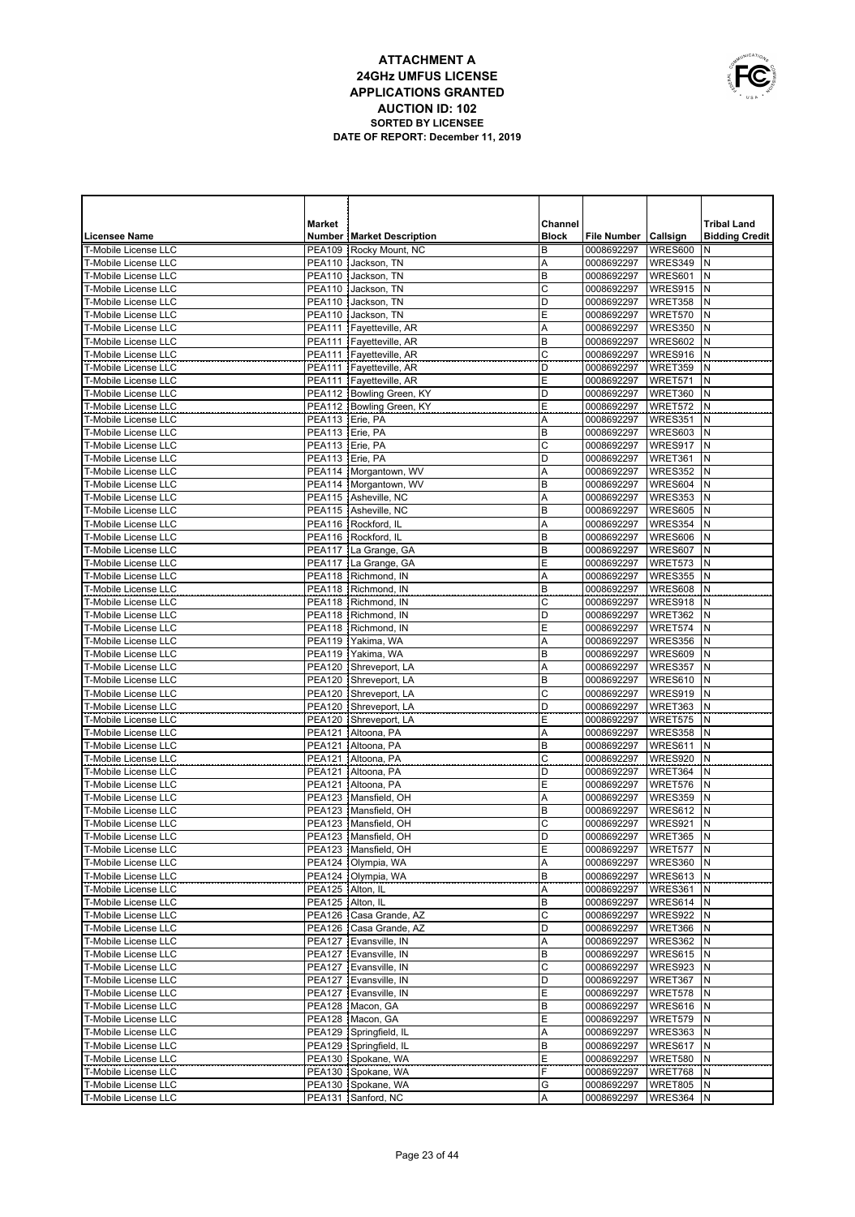# ATTACHMENT A
## 24GHz UMFUS LICENSE
## APPLICATIONS GRANTED
## AUCTION ID: 102
### SORTED BY LICENSEE
### DATE OF REPORT: December 11, 2019

| Licensee Name | Market Number | Market Description | Channel Block | File Number | Callsign | Tribal Land Bidding Credit |
|---|---|---|---|---|---|---|
| T-Mobile License LLC | PEA109 | Rocky Mount, NC | B | 0008692297 | WRES600 | N |
| T-Mobile License LLC | PEA110 | Jackson, TN | A | 0008692297 | WRES349 | N |
| T-Mobile License LLC | PEA110 | Jackson, TN | B | 0008692297 | WRES601 | N |
| T-Mobile License LLC | PEA110 | Jackson, TN | C | 0008692297 | WRES915 | N |
| T-Mobile License LLC | PEA110 | Jackson, TN | D | 0008692297 | WRET358 | N |
| T-Mobile License LLC | PEA110 | Jackson, TN | E | 0008692297 | WRET570 | N |
| T-Mobile License LLC | PEA111 | Fayetteville, AR | A | 0008692297 | WRES350 | N |
| T-Mobile License LLC | PEA111 | Fayetteville, AR | B | 0008692297 | WRES602 | N |
| T-Mobile License LLC | PEA111 | Fayetteville, AR | C | 0008692297 | WRES916 | N |
| T-Mobile License LLC | PEA111 | Fayetteville, AR | D | 0008692297 | WRET359 | N |
| T-Mobile License LLC | PEA111 | Fayetteville, AR | E | 0008692297 | WRET571 | N |
| T-Mobile License LLC | PEA112 | Bowling Green, KY | D | 0008692297 | WRET360 | N |
| T-Mobile License LLC | PEA112 | Bowling Green, KY | E | 0008692297 | WRET572 | N |
| T-Mobile License LLC | PEA113 | Erie, PA | A | 0008692297 | WRES351 | N |
| T-Mobile License LLC | PEA113 | Erie, PA | B | 0008692297 | WRES603 | N |
| T-Mobile License LLC | PEA113 | Erie, PA | C | 0008692297 | WRES917 | N |
| T-Mobile License LLC | PEA113 | Erie, PA | D | 0008692297 | WRET361 | N |
| T-Mobile License LLC | PEA114 | Morgantown, WV | A | 0008692297 | WRES352 | N |
| T-Mobile License LLC | PEA114 | Morgantown, WV | B | 0008692297 | WRES604 | N |
| T-Mobile License LLC | PEA115 | Asheville, NC | A | 0008692297 | WRES353 | N |
| T-Mobile License LLC | PEA115 | Asheville, NC | B | 0008692297 | WRES605 | N |
| T-Mobile License LLC | PEA116 | Rockford, IL | A | 0008692297 | WRES354 | N |
| T-Mobile License LLC | PEA116 | Rockford, IL | B | 0008692297 | WRES606 | N |
| T-Mobile License LLC | PEA117 | La Grange, GA | B | 0008692297 | WRES607 | N |
| T-Mobile License LLC | PEA117 | La Grange, GA | E | 0008692297 | WRET573 | N |
| T-Mobile License LLC | PEA118 | Richmond, IN | A | 0008692297 | WRES355 | N |
| T-Mobile License LLC | PEA118 | Richmond, IN | B | 0008692297 | WRES608 | N |
| T-Mobile License LLC | PEA118 | Richmond, IN | C | 0008692297 | WRES918 | N |
| T-Mobile License LLC | PEA118 | Richmond, IN | D | 0008692297 | WRET362 | N |
| T-Mobile License LLC | PEA118 | Richmond, IN | E | 0008692297 | WRET574 | N |
| T-Mobile License LLC | PEA119 | Yakima, WA | A | 0008692297 | WRES356 | N |
| T-Mobile License LLC | PEA119 | Yakima, WA | B | 0008692297 | WRES609 | N |
| T-Mobile License LLC | PEA120 | Shreveport, LA | A | 0008692297 | WRES357 | N |
| T-Mobile License LLC | PEA120 | Shreveport, LA | B | 0008692297 | WRES610 | N |
| T-Mobile License LLC | PEA120 | Shreveport, LA | C | 0008692297 | WRES919 | N |
| T-Mobile License LLC | PEA120 | Shreveport, LA | D | 0008692297 | WRET363 | N |
| T-Mobile License LLC | PEA120 | Shreveport, LA | E | 0008692297 | WRET575 | N |
| T-Mobile License LLC | PEA121 | Altoona, PA | A | 0008692297 | WRES358 | N |
| T-Mobile License LLC | PEA121 | Altoona, PA | B | 0008692297 | WRES611 | N |
| T-Mobile License LLC | PEA121 | Altoona, PA | C | 0008692297 | WRES920 | N |
| T-Mobile License LLC | PEA121 | Altoona, PA | D | 0008692297 | WRET364 | N |
| T-Mobile License LLC | PEA121 | Altoona, PA | E | 0008692297 | WRET576 | N |
| T-Mobile License LLC | PEA123 | Mansfield, OH | A | 0008692297 | WRES359 | N |
| T-Mobile License LLC | PEA123 | Mansfield, OH | B | 0008692297 | WRES612 | N |
| T-Mobile License LLC | PEA123 | Mansfield, OH | C | 0008692297 | WRES921 | N |
| T-Mobile License LLC | PEA123 | Mansfield, OH | D | 0008692297 | WRET365 | N |
| T-Mobile License LLC | PEA123 | Mansfield, OH | E | 0008692297 | WRET577 | N |
| T-Mobile License LLC | PEA124 | Olympia, WA | A | 0008692297 | WRES360 | N |
| T-Mobile License LLC | PEA124 | Olympia, WA | B | 0008692297 | WRES613 | N |
| T-Mobile License LLC | PEA125 | Alton, IL | A | 0008692297 | WRES361 | N |
| T-Mobile License LLC | PEA125 | Alton, IL | B | 0008692297 | WRES614 | N |
| T-Mobile License LLC | PEA126 | Casa Grande, AZ | C | 0008692297 | WRES922 | N |
| T-Mobile License LLC | PEA126 | Casa Grande, AZ | D | 0008692297 | WRET366 | N |
| T-Mobile License LLC | PEA127 | Evansville, IN | A | 0008692297 | WRES362 | N |
| T-Mobile License LLC | PEA127 | Evansville, IN | B | 0008692297 | WRES615 | N |
| T-Mobile License LLC | PEA127 | Evansville, IN | C | 0008692297 | WRES923 | N |
| T-Mobile License LLC | PEA127 | Evansville, IN | D | 0008692297 | WRET367 | N |
| T-Mobile License LLC | PEA127 | Evansville, IN | E | 0008692297 | WRET578 | N |
| T-Mobile License LLC | PEA128 | Macon, GA | B | 0008692297 | WRES616 | N |
| T-Mobile License LLC | PEA128 | Macon, GA | E | 0008692297 | WRET579 | N |
| T-Mobile License LLC | PEA129 | Springfield, IL | A | 0008692297 | WRES363 | N |
| T-Mobile License LLC | PEA129 | Springfield, IL | B | 0008692297 | WRES617 | N |
| T-Mobile License LLC | PEA130 | Spokane, WA | E | 0008692297 | WRET580 | N |
| T-Mobile License LLC | PEA130 | Spokane, WA | F | 0008692297 | WRET768 | N |
| T-Mobile License LLC | PEA130 | Spokane, WA | G | 0008692297 | WRET805 | N |
| T-Mobile License LLC | PEA131 | Sanford, NC | A | 0008692297 | WRES364 | N |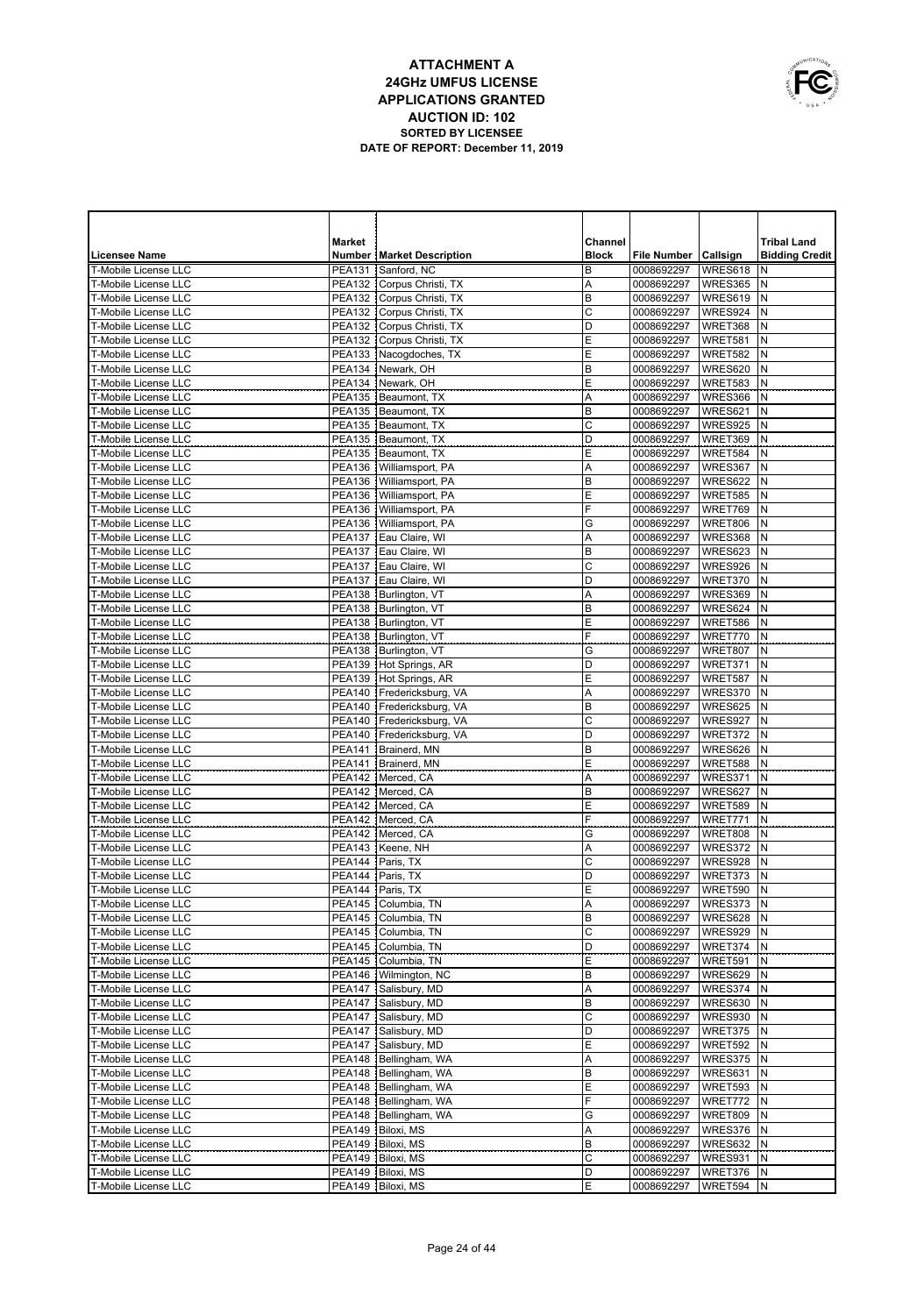# ATTACHMENT A
## 24GHz UMFUS LICENSE APPLICATIONS GRANTED
### AUCTION ID: 102
**SORTED BY LICENSEE**

**DATE OF REPORT: December 11, 2019**

| Licensee Name | Market Number | Market Description | Channel Block | File Number | Callsign | Tribal Land Bidding Credit |
|---|---|---|---|---|---|---|
| T-Mobile License LLC | PEA131 | Sanford, NC | B | 0008692297 | WRES618 | N |
| T-Mobile License LLC | PEA132 | Corpus Christi, TX | A | 0008692297 | WRES365 | N |
| T-Mobile License LLC | PEA132 | Corpus Christi, TX | B | 0008692297 | WRES619 | N |
| T-Mobile License LLC | PEA132 | Corpus Christi, TX | C | 0008692297 | WRES924 | N |
| T-Mobile License LLC | PEA132 | Corpus Christi, TX | D | 0008692297 | WRET368 | N |
| T-Mobile License LLC | PEA132 | Corpus Christi, TX | E | 0008692297 | WRET581 | N |
| T-Mobile License LLC | PEA133 | Nacogdoches, TX | E | 0008692297 | WRET582 | N |
| T-Mobile License LLC | PEA134 | Newark, OH | B | 0008692297 | WRES620 | N |
| T-Mobile License LLC | PEA134 | Newark, OH | E | 0008692297 | WRET583 | N |
| T-Mobile License LLC | PEA135 | Beaumont, TX | A | 0008692297 | WRES366 | N |
| T-Mobile License LLC | PEA135 | Beaumont, TX | B | 0008692297 | WRES621 | N |
| T-Mobile License LLC | PEA135 | Beaumont, TX | C | 0008692297 | WRES925 | N |
| T-Mobile License LLC | PEA135 | Beaumont, TX | D | 0008692297 | WRET369 | N |
| T-Mobile License LLC | PEA135 | Beaumont, TX | E | 0008692297 | WRET584 | N |
| T-Mobile License LLC | PEA136 | Williamsport, PA | A | 0008692297 | WRES367 | N |
| T-Mobile License LLC | PEA136 | Williamsport, PA | B | 0008692297 | WRES622 | N |
| T-Mobile License LLC | PEA136 | Williamsport, PA | E | 0008692297 | WRET585 | N |
| T-Mobile License LLC | PEA136 | Williamsport, PA | F | 0008692297 | WRET769 | N |
| T-Mobile License LLC | PEA136 | Williamsport, PA | G | 0008692297 | WRET806 | N |
| T-Mobile License LLC | PEA137 | Eau Claire, WI | A | 0008692297 | WRES368 | N |
| T-Mobile License LLC | PEA137 | Eau Claire, WI | B | 0008692297 | WRES623 | N |
| T-Mobile License LLC | PEA137 | Eau Claire, WI | C | 0008692297 | WRES926 | N |
| T-Mobile License LLC | PEA137 | Eau Claire, WI | D | 0008692297 | WRET370 | N |
| T-Mobile License LLC | PEA138 | Burlington, VT | A | 0008692297 | WRES369 | N |
| T-Mobile License LLC | PEA138 | Burlington, VT | B | 0008692297 | WRES624 | N |
| T-Mobile License LLC | PEA138 | Burlington, VT | E | 0008692297 | WRET586 | N |
| T-Mobile License LLC | PEA138 | Burlington, VT | F | 0008692297 | WRET770 | N |
| T-Mobile License LLC | PEA138 | Burlington, VT | G | 0008692297 | WRET807 | N |
| T-Mobile License LLC | PEA139 | Hot Springs, AR | D | 0008692297 | WRET371 | N |
| T-Mobile License LLC | PEA139 | Hot Springs, AR | E | 0008692297 | WRET587 | N |
| T-Mobile License LLC | PEA140 | Fredericksburg, VA | A | 0008692297 | WRES370 | N |
| T-Mobile License LLC | PEA140 | Fredericksburg, VA | B | 0008692297 | WRES625 | N |
| T-Mobile License LLC | PEA140 | Fredericksburg, VA | C | 0008692297 | WRES927 | N |
| T-Mobile License LLC | PEA140 | Fredericksburg, VA | D | 0008692297 | WRET372 | N |
| T-Mobile License LLC | PEA141 | Brainerd, MN | B | 0008692297 | WRES626 | N |
| T-Mobile License LLC | PEA141 | Brainerd, MN | E | 0008692297 | WRET588 | N |
| T-Mobile License LLC | PEA142 | Merced, CA | A | 0008692297 | WRES371 | N |
| T-Mobile License LLC | PEA142 | Merced, CA | B | 0008692297 | WRES627 | N |
| T-Mobile License LLC | PEA142 | Merced, CA | E | 0008692297 | WRET589 | N |
| T-Mobile License LLC | PEA142 | Merced, CA | F | 0008692297 | WRET771 | N |
| T-Mobile License LLC | PEA142 | Merced, CA | G | 0008692297 | WRET808 | N |
| T-Mobile License LLC | PEA143 | Keene, NH | A | 0008692297 | WRES372 | N |
| T-Mobile License LLC | PEA144 | Paris, TX | C | 0008692297 | WRES928 | N |
| T-Mobile License LLC | PEA144 | Paris, TX | D | 0008692297 | WRET373 | N |
| T-Mobile License LLC | PEA144 | Paris, TX | E | 0008692297 | WRET590 | N |
| T-Mobile License LLC | PEA145 | Columbia, TN | A | 0008692297 | WRES373 | N |
| T-Mobile License LLC | PEA145 | Columbia, TN | B | 0008692297 | WRES628 | N |
| T-Mobile License LLC | PEA145 | Columbia, TN | C | 0008692297 | WRES929 | N |
| T-Mobile License LLC | PEA145 | Columbia, TN | D | 0008692297 | WRET374 | N |
| T-Mobile License LLC | PEA145 | Columbia, TN | E | 0008692297 | WRET591 | N |
| T-Mobile License LLC | PEA146 | Wilmington, NC | B | 0008692297 | WRES629 | N |
| T-Mobile License LLC | PEA147 | Salisbury, MD | A | 0008692297 | WRES374 | N |
| T-Mobile License LLC | PEA147 | Salisbury, MD | B | 0008692297 | WRES630 | N |
| T-Mobile License LLC | PEA147 | Salisbury, MD | C | 0008692297 | WRES930 | N |
| T-Mobile License LLC | PEA147 | Salisbury, MD | D | 0008692297 | WRET375 | N |
| T-Mobile License LLC | PEA147 | Salisbury, MD | E | 0008692297 | WRET592 | N |
| T-Mobile License LLC | PEA148 | Bellingham, WA | A | 0008692297 | WRES375 | N |
| T-Mobile License LLC | PEA148 | Bellingham, WA | B | 0008692297 | WRES631 | N |
| T-Mobile License LLC | PEA148 | Bellingham, WA | E | 0008692297 | WRET593 | N |
| T-Mobile License LLC | PEA148 | Bellingham, WA | F | 0008692297 | WRET772 | N |
| T-Mobile License LLC | PEA148 | Bellingham, WA | G | 0008692297 | WRET809 | N |
| T-Mobile License LLC | PEA149 | Biloxi, MS | A | 0008692297 | WRES376 | N |
| T-Mobile License LLC | PEA149 | Biloxi, MS | B | 0008692297 | WRES632 | N |
| T-Mobile License LLC | PEA149 | Biloxi, MS | C | 0008692297 | WRES931 | N |
| T-Mobile License LLC | PEA149 | Biloxi, MS | D | 0008692297 | WRET376 | N |
| T-Mobile License LLC | PEA149 | Biloxi, MS | E | 0008692297 | WRET594 | N |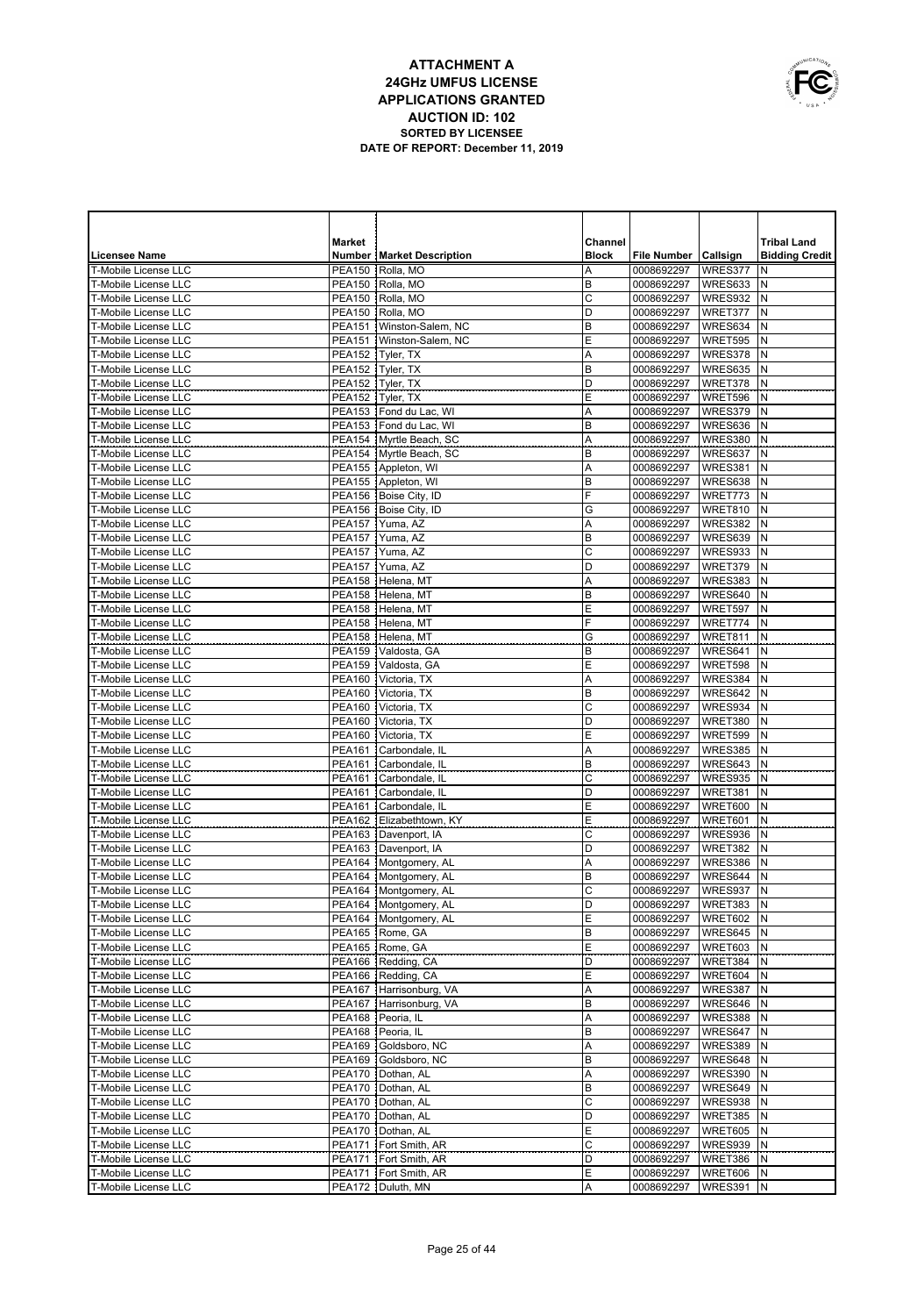# ATTACHMENT A
## 24GHz UMFUS LICENSE
## APPLICATIONS GRANTED
## AUCTION ID: 102
### SORTED BY LICENSEE
### DATE OF REPORT: December 11, 2019

| Licensee Name | Market Number | Market Description | Channel Block | File Number | Callsign | Tribal Land Bidding Credit |
|---|---|---|---|---|---|---|
| T-Mobile License LLC | PEA150 | Rolla, MO | A | 0008692297 | WRES377 | N |
| T-Mobile License LLC | PEA150 | Rolla, MO | B | 0008692297 | WRES633 | N |
| T-Mobile License LLC | PEA150 | Rolla, MO | C | 0008692297 | WRES932 | N |
| T-Mobile License LLC | PEA150 | Rolla, MO | D | 0008692297 | WRET377 | N |
| T-Mobile License LLC | PEA151 | Winston-Salem, NC | B | 0008692297 | WRES634 | N |
| T-Mobile License LLC | PEA151 | Winston-Salem, NC | E | 0008692297 | WRET595 | N |
| T-Mobile License LLC | PEA152 | Tyler, TX | A | 0008692297 | WRES378 | N |
| T-Mobile License LLC | PEA152 | Tyler, TX | B | 0008692297 | WRES635 | N |
| T-Mobile License LLC | PEA152 | Tyler, TX | D | 0008692297 | WRET378 | N |
| T-Mobile License LLC | PEA152 | Tyler, TX | E | 0008692297 | WRET596 | N |
| T-Mobile License LLC | PEA153 | Fond du Lac, WI | A | 0008692297 | WRES379 | N |
| T-Mobile License LLC | PEA153 | Fond du Lac, WI | B | 0008692297 | WRES636 | N |
| T-Mobile License LLC | PEA154 | Myrtle Beach, SC | A | 0008692297 | WRES380 | N |
| T-Mobile License LLC | PEA154 | Myrtle Beach, SC | B | 0008692297 | WRES637 | N |
| T-Mobile License LLC | PEA155 | Appleton, WI | A | 0008692297 | WRES381 | N |
| T-Mobile License LLC | PEA155 | Appleton, WI | B | 0008692297 | WRES638 | N |
| T-Mobile License LLC | PEA156 | Boise City, ID | F | 0008692297 | WRET773 | N |
| T-Mobile License LLC | PEA156 | Boise City, ID | G | 0008692297 | WRET810 | N |
| T-Mobile License LLC | PEA157 | Yuma, AZ | A | 0008692297 | WRES382 | N |
| T-Mobile License LLC | PEA157 | Yuma, AZ | B | 0008692297 | WRES639 | N |
| T-Mobile License LLC | PEA157 | Yuma, AZ | C | 0008692297 | WRES933 | N |
| T-Mobile License LLC | PEA157 | Yuma, AZ | D | 0008692297 | WRET379 | N |
| T-Mobile License LLC | PEA158 | Helena, MT | A | 0008692297 | WRES383 | N |
| T-Mobile License LLC | PEA158 | Helena, MT | B | 0008692297 | WRES640 | N |
| T-Mobile License LLC | PEA158 | Helena, MT | E | 0008692297 | WRET597 | N |
| T-Mobile License LLC | PEA158 | Helena, MT | F | 0008692297 | WRET774 | N |
| T-Mobile License LLC | PEA158 | Helena, MT | G | 0008692297 | WRET811 | N |
| T-Mobile License LLC | PEA159 | Valdosta, GA | B | 0008692297 | WRES641 | N |
| T-Mobile License LLC | PEA159 | Valdosta, GA | E | 0008692297 | WRET598 | N |
| T-Mobile License LLC | PEA160 | Victoria, TX | A | 0008692297 | WRES384 | N |
| T-Mobile License LLC | PEA160 | Victoria, TX | B | 0008692297 | WRES642 | N |
| T-Mobile License LLC | PEA160 | Victoria, TX | C | 0008692297 | WRES934 | N |
| T-Mobile License LLC | PEA160 | Victoria, TX | D | 0008692297 | WRET380 | N |
| T-Mobile License LLC | PEA160 | Victoria, TX | E | 0008692297 | WRET599 | N |
| T-Mobile License LLC | PEA161 | Carbondale, IL | A | 0008692297 | WRES385 | N |
| T-Mobile License LLC | PEA161 | Carbondale, IL | B | 0008692297 | WRES643 | N |
| T-Mobile License LLC | PEA161 | Carbondale, IL | C | 0008692297 | WRES935 | N |
| T-Mobile License LLC | PEA161 | Carbondale, IL | D | 0008692297 | WRET381 | N |
| T-Mobile License LLC | PEA161 | Carbondale, IL | E | 0008692297 | WRET600 | N |
| T-Mobile License LLC | PEA162 | Elizabethtown, KY | E | 0008692297 | WRET601 | N |
| T-Mobile License LLC | PEA163 | Davenport, IA | C | 0008692297 | WRES936 | N |
| T-Mobile License LLC | PEA163 | Davenport, IA | D | 0008692297 | WRET382 | N |
| T-Mobile License LLC | PEA164 | Montgomery, AL | A | 0008692297 | WRES386 | N |
| T-Mobile License LLC | PEA164 | Montgomery, AL | B | 0008692297 | WRES644 | N |
| T-Mobile License LLC | PEA164 | Montgomery, AL | C | 0008692297 | WRES937 | N |
| T-Mobile License LLC | PEA164 | Montgomery, AL | D | 0008692297 | WRET383 | N |
| T-Mobile License LLC | PEA164 | Montgomery, AL | E | 0008692297 | WRET602 | N |
| T-Mobile License LLC | PEA165 | Rome, GA | B | 0008692297 | WRES645 | N |
| T-Mobile License LLC | PEA165 | Rome, GA | E | 0008692297 | WRET603 | N |
| T-Mobile License LLC | PEA166 | Redding, CA | D | 0008692297 | WRET384 | N |
| T-Mobile License LLC | PEA166 | Redding, CA | E | 0008692297 | WRET604 | N |
| T-Mobile License LLC | PEA167 | Harrisonburg, VA | A | 0008692297 | WRES387 | N |
| T-Mobile License LLC | PEA167 | Harrisonburg, VA | B | 0008692297 | WRES646 | N |
| T-Mobile License LLC | PEA168 | Peoria, IL | A | 0008692297 | WRES388 | N |
| T-Mobile License LLC | PEA168 | Peoria, IL | B | 0008692297 | WRES647 | N |
| T-Mobile License LLC | PEA169 | Goldsboro, NC | A | 0008692297 | WRES389 | N |
| T-Mobile License LLC | PEA169 | Goldsboro, NC | B | 0008692297 | WRES648 | N |
| T-Mobile License LLC | PEA170 | Dothan, AL | A | 0008692297 | WRES390 | N |
| T-Mobile License LLC | PEA170 | Dothan, AL | B | 0008692297 | WRES649 | N |
| T-Mobile License LLC | PEA170 | Dothan, AL | C | 0008692297 | WRES938 | N |
| T-Mobile License LLC | PEA170 | Dothan, AL | D | 0008692297 | WRET385 | N |
| T-Mobile License LLC | PEA170 | Dothan, AL | E | 0008692297 | WRET605 | N |
| T-Mobile License LLC | PEA171 | Fort Smith, AR | C | 0008692297 | WRES939 | N |
| T-Mobile License LLC | PEA171 | Fort Smith, AR | D | 0008692297 | WRET386 | N |
| T-Mobile License LLC | PEA171 | Fort Smith, AR | E | 0008692297 | WRET606 | N |
| T-Mobile License LLC | PEA172 | Duluth, MN | A | 0008692297 | WRES391 | N |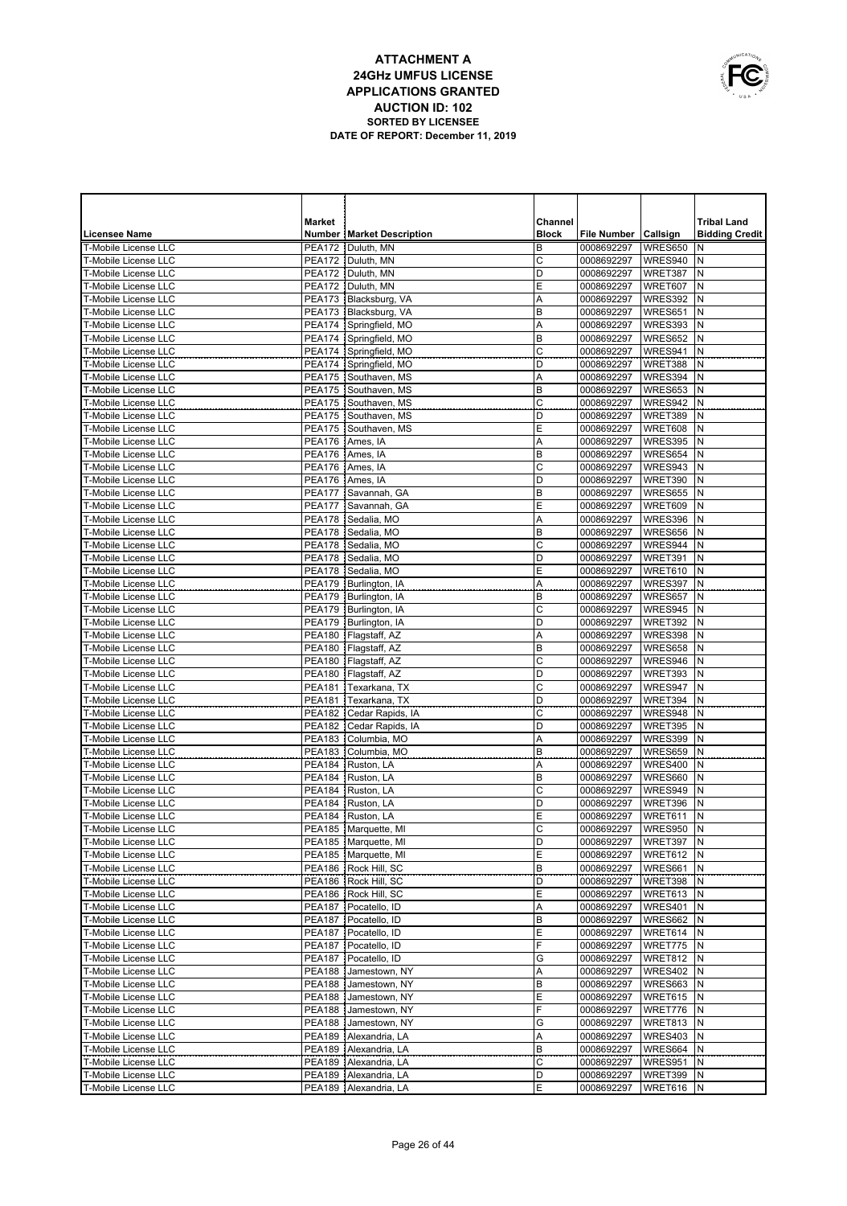# ATTACHMENT A
## 24GHz UMFUS LICENSE
## APPLICATIONS GRANTED
## AUCTION ID: 102
### SORTED BY LICENSEE
### DATE OF REPORT: December 11, 2019

| Licensee Name | Market Number | Market Description | Channel Block | File Number | Callsign | Tribal Land Bidding Credit |
|---|---|---|---|---|---|---|
| T-Mobile License LLC | PEA172 | Duluth, MN | B | 0008692297 | WRES650 | N |
| T-Mobile License LLC | PEA172 | Duluth, MN | C | 0008692297 | WRES940 | N |
| T-Mobile License LLC | PEA172 | Duluth, MN | D | 0008692297 | WRET387 | N |
| T-Mobile License LLC | PEA172 | Duluth, MN | E | 0008692297 | WRET607 | N |
| T-Mobile License LLC | PEA173 | Blacksburg, VA | A | 0008692297 | WRES392 | N |
| T-Mobile License LLC | PEA173 | Blacksburg, VA | B | 0008692297 | WRES651 | N |
| T-Mobile License LLC | PEA174 | Springfield, MO | A | 0008692297 | WRES393 | N |
| T-Mobile License LLC | PEA174 | Springfield, MO | B | 0008692297 | WRES652 | N |
| T-Mobile License LLC | PEA174 | Springfield, MO | C | 0008692297 | WRES941 | N |
| T-Mobile License LLC | PEA174 | Springfield, MO | D | 0008692297 | WRET388 | N |
| T-Mobile License LLC | PEA175 | Southaven, MS | A | 0008692297 | WRES394 | N |
| T-Mobile License LLC | PEA175 | Southaven, MS | B | 0008692297 | WRES653 | N |
| T-Mobile License LLC | PEA175 | Southaven, MS | C | 0008692297 | WRES942 | N |
| T-Mobile License LLC | PEA175 | Southaven, MS | D | 0008692297 | WRET389 | N |
| T-Mobile License LLC | PEA175 | Southaven, MS | E | 0008692297 | WRET608 | N |
| T-Mobile License LLC | PEA176 | Ames, IA | A | 0008692297 | WRES395 | N |
| T-Mobile License LLC | PEA176 | Ames, IA | B | 0008692297 | WRES654 | N |
| T-Mobile License LLC | PEA176 | Ames, IA | C | 0008692297 | WRES943 | N |
| T-Mobile License LLC | PEA176 | Ames, IA | D | 0008692297 | WRET390 | N |
| T-Mobile License LLC | PEA177 | Savannah, GA | B | 0008692297 | WRES655 | N |
| T-Mobile License LLC | PEA177 | Savannah, GA | E | 0008692297 | WRET609 | N |
| T-Mobile License LLC | PEA178 | Sedalia, MO | A | 0008692297 | WRES396 | N |
| T-Mobile License LLC | PEA178 | Sedalia, MO | B | 0008692297 | WRES656 | N |
| T-Mobile License LLC | PEA178 | Sedalia, MO | C | 0008692297 | WRES944 | N |
| T-Mobile License LLC | PEA178 | Sedalia, MO | D | 0008692297 | WRET391 | N |
| T-Mobile License LLC | PEA178 | Sedalia, MO | E | 0008692297 | WRET610 | N |
| T-Mobile License LLC | PEA179 | Burlington, IA | A | 0008692297 | WRES397 | N |
| T-Mobile License LLC | PEA179 | Burlington, IA | B | 0008692297 | WRES657 | N |
| T-Mobile License LLC | PEA179 | Burlington, IA | C | 0008692297 | WRES945 | N |
| T-Mobile License LLC | PEA179 | Burlington, IA | D | 0008692297 | WRET392 | N |
| T-Mobile License LLC | PEA180 | Flagstaff, AZ | A | 0008692297 | WRES398 | N |
| T-Mobile License LLC | PEA180 | Flagstaff, AZ | B | 0008692297 | WRES658 | N |
| T-Mobile License LLC | PEA180 | Flagstaff, AZ | C | 0008692297 | WRES946 | N |
| T-Mobile License LLC | PEA180 | Flagstaff, AZ | D | 0008692297 | WRET393 | N |
| T-Mobile License LLC | PEA181 | Texarkana, TX | C | 0008692297 | WRES947 | N |
| T-Mobile License LLC | PEA181 | Texarkana, TX | D | 0008692297 | WRET394 | N |
| T-Mobile License LLC | PEA182 | Cedar Rapids, IA | C | 0008692297 | WRES948 | N |
| T-Mobile License LLC | PEA182 | Cedar Rapids, IA | D | 0008692297 | WRET395 | N |
| T-Mobile License LLC | PEA183 | Columbia, MO | A | 0008692297 | WRES399 | N |
| T-Mobile License LLC | PEA183 | Columbia, MO | B | 0008692297 | WRES659 | N |
| T-Mobile License LLC | PEA184 | Ruston, LA | A | 0008692297 | WRES400 | N |
| T-Mobile License LLC | PEA184 | Ruston, LA | B | 0008692297 | WRES660 | N |
| T-Mobile License LLC | PEA184 | Ruston, LA | C | 0008692297 | WRES949 | N |
| T-Mobile License LLC | PEA184 | Ruston, LA | D | 0008692297 | WRET396 | N |
| T-Mobile License LLC | PEA184 | Ruston, LA | E | 0008692297 | WRET611 | N |
| T-Mobile License LLC | PEA185 | Marquette, MI | C | 0008692297 | WRES950 | N |
| T-Mobile License LLC | PEA185 | Marquette, MI | D | 0008692297 | WRET397 | N |
| T-Mobile License LLC | PEA185 | Marquette, MI | E | 0008692297 | WRET612 | N |
| T-Mobile License LLC | PEA186 | Rock Hill, SC | B | 0008692297 | WRES661 | N |
| T-Mobile License LLC | PEA186 | Rock Hill, SC | D | 0008692297 | WRET398 | N |
| T-Mobile License LLC | PEA186 | Rock Hill, SC | E | 0008692297 | WRET613 | N |
| T-Mobile License LLC | PEA187 | Pocatello, ID | A | 0008692297 | WRES401 | N |
| T-Mobile License LLC | PEA187 | Pocatello, ID | B | 0008692297 | WRES662 | N |
| T-Mobile License LLC | PEA187 | Pocatello, ID | E | 0008692297 | WRET614 | N |
| T-Mobile License LLC | PEA187 | Pocatello, ID | F | 0008692297 | WRET775 | N |
| T-Mobile License LLC | PEA187 | Pocatello, ID | G | 0008692297 | WRET812 | N |
| T-Mobile License LLC | PEA188 | Jamestown, NY | A | 0008692297 | WRES402 | N |
| T-Mobile License LLC | PEA188 | Jamestown, NY | B | 0008692297 | WRES663 | N |
| T-Mobile License LLC | PEA188 | Jamestown, NY | E | 0008692297 | WRET615 | N |
| T-Mobile License LLC | PEA188 | Jamestown, NY | F | 0008692297 | WRET776 | N |
| T-Mobile License LLC | PEA188 | Jamestown, NY | G | 0008692297 | WRET813 | N |
| T-Mobile License LLC | PEA189 | Alexandria, LA | A | 0008692297 | WRES403 | N |
| T-Mobile License LLC | PEA189 | Alexandria, LA | B | 0008692297 | WRES664 | N |
| T-Mobile License LLC | PEA189 | Alexandria, LA | C | 0008692297 | WRES951 | N |
| T-Mobile License LLC | PEA189 | Alexandria, LA | D | 0008692297 | WRET399 | N |
| T-Mobile License LLC | PEA189 | Alexandria, LA | E | 0008692297 | WRET616 | N |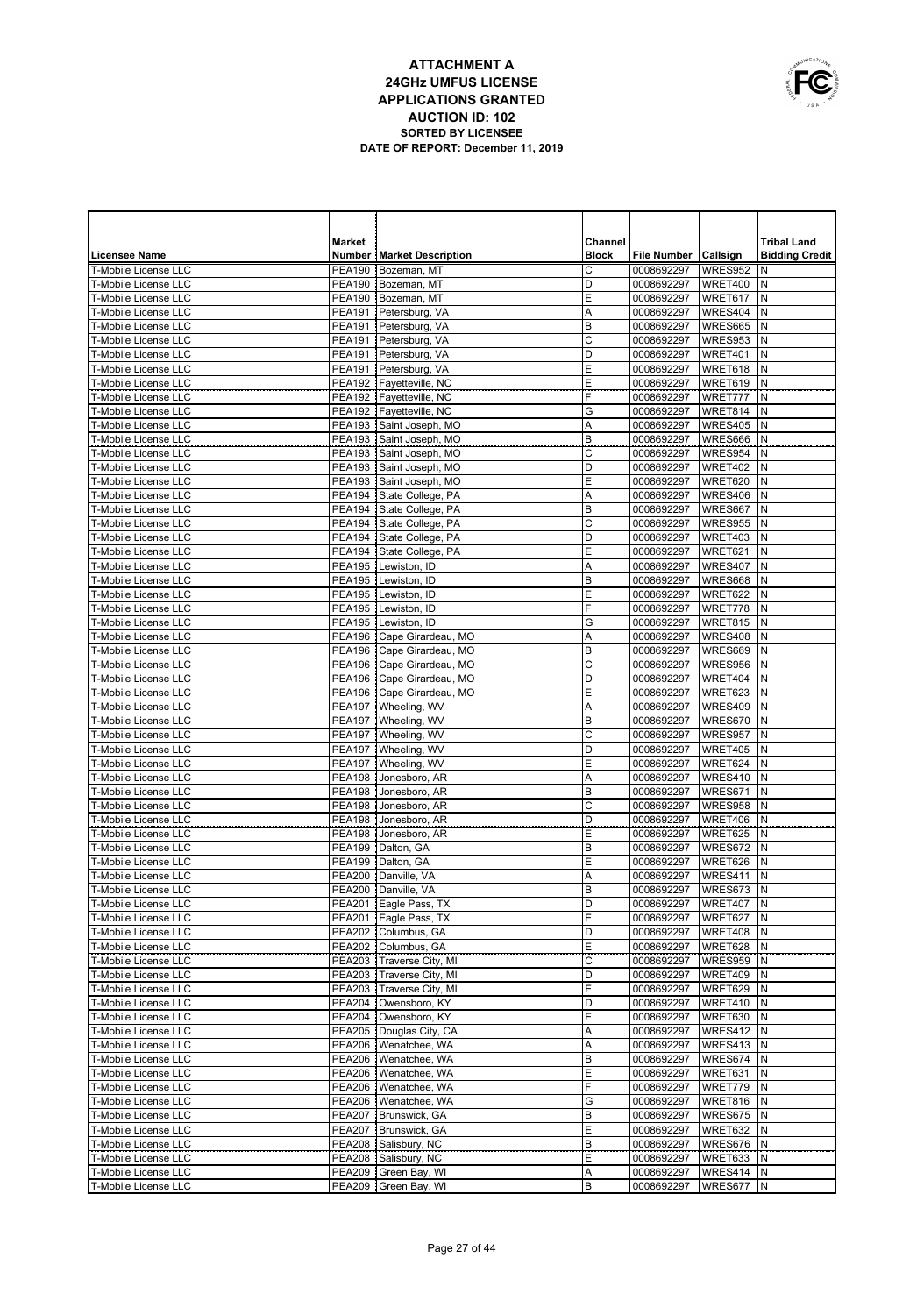# ATTACHMENT A
## 24GHz UMFUS LICENSE
## APPLICATIONS GRANTED
## AUCTION ID: 102
### SORTED BY LICENSEE
### DATE OF REPORT: December 11, 2019

| Licensee Name | Market Number | Market Description | Channel Block | File Number | Callsign | Tribal Land Bidding Credit |
|---|---|---|---|---|---|---|
| T-Mobile License LLC | PEA190 | Bozeman, MT | C | 0008692297 | WRES952 | N |
| T-Mobile License LLC | PEA190 | Bozeman, MT | D | 0008692297 | WRET400 | N |
| T-Mobile License LLC | PEA190 | Bozeman, MT | E | 0008692297 | WRET617 | N |
| T-Mobile License LLC | PEA191 | Petersburg, VA | A | 0008692297 | WRES404 | N |
| T-Mobile License LLC | PEA191 | Petersburg, VA | B | 0008692297 | WRES665 | N |
| T-Mobile License LLC | PEA191 | Petersburg, VA | C | 0008692297 | WRES953 | N |
| T-Mobile License LLC | PEA191 | Petersburg, VA | D | 0008692297 | WRET401 | N |
| T-Mobile License LLC | PEA191 | Petersburg, VA | E | 0008692297 | WRET618 | N |
| T-Mobile License LLC | PEA192 | Fayetteville, NC | E | 0008692297 | WRET619 | N |
| T-Mobile License LLC | PEA192 | Fayetteville, NC | F | 0008692297 | WRET777 | N |
| T-Mobile License LLC | PEA192 | Fayetteville, NC | G | 0008692297 | WRET814 | N |
| T-Mobile License LLC | PEA193 | Saint Joseph, MO | A | 0008692297 | WRES405 | N |
| T-Mobile License LLC | PEA193 | Saint Joseph, MO | B | 0008692297 | WRES666 | N |
| T-Mobile License LLC | PEA193 | Saint Joseph, MO | C | 0008692297 | WRES954 | N |
| T-Mobile License LLC | PEA193 | Saint Joseph, MO | D | 0008692297 | WRET402 | N |
| T-Mobile License LLC | PEA193 | Saint Joseph, MO | E | 0008692297 | WRET620 | N |
| T-Mobile License LLC | PEA194 | State College, PA | A | 0008692297 | WRES406 | N |
| T-Mobile License LLC | PEA194 | State College, PA | B | 0008692297 | WRES667 | N |
| T-Mobile License LLC | PEA194 | State College, PA | C | 0008692297 | WRES955 | N |
| T-Mobile License LLC | PEA194 | State College, PA | D | 0008692297 | WRET403 | N |
| T-Mobile License LLC | PEA194 | State College, PA | E | 0008692297 | WRET621 | N |
| T-Mobile License LLC | PEA195 | Lewiston, ID | A | 0008692297 | WRES407 | N |
| T-Mobile License LLC | PEA195 | Lewiston, ID | B | 0008692297 | WRES668 | N |
| T-Mobile License LLC | PEA195 | Lewiston, ID | E | 0008692297 | WRET622 | N |
| T-Mobile License LLC | PEA195 | Lewiston, ID | F | 0008692297 | WRET778 | N |
| T-Mobile License LLC | PEA195 | Lewiston, ID | G | 0008692297 | WRET815 | N |
| T-Mobile License LLC | PEA196 | Cape Girardeau, MO | A | 0008692297 | WRES408 | N |
| T-Mobile License LLC | PEA196 | Cape Girardeau, MO | B | 0008692297 | WRES669 | N |
| T-Mobile License LLC | PEA196 | Cape Girardeau, MO | C | 0008692297 | WRES956 | N |
| T-Mobile License LLC | PEA196 | Cape Girardeau, MO | D | 0008692297 | WRET404 | N |
| T-Mobile License LLC | PEA196 | Cape Girardeau, MO | E | 0008692297 | WRET623 | N |
| T-Mobile License LLC | PEA197 | Wheeling, WV | A | 0008692297 | WRES409 | N |
| T-Mobile License LLC | PEA197 | Wheeling, WV | B | 0008692297 | WRES670 | N |
| T-Mobile License LLC | PEA197 | Wheeling, WV | C | 0008692297 | WRES957 | N |
| T-Mobile License LLC | PEA197 | Wheeling, WV | D | 0008692297 | WRET405 | N |
| T-Mobile License LLC | PEA197 | Wheeling, WV | E | 0008692297 | WRET624 | N |
| T-Mobile License LLC | PEA198 | Jonesboro, AR | A | 0008692297 | WRES410 | N |
| T-Mobile License LLC | PEA198 | Jonesboro, AR | B | 0008692297 | WRES671 | N |
| T-Mobile License LLC | PEA198 | Jonesboro, AR | C | 0008692297 | WRES958 | N |
| T-Mobile License LLC | PEA198 | Jonesboro, AR | D | 0008692297 | WRET406 | N |
| T-Mobile License LLC | PEA198 | Jonesboro, AR | E | 0008692297 | WRET625 | N |
| T-Mobile License LLC | PEA199 | Dalton, GA | B | 0008692297 | WRES672 | N |
| T-Mobile License LLC | PEA199 | Dalton, GA | E | 0008692297 | WRET626 | N |
| T-Mobile License LLC | PEA200 | Danville, VA | A | 0008692297 | WRES411 | N |
| T-Mobile License LLC | PEA200 | Danville, VA | B | 0008692297 | WRES673 | N |
| T-Mobile License LLC | PEA201 | Eagle Pass, TX | D | 0008692297 | WRET407 | N |
| T-Mobile License LLC | PEA201 | Eagle Pass, TX | E | 0008692297 | WRET627 | N |
| T-Mobile License LLC | PEA202 | Columbus, GA | D | 0008692297 | WRET408 | N |
| T-Mobile License LLC | PEA202 | Columbus, GA | E | 0008692297 | WRET628 | N |
| T-Mobile License LLC | PEA203 | Traverse City, MI | C | 0008692297 | WRES959 | N |
| T-Mobile License LLC | PEA203 | Traverse City, MI | D | 0008692297 | WRET409 | N |
| T-Mobile License LLC | PEA203 | Traverse City, MI | E | 0008692297 | WRET629 | N |
| T-Mobile License LLC | PEA204 | Owensboro, KY | D | 0008692297 | WRET410 | N |
| T-Mobile License LLC | PEA204 | Owensboro, KY | E | 0008692297 | WRET630 | N |
| T-Mobile License LLC | PEA205 | Douglas City, CA | A | 0008692297 | WRES412 | N |
| T-Mobile License LLC | PEA206 | Wenatchee, WA | A | 0008692297 | WRES413 | N |
| T-Mobile License LLC | PEA206 | Wenatchee, WA | B | 0008692297 | WRES674 | N |
| T-Mobile License LLC | PEA206 | Wenatchee, WA | E | 0008692297 | WRET631 | N |
| T-Mobile License LLC | PEA206 | Wenatchee, WA | F | 0008692297 | WRET779 | N |
| T-Mobile License LLC | PEA206 | Wenatchee, WA | G | 0008692297 | WRET816 | N |
| T-Mobile License LLC | PEA207 | Brunswick, GA | B | 0008692297 | WRES675 | N |
| T-Mobile License LLC | PEA207 | Brunswick, GA | E | 0008692297 | WRET632 | N |
| T-Mobile License LLC | PEA208 | Salisbury, NC | B | 0008692297 | WRES676 | N |
| T-Mobile License LLC | PEA208 | Salisbury, NC | E | 0008692297 | WRET633 | N |
| T-Mobile License LLC | PEA209 | Green Bay, WI | A | 0008692297 | WRES414 | N |
| T-Mobile License LLC | PEA209 | Green Bay, WI | B | 0008692297 | WRES677 | N |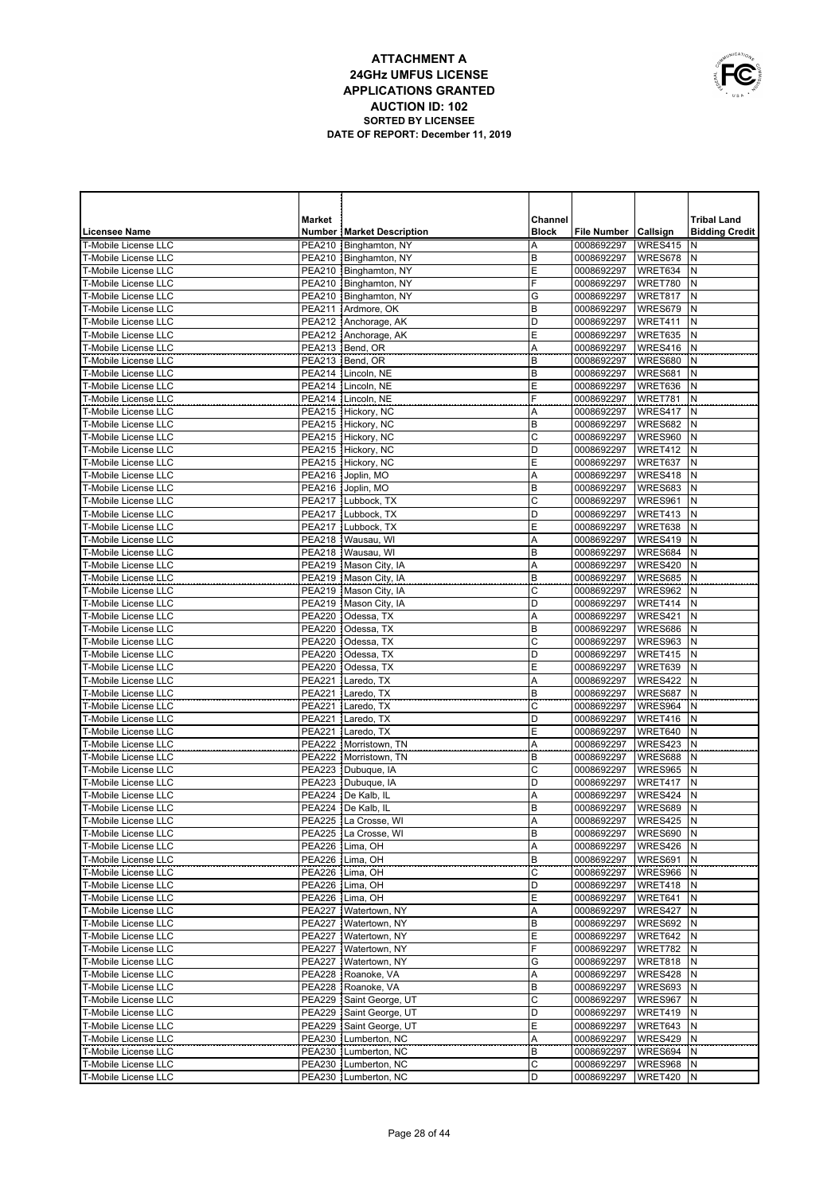# ATTACHMENT A
## 24GHz UMFUS LICENSE
## APPLICATIONS GRANTED
## AUCTION ID: 102
### SORTED BY LICENSEE
### DATE OF REPORT: December 11, 2019

| Licensee Name | Market Number | Market Description | Channel Block | File Number | Callsign | Tribal Land Bidding Credit |
|---|---|---|---|---|---|---|
| T-Mobile License LLC | PEA210 | Binghamton, NY | A | 0008692297 | WRES415 | N |
| T-Mobile License LLC | PEA210 | Binghamton, NY | B | 0008692297 | WRES678 | N |
| T-Mobile License LLC | PEA210 | Binghamton, NY | E | 0008692297 | WRET634 | N |
| T-Mobile License LLC | PEA210 | Binghamton, NY | F | 0008692297 | WRET780 | N |
| T-Mobile License LLC | PEA210 | Binghamton, NY | G | 0008692297 | WRET817 | N |
| T-Mobile License LLC | PEA211 | Ardmore, OK | B | 0008692297 | WRES679 | N |
| T-Mobile License LLC | PEA212 | Anchorage, AK | D | 0008692297 | WRET411 | N |
| T-Mobile License LLC | PEA212 | Anchorage, AK | E | 0008692297 | WRET635 | N |
| T-Mobile License LLC | PEA213 | Bend, OR | A | 0008692297 | WRES416 | N |
| T-Mobile License LLC | PEA213 | Bend, OR | B | 0008692297 | WRES680 | N |
| T-Mobile License LLC | PEA214 | Lincoln, NE | B | 0008692297 | WRES681 | N |
| T-Mobile License LLC | PEA214 | Lincoln, NE | E | 0008692297 | WRET636 | N |
| T-Mobile License LLC | PEA214 | Lincoln, NE | F | 0008692297 | WRET781 | N |
| T-Mobile License LLC | PEA215 | Hickory, NC | A | 0008692297 | WRES417 | N |
| T-Mobile License LLC | PEA215 | Hickory, NC | B | 0008692297 | WRES682 | N |
| T-Mobile License LLC | PEA215 | Hickory, NC | C | 0008692297 | WRES960 | N |
| T-Mobile License LLC | PEA215 | Hickory, NC | D | 0008692297 | WRET412 | N |
| T-Mobile License LLC | PEA215 | Hickory, NC | E | 0008692297 | WRET637 | N |
| T-Mobile License LLC | PEA216 | Joplin, MO | A | 0008692297 | WRES418 | N |
| T-Mobile License LLC | PEA216 | Joplin, MO | B | 0008692297 | WRES683 | N |
| T-Mobile License LLC | PEA217 | Lubbock, TX | C | 0008692297 | WRES961 | N |
| T-Mobile License LLC | PEA217 | Lubbock, TX | D | 0008692297 | WRET413 | N |
| T-Mobile License LLC | PEA217 | Lubbock, TX | E | 0008692297 | WRET638 | N |
| T-Mobile License LLC | PEA218 | Wausau, WI | A | 0008692297 | WRES419 | N |
| T-Mobile License LLC | PEA218 | Wausau, WI | B | 0008692297 | WRES684 | N |
| T-Mobile License LLC | PEA219 | Mason City, IA | A | 0008692297 | WRES420 | N |
| T-Mobile License LLC | PEA219 | Mason City, IA | B | 0008692297 | WRES685 | N |
| T-Mobile License LLC | PEA219 | Mason City, IA | C | 0008692297 | WRES962 | N |
| T-Mobile License LLC | PEA219 | Mason City, IA | D | 0008692297 | WRET414 | N |
| T-Mobile License LLC | PEA220 | Odessa, TX | A | 0008692297 | WRES421 | N |
| T-Mobile License LLC | PEA220 | Odessa, TX | B | 0008692297 | WRES686 | N |
| T-Mobile License LLC | PEA220 | Odessa, TX | C | 0008692297 | WRES963 | N |
| T-Mobile License LLC | PEA220 | Odessa, TX | D | 0008692297 | WRET415 | N |
| T-Mobile License LLC | PEA220 | Odessa, TX | E | 0008692297 | WRET639 | N |
| T-Mobile License LLC | PEA221 | Laredo, TX | A | 0008692297 | WRES422 | N |
| T-Mobile License LLC | PEA221 | Laredo, TX | B | 0008692297 | WRES687 | N |
| T-Mobile License LLC | PEA221 | Laredo, TX | C | 0008692297 | WRES964 | N |
| T-Mobile License LLC | PEA221 | Laredo, TX | D | 0008692297 | WRET416 | N |
| T-Mobile License LLC | PEA221 | Laredo, TX | E | 0008692297 | WRET640 | N |
| T-Mobile License LLC | PEA222 | Morristown, TN | A | 0008692297 | WRES423 | N |
| T-Mobile License LLC | PEA222 | Morristown, TN | B | 0008692297 | WRES688 | N |
| T-Mobile License LLC | PEA223 | Dubuque, IA | C | 0008692297 | WRES965 | N |
| T-Mobile License LLC | PEA223 | Dubuque, IA | D | 0008692297 | WRET417 | N |
| T-Mobile License LLC | PEA224 | De Kalb, IL | A | 0008692297 | WRES424 | N |
| T-Mobile License LLC | PEA224 | De Kalb, IL | B | 0008692297 | WRES689 | N |
| T-Mobile License LLC | PEA225 | La Crosse, WI | A | 0008692297 | WRES425 | N |
| T-Mobile License LLC | PEA225 | La Crosse, WI | B | 0008692297 | WRES690 | N |
| T-Mobile License LLC | PEA226 | Lima, OH | A | 0008692297 | WRES426 | N |
| T-Mobile License LLC | PEA226 | Lima, OH | B | 0008692297 | WRES691 | N |
| T-Mobile License LLC | PEA226 | Lima, OH | C | 0008692297 | WRES966 | N |
| T-Mobile License LLC | PEA226 | Lima, OH | D | 0008692297 | WRET418 | N |
| T-Mobile License LLC | PEA226 | Lima, OH | E | 0008692297 | WRET641 | N |
| T-Mobile License LLC | PEA227 | Watertown, NY | A | 0008692297 | WRES427 | N |
| T-Mobile License LLC | PEA227 | Watertown, NY | B | 0008692297 | WRES692 | N |
| T-Mobile License LLC | PEA227 | Watertown, NY | E | 0008692297 | WRET642 | N |
| T-Mobile License LLC | PEA227 | Watertown, NY | F | 0008692297 | WRET782 | N |
| T-Mobile License LLC | PEA227 | Watertown, NY | G | 0008692297 | WRET818 | N |
| T-Mobile License LLC | PEA228 | Roanoke, VA | A | 0008692297 | WRES428 | N |
| T-Mobile License LLC | PEA228 | Roanoke, VA | B | 0008692297 | WRES693 | N |
| T-Mobile License LLC | PEA229 | Saint George, UT | C | 0008692297 | WRES967 | N |
| T-Mobile License LLC | PEA229 | Saint George, UT | D | 0008692297 | WRET419 | N |
| T-Mobile License LLC | PEA229 | Saint George, UT | E | 0008692297 | WRET643 | N |
| T-Mobile License LLC | PEA230 | Lumberton, NC | A | 0008692297 | WRES429 | N |
| T-Mobile License LLC | PEA230 | Lumberton, NC | B | 0008692297 | WRES694 | N |
| T-Mobile License LLC | PEA230 | Lumberton, NC | C | 0008692297 | WRES968 | N |
| T-Mobile License LLC | PEA230 | Lumberton, NC | D | 0008692297 | WRET420 | N |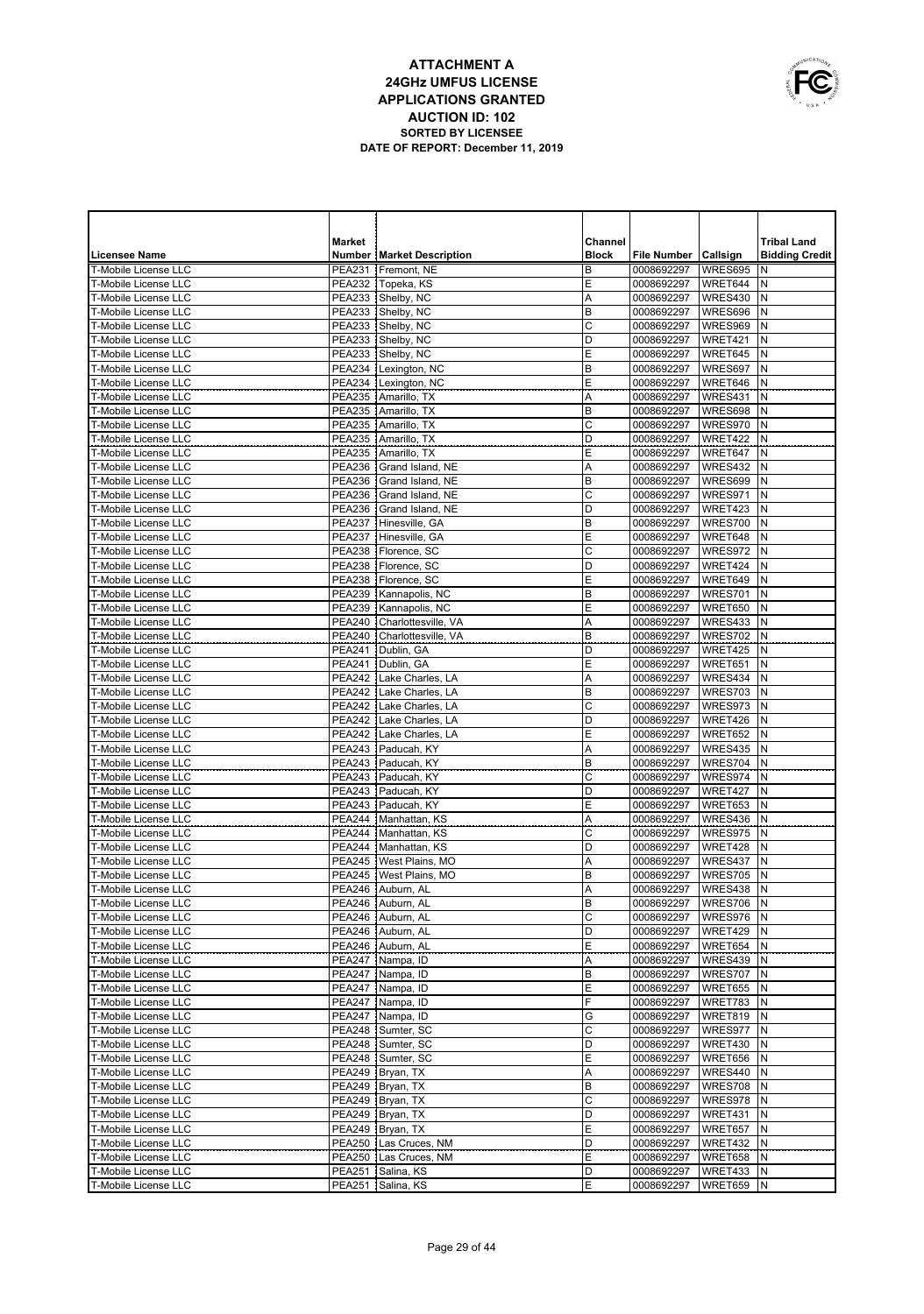# ATTACHMENT A
## 24GHz UMFUS LICENSE
## APPLICATIONS GRANTED
## AUCTION ID: 102
### SORTED BY LICENSEE
### DATE OF REPORT: December 11, 2019

| Licensee Name | Market Number | Market Description | Channel Block | File Number | Callsign | Tribal Land Bidding Credit |
|---|---|---|---|---|---|---|
| T-Mobile License LLC | PEA231 | Fremont, NE | B | 0008692297 | WRES695 | N |
| T-Mobile License LLC | PEA232 | Topeka, KS | E | 0008692297 | WRET644 | N |
| T-Mobile License LLC | PEA233 | Shelby, NC | A | 0008692297 | WRES430 | N |
| T-Mobile License LLC | PEA233 | Shelby, NC | B | 0008692297 | WRES696 | N |
| T-Mobile License LLC | PEA233 | Shelby, NC | C | 0008692297 | WRES969 | N |
| T-Mobile License LLC | PEA233 | Shelby, NC | D | 0008692297 | WRET421 | N |
| T-Mobile License LLC | PEA233 | Shelby, NC | E | 0008692297 | WRET645 | N |
| T-Mobile License LLC | PEA234 | Lexington, NC | B | 0008692297 | WRES697 | N |
| T-Mobile License LLC | PEA234 | Lexington, NC | E | 0008692297 | WRET646 | N |
| T-Mobile License LLC | PEA235 | Amarillo, TX | A | 0008692297 | WRES431 | N |
| T-Mobile License LLC | PEA235 | Amarillo, TX | B | 0008692297 | WRES698 | N |
| T-Mobile License LLC | PEA235 | Amarillo, TX | C | 0008692297 | WRES970 | N |
| T-Mobile License LLC | PEA235 | Amarillo, TX | D | 0008692297 | WRET422 | N |
| T-Mobile License LLC | PEA235 | Amarillo, TX | E | 0008692297 | WRET647 | N |
| T-Mobile License LLC | PEA236 | Grand Island, NE | A | 0008692297 | WRES432 | N |
| T-Mobile License LLC | PEA236 | Grand Island, NE | B | 0008692297 | WRES699 | N |
| T-Mobile License LLC | PEA236 | Grand Island, NE | C | 0008692297 | WRES971 | N |
| T-Mobile License LLC | PEA236 | Grand Island, NE | D | 0008692297 | WRET423 | N |
| T-Mobile License LLC | PEA237 | Hinesville, GA | B | 0008692297 | WRES700 | N |
| T-Mobile License LLC | PEA237 | Hinesville, GA | E | 0008692297 | WRET648 | N |
| T-Mobile License LLC | PEA238 | Florence, SC | C | 0008692297 | WRES972 | N |
| T-Mobile License LLC | PEA238 | Florence, SC | D | 0008692297 | WRET424 | N |
| T-Mobile License LLC | PEA238 | Florence, SC | E | 0008692297 | WRET649 | N |
| T-Mobile License LLC | PEA239 | Kannapolis, NC | B | 0008692297 | WRES701 | N |
| T-Mobile License LLC | PEA239 | Kannapolis, NC | E | 0008692297 | WRET650 | N |
| T-Mobile License LLC | PEA240 | Charlottesville, VA | A | 0008692297 | WRES433 | N |
| T-Mobile License LLC | PEA240 | Charlottesville, VA | B | 0008692297 | WRES702 | N |
| T-Mobile License LLC | PEA241 | Dublin, GA | D | 0008692297 | WRET425 | N |
| T-Mobile License LLC | PEA241 | Dublin, GA | E | 0008692297 | WRET651 | N |
| T-Mobile License LLC | PEA242 | Lake Charles, LA | A | 0008692297 | WRES434 | N |
| T-Mobile License LLC | PEA242 | Lake Charles, LA | B | 0008692297 | WRES703 | N |
| T-Mobile License LLC | PEA242 | Lake Charles, LA | C | 0008692297 | WRES973 | N |
| T-Mobile License LLC | PEA242 | Lake Charles, LA | D | 0008692297 | WRET426 | N |
| T-Mobile License LLC | PEA242 | Lake Charles, LA | E | 0008692297 | WRET652 | N |
| T-Mobile License LLC | PEA243 | Paducah, KY | A | 0008692297 | WRES435 | N |
| T-Mobile License LLC | PEA243 | Paducah, KY | B | 0008692297 | WRES704 | N |
| T-Mobile License LLC | PEA243 | Paducah, KY | C | 0008692297 | WRES974 | N |
| T-Mobile License LLC | PEA243 | Paducah, KY | D | 0008692297 | WRET427 | N |
| T-Mobile License LLC | PEA243 | Paducah, KY | E | 0008692297 | WRET653 | N |
| T-Mobile License LLC | PEA244 | Manhattan, KS | A | 0008692297 | WRES436 | N |
| T-Mobile License LLC | PEA244 | Manhattan, KS | C | 0008692297 | WRES975 | N |
| T-Mobile License LLC | PEA244 | Manhattan, KS | D | 0008692297 | WRET428 | N |
| T-Mobile License LLC | PEA245 | West Plains, MO | A | 0008692297 | WRES437 | N |
| T-Mobile License LLC | PEA245 | West Plains, MO | B | 0008692297 | WRES705 | N |
| T-Mobile License LLC | PEA246 | Auburn, AL | A | 0008692297 | WRES438 | N |
| T-Mobile License LLC | PEA246 | Auburn, AL | B | 0008692297 | WRES706 | N |
| T-Mobile License LLC | PEA246 | Auburn, AL | C | 0008692297 | WRES976 | N |
| T-Mobile License LLC | PEA246 | Auburn, AL | D | 0008692297 | WRET429 | N |
| T-Mobile License LLC | PEA246 | Auburn, AL | E | 0008692297 | WRET654 | N |
| T-Mobile License LLC | PEA247 | Nampa, ID | A | 0008692297 | WRES439 | N |
| T-Mobile License LLC | PEA247 | Nampa, ID | B | 0008692297 | WRES707 | N |
| T-Mobile License LLC | PEA247 | Nampa, ID | E | 0008692297 | WRET655 | N |
| T-Mobile License LLC | PEA247 | Nampa, ID | F | 0008692297 | WRET783 | N |
| T-Mobile License LLC | PEA247 | Nampa, ID | G | 0008692297 | WRET819 | N |
| T-Mobile License LLC | PEA248 | Sumter, SC | C | 0008692297 | WRES977 | N |
| T-Mobile License LLC | PEA248 | Sumter, SC | D | 0008692297 | WRET430 | N |
| T-Mobile License LLC | PEA248 | Sumter, SC | E | 0008692297 | WRET656 | N |
| T-Mobile License LLC | PEA249 | Bryan, TX | A | 0008692297 | WRES440 | N |
| T-Mobile License LLC | PEA249 | Bryan, TX | B | 0008692297 | WRES708 | N |
| T-Mobile License LLC | PEA249 | Bryan, TX | C | 0008692297 | WRES978 | N |
| T-Mobile License LLC | PEA249 | Bryan, TX | D | 0008692297 | WRET431 | N |
| T-Mobile License LLC | PEA249 | Bryan, TX | E | 0008692297 | WRET657 | N |
| T-Mobile License LLC | PEA250 | Las Cruces, NM | D | 0008692297 | WRET432 | N |
| T-Mobile License LLC | PEA250 | Las Cruces, NM | E | 0008692297 | WRET658 | N |
| T-Mobile License LLC | PEA251 | Salina, KS | D | 0008692297 | WRET433 | N |
| T-Mobile License LLC | PEA251 | Salina, KS | E | 0008692297 | WRET659 | N |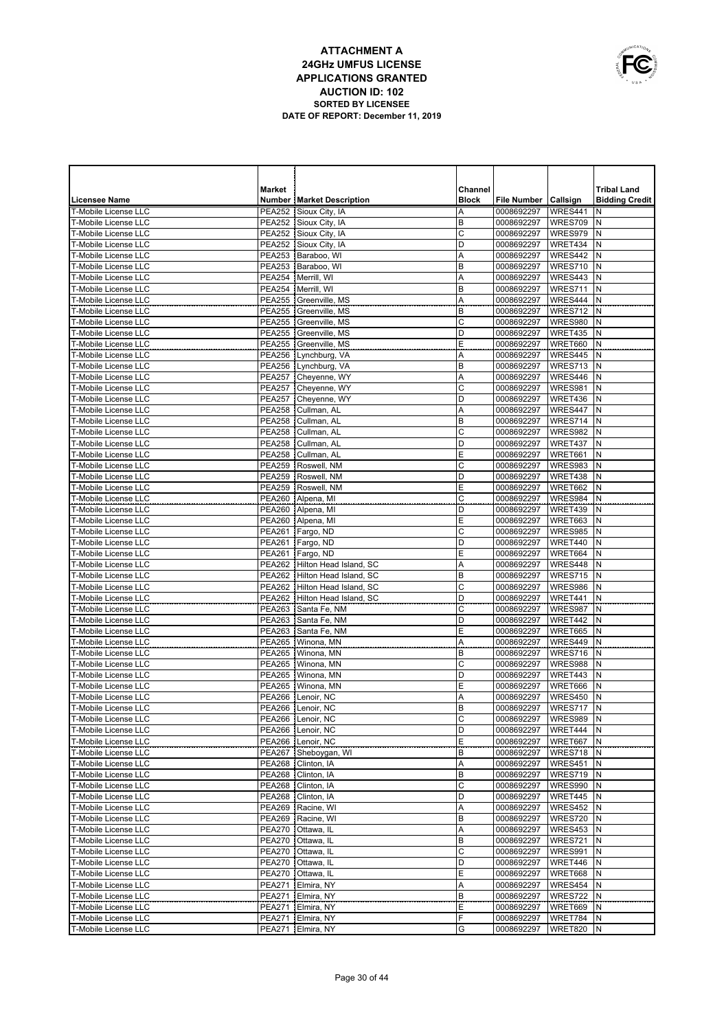# ATTACHMENT A
## 24GHz UMFUS LICENSE
## APPLICATIONS GRANTED
## AUCTION ID: 102
### SORTED BY LICENSEE
### DATE OF REPORT: December 11, 2019

| Licensee Name | Market Number | Market Description | Channel Block | File Number | Callsign | Tribal Land Bidding Credit |
|---|---|---|---|---|---|---|
| T-Mobile License LLC | PEA252 | Sioux City, IA | A | 0008692297 | WRES441 | N |
| T-Mobile License LLC | PEA252 | Sioux City, IA | B | 0008692297 | WRES709 | N |
| T-Mobile License LLC | PEA252 | Sioux City, IA | C | 0008692297 | WRES979 | N |
| T-Mobile License LLC | PEA252 | Sioux City, IA | D | 0008692297 | WRET434 | N |
| T-Mobile License LLC | PEA253 | Baraboo, WI | A | 0008692297 | WRES442 | N |
| T-Mobile License LLC | PEA253 | Baraboo, WI | B | 0008692297 | WRES710 | N |
| T-Mobile License LLC | PEA254 | Merrill, WI | A | 0008692297 | WRES443 | N |
| T-Mobile License LLC | PEA254 | Merrill, WI | B | 0008692297 | WRES711 | N |
| T-Mobile License LLC | PEA255 | Greenville, MS | A | 0008692297 | WRES444 | N |
| T-Mobile License LLC | PEA255 | Greenville, MS | B | 0008692297 | WRES712 | N |
| T-Mobile License LLC | PEA255 | Greenville, MS | C | 0008692297 | WRES980 | N |
| T-Mobile License LLC | PEA255 | Greenville, MS | D | 0008692297 | WRET435 | N |
| T-Mobile License LLC | PEA255 | Greenville, MS | E | 0008692297 | WRET660 | N |
| T-Mobile License LLC | PEA256 | Lynchburg, VA | A | 0008692297 | WRES445 | N |
| T-Mobile License LLC | PEA256 | Lynchburg, VA | B | 0008692297 | WRES713 | N |
| T-Mobile License LLC | PEA257 | Cheyenne, WY | A | 0008692297 | WRES446 | N |
| T-Mobile License LLC | PEA257 | Cheyenne, WY | C | 0008692297 | WRES981 | N |
| T-Mobile License LLC | PEA257 | Cheyenne, WY | D | 0008692297 | WRET436 | N |
| T-Mobile License LLC | PEA258 | Cullman, AL | A | 0008692297 | WRES447 | N |
| T-Mobile License LLC | PEA258 | Cullman, AL | B | 0008692297 | WRES714 | N |
| T-Mobile License LLC | PEA258 | Cullman, AL | C | 0008692297 | WRES982 | N |
| T-Mobile License LLC | PEA258 | Cullman, AL | D | 0008692297 | WRET437 | N |
| T-Mobile License LLC | PEA258 | Cullman, AL | E | 0008692297 | WRET661 | N |
| T-Mobile License LLC | PEA259 | Roswell, NM | C | 0008692297 | WRES983 | N |
| T-Mobile License LLC | PEA259 | Roswell, NM | D | 0008692297 | WRET438 | N |
| T-Mobile License LLC | PEA259 | Roswell, NM | E | 0008692297 | WRET662 | N |
| T-Mobile License LLC | PEA260 | Alpena, MI | C | 0008692297 | WRES984 | N |
| T-Mobile License LLC | PEA260 | Alpena, MI | D | 0008692297 | WRET439 | N |
| T-Mobile License LLC | PEA260 | Alpena, MI | E | 0008692297 | WRET663 | N |
| T-Mobile License LLC | PEA261 | Fargo, ND | C | 0008692297 | WRES985 | N |
| T-Mobile License LLC | PEA261 | Fargo, ND | D | 0008692297 | WRET440 | N |
| T-Mobile License LLC | PEA261 | Fargo, ND | E | 0008692297 | WRET664 | N |
| T-Mobile License LLC | PEA262 | Hilton Head Island, SC | A | 0008692297 | WRES448 | N |
| T-Mobile License LLC | PEA262 | Hilton Head Island, SC | B | 0008692297 | WRES715 | N |
| T-Mobile License LLC | PEA262 | Hilton Head Island, SC | C | 0008692297 | WRES986 | N |
| T-Mobile License LLC | PEA262 | Hilton Head Island, SC | D | 0008692297 | WRET441 | N |
| T-Mobile License LLC | PEA263 | Santa Fe, NM | C | 0008692297 | WRES987 | N |
| T-Mobile License LLC | PEA263 | Santa Fe, NM | D | 0008692297 | WRET442 | N |
| T-Mobile License LLC | PEA263 | Santa Fe, NM | E | 0008692297 | WRET665 | N |
| T-Mobile License LLC | PEA265 | Winona, MN | A | 0008692297 | WRES449 | N |
| T-Mobile License LLC | PEA265 | Winona, MN | B | 0008692297 | WRES716 | N |
| T-Mobile License LLC | PEA265 | Winona, MN | C | 0008692297 | WRES988 | N |
| T-Mobile License LLC | PEA265 | Winona, MN | D | 0008692297 | WRET443 | N |
| T-Mobile License LLC | PEA265 | Winona, MN | E | 0008692297 | WRET666 | N |
| T-Mobile License LLC | PEA266 | Lenoir, NC | A | 0008692297 | WRES450 | N |
| T-Mobile License LLC | PEA266 | Lenoir, NC | B | 0008692297 | WRES717 | N |
| T-Mobile License LLC | PEA266 | Lenoir, NC | C | 0008692297 | WRES989 | N |
| T-Mobile License LLC | PEA266 | Lenoir, NC | D | 0008692297 | WRET444 | N |
| T-Mobile License LLC | PEA266 | Lenoir, NC | E | 0008692297 | WRET667 | N |
| T-Mobile License LLC | PEA267 | Sheboygan, WI | B | 0008692297 | WRES718 | N |
| T-Mobile License LLC | PEA268 | Clinton, IA | A | 0008692297 | WRES451 | N |
| T-Mobile License LLC | PEA268 | Clinton, IA | B | 0008692297 | WRES719 | N |
| T-Mobile License LLC | PEA268 | Clinton, IA | C | 0008692297 | WRES990 | N |
| T-Mobile License LLC | PEA268 | Clinton, IA | D | 0008692297 | WRET445 | N |
| T-Mobile License LLC | PEA269 | Racine, WI | A | 0008692297 | WRES452 | N |
| T-Mobile License LLC | PEA269 | Racine, WI | B | 0008692297 | WRES720 | N |
| T-Mobile License LLC | PEA270 | Ottawa, IL | A | 0008692297 | WRES453 | N |
| T-Mobile License LLC | PEA270 | Ottawa, IL | B | 0008692297 | WRES721 | N |
| T-Mobile License LLC | PEA270 | Ottawa, IL | C | 0008692297 | WRES991 | N |
| T-Mobile License LLC | PEA270 | Ottawa, IL | D | 0008692297 | WRET446 | N |
| T-Mobile License LLC | PEA270 | Ottawa, IL | E | 0008692297 | WRET668 | N |
| T-Mobile License LLC | PEA271 | Elmira, NY | A | 0008692297 | WRES454 | N |
| T-Mobile License LLC | PEA271 | Elmira, NY | B | 0008692297 | WRES722 | N |
| T-Mobile License LLC | PEA271 | Elmira, NY | E | 0008692297 | WRET669 | N |
| T-Mobile License LLC | PEA271 | Elmira, NY | F | 0008692297 | WRET784 | N |
| T-Mobile License LLC | PEA271 | Elmira, NY | G | 0008692297 | WRET820 | N |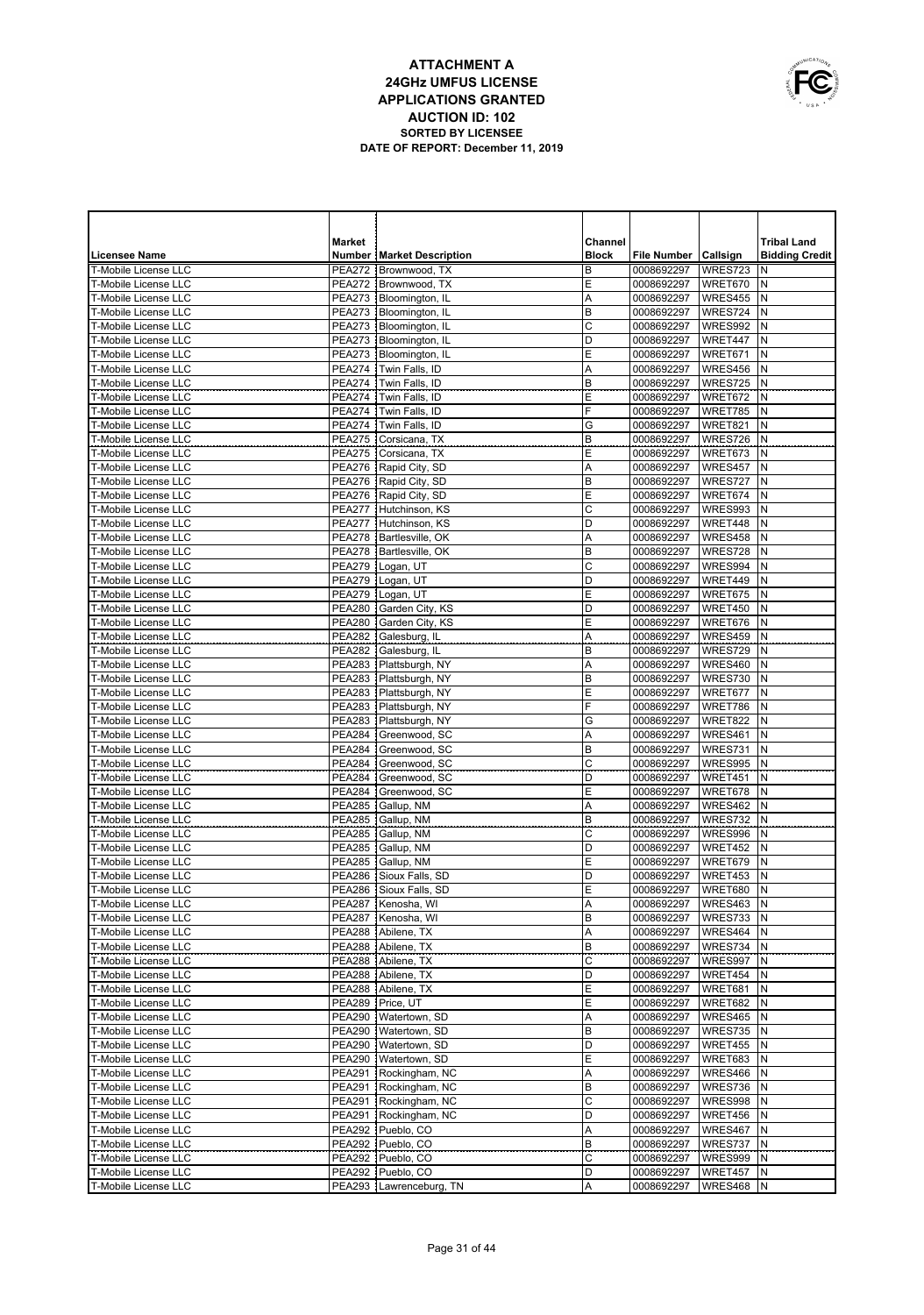# ATTACHMENT A
## 24GHz UMFUS LICENSE
## APPLICATIONS GRANTED
## AUCTION ID: 102
### SORTED BY LICENSEE
### DATE OF REPORT: December 11, 2019

| Licensee Name | Market Number | Market Description | Channel Block | File Number | Callsign | Tribal Land Bidding Credit |
|---|---|---|---|---|---|---|
| T-Mobile License LLC | PEA272 | Brownwood, TX | B | 0008692297 | WRES723 | N |
| T-Mobile License LLC | PEA272 | Brownwood, TX | E | 0008692297 | WRET670 | N |
| T-Mobile License LLC | PEA273 | Bloomington, IL | A | 0008692297 | WRES455 | N |
| T-Mobile License LLC | PEA273 | Bloomington, IL | B | 0008692297 | WRES724 | N |
| T-Mobile License LLC | PEA273 | Bloomington, IL | C | 0008692297 | WRES992 | N |
| T-Mobile License LLC | PEA273 | Bloomington, IL | D | 0008692297 | WRET447 | N |
| T-Mobile License LLC | PEA273 | Bloomington, IL | E | 0008692297 | WRET671 | N |
| T-Mobile License LLC | PEA274 | Twin Falls, ID | A | 0008692297 | WRES456 | N |
| T-Mobile License LLC | PEA274 | Twin Falls, ID | B | 0008692297 | WRES725 | N |
| T-Mobile License LLC | PEA274 | Twin Falls, ID | E | 0008692297 | WRET672 | N |
| T-Mobile License LLC | PEA274 | Twin Falls, ID | F | 0008692297 | WRET785 | N |
| T-Mobile License LLC | PEA274 | Twin Falls, ID | G | 0008692297 | WRET821 | N |
| T-Mobile License LLC | PEA275 | Corsicana, TX | B | 0008692297 | WRES726 | N |
| T-Mobile License LLC | PEA275 | Corsicana, TX | E | 0008692297 | WRET673 | N |
| T-Mobile License LLC | PEA276 | Rapid City, SD | A | 0008692297 | WRES457 | N |
| T-Mobile License LLC | PEA276 | Rapid City, SD | B | 0008692297 | WRES727 | N |
| T-Mobile License LLC | PEA276 | Rapid City, SD | E | 0008692297 | WRET674 | N |
| T-Mobile License LLC | PEA277 | Hutchinson, KS | C | 0008692297 | WRES993 | N |
| T-Mobile License LLC | PEA277 | Hutchinson, KS | D | 0008692297 | WRET448 | N |
| T-Mobile License LLC | PEA278 | Bartlesville, OK | A | 0008692297 | WRES458 | N |
| T-Mobile License LLC | PEA278 | Bartlesville, OK | B | 0008692297 | WRES728 | N |
| T-Mobile License LLC | PEA279 | Logan, UT | C | 0008692297 | WRES994 | N |
| T-Mobile License LLC | PEA279 | Logan, UT | D | 0008692297 | WRET449 | N |
| T-Mobile License LLC | PEA279 | Logan, UT | E | 0008692297 | WRET675 | N |
| T-Mobile License LLC | PEA280 | Garden City, KS | D | 0008692297 | WRET450 | N |
| T-Mobile License LLC | PEA280 | Garden City, KS | E | 0008692297 | WRET676 | N |
| T-Mobile License LLC | PEA282 | Galesburg, IL | A | 0008692297 | WRES459 | N |
| T-Mobile License LLC | PEA282 | Galesburg, IL | B | 0008692297 | WRES729 | N |
| T-Mobile License LLC | PEA283 | Plattsburgh, NY | A | 0008692297 | WRES460 | N |
| T-Mobile License LLC | PEA283 | Plattsburgh, NY | B | 0008692297 | WRES730 | N |
| T-Mobile License LLC | PEA283 | Plattsburgh, NY | E | 0008692297 | WRET677 | N |
| T-Mobile License LLC | PEA283 | Plattsburgh, NY | F | 0008692297 | WRET786 | N |
| T-Mobile License LLC | PEA283 | Plattsburgh, NY | G | 0008692297 | WRET822 | N |
| T-Mobile License LLC | PEA284 | Greenwood, SC | A | 0008692297 | WRES461 | N |
| T-Mobile License LLC | PEA284 | Greenwood, SC | B | 0008692297 | WRES731 | N |
| T-Mobile License LLC | PEA284 | Greenwood, SC | C | 0008692297 | WRES995 | N |
| T-Mobile License LLC | PEA284 | Greenwood, SC | D | 0008692297 | WRET451 | N |
| T-Mobile License LLC | PEA284 | Greenwood, SC | E | 0008692297 | WRET678 | N |
| T-Mobile License LLC | PEA285 | Gallup, NM | A | 0008692297 | WRES462 | N |
| T-Mobile License LLC | PEA285 | Gallup, NM | B | 0008692297 | WRES732 | N |
| T-Mobile License LLC | PEA285 | Gallup, NM | C | 0008692297 | WRES996 | N |
| T-Mobile License LLC | PEA285 | Gallup, NM | D | 0008692297 | WRET452 | N |
| T-Mobile License LLC | PEA285 | Gallup, NM | E | 0008692297 | WRET679 | N |
| T-Mobile License LLC | PEA286 | Sioux Falls, SD | D | 0008692297 | WRET453 | N |
| T-Mobile License LLC | PEA286 | Sioux Falls, SD | E | 0008692297 | WRET680 | N |
| T-Mobile License LLC | PEA287 | Kenosha, WI | A | 0008692297 | WRES463 | N |
| T-Mobile License LLC | PEA287 | Kenosha, WI | B | 0008692297 | WRES733 | N |
| T-Mobile License LLC | PEA288 | Abilene, TX | A | 0008692297 | WRES464 | N |
| T-Mobile License LLC | PEA288 | Abilene, TX | B | 0008692297 | WRES734 | N |
| T-Mobile License LLC | PEA288 | Abilene, TX | C | 0008692297 | WRES997 | N |
| T-Mobile License LLC | PEA288 | Abilene, TX | D | 0008692297 | WRET454 | N |
| T-Mobile License LLC | PEA288 | Abilene, TX | E | 0008692297 | WRET681 | N |
| T-Mobile License LLC | PEA289 | Price, UT | E | 0008692297 | WRET682 | N |
| T-Mobile License LLC | PEA290 | Watertown, SD | A | 0008692297 | WRES465 | N |
| T-Mobile License LLC | PEA290 | Watertown, SD | B | 0008692297 | WRES735 | N |
| T-Mobile License LLC | PEA290 | Watertown, SD | D | 0008692297 | WRET455 | N |
| T-Mobile License LLC | PEA290 | Watertown, SD | E | 0008692297 | WRET683 | N |
| T-Mobile License LLC | PEA291 | Rockingham, NC | A | 0008692297 | WRES466 | N |
| T-Mobile License LLC | PEA291 | Rockingham, NC | B | 0008692297 | WRES736 | N |
| T-Mobile License LLC | PEA291 | Rockingham, NC | C | 0008692297 | WRES998 | N |
| T-Mobile License LLC | PEA291 | Rockingham, NC | D | 0008692297 | WRET456 | N |
| T-Mobile License LLC | PEA292 | Pueblo, CO | A | 0008692297 | WRES467 | N |
| T-Mobile License LLC | PEA292 | Pueblo, CO | B | 0008692297 | WRES737 | N |
| T-Mobile License LLC | PEA292 | Pueblo, CO | C | 0008692297 | WRES999 | N |
| T-Mobile License LLC | PEA292 | Pueblo, CO | D | 0008692297 | WRET457 | N |
| T-Mobile License LLC | PEA293 | Lawrenceburg, TN | A | 0008692297 | WRES468 | N |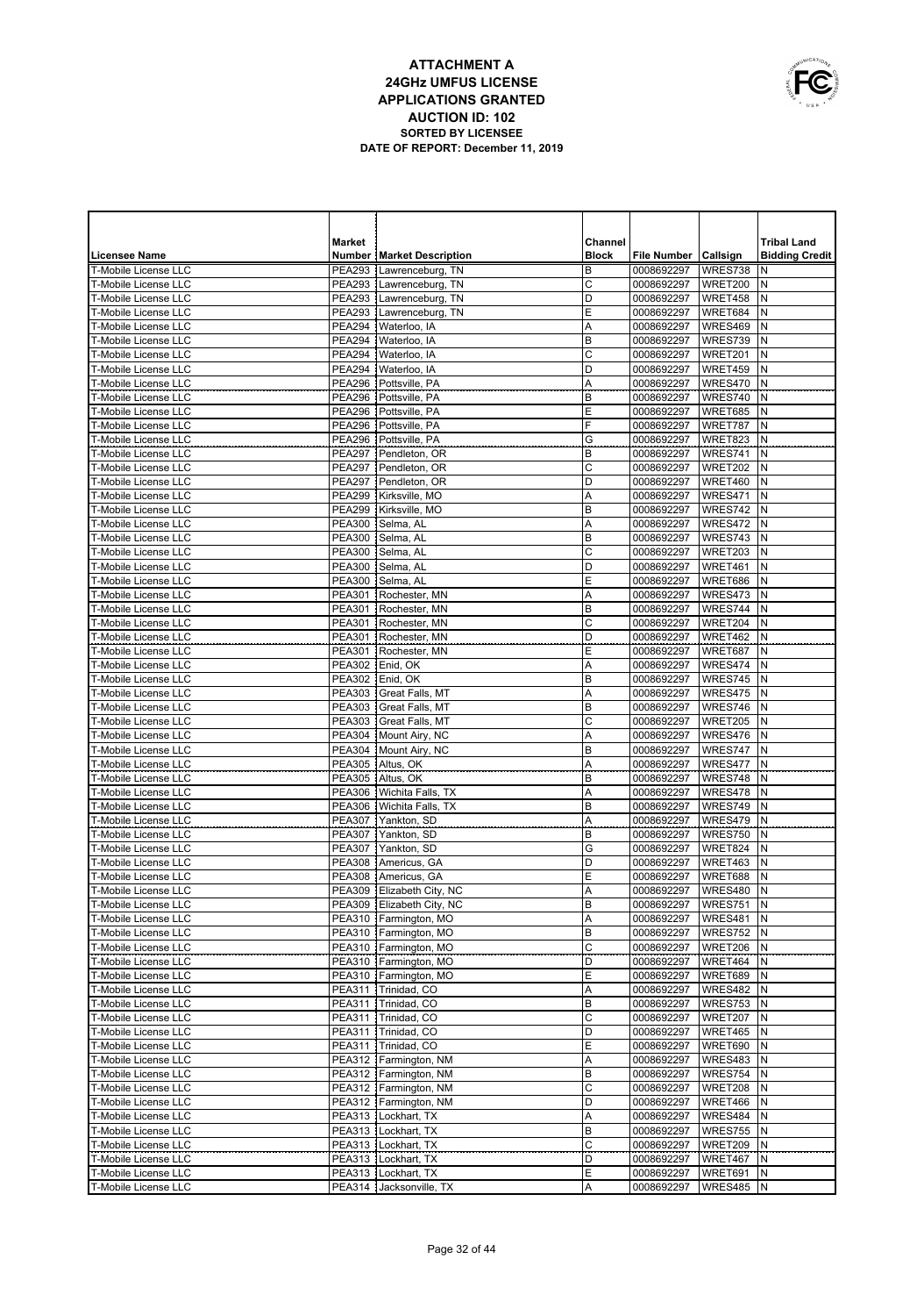# ATTACHMENT A
## 24GHz UMFUS LICENSE
## APPLICATIONS GRANTED
## AUCTION ID: 102
### SORTED BY LICENSEE
### DATE OF REPORT: December 11, 2019

| Licensee Name | Market Number | Market Description | Channel Block | File Number | Callsign | Tribal Land Bidding Credit |
|---|---|---|---|---|---|---|
| T-Mobile License LLC | PEA293 | Lawrenceburg, TN | B | 0008692297 | WRES738 | N |
| T-Mobile License LLC | PEA293 | Lawrenceburg, TN | C | 0008692297 | WRET200 | N |
| T-Mobile License LLC | PEA293 | Lawrenceburg, TN | D | 0008692297 | WRET458 | N |
| T-Mobile License LLC | PEA293 | Lawrenceburg, TN | E | 0008692297 | WRET684 | N |
| T-Mobile License LLC | PEA294 | Waterloo, IA | A | 0008692297 | WRES469 | N |
| T-Mobile License LLC | PEA294 | Waterloo, IA | B | 0008692297 | WRES739 | N |
| T-Mobile License LLC | PEA294 | Waterloo, IA | C | 0008692297 | WRET201 | N |
| T-Mobile License LLC | PEA294 | Waterloo, IA | D | 0008692297 | WRET459 | N |
| T-Mobile License LLC | PEA296 | Pottsville, PA | A | 0008692297 | WRES470 | N |
| T-Mobile License LLC | PEA296 | Pottsville, PA | B | 0008692297 | WRES740 | N |
| T-Mobile License LLC | PEA296 | Pottsville, PA | E | 0008692297 | WRET685 | N |
| T-Mobile License LLC | PEA296 | Pottsville, PA | F | 0008692297 | WRET787 | N |
| T-Mobile License LLC | PEA296 | Pottsville, PA | G | 0008692297 | WRET823 | N |
| T-Mobile License LLC | PEA297 | Pendleton, OR | B | 0008692297 | WRES741 | N |
| T-Mobile License LLC | PEA297 | Pendleton, OR | C | 0008692297 | WRET202 | N |
| T-Mobile License LLC | PEA297 | Pendleton, OR | D | 0008692297 | WRET460 | N |
| T-Mobile License LLC | PEA299 | Kirksville, MO | A | 0008692297 | WRES471 | N |
| T-Mobile License LLC | PEA299 | Kirksville, MO | B | 0008692297 | WRES742 | N |
| T-Mobile License LLC | PEA300 | Selma, AL | A | 0008692297 | WRES472 | N |
| T-Mobile License LLC | PEA300 | Selma, AL | B | 0008692297 | WRES743 | N |
| T-Mobile License LLC | PEA300 | Selma, AL | C | 0008692297 | WRET203 | N |
| T-Mobile License LLC | PEA300 | Selma, AL | D | 0008692297 | WRET461 | N |
| T-Mobile License LLC | PEA300 | Selma, AL | E | 0008692297 | WRET686 | N |
| T-Mobile License LLC | PEA301 | Rochester, MN | A | 0008692297 | WRES473 | N |
| T-Mobile License LLC | PEA301 | Rochester, MN | B | 0008692297 | WRES744 | N |
| T-Mobile License LLC | PEA301 | Rochester, MN | C | 0008692297 | WRET204 | N |
| T-Mobile License LLC | PEA301 | Rochester, MN | D | 0008692297 | WRET462 | N |
| T-Mobile License LLC | PEA301 | Rochester, MN | E | 0008692297 | WRET687 | N |
| T-Mobile License LLC | PEA302 | Enid, OK | A | 0008692297 | WRES474 | N |
| T-Mobile License LLC | PEA302 | Enid, OK | B | 0008692297 | WRES745 | N |
| T-Mobile License LLC | PEA303 | Great Falls, MT | A | 0008692297 | WRES475 | N |
| T-Mobile License LLC | PEA303 | Great Falls, MT | B | 0008692297 | WRES746 | N |
| T-Mobile License LLC | PEA303 | Great Falls, MT | C | 0008692297 | WRET205 | N |
| T-Mobile License LLC | PEA304 | Mount Airy, NC | A | 0008692297 | WRES476 | N |
| T-Mobile License LLC | PEA304 | Mount Airy, NC | B | 0008692297 | WRES747 | N |
| T-Mobile License LLC | PEA305 | Altus, OK | A | 0008692297 | WRES477 | N |
| T-Mobile License LLC | PEA305 | Altus, OK | B | 0008692297 | WRES748 | N |
| T-Mobile License LLC | PEA306 | Wichita Falls, TX | A | 0008692297 | WRES478 | N |
| T-Mobile License LLC | PEA306 | Wichita Falls, TX | B | 0008692297 | WRES749 | N |
| T-Mobile License LLC | PEA307 | Yankton, SD | A | 0008692297 | WRES479 | N |
| T-Mobile License LLC | PEA307 | Yankton, SD | B | 0008692297 | WRES750 | N |
| T-Mobile License LLC | PEA307 | Yankton, SD | G | 0008692297 | WRET824 | N |
| T-Mobile License LLC | PEA308 | Americus, GA | D | 0008692297 | WRET463 | N |
| T-Mobile License LLC | PEA308 | Americus, GA | E | 0008692297 | WRET688 | N |
| T-Mobile License LLC | PEA309 | Elizabeth City, NC | A | 0008692297 | WRES480 | N |
| T-Mobile License LLC | PEA309 | Elizabeth City, NC | B | 0008692297 | WRES751 | N |
| T-Mobile License LLC | PEA310 | Farmington, MO | A | 0008692297 | WRES481 | N |
| T-Mobile License LLC | PEA310 | Farmington, MO | B | 0008692297 | WRES752 | N |
| T-Mobile License LLC | PEA310 | Farmington, MO | C | 0008692297 | WRET206 | N |
| T-Mobile License LLC | PEA310 | Farmington, MO | D | 0008692297 | WRET464 | N |
| T-Mobile License LLC | PEA310 | Farmington, MO | E | 0008692297 | WRET689 | N |
| T-Mobile License LLC | PEA311 | Trinidad, CO | A | 0008692297 | WRES482 | N |
| T-Mobile License LLC | PEA311 | Trinidad, CO | B | 0008692297 | WRES753 | N |
| T-Mobile License LLC | PEA311 | Trinidad, CO | C | 0008692297 | WRET207 | N |
| T-Mobile License LLC | PEA311 | Trinidad, CO | D | 0008692297 | WRET465 | N |
| T-Mobile License LLC | PEA311 | Trinidad, CO | E | 0008692297 | WRET690 | N |
| T-Mobile License LLC | PEA312 | Farmington, NM | A | 0008692297 | WRES483 | N |
| T-Mobile License LLC | PEA312 | Farmington, NM | B | 0008692297 | WRES754 | N |
| T-Mobile License LLC | PEA312 | Farmington, NM | C | 0008692297 | WRET208 | N |
| T-Mobile License LLC | PEA312 | Farmington, NM | D | 0008692297 | WRET466 | N |
| T-Mobile License LLC | PEA313 | Lockhart, TX | A | 0008692297 | WRES484 | N |
| T-Mobile License LLC | PEA313 | Lockhart, TX | B | 0008692297 | WRES755 | N |
| T-Mobile License LLC | PEA313 | Lockhart, TX | C | 0008692297 | WRET209 | N |
| T-Mobile License LLC | PEA313 | Lockhart, TX | D | 0008692297 | WRET467 | N |
| T-Mobile License LLC | PEA313 | Lockhart, TX | E | 0008692297 | WRET691 | N |
| T-Mobile License LLC | PEA314 | Jacksonville, TX | A | 0008692297 | WRES485 | N |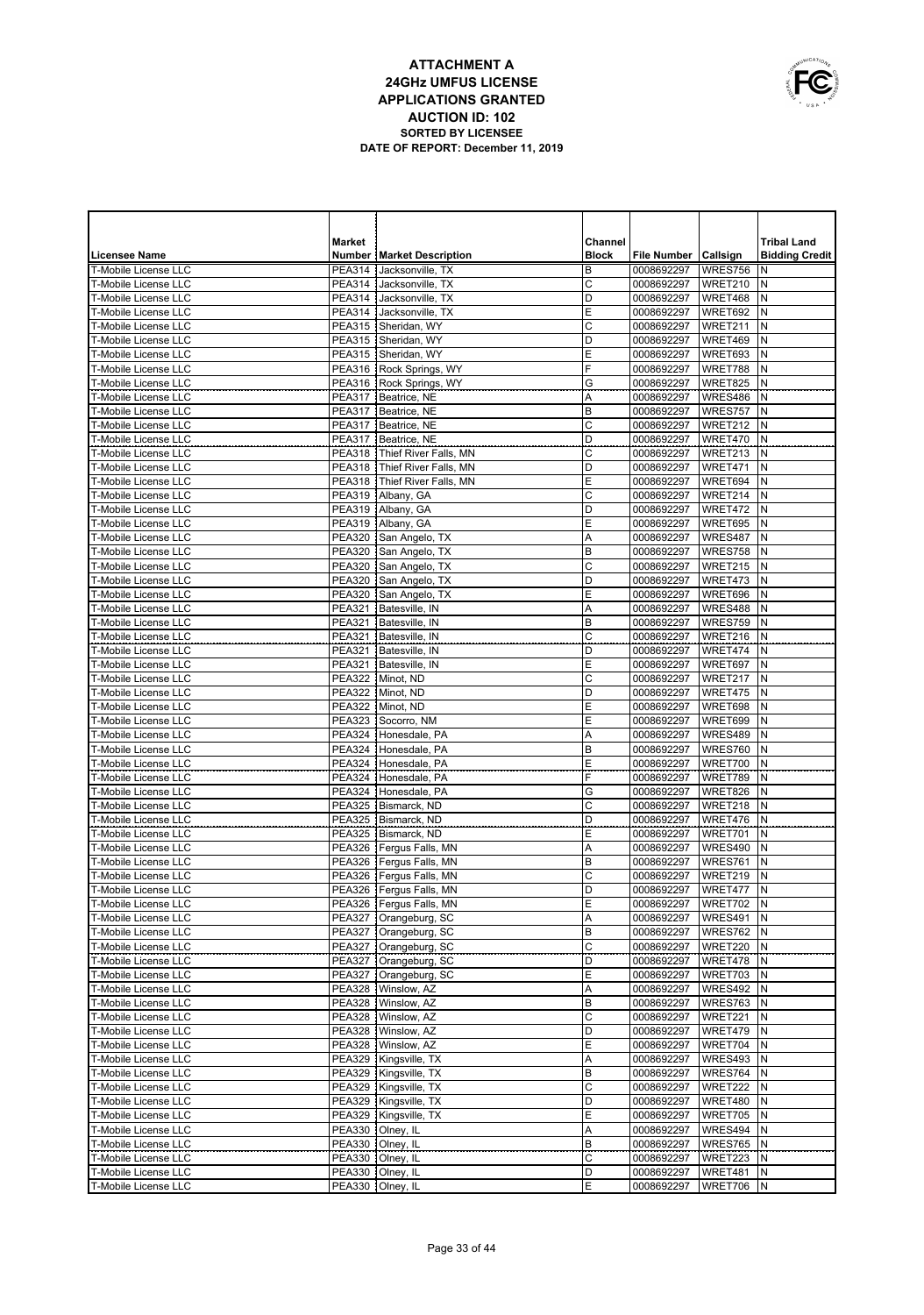# ATTACHMENT A
## 24GHz UMFUS LICENSE
## APPLICATIONS GRANTED
## AUCTION ID: 102
### SORTED BY LICENSEE
### DATE OF REPORT: December 11, 2019

| Licensee Name | Market Number | Market Description | Channel Block | File Number | Callsign | Tribal Land Bidding Credit |
|---|---|---|---|---|---|---|
| T-Mobile License LLC | PEA314 | Jacksonville, TX | B | 0008692297 | WRES756 | N |
| T-Mobile License LLC | PEA314 | Jacksonville, TX | C | 0008692297 | WRET210 | N |
| T-Mobile License LLC | PEA314 | Jacksonville, TX | D | 0008692297 | WRET468 | N |
| T-Mobile License LLC | PEA314 | Jacksonville, TX | E | 0008692297 | WRET692 | N |
| T-Mobile License LLC | PEA315 | Sheridan, WY | C | 0008692297 | WRET211 | N |
| T-Mobile License LLC | PEA315 | Sheridan, WY | D | 0008692297 | WRET469 | N |
| T-Mobile License LLC | PEA315 | Sheridan, WY | E | 0008692297 | WRET693 | N |
| T-Mobile License LLC | PEA316 | Rock Springs, WY | F | 0008692297 | WRET788 | N |
| T-Mobile License LLC | PEA316 | Rock Springs, WY | G | 0008692297 | WRET825 | N |
| T-Mobile License LLC | PEA317 | Beatrice, NE | A | 0008692297 | WRES486 | N |
| T-Mobile License LLC | PEA317 | Beatrice, NE | B | 0008692297 | WRES757 | N |
| T-Mobile License LLC | PEA317 | Beatrice, NE | C | 0008692297 | WRET212 | N |
| T-Mobile License LLC | PEA317 | Beatrice, NE | D | 0008692297 | WRET470 | N |
| T-Mobile License LLC | PEA318 | Thief River Falls, MN | C | 0008692297 | WRET213 | N |
| T-Mobile License LLC | PEA318 | Thief River Falls, MN | D | 0008692297 | WRET471 | N |
| T-Mobile License LLC | PEA318 | Thief River Falls, MN | E | 0008692297 | WRET694 | N |
| T-Mobile License LLC | PEA319 | Albany, GA | C | 0008692297 | WRET214 | N |
| T-Mobile License LLC | PEA319 | Albany, GA | D | 0008692297 | WRET472 | N |
| T-Mobile License LLC | PEA319 | Albany, GA | E | 0008692297 | WRET695 | N |
| T-Mobile License LLC | PEA320 | San Angelo, TX | A | 0008692297 | WRES487 | N |
| T-Mobile License LLC | PEA320 | San Angelo, TX | B | 0008692297 | WRES758 | N |
| T-Mobile License LLC | PEA320 | San Angelo, TX | C | 0008692297 | WRET215 | N |
| T-Mobile License LLC | PEA320 | San Angelo, TX | D | 0008692297 | WRET473 | N |
| T-Mobile License LLC | PEA320 | San Angelo, TX | E | 0008692297 | WRET696 | N |
| T-Mobile License LLC | PEA321 | Batesville, IN | A | 0008692297 | WRES488 | N |
| T-Mobile License LLC | PEA321 | Batesville, IN | B | 0008692297 | WRES759 | N |
| T-Mobile License LLC | PEA321 | Batesville, IN | C | 0008692297 | WRET216 | N |
| T-Mobile License LLC | PEA321 | Batesville, IN | D | 0008692297 | WRET474 | N |
| T-Mobile License LLC | PEA321 | Batesville, IN | E | 0008692297 | WRET697 | N |
| T-Mobile License LLC | PEA322 | Minot, ND | C | 0008692297 | WRET217 | N |
| T-Mobile License LLC | PEA322 | Minot, ND | D | 0008692297 | WRET475 | N |
| T-Mobile License LLC | PEA322 | Minot, ND | E | 0008692297 | WRET698 | N |
| T-Mobile License LLC | PEA323 | Socorro, NM | E | 0008692297 | WRET699 | N |
| T-Mobile License LLC | PEA324 | Honesdale, PA | A | 0008692297 | WRES489 | N |
| T-Mobile License LLC | PEA324 | Honesdale, PA | B | 0008692297 | WRES760 | N |
| T-Mobile License LLC | PEA324 | Honesdale, PA | E | 0008692297 | WRET700 | N |
| T-Mobile License LLC | PEA324 | Honesdale, PA | F | 0008692297 | WRET789 | N |
| T-Mobile License LLC | PEA324 | Honesdale, PA | G | 0008692297 | WRET826 | N |
| T-Mobile License LLC | PEA325 | Bismarck, ND | C | 0008692297 | WRET218 | N |
| T-Mobile License LLC | PEA325 | Bismarck, ND | D | 0008692297 | WRET476 | N |
| T-Mobile License LLC | PEA325 | Bismarck, ND | E | 0008692297 | WRET701 | N |
| T-Mobile License LLC | PEA326 | Fergus Falls, MN | A | 0008692297 | WRES490 | N |
| T-Mobile License LLC | PEA326 | Fergus Falls, MN | B | 0008692297 | WRES761 | N |
| T-Mobile License LLC | PEA326 | Fergus Falls, MN | C | 0008692297 | WRET219 | N |
| T-Mobile License LLC | PEA326 | Fergus Falls, MN | D | 0008692297 | WRET477 | N |
| T-Mobile License LLC | PEA326 | Fergus Falls, MN | E | 0008692297 | WRET702 | N |
| T-Mobile License LLC | PEA327 | Orangeburg, SC | A | 0008692297 | WRES491 | N |
| T-Mobile License LLC | PEA327 | Orangeburg, SC | B | 0008692297 | WRES762 | N |
| T-Mobile License LLC | PEA327 | Orangeburg, SC | C | 0008692297 | WRET220 | N |
| T-Mobile License LLC | PEA327 | Orangeburg, SC | D | 0008692297 | WRET478 | N |
| T-Mobile License LLC | PEA327 | Orangeburg, SC | E | 0008692297 | WRET703 | N |
| T-Mobile License LLC | PEA328 | Winslow, AZ | A | 0008692297 | WRES492 | N |
| T-Mobile License LLC | PEA328 | Winslow, AZ | B | 0008692297 | WRES763 | N |
| T-Mobile License LLC | PEA328 | Winslow, AZ | C | 0008692297 | WRET221 | N |
| T-Mobile License LLC | PEA328 | Winslow, AZ | D | 0008692297 | WRET479 | N |
| T-Mobile License LLC | PEA328 | Winslow, AZ | E | 0008692297 | WRET704 | N |
| T-Mobile License LLC | PEA329 | Kingsville, TX | A | 0008692297 | WRES493 | N |
| T-Mobile License LLC | PEA329 | Kingsville, TX | B | 0008692297 | WRES764 | N |
| T-Mobile License LLC | PEA329 | Kingsville, TX | C | 0008692297 | WRET222 | N |
| T-Mobile License LLC | PEA329 | Kingsville, TX | D | 0008692297 | WRET480 | N |
| T-Mobile License LLC | PEA329 | Kingsville, TX | E | 0008692297 | WRET705 | N |
| T-Mobile License LLC | PEA330 | Olney, IL | A | 0008692297 | WRES494 | N |
| T-Mobile License LLC | PEA330 | Olney, IL | B | 0008692297 | WRES765 | N |
| T-Mobile License LLC | PEA330 | Olney, IL | C | 0008692297 | WRET223 | N |
| T-Mobile License LLC | PEA330 | Olney, IL | D | 0008692297 | WRET481 | N |
| T-Mobile License LLC | PEA330 | Olney, IL | E | 0008692297 | WRET706 | N |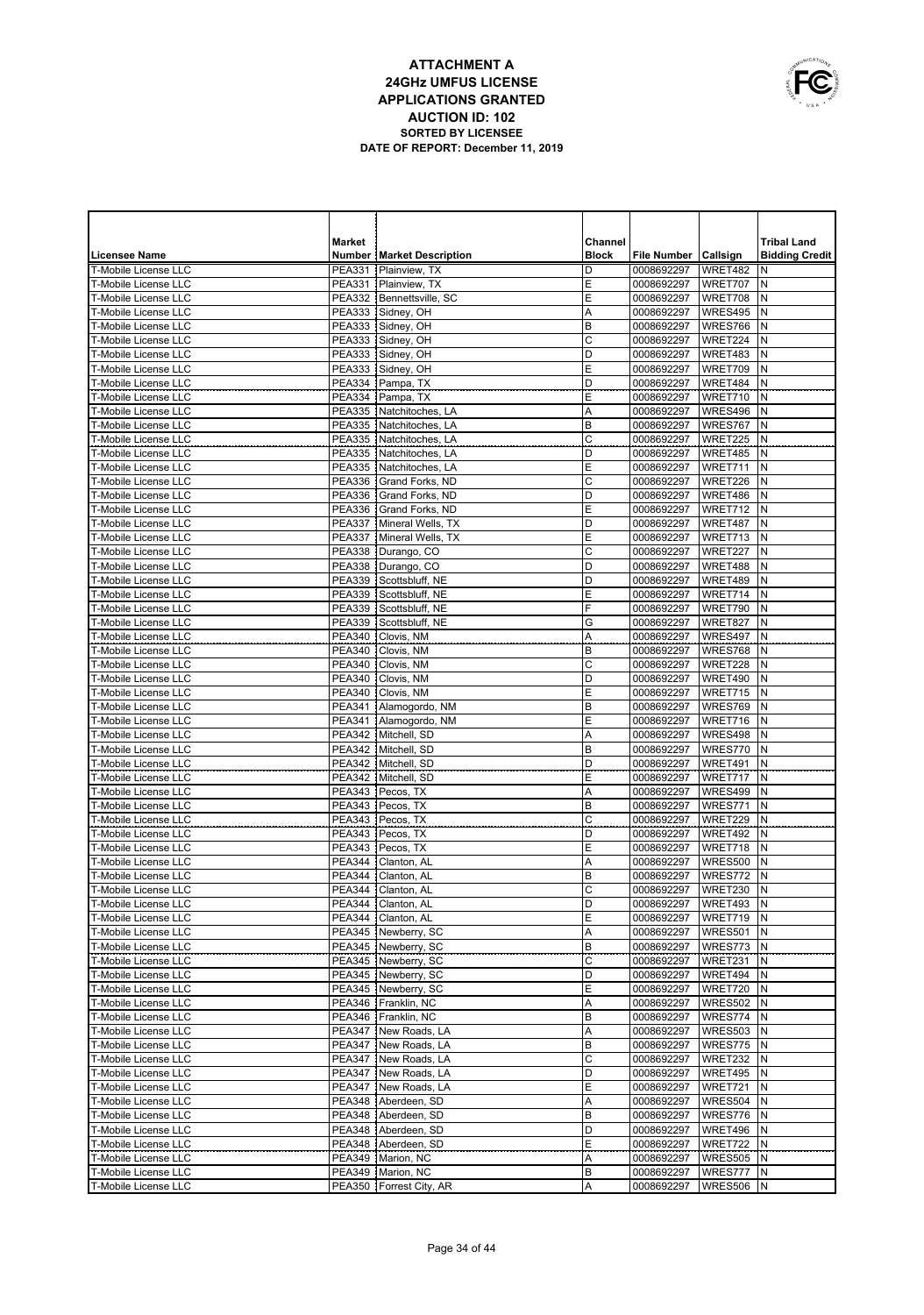# ATTACHMENT A
## 24GHz UMFUS LICENSE APPLICATIONS GRANTED
### AUCTION ID: 102
**SORTED BY LICENSEE**
**DATE OF REPORT: December 11, 2019**

| Licensee Name | Market Number | Market Description | Channel Block | File Number | Callsign | Tribal Land Bidding Credit |
|---|---|---|---|---|---|---|
| T-Mobile License LLC | PEA331 | Plainview, TX | D | 0008692297 | WRET482 | N |
| T-Mobile License LLC | PEA331 | Plainview, TX | E | 0008692297 | WRET707 | N |
| T-Mobile License LLC | PEA332 | Bennettsville, SC | E | 0008692297 | WRET708 | N |
| T-Mobile License LLC | PEA333 | Sidney, OH | A | 0008692297 | WRES495 | N |
| T-Mobile License LLC | PEA333 | Sidney, OH | B | 0008692297 | WRES766 | N |
| T-Mobile License LLC | PEA333 | Sidney, OH | C | 0008692297 | WRET224 | N |
| T-Mobile License LLC | PEA333 | Sidney, OH | D | 0008692297 | WRET483 | N |
| T-Mobile License LLC | PEA333 | Sidney, OH | E | 0008692297 | WRET709 | N |
| T-Mobile License LLC | PEA334 | Pampa, TX | D | 0008692297 | WRET484 | N |
| T-Mobile License LLC | PEA334 | Pampa, TX | E | 0008692297 | WRET710 | N |
| T-Mobile License LLC | PEA335 | Natchitoches, LA | A | 0008692297 | WRES496 | N |
| T-Mobile License LLC | PEA335 | Natchitoches, LA | B | 0008692297 | WRES767 | N |
| T-Mobile License LLC | PEA335 | Natchitoches, LA | C | 0008692297 | WRET225 | N |
| T-Mobile License LLC | PEA335 | Natchitoches, LA | D | 0008692297 | WRET485 | N |
| T-Mobile License LLC | PEA335 | Natchitoches, LA | E | 0008692297 | WRET711 | N |
| T-Mobile License LLC | PEA336 | Grand Forks, ND | C | 0008692297 | WRET226 | N |
| T-Mobile License LLC | PEA336 | Grand Forks, ND | D | 0008692297 | WRET486 | N |
| T-Mobile License LLC | PEA336 | Grand Forks, ND | E | 0008692297 | WRET712 | N |
| T-Mobile License LLC | PEA337 | Mineral Wells, TX | D | 0008692297 | WRET487 | N |
| T-Mobile License LLC | PEA337 | Mineral Wells, TX | E | 0008692297 | WRET713 | N |
| T-Mobile License LLC | PEA338 | Durango, CO | C | 0008692297 | WRET227 | N |
| T-Mobile License LLC | PEA338 | Durango, CO | D | 0008692297 | WRET488 | N |
| T-Mobile License LLC | PEA339 | Scottsbluff, NE | D | 0008692297 | WRET489 | N |
| T-Mobile License LLC | PEA339 | Scottsbluff, NE | E | 0008692297 | WRET714 | N |
| T-Mobile License LLC | PEA339 | Scottsbluff, NE | F | 0008692297 | WRET790 | N |
| T-Mobile License LLC | PEA339 | Scottsbluff, NE | G | 0008692297 | WRET827 | N |
| T-Mobile License LLC | PEA340 | Clovis, NM | A | 0008692297 | WRES497 | N |
| T-Mobile License LLC | PEA340 | Clovis, NM | B | 0008692297 | WRES768 | N |
| T-Mobile License LLC | PEA340 | Clovis, NM | C | 0008692297 | WRET228 | N |
| T-Mobile License LLC | PEA340 | Clovis, NM | D | 0008692297 | WRET490 | N |
| T-Mobile License LLC | PEA340 | Clovis, NM | E | 0008692297 | WRET715 | N |
| T-Mobile License LLC | PEA341 | Alamogordo, NM | B | 0008692297 | WRES769 | N |
| T-Mobile License LLC | PEA341 | Alamogordo, NM | E | 0008692297 | WRET716 | N |
| T-Mobile License LLC | PEA342 | Mitchell, SD | A | 0008692297 | WRES498 | N |
| T-Mobile License LLC | PEA342 | Mitchell, SD | B | 0008692297 | WRES770 | N |
| T-Mobile License LLC | PEA342 | Mitchell, SD | D | 0008692297 | WRET491 | N |
| T-Mobile License LLC | PEA342 | Mitchell, SD | E | 0008692297 | WRET717 | N |
| T-Mobile License LLC | PEA343 | Pecos, TX | A | 0008692297 | WRES499 | N |
| T-Mobile License LLC | PEA343 | Pecos, TX | B | 0008692297 | WRES771 | N |
| T-Mobile License LLC | PEA343 | Pecos, TX | C | 0008692297 | WRET229 | N |
| T-Mobile License LLC | PEA343 | Pecos, TX | D | 0008692297 | WRET492 | N |
| T-Mobile License LLC | PEA343 | Pecos, TX | E | 0008692297 | WRET718 | N |
| T-Mobile License LLC | PEA344 | Clanton, AL | A | 0008692297 | WRES500 | N |
| T-Mobile License LLC | PEA344 | Clanton, AL | B | 0008692297 | WRES772 | N |
| T-Mobile License LLC | PEA344 | Clanton, AL | C | 0008692297 | WRET230 | N |
| T-Mobile License LLC | PEA344 | Clanton, AL | D | 0008692297 | WRET493 | N |
| T-Mobile License LLC | PEA344 | Clanton, AL | E | 0008692297 | WRET719 | N |
| T-Mobile License LLC | PEA345 | Newberry, SC | A | 0008692297 | WRES501 | N |
| T-Mobile License LLC | PEA345 | Newberry, SC | B | 0008692297 | WRES773 | N |
| T-Mobile License LLC | PEA345 | Newberry, SC | C | 0008692297 | WRET231 | N |
| T-Mobile License LLC | PEA345 | Newberry, SC | D | 0008692297 | WRET494 | N |
| T-Mobile License LLC | PEA345 | Newberry, SC | E | 0008692297 | WRET720 | N |
| T-Mobile License LLC | PEA346 | Franklin, NC | A | 0008692297 | WRES502 | N |
| T-Mobile License LLC | PEA346 | Franklin, NC | B | 0008692297 | WRES774 | N |
| T-Mobile License LLC | PEA347 | New Roads, LA | A | 0008692297 | WRES503 | N |
| T-Mobile License LLC | PEA347 | New Roads, LA | B | 0008692297 | WRES775 | N |
| T-Mobile License LLC | PEA347 | New Roads, LA | C | 0008692297 | WRET232 | N |
| T-Mobile License LLC | PEA347 | New Roads, LA | D | 0008692297 | WRET495 | N |
| T-Mobile License LLC | PEA347 | New Roads, LA | E | 0008692297 | WRET721 | N |
| T-Mobile License LLC | PEA348 | Aberdeen, SD | A | 0008692297 | WRES504 | N |
| T-Mobile License LLC | PEA348 | Aberdeen, SD | B | 0008692297 | WRES776 | N |
| T-Mobile License LLC | PEA348 | Aberdeen, SD | D | 0008692297 | WRET496 | N |
| T-Mobile License LLC | PEA348 | Aberdeen, SD | E | 0008692297 | WRET722 | N |
| T-Mobile License LLC | PEA349 | Marion, NC | A | 0008692297 | WRES505 | N |
| T-Mobile License LLC | PEA349 | Marion, NC | B | 0008692297 | WRES777 | N |
| T-Mobile License LLC | PEA350 | Forrest City, AR | A | 0008692297 | WRES506 | N |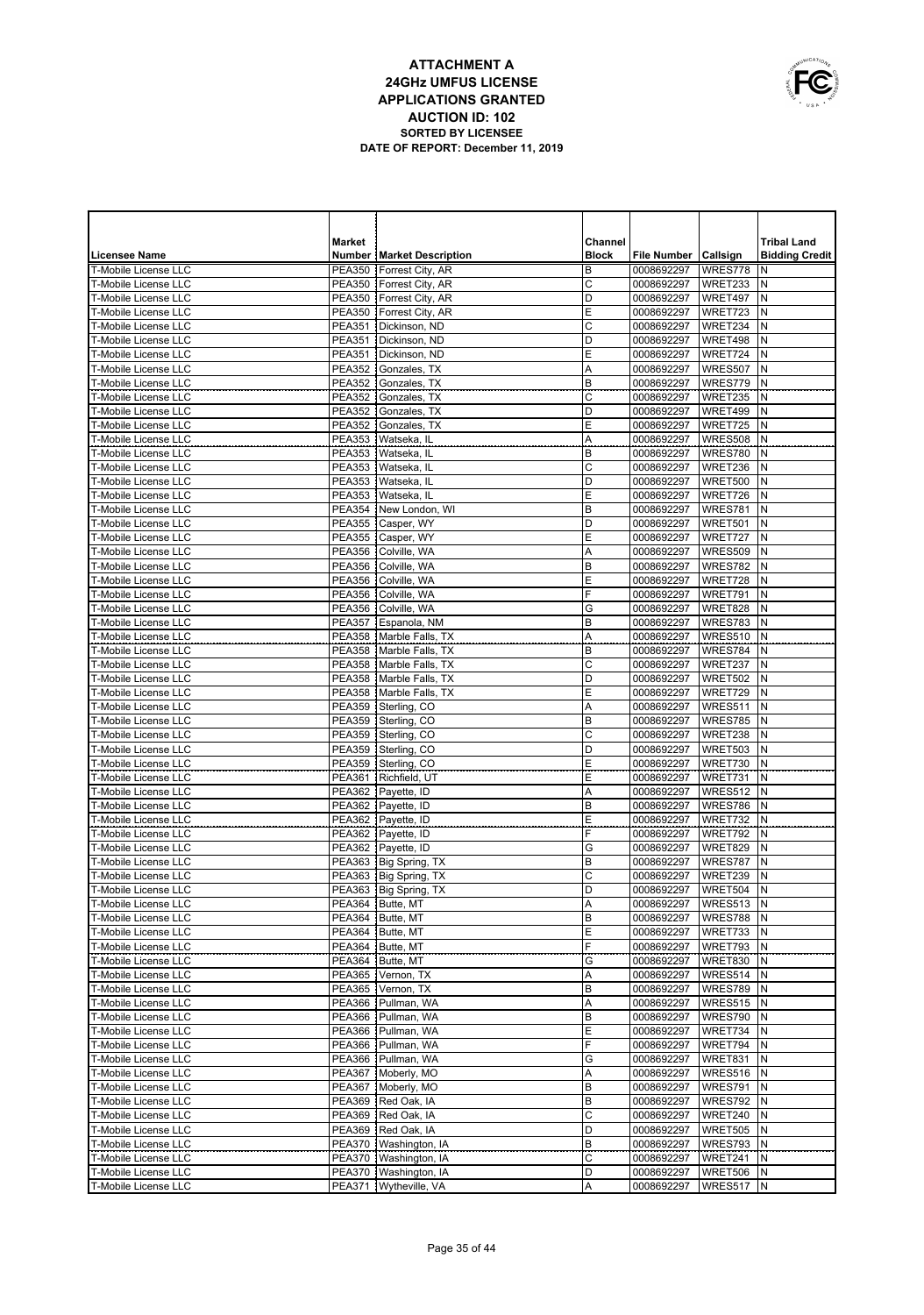# ATTACHMENT A
# 24GHz UMFUS LICENSE
# APPLICATIONS GRANTED
# AUCTION ID: 102
### SORTED BY LICENSEE
### DATE OF REPORT: December 11, 2019

| Licensee Name | Market Number | Market Description | Channel Block | File Number | Callsign | Tribal Land Bidding Credit |
|---|---|---|---|---|---|---|
| T-Mobile License LLC | PEA350 | Forrest City, AR | B | 0008692297 | WRES778 | N |
| T-Mobile License LLC | PEA350 | Forrest City, AR | C | 0008692297 | WRET233 | N |
| T-Mobile License LLC | PEA350 | Forrest City, AR | D | 0008692297 | WRET497 | N |
| T-Mobile License LLC | PEA350 | Forrest City, AR | E | 0008692297 | WRET723 | N |
| T-Mobile License LLC | PEA351 | Dickinson, ND | C | 0008692297 | WRET234 | N |
| T-Mobile License LLC | PEA351 | Dickinson, ND | D | 0008692297 | WRET498 | N |
| T-Mobile License LLC | PEA351 | Dickinson, ND | E | 0008692297 | WRET724 | N |
| T-Mobile License LLC | PEA352 | Gonzales, TX | A | 0008692297 | WRES507 | N |
| T-Mobile License LLC | PEA352 | Gonzales, TX | B | 0008692297 | WRES779 | N |
| T-Mobile License LLC | PEA352 | Gonzales, TX | C | 0008692297 | WRET235 | N |
| T-Mobile License LLC | PEA352 | Gonzales, TX | D | 0008692297 | WRET499 | N |
| T-Mobile License LLC | PEA352 | Gonzales, TX | E | 0008692297 | WRET725 | N |
| T-Mobile License LLC | PEA353 | Watseka, IL | A | 0008692297 | WRES508 | N |
| T-Mobile License LLC | PEA353 | Watseka, IL | B | 0008692297 | WRES780 | N |
| T-Mobile License LLC | PEA353 | Watseka, IL | C | 0008692297 | WRET236 | N |
| T-Mobile License LLC | PEA353 | Watseka, IL | D | 0008692297 | WRET500 | N |
| T-Mobile License LLC | PEA353 | Watseka, IL | E | 0008692297 | WRET726 | N |
| T-Mobile License LLC | PEA354 | New London, WI | B | 0008692297 | WRES781 | N |
| T-Mobile License LLC | PEA355 | Casper, WY | D | 0008692297 | WRET501 | N |
| T-Mobile License LLC | PEA355 | Casper, WY | E | 0008692297 | WRET727 | N |
| T-Mobile License LLC | PEA356 | Colville, WA | A | 0008692297 | WRES509 | N |
| T-Mobile License LLC | PEA356 | Colville, WA | B | 0008692297 | WRES782 | N |
| T-Mobile License LLC | PEA356 | Colville, WA | E | 0008692297 | WRET728 | N |
| T-Mobile License LLC | PEA356 | Colville, WA | F | 0008692297 | WRET791 | N |
| T-Mobile License LLC | PEA356 | Colville, WA | G | 0008692297 | WRET828 | N |
| T-Mobile License LLC | PEA357 | Espanola, NM | B | 0008692297 | WRES783 | N |
| T-Mobile License LLC | PEA358 | Marble Falls, TX | A | 0008692297 | WRES510 | N |
| T-Mobile License LLC | PEA358 | Marble Falls, TX | B | 0008692297 | WRES784 | N |
| T-Mobile License LLC | PEA358 | Marble Falls, TX | C | 0008692297 | WRET237 | N |
| T-Mobile License LLC | PEA358 | Marble Falls, TX | D | 0008692297 | WRET502 | N |
| T-Mobile License LLC | PEA358 | Marble Falls, TX | E | 0008692297 | WRET729 | N |
| T-Mobile License LLC | PEA359 | Sterling, CO | A | 0008692297 | WRES511 | N |
| T-Mobile License LLC | PEA359 | Sterling, CO | B | 0008692297 | WRES785 | N |
| T-Mobile License LLC | PEA359 | Sterling, CO | C | 0008692297 | WRET238 | N |
| T-Mobile License LLC | PEA359 | Sterling, CO | D | 0008692297 | WRET503 | N |
| T-Mobile License LLC | PEA359 | Sterling, CO | E | 0008692297 | WRET730 | N |
| T-Mobile License LLC | PEA361 | Richfield, UT | E | 0008692297 | WRET731 | N |
| T-Mobile License LLC | PEA362 | Payette, ID | A | 0008692297 | WRES512 | N |
| T-Mobile License LLC | PEA362 | Payette, ID | B | 0008692297 | WRES786 | N |
| T-Mobile License LLC | PEA362 | Payette, ID | E | 0008692297 | WRET732 | N |
| T-Mobile License LLC | PEA362 | Payette, ID | F | 0008692297 | WRET792 | N |
| T-Mobile License LLC | PEA362 | Payette, ID | G | 0008692297 | WRET829 | N |
| T-Mobile License LLC | PEA363 | Big Spring, TX | B | 0008692297 | WRES787 | N |
| T-Mobile License LLC | PEA363 | Big Spring, TX | C | 0008692297 | WRET239 | N |
| T-Mobile License LLC | PEA363 | Big Spring, TX | D | 0008692297 | WRET504 | N |
| T-Mobile License LLC | PEA364 | Butte, MT | A | 0008692297 | WRES513 | N |
| T-Mobile License LLC | PEA364 | Butte, MT | B | 0008692297 | WRES788 | N |
| T-Mobile License LLC | PEA364 | Butte, MT | E | 0008692297 | WRET733 | N |
| T-Mobile License LLC | PEA364 | Butte, MT | F | 0008692297 | WRET793 | N |
| T-Mobile License LLC | PEA364 | Butte, MT | G | 0008692297 | WRET830 | N |
| T-Mobile License LLC | PEA365 | Vernon, TX | A | 0008692297 | WRES514 | N |
| T-Mobile License LLC | PEA365 | Vernon, TX | B | 0008692297 | WRES789 | N |
| T-Mobile License LLC | PEA366 | Pullman, WA | A | 0008692297 | WRES515 | N |
| T-Mobile License LLC | PEA366 | Pullman, WA | B | 0008692297 | WRES790 | N |
| T-Mobile License LLC | PEA366 | Pullman, WA | E | 0008692297 | WRET734 | N |
| T-Mobile License LLC | PEA366 | Pullman, WA | F | 0008692297 | WRET794 | N |
| T-Mobile License LLC | PEA366 | Pullman, WA | G | 0008692297 | WRET831 | N |
| T-Mobile License LLC | PEA367 | Moberly, MO | A | 0008692297 | WRES516 | N |
| T-Mobile License LLC | PEA367 | Moberly, MO | B | 0008692297 | WRES791 | N |
| T-Mobile License LLC | PEA369 | Red Oak, IA | B | 0008692297 | WRES792 | N |
| T-Mobile License LLC | PEA369 | Red Oak, IA | C | 0008692297 | WRET240 | N |
| T-Mobile License LLC | PEA369 | Red Oak, IA | D | 0008692297 | WRET505 | N |
| T-Mobile License LLC | PEA370 | Washington, IA | B | 0008692297 | WRES793 | N |
| T-Mobile License LLC | PEA370 | Washington, IA | C | 0008692297 | WRET241 | N |
| T-Mobile License LLC | PEA370 | Washington, IA | D | 0008692297 | WRET506 | N |
| T-Mobile License LLC | PEA371 | Wytheville, VA | A | 0008692297 | WRES517 | N |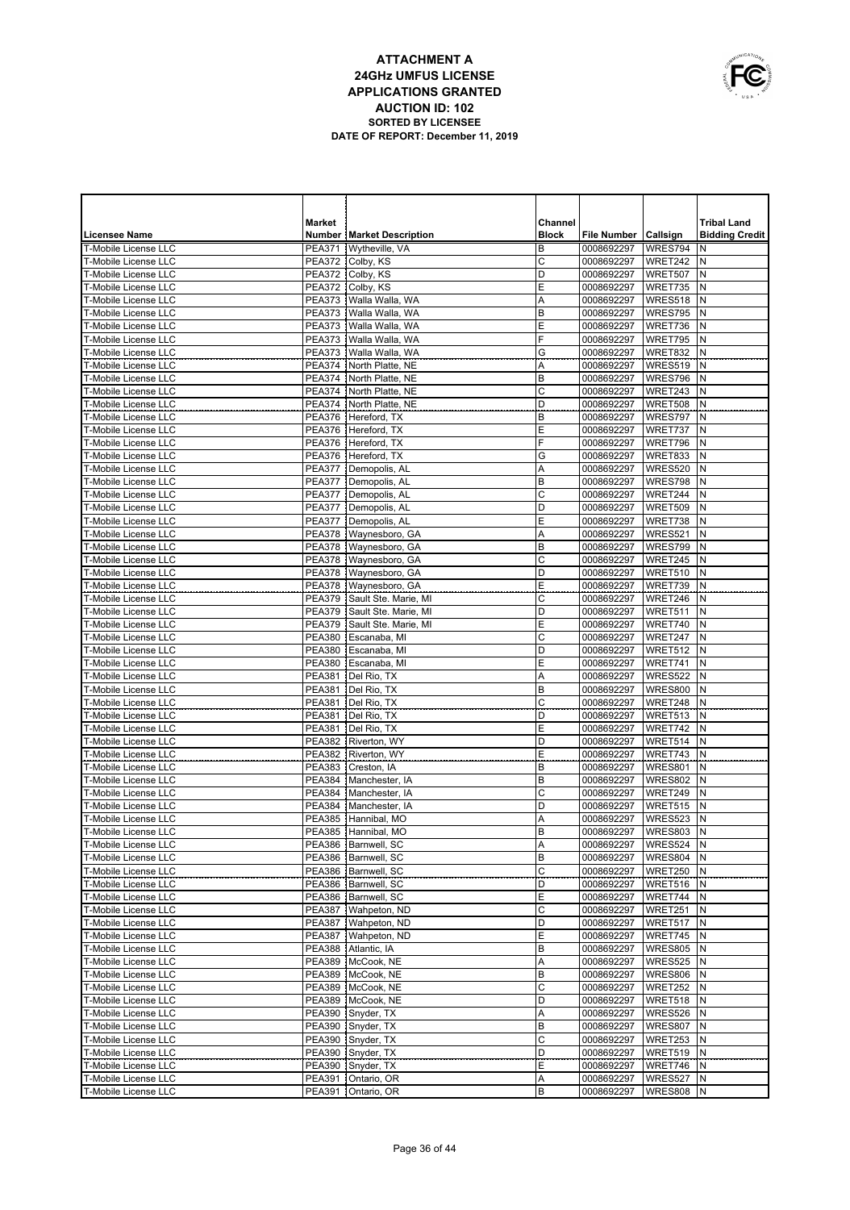# ATTACHMENT A
## 24GHz UMFUS LICENSE APPLICATIONS GRANTED
### AUCTION ID: 102
**SORTED BY LICENSEE**
**DATE OF REPORT: December 11, 2019**

| Licensee Name | Market Number | Market Description | Channel Block | File Number | Callsign | Tribal Land Bidding Credit |
|---|---|---|---|---|---|---|
| T-Mobile License LLC | PEA371 | Wytheville, VA | B | 0008692297 | WRES794 | N |
| T-Mobile License LLC | PEA372 | Colby, KS | C | 0008692297 | WRET242 | N |
| T-Mobile License LLC | PEA372 | Colby, KS | D | 0008692297 | WRET507 | N |
| T-Mobile License LLC | PEA372 | Colby, KS | E | 0008692297 | WRET735 | N |
| T-Mobile License LLC | PEA373 | Walla Walla, WA | A | 0008692297 | WRES518 | N |
| T-Mobile License LLC | PEA373 | Walla Walla, WA | B | 0008692297 | WRES795 | N |
| T-Mobile License LLC | PEA373 | Walla Walla, WA | E | 0008692297 | WRET736 | N |
| T-Mobile License LLC | PEA373 | Walla Walla, WA | F | 0008692297 | WRET795 | N |
| T-Mobile License LLC | PEA373 | Walla Walla, WA | G | 0008692297 | WRET832 | N |
| T-Mobile License LLC | PEA374 | North Platte, NE | A | 0008692297 | WRES519 | N |
| T-Mobile License LLC | PEA374 | North Platte, NE | B | 0008692297 | WRES796 | N |
| T-Mobile License LLC | PEA374 | North Platte, NE | C | 0008692297 | WRET243 | N |
| T-Mobile License LLC | PEA374 | North Platte, NE | D | 0008692297 | WRET508 | N |
| T-Mobile License LLC | PEA376 | Hereford, TX | B | 0008692297 | WRES797 | N |
| T-Mobile License LLC | PEA376 | Hereford, TX | E | 0008692297 | WRET737 | N |
| T-Mobile License LLC | PEA376 | Hereford, TX | F | 0008692297 | WRET796 | N |
| T-Mobile License LLC | PEA376 | Hereford, TX | G | 0008692297 | WRET833 | N |
| T-Mobile License LLC | PEA377 | Demopolis, AL | A | 0008692297 | WRES520 | N |
| T-Mobile License LLC | PEA377 | Demopolis, AL | B | 0008692297 | WRES798 | N |
| T-Mobile License LLC | PEA377 | Demopolis, AL | C | 0008692297 | WRET244 | N |
| T-Mobile License LLC | PEA377 | Demopolis, AL | D | 0008692297 | WRET509 | N |
| T-Mobile License LLC | PEA377 | Demopolis, AL | E | 0008692297 | WRET738 | N |
| T-Mobile License LLC | PEA378 | Waynesboro, GA | A | 0008692297 | WRES521 | N |
| T-Mobile License LLC | PEA378 | Waynesboro, GA | B | 0008692297 | WRES799 | N |
| T-Mobile License LLC | PEA378 | Waynesboro, GA | C | 0008692297 | WRET245 | N |
| T-Mobile License LLC | PEA378 | Waynesboro, GA | D | 0008692297 | WRET510 | N |
| T-Mobile License LLC | PEA378 | Waynesboro, GA | E | 0008692297 | WRET739 | N |
| T-Mobile License LLC | PEA379 | Sault Ste. Marie, MI | C | 0008692297 | WRET246 | N |
| T-Mobile License LLC | PEA379 | Sault Ste. Marie, MI | D | 0008692297 | WRET511 | N |
| T-Mobile License LLC | PEA379 | Sault Ste. Marie, MI | E | 0008692297 | WRET740 | N |
| T-Mobile License LLC | PEA380 | Escanaba, MI | C | 0008692297 | WRET247 | N |
| T-Mobile License LLC | PEA380 | Escanaba, MI | D | 0008692297 | WRET512 | N |
| T-Mobile License LLC | PEA380 | Escanaba, MI | E | 0008692297 | WRET741 | N |
| T-Mobile License LLC | PEA381 | Del Rio, TX | A | 0008692297 | WRES522 | N |
| T-Mobile License LLC | PEA381 | Del Rio, TX | B | 0008692297 | WRES800 | N |
| T-Mobile License LLC | PEA381 | Del Rio, TX | C | 0008692297 | WRET248 | N |
| T-Mobile License LLC | PEA381 | Del Rio, TX | D | 0008692297 | WRET513 | N |
| T-Mobile License LLC | PEA381 | Del Rio, TX | E | 0008692297 | WRET742 | N |
| T-Mobile License LLC | PEA382 | Riverton, WY | D | 0008692297 | WRET514 | N |
| T-Mobile License LLC | PEA382 | Riverton, WY | E | 0008692297 | WRET743 | N |
| T-Mobile License LLC | PEA383 | Creston, IA | B | 0008692297 | WRES801 | N |
| T-Mobile License LLC | PEA384 | Manchester, IA | B | 0008692297 | WRES802 | N |
| T-Mobile License LLC | PEA384 | Manchester, IA | C | 0008692297 | WRET249 | N |
| T-Mobile License LLC | PEA384 | Manchester, IA | D | 0008692297 | WRET515 | N |
| T-Mobile License LLC | PEA385 | Hannibal, MO | A | 0008692297 | WRES523 | N |
| T-Mobile License LLC | PEA385 | Hannibal, MO | B | 0008692297 | WRES803 | N |
| T-Mobile License LLC | PEA386 | Barnwell, SC | A | 0008692297 | WRES524 | N |
| T-Mobile License LLC | PEA386 | Barnwell, SC | B | 0008692297 | WRES804 | N |
| T-Mobile License LLC | PEA386 | Barnwell, SC | C | 0008692297 | WRET250 | N |
| T-Mobile License LLC | PEA386 | Barnwell, SC | D | 0008692297 | WRET516 | N |
| T-Mobile License LLC | PEA386 | Barnwell, SC | E | 0008692297 | WRET744 | N |
| T-Mobile License LLC | PEA387 | Wahpeton, ND | C | 0008692297 | WRET251 | N |
| T-Mobile License LLC | PEA387 | Wahpeton, ND | D | 0008692297 | WRET517 | N |
| T-Mobile License LLC | PEA387 | Wahpeton, ND | E | 0008692297 | WRET745 | N |
| T-Mobile License LLC | PEA388 | Atlantic, IA | B | 0008692297 | WRES805 | N |
| T-Mobile License LLC | PEA389 | McCook, NE | A | 0008692297 | WRES525 | N |
| T-Mobile License LLC | PEA389 | McCook, NE | B | 0008692297 | WRES806 | N |
| T-Mobile License LLC | PEA389 | McCook, NE | C | 0008692297 | WRET252 | N |
| T-Mobile License LLC | PEA389 | McCook, NE | D | 0008692297 | WRET518 | N |
| T-Mobile License LLC | PEA390 | Snyder, TX | A | 0008692297 | WRES526 | N |
| T-Mobile License LLC | PEA390 | Snyder, TX | B | 0008692297 | WRES807 | N |
| T-Mobile License LLC | PEA390 | Snyder, TX | C | 0008692297 | WRET253 | N |
| T-Mobile License LLC | PEA390 | Snyder, TX | D | 0008692297 | WRET519 | N |
| T-Mobile License LLC | PEA390 | Snyder, TX | E | 0008692297 | WRET746 | N |
| T-Mobile License LLC | PEA391 | Ontario, OR | A | 0008692297 | WRES527 | N |
| T-Mobile License LLC | PEA391 | Ontario, OR | B | 0008692297 | WRES808 | N |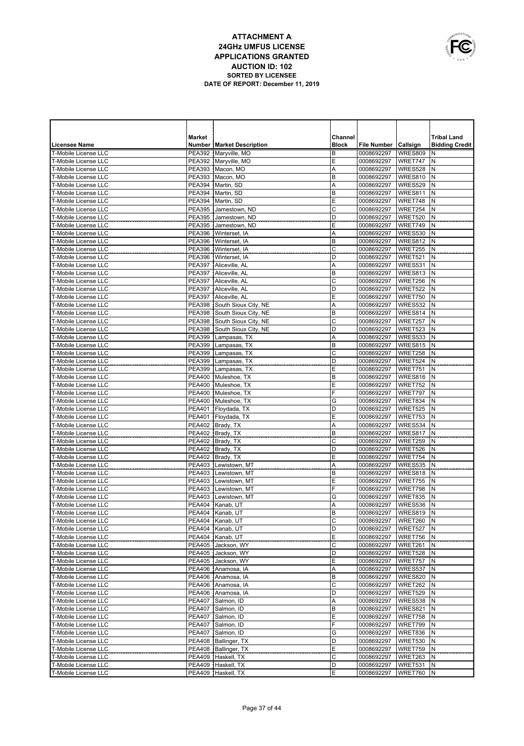# ATTACHMENT A
## 24GHz UMFUS LICENSE
## APPLICATIONS GRANTED
## AUCTION ID: 102
### SORTED BY LICENSEE
### DATE OF REPORT: December 11, 2019

| Licensee Name | Market Number | Market Description | Channel Block | File Number | Callsign | Tribal Land Bidding Credit |
|---|---|---|---|---|---|---|
| T-Mobile License LLC | PEA392 | Maryville, MO | B | 0008692297 | WRES809 | N |
| T-Mobile License LLC | PEA392 | Maryville, MO | E | 0008692297 | WRET747 | N |
| T-Mobile License LLC | PEA393 | Macon, MO | A | 0008692297 | WRES528 | N |
| T-Mobile License LLC | PEA393 | Macon, MO | B | 0008692297 | WRES810 | N |
| T-Mobile License LLC | PEA394 | Martin, SD | A | 0008692297 | WRES529 | N |
| T-Mobile License LLC | PEA394 | Martin, SD | B | 0008692297 | WRES811 | N |
| T-Mobile License LLC | PEA394 | Martin, SD | E | 0008692297 | WRET748 | N |
| T-Mobile License LLC | PEA395 | Jamestown, ND | C | 0008692297 | WRET254 | N |
| T-Mobile License LLC | PEA395 | Jamestown, ND | D | 0008692297 | WRET520 | N |
| T-Mobile License LLC | PEA395 | Jamestown, ND | E | 0008692297 | WRET749 | N |
| T-Mobile License LLC | PEA396 | Winterset, IA | A | 0008692297 | WRES530 | N |
| T-Mobile License LLC | PEA396 | Winterset, IA | B | 0008692297 | WRES812 | N |
| T-Mobile License LLC | PEA396 | Winterset, IA | C | 0008692297 | WRET255 | N |
| T-Mobile License LLC | PEA396 | Winterset, IA | D | 0008692297 | WRET521 | N |
| T-Mobile License LLC | PEA397 | Aliceville, AL | A | 0008692297 | WRES531 | N |
| T-Mobile License LLC | PEA397 | Aliceville, AL | B | 0008692297 | WRES813 | N |
| T-Mobile License LLC | PEA397 | Aliceville, AL | C | 0008692297 | WRET256 | N |
| T-Mobile License LLC | PEA397 | Aliceville, AL | D | 0008692297 | WRET522 | N |
| T-Mobile License LLC | PEA397 | Aliceville, AL | E | 0008692297 | WRET750 | N |
| T-Mobile License LLC | PEA398 | South Sioux City, NE | A | 0008692297 | WRES532 | N |
| T-Mobile License LLC | PEA398 | South Sioux City, NE | B | 0008692297 | WRES814 | N |
| T-Mobile License LLC | PEA398 | South Sioux City, NE | C | 0008692297 | WRET257 | N |
| T-Mobile License LLC | PEA398 | South Sioux City, NE | D | 0008692297 | WRET523 | N |
| T-Mobile License LLC | PEA399 | Lampasas, TX | A | 0008692297 | WRES533 | N |
| T-Mobile License LLC | PEA399 | Lampasas, TX | B | 0008692297 | WRES815 | N |
| T-Mobile License LLC | PEA399 | Lampasas, TX | C | 0008692297 | WRET258 | N |
| T-Mobile License LLC | PEA399 | Lampasas, TX | D | 0008692297 | WRET524 | N |
| T-Mobile License LLC | PEA399 | Lampasas, TX | E | 0008692297 | WRET751 | N |
| T-Mobile License LLC | PEA400 | Muleshoe, TX | B | 0008692297 | WRES816 | N |
| T-Mobile License LLC | PEA400 | Muleshoe, TX | E | 0008692297 | WRET752 | N |
| T-Mobile License LLC | PEA400 | Muleshoe, TX | F | 0008692297 | WRET797 | N |
| T-Mobile License LLC | PEA400 | Muleshoe, TX | G | 0008692297 | WRET834 | N |
| T-Mobile License LLC | PEA401 | Floydada, TX | D | 0008692297 | WRET525 | N |
| T-Mobile License LLC | PEA401 | Floydada, TX | E | 0008692297 | WRET753 | N |
| T-Mobile License LLC | PEA402 | Brady, TX | A | 0008692297 | WRES534 | N |
| T-Mobile License LLC | PEA402 | Brady, TX | B | 0008692297 | WRES817 | N |
| T-Mobile License LLC | PEA402 | Brady, TX | C | 0008692297 | WRET259 | N |
| T-Mobile License LLC | PEA402 | Brady, TX | D | 0008692297 | WRET526 | N |
| T-Mobile License LLC | PEA402 | Brady, TX | E | 0008692297 | WRET754 | N |
| T-Mobile License LLC | PEA403 | Lewistown, MT | A | 0008692297 | WRES535 | N |
| T-Mobile License LLC | PEA403 | Lewistown, MT | B | 0008692297 | WRES818 | N |
| T-Mobile License LLC | PEA403 | Lewistown, MT | E | 0008692297 | WRET755 | N |
| T-Mobile License LLC | PEA403 | Lewistown, MT | F | 0008692297 | WRET798 | N |
| T-Mobile License LLC | PEA403 | Lewistown, MT | G | 0008692297 | WRET835 | N |
| T-Mobile License LLC | PEA404 | Kanab, UT | A | 0008692297 | WRES536 | N |
| T-Mobile License LLC | PEA404 | Kanab, UT | B | 0008692297 | WRES819 | N |
| T-Mobile License LLC | PEA404 | Kanab, UT | C | 0008692297 | WRET260 | N |
| T-Mobile License LLC | PEA404 | Kanab, UT | D | 0008692297 | WRET527 | N |
| T-Mobile License LLC | PEA404 | Kanab, UT | E | 0008692297 | WRET756 | N |
| T-Mobile License LLC | PEA405 | Jackson, WY | C | 0008692297 | WRET261 | N |
| T-Mobile License LLC | PEA405 | Jackson, WY | D | 0008692297 | WRET528 | N |
| T-Mobile License LLC | PEA405 | Jackson, WY | E | 0008692297 | WRET757 | N |
| T-Mobile License LLC | PEA406 | Anamosa, IA | A | 0008692297 | WRES537 | N |
| T-Mobile License LLC | PEA406 | Anamosa, IA | B | 0008692297 | WRES820 | N |
| T-Mobile License LLC | PEA406 | Anamosa, IA | C | 0008692297 | WRET262 | N |
| T-Mobile License LLC | PEA406 | Anamosa, IA | D | 0008692297 | WRET529 | N |
| T-Mobile License LLC | PEA407 | Salmon, ID | A | 0008692297 | WRES538 | N |
| T-Mobile License LLC | PEA407 | Salmon, ID | B | 0008692297 | WRES821 | N |
| T-Mobile License LLC | PEA407 | Salmon, ID | E | 0008692297 | WRET758 | N |
| T-Mobile License LLC | PEA407 | Salmon, ID | F | 0008692297 | WRET799 | N |
| T-Mobile License LLC | PEA407 | Salmon, ID | G | 0008692297 | WRET836 | N |
| T-Mobile License LLC | PEA408 | Ballinger, TX | D | 0008692297 | WRET530 | N |
| T-Mobile License LLC | PEA408 | Ballinger, TX | E | 0008692297 | WRET759 | N |
| T-Mobile License LLC | PEA409 | Haskell, TX | C | 0008692297 | WRET263 | N |
| T-Mobile License LLC | PEA409 | Haskell, TX | D | 0008692297 | WRET531 | N |
| T-Mobile License LLC | PEA409 | Haskell, TX | E | 0008692297 | WRET760 | N |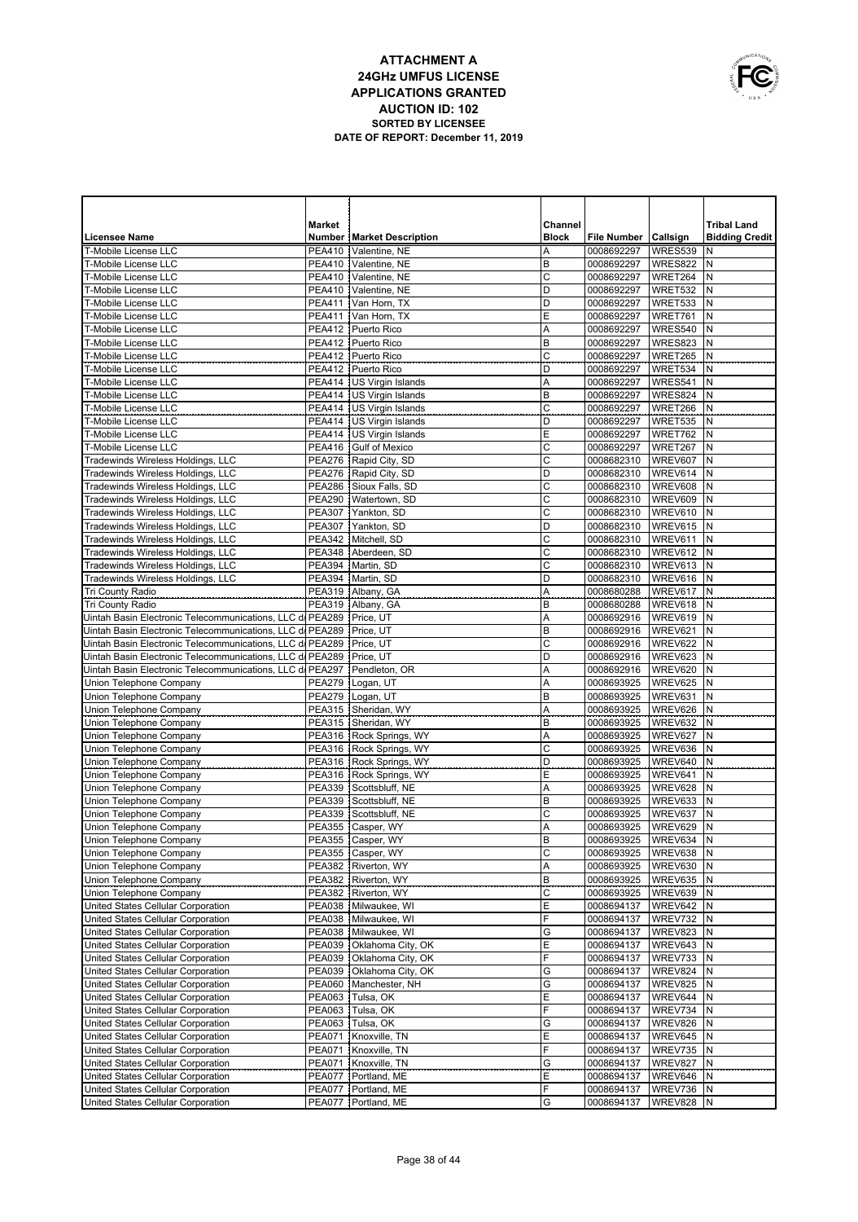# ATTACHMENT A
## 24GHz UMFUS LICENSE
## APPLICATIONS GRANTED
## AUCTION ID: 102
### SORTED BY LICENSEE
### DATE OF REPORT: December 11, 2019

| Licensee Name | Market Number | Market Description | Channel Block | File Number | Callsign | Tribal Land Bidding Credit |
|---|---|---|---|---|---|---|
| T-Mobile License LLC | PEA410 | Valentine, NE | A | 0008692297 | WRES539 | N |
| T-Mobile License LLC | PEA410 | Valentine, NE | B | 0008692297 | WRES822 | N |
| T-Mobile License LLC | PEA410 | Valentine, NE | C | 0008692297 | WRET264 | N |
| T-Mobile License LLC | PEA410 | Valentine, NE | D | 0008692297 | WRET532 | N |
| T-Mobile License LLC | PEA411 | Van Horn, TX | D | 0008692297 | WRET533 | N |
| T-Mobile License LLC | PEA411 | Van Horn, TX | E | 0008692297 | WRET761 | N |
| T-Mobile License LLC | PEA412 | Puerto Rico | A | 0008692297 | WRES540 | N |
| T-Mobile License LLC | PEA412 | Puerto Rico | B | 0008692297 | WRES823 | N |
| T-Mobile License LLC | PEA412 | Puerto Rico | C | 0008692297 | WRET265 | N |
| T-Mobile License LLC | PEA412 | Puerto Rico | D | 0008692297 | WRET534 | N |
| T-Mobile License LLC | PEA414 | US Virgin Islands | A | 0008692297 | WRES541 | N |
| T-Mobile License LLC | PEA414 | US Virgin Islands | B | 0008692297 | WRES824 | N |
| T-Mobile License LLC | PEA414 | US Virgin Islands | C | 0008692297 | WRET266 | N |
| T-Mobile License LLC | PEA414 | US Virgin Islands | D | 0008692297 | WRET535 | N |
| T-Mobile License LLC | PEA414 | US Virgin Islands | E | 0008692297 | WRET762 | N |
| T-Mobile License LLC | PEA416 | Gulf of Mexico | C | 0008692297 | WRET267 | N |
| Tradewinds Wireless Holdings, LLC | PEA276 | Rapid City, SD | C | 0008682310 | WREV607 | N |
| Tradewinds Wireless Holdings, LLC | PEA276 | Rapid City, SD | D | 0008682310 | WREV614 | N |
| Tradewinds Wireless Holdings, LLC | PEA286 | Sioux Falls, SD | C | 0008682310 | WREV608 | N |
| Tradewinds Wireless Holdings, LLC | PEA290 | Watertown, SD | C | 0008682310 | WREV609 | N |
| Tradewinds Wireless Holdings, LLC | PEA307 | Yankton, SD | C | 0008682310 | WREV610 | N |
| Tradewinds Wireless Holdings, LLC | PEA307 | Yankton, SD | D | 0008682310 | WREV615 | N |
| Tradewinds Wireless Holdings, LLC | PEA342 | Mitchell, SD | C | 0008682310 | WREV611 | N |
| Tradewinds Wireless Holdings, LLC | PEA348 | Aberdeen, SD | C | 0008682310 | WREV612 | N |
| Tradewinds Wireless Holdings, LLC | PEA394 | Martin, SD | C | 0008682310 | WREV613 | N |
| Tradewinds Wireless Holdings, LLC | PEA394 | Martin, SD | D | 0008682310 | WREV616 | N |
| Tri County Radio | PEA319 | Albany, GA | A | 0008680288 | WREV617 | N |
| Tri County Radio | PEA319 | Albany, GA | B | 0008680288 | WREV618 | N |
| Uintah Basin Electronic Telecommunications, LLC d/ | PEA289 | Price, UT | A | 0008692916 | WREV619 | N |
| Uintah Basin Electronic Telecommunications, LLC d/ | PEA289 | Price, UT | B | 0008692916 | WREV621 | N |
| Uintah Basin Electronic Telecommunications, LLC d/ | PEA289 | Price, UT | C | 0008692916 | WREV622 | N |
| Uintah Basin Electronic Telecommunications, LLC d/ | PEA289 | Price, UT | D | 0008692916 | WREV623 | N |
| Uintah Basin Electronic Telecommunications, LLC d/ | PEA297 | Pendleton, OR | A | 0008692916 | WREV620 | N |
| Union Telephone Company | PEA279 | Logan, UT | A | 0008693925 | WREV625 | N |
| Union Telephone Company | PEA279 | Logan, UT | B | 0008693925 | WREV631 | N |
| Union Telephone Company | PEA315 | Sheridan, WY | A | 0008693925 | WREV626 | N |
| Union Telephone Company | PEA315 | Sheridan, WY | B | 0008693925 | WREV632 | N |
| Union Telephone Company | PEA316 | Rock Springs, WY | A | 0008693925 | WREV627 | N |
| Union Telephone Company | PEA316 | Rock Springs, WY | C | 0008693925 | WREV636 | N |
| Union Telephone Company | PEA316 | Rock Springs, WY | D | 0008693925 | WREV640 | N |
| Union Telephone Company | PEA316 | Rock Springs, WY | E | 0008693925 | WREV641 | N |
| Union Telephone Company | PEA339 | Scottsbluff, NE | A | 0008693925 | WREV628 | N |
| Union Telephone Company | PEA339 | Scottsbluff, NE | B | 0008693925 | WREV633 | N |
| Union Telephone Company | PEA339 | Scottsbluff, NE | C | 0008693925 | WREV637 | N |
| Union Telephone Company | PEA355 | Casper, WY | A | 0008693925 | WREV629 | N |
| Union Telephone Company | PEA355 | Casper, WY | B | 0008693925 | WREV634 | N |
| Union Telephone Company | PEA355 | Casper, WY | C | 0008693925 | WREV638 | N |
| Union Telephone Company | PEA382 | Riverton, WY | A | 0008693925 | WREV630 | N |
| Union Telephone Company | PEA382 | Riverton, WY | B | 0008693925 | WREV635 | N |
| Union Telephone Company | PEA382 | Riverton, WY | C | 0008693925 | WREV639 | N |
| United States Cellular Corporation | PEA038 | Milwaukee, WI | E | 0008694137 | WREV642 | N |
| United States Cellular Corporation | PEA038 | Milwaukee, WI | F | 0008694137 | WREV732 | N |
| United States Cellular Corporation | PEA038 | Milwaukee, WI | G | 0008694137 | WREV823 | N |
| United States Cellular Corporation | PEA039 | Oklahoma City, OK | E | 0008694137 | WREV643 | N |
| United States Cellular Corporation | PEA039 | Oklahoma City, OK | F | 0008694137 | WREV733 | N |
| United States Cellular Corporation | PEA039 | Oklahoma City, OK | G | 0008694137 | WREV824 | N |
| United States Cellular Corporation | PEA060 | Manchester, NH | G | 0008694137 | WREV825 | N |
| United States Cellular Corporation | PEA063 | Tulsa, OK | E | 0008694137 | WREV644 | N |
| United States Cellular Corporation | PEA063 | Tulsa, OK | F | 0008694137 | WREV734 | N |
| United States Cellular Corporation | PEA063 | Tulsa, OK | G | 0008694137 | WREV826 | N |
| United States Cellular Corporation | PEA071 | Knoxville, TN | E | 0008694137 | WREV645 | N |
| United States Cellular Corporation | PEA071 | Knoxville, TN | F | 0008694137 | WREV735 | N |
| United States Cellular Corporation | PEA071 | Knoxville, TN | G | 0008694137 | WREV827 | N |
| United States Cellular Corporation | PEA077 | Portland, ME | E | 0008694137 | WREV646 | N |
| United States Cellular Corporation | PEA077 | Portland, ME | F | 0008694137 | WREV736 | N |
| United States Cellular Corporation | PEA077 | Portland, ME | G | 0008694137 | WREV828 | N |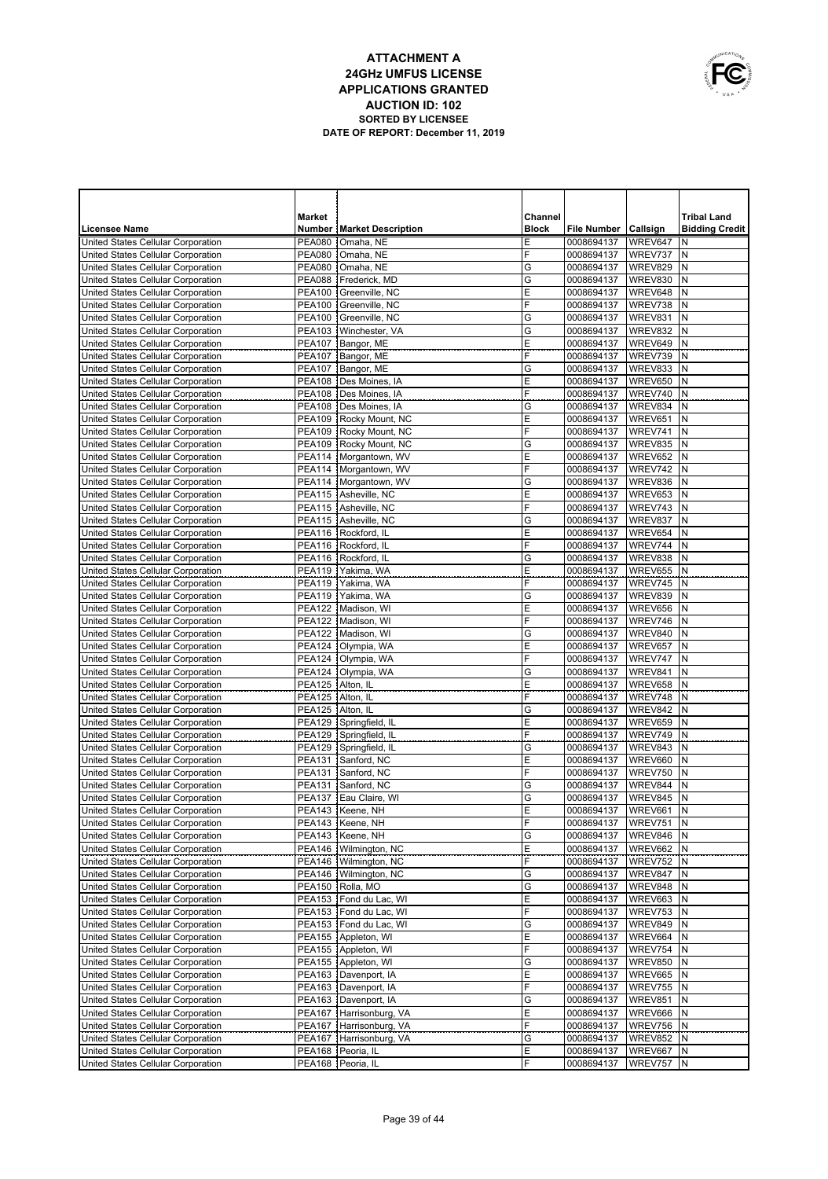# ATTACHMENT A
## 24GHz UMFUS LICENSE
## APPLICATIONS GRANTED
## AUCTION ID: 102
### SORTED BY LICENSEE
### DATE OF REPORT: December 11, 2019

| Licensee Name | Market Number | Market Description | Channel Block | File Number | Callsign | Tribal Land Bidding Credit |
|---|---|---|---|---|---|---|
| United States Cellular Corporation | PEA080 | Omaha, NE | E | 0008694137 | WREV647 | N |
| United States Cellular Corporation | PEA080 | Omaha, NE | F | 0008694137 | WREV737 | N |
| United States Cellular Corporation | PEA080 | Omaha, NE | G | 0008694137 | WREV829 | N |
| United States Cellular Corporation | PEA088 | Frederick, MD | G | 0008694137 | WREV830 | N |
| United States Cellular Corporation | PEA100 | Greenville, NC | E | 0008694137 | WREV648 | N |
| United States Cellular Corporation | PEA100 | Greenville, NC | F | 0008694137 | WREV738 | N |
| United States Cellular Corporation | PEA100 | Greenville, NC | G | 0008694137 | WREV831 | N |
| United States Cellular Corporation | PEA103 | Winchester, VA | G | 0008694137 | WREV832 | N |
| United States Cellular Corporation | PEA107 | Bangor, ME | E | 0008694137 | WREV649 | N |
| United States Cellular Corporation | PEA107 | Bangor, ME | F | 0008694137 | WREV739 | N |
| United States Cellular Corporation | PEA107 | Bangor, ME | G | 0008694137 | WREV833 | N |
| United States Cellular Corporation | PEA108 | Des Moines, IA | E | 0008694137 | WREV650 | N |
| United States Cellular Corporation | PEA108 | Des Moines, IA | F | 0008694137 | WREV740 | N |
| United States Cellular Corporation | PEA108 | Des Moines, IA | G | 0008694137 | WREV834 | N |
| United States Cellular Corporation | PEA109 | Rocky Mount, NC | E | 0008694137 | WREV651 | N |
| United States Cellular Corporation | PEA109 | Rocky Mount, NC | F | 0008694137 | WREV741 | N |
| United States Cellular Corporation | PEA109 | Rocky Mount, NC | G | 0008694137 | WREV835 | N |
| United States Cellular Corporation | PEA114 | Morgantown, WV | E | 0008694137 | WREV652 | N |
| United States Cellular Corporation | PEA114 | Morgantown, WV | F | 0008694137 | WREV742 | N |
| United States Cellular Corporation | PEA114 | Morgantown, WV | G | 0008694137 | WREV836 | N |
| United States Cellular Corporation | PEA115 | Asheville, NC | E | 0008694137 | WREV653 | N |
| United States Cellular Corporation | PEA115 | Asheville, NC | F | 0008694137 | WREV743 | N |
| United States Cellular Corporation | PEA115 | Asheville, NC | G | 0008694137 | WREV837 | N |
| United States Cellular Corporation | PEA116 | Rockford, IL | E | 0008694137 | WREV654 | N |
| United States Cellular Corporation | PEA116 | Rockford, IL | F | 0008694137 | WREV744 | N |
| United States Cellular Corporation | PEA116 | Rockford, IL | G | 0008694137 | WREV838 | N |
| United States Cellular Corporation | PEA119 | Yakima, WA | E | 0008694137 | WREV655 | N |
| United States Cellular Corporation | PEA119 | Yakima, WA | F | 0008694137 | WREV745 | N |
| United States Cellular Corporation | PEA119 | Yakima, WA | G | 0008694137 | WREV839 | N |
| United States Cellular Corporation | PEA122 | Madison, WI | E | 0008694137 | WREV656 | N |
| United States Cellular Corporation | PEA122 | Madison, WI | F | 0008694137 | WREV746 | N |
| United States Cellular Corporation | PEA122 | Madison, WI | G | 0008694137 | WREV840 | N |
| United States Cellular Corporation | PEA124 | Olympia, WA | E | 0008694137 | WREV657 | N |
| United States Cellular Corporation | PEA124 | Olympia, WA | F | 0008694137 | WREV747 | N |
| United States Cellular Corporation | PEA124 | Olympia, WA | G | 0008694137 | WREV841 | N |
| United States Cellular Corporation | PEA125 | Alton, IL | E | 0008694137 | WREV658 | N |
| United States Cellular Corporation | PEA125 | Alton, IL | F | 0008694137 | WREV748 | N |
| United States Cellular Corporation | PEA125 | Alton, IL | G | 0008694137 | WREV842 | N |
| United States Cellular Corporation | PEA129 | Springfield, IL | E | 0008694137 | WREV659 | N |
| United States Cellular Corporation | PEA129 | Springfield, IL | F | 0008694137 | WREV749 | N |
| United States Cellular Corporation | PEA129 | Springfield, IL | G | 0008694137 | WREV843 | N |
| United States Cellular Corporation | PEA131 | Sanford, NC | E | 0008694137 | WREV660 | N |
| United States Cellular Corporation | PEA131 | Sanford, NC | F | 0008694137 | WREV750 | N |
| United States Cellular Corporation | PEA131 | Sanford, NC | G | 0008694137 | WREV844 | N |
| United States Cellular Corporation | PEA137 | Eau Claire, WI | G | 0008694137 | WREV845 | N |
| United States Cellular Corporation | PEA143 | Keene, NH | E | 0008694137 | WREV661 | N |
| United States Cellular Corporation | PEA143 | Keene, NH | F | 0008694137 | WREV751 | N |
| United States Cellular Corporation | PEA143 | Keene, NH | G | 0008694137 | WREV846 | N |
| United States Cellular Corporation | PEA146 | Wilmington, NC | E | 0008694137 | WREV662 | N |
| United States Cellular Corporation | PEA146 | Wilmington, NC | F | 0008694137 | WREV752 | N |
| United States Cellular Corporation | PEA146 | Wilmington, NC | G | 0008694137 | WREV847 | N |
| United States Cellular Corporation | PEA150 | Rolla, MO | G | 0008694137 | WREV848 | N |
| United States Cellular Corporation | PEA153 | Fond du Lac, WI | E | 0008694137 | WREV663 | N |
| United States Cellular Corporation | PEA153 | Fond du Lac, WI | F | 0008694137 | WREV753 | N |
| United States Cellular Corporation | PEA153 | Fond du Lac, WI | G | 0008694137 | WREV849 | N |
| United States Cellular Corporation | PEA155 | Appleton, WI | E | 0008694137 | WREV664 | N |
| United States Cellular Corporation | PEA155 | Appleton, WI | F | 0008694137 | WREV754 | N |
| United States Cellular Corporation | PEA155 | Appleton, WI | G | 0008694137 | WREV850 | N |
| United States Cellular Corporation | PEA163 | Davenport, IA | E | 0008694137 | WREV665 | N |
| United States Cellular Corporation | PEA163 | Davenport, IA | F | 0008694137 | WREV755 | N |
| United States Cellular Corporation | PEA163 | Davenport, IA | G | 0008694137 | WREV851 | N |
| United States Cellular Corporation | PEA167 | Harrisonburg, VA | E | 0008694137 | WREV666 | N |
| United States Cellular Corporation | PEA167 | Harrisonburg, VA | F | 0008694137 | WREV756 | N |
| United States Cellular Corporation | PEA167 | Harrisonburg, VA | G | 0008694137 | WREV852 | N |
| United States Cellular Corporation | PEA168 | Peoria, IL | E | 0008694137 | WREV667 | N |
| United States Cellular Corporation | PEA168 | Peoria, IL | F | 0008694137 | WREV757 | N |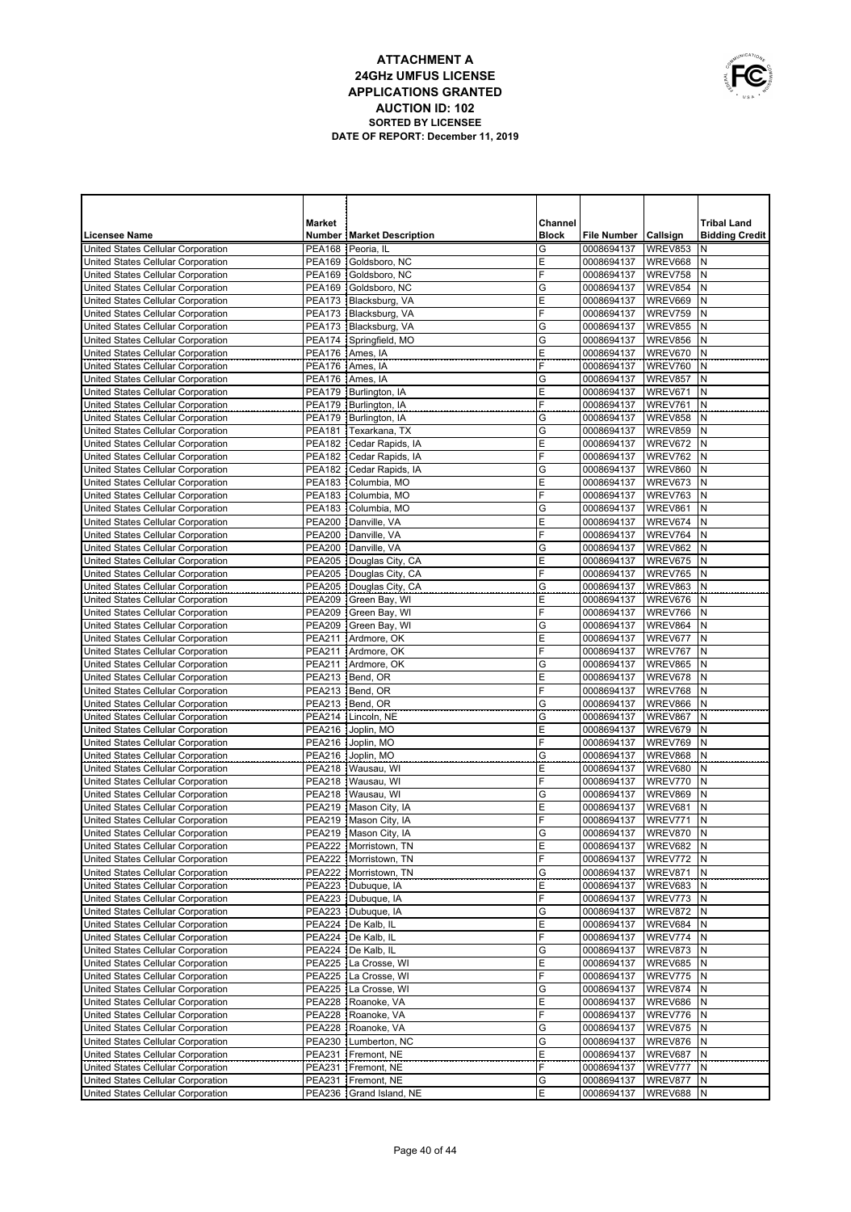# ATTACHMENT A
## 24GHz UMFUS LICENSE
## APPLICATIONS GRANTED
## AUCTION ID: 102
### SORTED BY LICENSEE
### DATE OF REPORT: December 11, 2019

| Licensee Name | Market Number | Market Description | Channel Block | File Number | Callsign | Tribal Land Bidding Credit |
|---|---|---|---|---|---|---|
| United States Cellular Corporation | PEA168 | Peoria, IL | G | 0008694137 | WREV853 | N |
| United States Cellular Corporation | PEA169 | Goldsboro, NC | E | 0008694137 | WREV668 | N |
| United States Cellular Corporation | PEA169 | Goldsboro, NC | F | 0008694137 | WREV758 | N |
| United States Cellular Corporation | PEA169 | Goldsboro, NC | G | 0008694137 | WREV854 | N |
| United States Cellular Corporation | PEA173 | Blacksburg, VA | E | 0008694137 | WREV669 | N |
| United States Cellular Corporation | PEA173 | Blacksburg, VA | F | 0008694137 | WREV759 | N |
| United States Cellular Corporation | PEA173 | Blacksburg, VA | G | 0008694137 | WREV855 | N |
| United States Cellular Corporation | PEA174 | Springfield, MO | G | 0008694137 | WREV856 | N |
| United States Cellular Corporation | PEA176 | Ames, IA | E | 0008694137 | WREV670 | N |
| United States Cellular Corporation | PEA176 | Ames, IA | F | 0008694137 | WREV760 | N |
| United States Cellular Corporation | PEA176 | Ames, IA | G | 0008694137 | WREV857 | N |
| United States Cellular Corporation | PEA179 | Burlington, IA | E | 0008694137 | WREV671 | N |
| United States Cellular Corporation | PEA179 | Burlington, IA | F | 0008694137 | WREV761 | N |
| United States Cellular Corporation | PEA179 | Burlington, IA | G | 0008694137 | WREV858 | N |
| United States Cellular Corporation | PEA181 | Texarkana, TX | G | 0008694137 | WREV859 | N |
| United States Cellular Corporation | PEA182 | Cedar Rapids, IA | E | 0008694137 | WREV672 | N |
| United States Cellular Corporation | PEA182 | Cedar Rapids, IA | F | 0008694137 | WREV762 | N |
| United States Cellular Corporation | PEA182 | Cedar Rapids, IA | G | 0008694137 | WREV860 | N |
| United States Cellular Corporation | PEA183 | Columbia, MO | E | 0008694137 | WREV673 | N |
| United States Cellular Corporation | PEA183 | Columbia, MO | F | 0008694137 | WREV763 | N |
| United States Cellular Corporation | PEA183 | Columbia, MO | G | 0008694137 | WREV861 | N |
| United States Cellular Corporation | PEA200 | Danville, VA | E | 0008694137 | WREV674 | N |
| United States Cellular Corporation | PEA200 | Danville, VA | F | 0008694137 | WREV764 | N |
| United States Cellular Corporation | PEA200 | Danville, VA | G | 0008694137 | WREV862 | N |
| United States Cellular Corporation | PEA205 | Douglas City, CA | E | 0008694137 | WREV675 | N |
| United States Cellular Corporation | PEA205 | Douglas City, CA | F | 0008694137 | WREV765 | N |
| United States Cellular Corporation | PEA205 | Douglas City, CA | G | 0008694137 | WREV863 | N |
| United States Cellular Corporation | PEA209 | Green Bay, WI | E | 0008694137 | WREV676 | N |
| United States Cellular Corporation | PEA209 | Green Bay, WI | F | 0008694137 | WREV766 | N |
| United States Cellular Corporation | PEA209 | Green Bay, WI | G | 0008694137 | WREV864 | N |
| United States Cellular Corporation | PEA211 | Ardmore, OK | E | 0008694137 | WREV677 | N |
| United States Cellular Corporation | PEA211 | Ardmore, OK | F | 0008694137 | WREV767 | N |
| United States Cellular Corporation | PEA211 | Ardmore, OK | G | 0008694137 | WREV865 | N |
| United States Cellular Corporation | PEA213 | Bend, OR | E | 0008694137 | WREV678 | N |
| United States Cellular Corporation | PEA213 | Bend, OR | F | 0008694137 | WREV768 | N |
| United States Cellular Corporation | PEA213 | Bend, OR | G | 0008694137 | WREV866 | N |
| United States Cellular Corporation | PEA214 | Lincoln, NE | G | 0008694137 | WREV867 | N |
| United States Cellular Corporation | PEA216 | Joplin, MO | E | 0008694137 | WREV679 | N |
| United States Cellular Corporation | PEA216 | Joplin, MO | F | 0008694137 | WREV769 | N |
| United States Cellular Corporation | PEA216 | Joplin, MO | G | 0008694137 | WREV868 | N |
| United States Cellular Corporation | PEA218 | Wausau, WI | E | 0008694137 | WREV680 | N |
| United States Cellular Corporation | PEA218 | Wausau, WI | F | 0008694137 | WREV770 | N |
| United States Cellular Corporation | PEA218 | Wausau, WI | G | 0008694137 | WREV869 | N |
| United States Cellular Corporation | PEA219 | Mason City, IA | E | 0008694137 | WREV681 | N |
| United States Cellular Corporation | PEA219 | Mason City, IA | F | 0008694137 | WREV771 | N |
| United States Cellular Corporation | PEA219 | Mason City, IA | G | 0008694137 | WREV870 | N |
| United States Cellular Corporation | PEA222 | Morristown, TN | E | 0008694137 | WREV682 | N |
| United States Cellular Corporation | PEA222 | Morristown, TN | F | 0008694137 | WREV772 | N |
| United States Cellular Corporation | PEA222 | Morristown, TN | G | 0008694137 | WREV871 | N |
| United States Cellular Corporation | PEA223 | Dubuque, IA | E | 0008694137 | WREV683 | N |
| United States Cellular Corporation | PEA223 | Dubuque, IA | F | 0008694137 | WREV773 | N |
| United States Cellular Corporation | PEA223 | Dubuque, IA | G | 0008694137 | WREV872 | N |
| United States Cellular Corporation | PEA224 | De Kalb, IL | E | 0008694137 | WREV684 | N |
| United States Cellular Corporation | PEA224 | De Kalb, IL | F | 0008694137 | WREV774 | N |
| United States Cellular Corporation | PEA224 | De Kalb, IL | G | 0008694137 | WREV873 | N |
| United States Cellular Corporation | PEA225 | La Crosse, WI | E | 0008694137 | WREV685 | N |
| United States Cellular Corporation | PEA225 | La Crosse, WI | F | 0008694137 | WREV775 | N |
| United States Cellular Corporation | PEA225 | La Crosse, WI | G | 0008694137 | WREV874 | N |
| United States Cellular Corporation | PEA228 | Roanoke, VA | E | 0008694137 | WREV686 | N |
| United States Cellular Corporation | PEA228 | Roanoke, VA | F | 0008694137 | WREV776 | N |
| United States Cellular Corporation | PEA228 | Roanoke, VA | G | 0008694137 | WREV875 | N |
| United States Cellular Corporation | PEA230 | Lumberton, NC | G | 0008694137 | WREV876 | N |
| United States Cellular Corporation | PEA231 | Fremont, NE | E | 0008694137 | WREV687 | N |
| United States Cellular Corporation | PEA231 | Fremont, NE | F | 0008694137 | WREV777 | N |
| United States Cellular Corporation | PEA231 | Fremont, NE | G | 0008694137 | WREV877 | N |
| United States Cellular Corporation | PEA236 | Grand Island, NE | E | 0008694137 | WREV688 | N |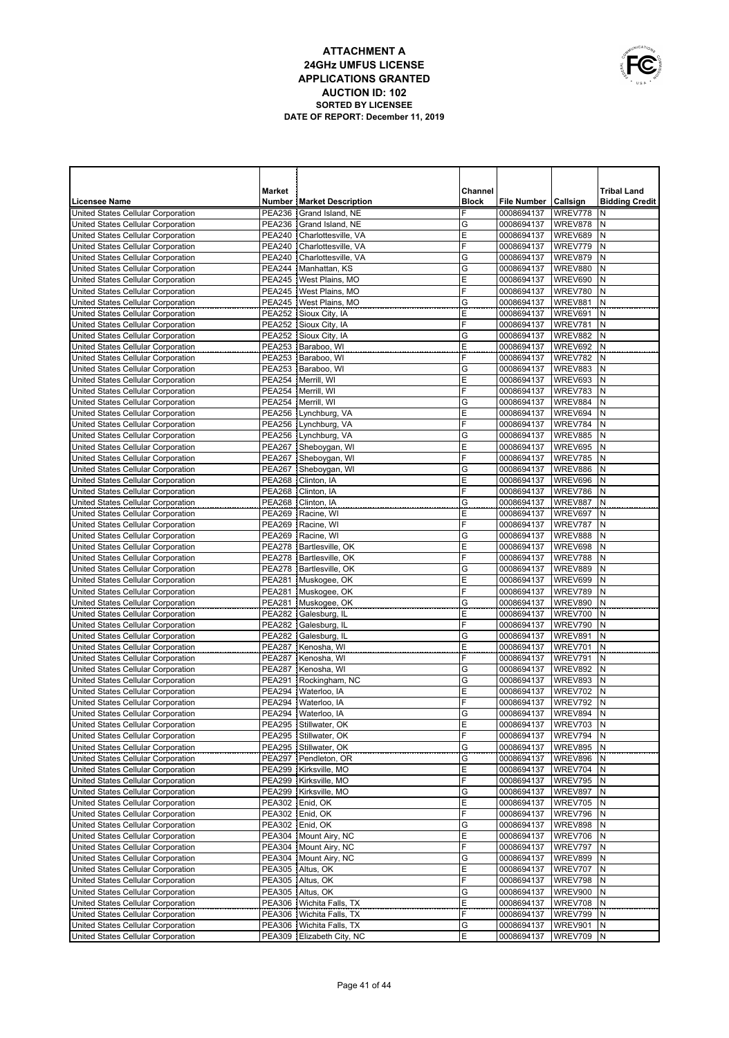# ATTACHMENT A
## 24GHz UMFUS LICENSE
## APPLICATIONS GRANTED
## AUCTION ID: 102
### SORTED BY LICENSEE
### DATE OF REPORT: December 11, 2019

| Licensee Name | Market Number | Market Description | Channel Block | File Number | Callsign | Tribal Land Bidding Credit |
|---|---|---|---|---|---|---|
| United States Cellular Corporation | PEA236 | Grand Island, NE | F | 0008694137 | WREV778 | N |
| United States Cellular Corporation | PEA236 | Grand Island, NE | G | 0008694137 | WREV878 | N |
| United States Cellular Corporation | PEA240 | Charlottesville, VA | E | 0008694137 | WREV689 | N |
| United States Cellular Corporation | PEA240 | Charlottesville, VA | F | 0008694137 | WREV779 | N |
| United States Cellular Corporation | PEA240 | Charlottesville, VA | G | 0008694137 | WREV879 | N |
| United States Cellular Corporation | PEA244 | Manhattan, KS | G | 0008694137 | WREV880 | N |
| United States Cellular Corporation | PEA245 | West Plains, MO | E | 0008694137 | WREV690 | N |
| United States Cellular Corporation | PEA245 | West Plains, MO | F | 0008694137 | WREV780 | N |
| United States Cellular Corporation | PEA245 | West Plains, MO | G | 0008694137 | WREV881 | N |
| United States Cellular Corporation | PEA252 | Sioux City, IA | E | 0008694137 | WREV691 | N |
| United States Cellular Corporation | PEA252 | Sioux City, IA | F | 0008694137 | WREV781 | N |
| United States Cellular Corporation | PEA252 | Sioux City, IA | G | 0008694137 | WREV882 | N |
| United States Cellular Corporation | PEA253 | Baraboo, WI | E | 0008694137 | WREV692 | N |
| United States Cellular Corporation | PEA253 | Baraboo, WI | F | 0008694137 | WREV782 | N |
| United States Cellular Corporation | PEA253 | Baraboo, WI | G | 0008694137 | WREV883 | N |
| United States Cellular Corporation | PEA254 | Merrill, WI | E | 0008694137 | WREV693 | N |
| United States Cellular Corporation | PEA254 | Merrill, WI | F | 0008694137 | WREV783 | N |
| United States Cellular Corporation | PEA254 | Merrill, WI | G | 0008694137 | WREV884 | N |
| United States Cellular Corporation | PEA256 | Lynchburg, VA | E | 0008694137 | WREV694 | N |
| United States Cellular Corporation | PEA256 | Lynchburg, VA | F | 0008694137 | WREV784 | N |
| United States Cellular Corporation | PEA256 | Lynchburg, VA | G | 0008694137 | WREV885 | N |
| United States Cellular Corporation | PEA267 | Sheboygan, WI | E | 0008694137 | WREV695 | N |
| United States Cellular Corporation | PEA267 | Sheboygan, WI | F | 0008694137 | WREV785 | N |
| United States Cellular Corporation | PEA267 | Sheboygan, WI | G | 0008694137 | WREV886 | N |
| United States Cellular Corporation | PEA268 | Clinton, IA | E | 0008694137 | WREV696 | N |
| United States Cellular Corporation | PEA268 | Clinton, IA | F | 0008694137 | WREV786 | N |
| United States Cellular Corporation | PEA268 | Clinton, IA | G | 0008694137 | WREV887 | N |
| United States Cellular Corporation | PEA269 | Racine, WI | E | 0008694137 | WREV697 | N |
| United States Cellular Corporation | PEA269 | Racine, WI | F | 0008694137 | WREV787 | N |
| United States Cellular Corporation | PEA269 | Racine, WI | G | 0008694137 | WREV888 | N |
| United States Cellular Corporation | PEA278 | Bartlesville, OK | E | 0008694137 | WREV698 | N |
| United States Cellular Corporation | PEA278 | Bartlesville, OK | F | 0008694137 | WREV788 | N |
| United States Cellular Corporation | PEA278 | Bartlesville, OK | G | 0008694137 | WREV889 | N |
| United States Cellular Corporation | PEA281 | Muskogee, OK | E | 0008694137 | WREV699 | N |
| United States Cellular Corporation | PEA281 | Muskogee, OK | F | 0008694137 | WREV789 | N |
| United States Cellular Corporation | PEA281 | Muskogee, OK | G | 0008694137 | WREV890 | N |
| United States Cellular Corporation | PEA282 | Galesburg, IL | E | 0008694137 | WREV700 | N |
| United States Cellular Corporation | PEA282 | Galesburg, IL | F | 0008694137 | WREV790 | N |
| United States Cellular Corporation | PEA282 | Galesburg, IL | G | 0008694137 | WREV891 | N |
| United States Cellular Corporation | PEA287 | Kenosha, WI | E | 0008694137 | WREV701 | N |
| United States Cellular Corporation | PEA287 | Kenosha, WI | F | 0008694137 | WREV791 | N |
| United States Cellular Corporation | PEA287 | Kenosha, WI | G | 0008694137 | WREV892 | N |
| United States Cellular Corporation | PEA291 | Rockingham, NC | G | 0008694137 | WREV893 | N |
| United States Cellular Corporation | PEA294 | Waterloo, IA | E | 0008694137 | WREV702 | N |
| United States Cellular Corporation | PEA294 | Waterloo, IA | F | 0008694137 | WREV792 | N |
| United States Cellular Corporation | PEA294 | Waterloo, IA | G | 0008694137 | WREV894 | N |
| United States Cellular Corporation | PEA295 | Stillwater, OK | E | 0008694137 | WREV703 | N |
| United States Cellular Corporation | PEA295 | Stillwater, OK | F | 0008694137 | WREV794 | N |
| United States Cellular Corporation | PEA295 | Stillwater, OK | G | 0008694137 | WREV895 | N |
| United States Cellular Corporation | PEA297 | Pendleton, OR | G | 0008694137 | WREV896 | N |
| United States Cellular Corporation | PEA299 | Kirksville, MO | E | 0008694137 | WREV704 | N |
| United States Cellular Corporation | PEA299 | Kirksville, MO | F | 0008694137 | WREV795 | N |
| United States Cellular Corporation | PEA299 | Kirksville, MO | G | 0008694137 | WREV897 | N |
| United States Cellular Corporation | PEA302 | Enid, OK | E | 0008694137 | WREV705 | N |
| United States Cellular Corporation | PEA302 | Enid, OK | F | 0008694137 | WREV796 | N |
| United States Cellular Corporation | PEA302 | Enid, OK | G | 0008694137 | WREV898 | N |
| United States Cellular Corporation | PEA304 | Mount Airy, NC | E | 0008694137 | WREV706 | N |
| United States Cellular Corporation | PEA304 | Mount Airy, NC | F | 0008694137 | WREV797 | N |
| United States Cellular Corporation | PEA304 | Mount Airy, NC | G | 0008694137 | WREV899 | N |
| United States Cellular Corporation | PEA305 | Altus, OK | E | 0008694137 | WREV707 | N |
| United States Cellular Corporation | PEA305 | Altus, OK | F | 0008694137 | WREV798 | N |
| United States Cellular Corporation | PEA305 | Altus, OK | G | 0008694137 | WREV900 | N |
| United States Cellular Corporation | PEA306 | Wichita Falls, TX | E | 0008694137 | WREV708 | N |
| United States Cellular Corporation | PEA306 | Wichita Falls, TX | F | 0008694137 | WREV799 | N |
| United States Cellular Corporation | PEA306 | Wichita Falls, TX | G | 0008694137 | WREV901 | N |
| United States Cellular Corporation | PEA309 | Elizabeth City, NC | E | 0008694137 | WREV709 | N |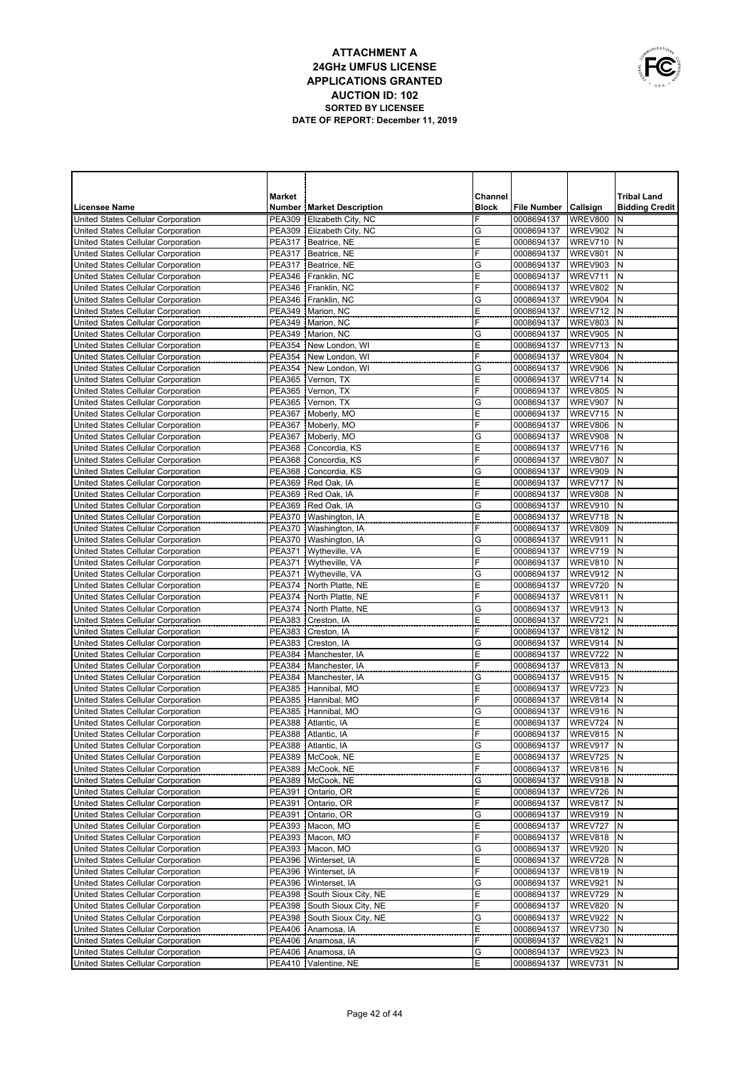# ATTACHMENT A
## 24GHz UMFUS LICENSE
## APPLICATIONS GRANTED
## AUCTION ID: 102
### SORTED BY LICENSEE
### DATE OF REPORT: December 11, 2019

| Licensee Name | Market Number | Market Description | Channel Block | File Number | Callsign | Tribal Land Bidding Credit |
|---|---|---|---|---|---|---|
| United States Cellular Corporation | PEA309 | Elizabeth City, NC | F | 0008694137 | WREV800 | N |
| United States Cellular Corporation | PEA309 | Elizabeth City, NC | G | 0008694137 | WREV902 | N |
| United States Cellular Corporation | PEA317 | Beatrice, NE | E | 0008694137 | WREV710 | N |
| United States Cellular Corporation | PEA317 | Beatrice, NE | F | 0008694137 | WREV801 | N |
| United States Cellular Corporation | PEA317 | Beatrice, NE | G | 0008694137 | WREV903 | N |
| United States Cellular Corporation | PEA346 | Franklin, NC | E | 0008694137 | WREV711 | N |
| United States Cellular Corporation | PEA346 | Franklin, NC | F | 0008694137 | WREV802 | N |
| United States Cellular Corporation | PEA346 | Franklin, NC | G | 0008694137 | WREV904 | N |
| United States Cellular Corporation | PEA349 | Marion, NC | E | 0008694137 | WREV712 | N |
| United States Cellular Corporation | PEA349 | Marion, NC | F | 0008694137 | WREV803 | N |
| United States Cellular Corporation | PEA349 | Marion, NC | G | 0008694137 | WREV905 | N |
| United States Cellular Corporation | PEA354 | New London, WI | E | 0008694137 | WREV713 | N |
| United States Cellular Corporation | PEA354 | New London, WI | F | 0008694137 | WREV804 | N |
| United States Cellular Corporation | PEA354 | New London, WI | G | 0008694137 | WREV906 | N |
| United States Cellular Corporation | PEA365 | Vernon, TX | E | 0008694137 | WREV714 | N |
| United States Cellular Corporation | PEA365 | Vernon, TX | F | 0008694137 | WREV805 | N |
| United States Cellular Corporation | PEA365 | Vernon, TX | G | 0008694137 | WREV907 | N |
| United States Cellular Corporation | PEA367 | Moberly, MO | E | 0008694137 | WREV715 | N |
| United States Cellular Corporation | PEA367 | Moberly, MO | F | 0008694137 | WREV806 | N |
| United States Cellular Corporation | PEA367 | Moberly, MO | G | 0008694137 | WREV908 | N |
| United States Cellular Corporation | PEA368 | Concordia, KS | E | 0008694137 | WREV716 | N |
| United States Cellular Corporation | PEA368 | Concordia, KS | F | 0008694137 | WREV807 | N |
| United States Cellular Corporation | PEA368 | Concordia, KS | G | 0008694137 | WREV909 | N |
| United States Cellular Corporation | PEA369 | Red Oak, IA | E | 0008694137 | WREV717 | N |
| United States Cellular Corporation | PEA369 | Red Oak, IA | F | 0008694137 | WREV808 | N |
| United States Cellular Corporation | PEA369 | Red Oak, IA | G | 0008694137 | WREV910 | N |
| United States Cellular Corporation | PEA370 | Washington, IA | E | 0008694137 | WREV718 | N |
| United States Cellular Corporation | PEA370 | Washington, IA | F | 0008694137 | WREV809 | N |
| United States Cellular Corporation | PEA370 | Washington, IA | G | 0008694137 | WREV911 | N |
| United States Cellular Corporation | PEA371 | Wytheville, VA | E | 0008694137 | WREV719 | N |
| United States Cellular Corporation | PEA371 | Wytheville, VA | F | 0008694137 | WREV810 | N |
| United States Cellular Corporation | PEA371 | Wytheville, VA | G | 0008694137 | WREV912 | N |
| United States Cellular Corporation | PEA374 | North Platte, NE | E | 0008694137 | WREV720 | N |
| United States Cellular Corporation | PEA374 | North Platte, NE | F | 0008694137 | WREV811 | N |
| United States Cellular Corporation | PEA374 | North Platte, NE | G | 0008694137 | WREV913 | N |
| United States Cellular Corporation | PEA383 | Creston, IA | E | 0008694137 | WREV721 | N |
| United States Cellular Corporation | PEA383 | Creston, IA | F | 0008694137 | WREV812 | N |
| United States Cellular Corporation | PEA383 | Creston, IA | G | 0008694137 | WREV914 | N |
| United States Cellular Corporation | PEA384 | Manchester, IA | E | 0008694137 | WREV722 | N |
| United States Cellular Corporation | PEA384 | Manchester, IA | F | 0008694137 | WREV813 | N |
| United States Cellular Corporation | PEA384 | Manchester, IA | G | 0008694137 | WREV915 | N |
| United States Cellular Corporation | PEA385 | Hannibal, MO | E | 0008694137 | WREV723 | N |
| United States Cellular Corporation | PEA385 | Hannibal, MO | F | 0008694137 | WREV814 | N |
| United States Cellular Corporation | PEA385 | Hannibal, MO | G | 0008694137 | WREV916 | N |
| United States Cellular Corporation | PEA388 | Atlantic, IA | E | 0008694137 | WREV724 | N |
| United States Cellular Corporation | PEA388 | Atlantic, IA | F | 0008694137 | WREV815 | N |
| United States Cellular Corporation | PEA388 | Atlantic, IA | G | 0008694137 | WREV917 | N |
| United States Cellular Corporation | PEA389 | McCook, NE | E | 0008694137 | WREV725 | N |
| United States Cellular Corporation | PEA389 | McCook, NE | F | 0008694137 | WREV816 | N |
| United States Cellular Corporation | PEA389 | McCook, NE | G | 0008694137 | WREV918 | N |
| United States Cellular Corporation | PEA391 | Ontario, OR | E | 0008694137 | WREV726 | N |
| United States Cellular Corporation | PEA391 | Ontario, OR | F | 0008694137 | WREV817 | N |
| United States Cellular Corporation | PEA391 | Ontario, OR | G | 0008694137 | WREV919 | N |
| United States Cellular Corporation | PEA393 | Macon, MO | E | 0008694137 | WREV727 | N |
| United States Cellular Corporation | PEA393 | Macon, MO | F | 0008694137 | WREV818 | N |
| United States Cellular Corporation | PEA393 | Macon, MO | G | 0008694137 | WREV920 | N |
| United States Cellular Corporation | PEA396 | Winterset, IA | E | 0008694137 | WREV728 | N |
| United States Cellular Corporation | PEA396 | Winterset, IA | F | 0008694137 | WREV819 | N |
| United States Cellular Corporation | PEA396 | Winterset, IA | G | 0008694137 | WREV921 | N |
| United States Cellular Corporation | PEA398 | South Sioux City, NE | E | 0008694137 | WREV729 | N |
| United States Cellular Corporation | PEA398 | South Sioux City, NE | F | 0008694137 | WREV820 | N |
| United States Cellular Corporation | PEA398 | South Sioux City, NE | G | 0008694137 | WREV922 | N |
| United States Cellular Corporation | PEA406 | Anamosa, IA | E | 0008694137 | WREV730 | N |
| United States Cellular Corporation | PEA406 | Anamosa, IA | F | 0008694137 | WREV821 | N |
| United States Cellular Corporation | PEA406 | Anamosa, IA | G | 0008694137 | WREV923 | N |
| United States Cellular Corporation | PEA410 | Valentine, NE | E | 0008694137 | WREV731 | N |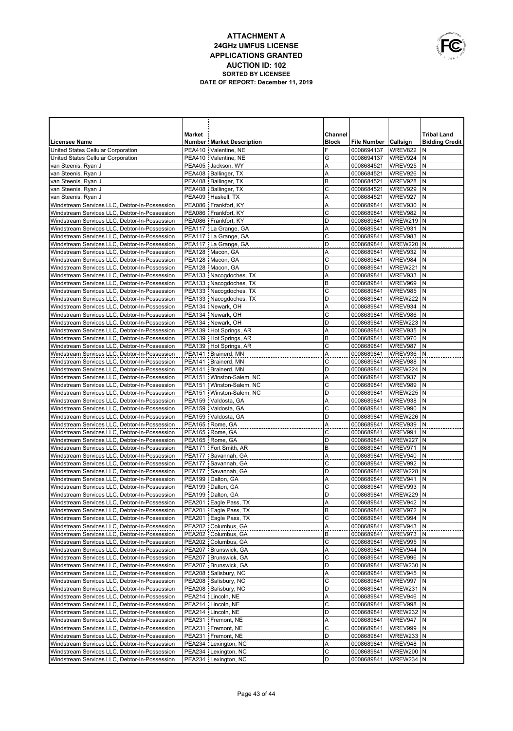# ATTACHMENT A
## 24GHz UMFUS LICENSE
## APPLICATIONS GRANTED
## AUCTION ID: 102
### SORTED BY LICENSEE
### DATE OF REPORT: December 11, 2019

| Licensee Name | Market Number | Market Description | Channel Block | File Number | Callsign | Tribal Land Bidding Credit |
|---|---|---|---|---|---|---|
| United States Cellular Corporation | PEA410 | Valentine, NE | F | 0008694137 | WREV822 | N |
| United States Cellular Corporation | PEA410 | Valentine, NE | G | 0008694137 | WREV924 | N |
| van Steenis, Ryan J | PEA405 | Jackson, WY | A | 0008684521 | WREV925 | N |
| van Steenis, Ryan J | PEA408 | Ballinger, TX | A | 0008684521 | WREV926 | N |
| van Steenis, Ryan J | PEA408 | Ballinger, TX | B | 0008684521 | WREV928 | N |
| van Steenis, Ryan J | PEA408 | Ballinger, TX | C | 0008684521 | WREV929 | N |
| van Steenis, Ryan J | PEA409 | Haskell, TX | A | 0008684521 | WREV927 | N |
| Windstream Services LLC, Debtor-In-Possession | PEA086 | Frankfort, KY | A | 0008689841 | WREV930 | N |
| Windstream Services LLC, Debtor-In-Possession | PEA086 | Frankfort, KY | C | 0008689841 | WREV982 | N |
| Windstream Services LLC, Debtor-In-Possession | PEA086 | Frankfort, KY | D | 0008689841 | WREW219 | N |
| Windstream Services LLC, Debtor-In-Possession | PEA117 | La Grange, GA | A | 0008689841 | WREV931 | N |
| Windstream Services LLC, Debtor-In-Possession | PEA117 | La Grange, GA | C | 0008689841 | WREV983 | N |
| Windstream Services LLC, Debtor-In-Possession | PEA117 | La Grange, GA | D | 0008689841 | WREW220 | N |
| Windstream Services LLC, Debtor-In-Possession | PEA128 | Macon, GA | A | 0008689841 | WREV932 | N |
| Windstream Services LLC, Debtor-In-Possession | PEA128 | Macon, GA | C | 0008689841 | WREV984 | N |
| Windstream Services LLC, Debtor-In-Possession | PEA128 | Macon, GA | D | 0008689841 | WREW221 | N |
| Windstream Services LLC, Debtor-In-Possession | PEA133 | Nacogdoches, TX | A | 0008689841 | WREV933 | N |
| Windstream Services LLC, Debtor-In-Possession | PEA133 | Nacogdoches, TX | B | 0008689841 | WREV969 | N |
| Windstream Services LLC, Debtor-In-Possession | PEA133 | Nacogdoches, TX | C | 0008689841 | WREV985 | N |
| Windstream Services LLC, Debtor-In-Possession | PEA133 | Nacogdoches, TX | D | 0008689841 | WREW222 | N |
| Windstream Services LLC, Debtor-In-Possession | PEA134 | Newark, OH | A | 0008689841 | WREV934 | N |
| Windstream Services LLC, Debtor-In-Possession | PEA134 | Newark, OH | C | 0008689841 | WREV986 | N |
| Windstream Services LLC, Debtor-In-Possession | PEA134 | Newark, OH | D | 0008689841 | WREW223 | N |
| Windstream Services LLC, Debtor-In-Possession | PEA139 | Hot Springs, AR | A | 0008689841 | WREV935 | N |
| Windstream Services LLC, Debtor-In-Possession | PEA139 | Hot Springs, AR | B | 0008689841 | WREV970 | N |
| Windstream Services LLC, Debtor-In-Possession | PEA139 | Hot Springs, AR | C | 0008689841 | WREV987 | N |
| Windstream Services LLC, Debtor-In-Possession | PEA141 | Brainerd, MN | A | 0008689841 | WREV936 | N |
| Windstream Services LLC, Debtor-In-Possession | PEA141 | Brainerd, MN | C | 0008689841 | WREV988 | N |
| Windstream Services LLC, Debtor-In-Possession | PEA141 | Brainerd, MN | D | 0008689841 | WREW224 | N |
| Windstream Services LLC, Debtor-In-Possession | PEA151 | Winston-Salem, NC | A | 0008689841 | WREV937 | N |
| Windstream Services LLC, Debtor-In-Possession | PEA151 | Winston-Salem, NC | C | 0008689841 | WREV989 | N |
| Windstream Services LLC, Debtor-In-Possession | PEA151 | Winston-Salem, NC | D | 0008689841 | WREW225 | N |
| Windstream Services LLC, Debtor-In-Possession | PEA159 | Valdosta, GA | A | 0008689841 | WREV938 | N |
| Windstream Services LLC, Debtor-In-Possession | PEA159 | Valdosta, GA | C | 0008689841 | WREV990 | N |
| Windstream Services LLC, Debtor-In-Possession | PEA159 | Valdosta, GA | D | 0008689841 | WREW226 | N |
| Windstream Services LLC, Debtor-In-Possession | PEA165 | Rome, GA | A | 0008689841 | WREV939 | N |
| Windstream Services LLC, Debtor-In-Possession | PEA165 | Rome, GA | C | 0008689841 | WREV991 | N |
| Windstream Services LLC, Debtor-In-Possession | PEA165 | Rome, GA | D | 0008689841 | WREW227 | N |
| Windstream Services LLC, Debtor-In-Possession | PEA171 | Fort Smith, AR | B | 0008689841 | WREV971 | N |
| Windstream Services LLC, Debtor-In-Possession | PEA177 | Savannah, GA | A | 0008689841 | WREV940 | N |
| Windstream Services LLC, Debtor-In-Possession | PEA177 | Savannah, GA | C | 0008689841 | WREV992 | N |
| Windstream Services LLC, Debtor-In-Possession | PEA177 | Savannah, GA | D | 0008689841 | WREW228 | N |
| Windstream Services LLC, Debtor-In-Possession | PEA199 | Dalton, GA | A | 0008689841 | WREV941 | N |
| Windstream Services LLC, Debtor-In-Possession | PEA199 | Dalton, GA | C | 0008689841 | WREV993 | N |
| Windstream Services LLC, Debtor-In-Possession | PEA199 | Dalton, GA | D | 0008689841 | WREW229 | N |
| Windstream Services LLC, Debtor-In-Possession | PEA201 | Eagle Pass, TX | A | 0008689841 | WREV942 | N |
| Windstream Services LLC, Debtor-In-Possession | PEA201 | Eagle Pass, TX | B | 0008689841 | WREV972 | N |
| Windstream Services LLC, Debtor-In-Possession | PEA201 | Eagle Pass, TX | C | 0008689841 | WREV994 | N |
| Windstream Services LLC, Debtor-In-Possession | PEA202 | Columbus, GA | A | 0008689841 | WREV943 | N |
| Windstream Services LLC, Debtor-In-Possession | PEA202 | Columbus, GA | B | 0008689841 | WREV973 | N |
| Windstream Services LLC, Debtor-In-Possession | PEA202 | Columbus, GA | C | 0008689841 | WREV995 | N |
| Windstream Services LLC, Debtor-In-Possession | PEA207 | Brunswick, GA | A | 0008689841 | WREV944 | N |
| Windstream Services LLC, Debtor-In-Possession | PEA207 | Brunswick, GA | C | 0008689841 | WREV996 | N |
| Windstream Services LLC, Debtor-In-Possession | PEA207 | Brunswick, GA | D | 0008689841 | WREW230 | N |
| Windstream Services LLC, Debtor-In-Possession | PEA208 | Salisbury, NC | A | 0008689841 | WREV945 | N |
| Windstream Services LLC, Debtor-In-Possession | PEA208 | Salisbury, NC | C | 0008689841 | WREV997 | N |
| Windstream Services LLC, Debtor-In-Possession | PEA208 | Salisbury, NC | D | 0008689841 | WREW231 | N |
| Windstream Services LLC, Debtor-In-Possession | PEA214 | Lincoln, NE | A | 0008689841 | WREV946 | N |
| Windstream Services LLC, Debtor-In-Possession | PEA214 | Lincoln, NE | C | 0008689841 | WREV998 | N |
| Windstream Services LLC, Debtor-In-Possession | PEA214 | Lincoln, NE | D | 0008689841 | WREW232 | N |
| Windstream Services LLC, Debtor-In-Possession | PEA231 | Fremont, NE | A | 0008689841 | WREV947 | N |
| Windstream Services LLC, Debtor-In-Possession | PEA231 | Fremont, NE | C | 0008689841 | WREV999 | N |
| Windstream Services LLC, Debtor-In-Possession | PEA231 | Fremont, NE | D | 0008689841 | WREW233 | N |
| Windstream Services LLC, Debtor-In-Possession | PEA234 | Lexington, NC | A | 0008689841 | WREV948 | N |
| Windstream Services LLC, Debtor-In-Possession | PEA234 | Lexington, NC | C | 0008689841 | WREW200 | N |
| Windstream Services LLC, Debtor-In-Possession | PEA234 | Lexington, NC | D | 0008689841 | WREW234 | N |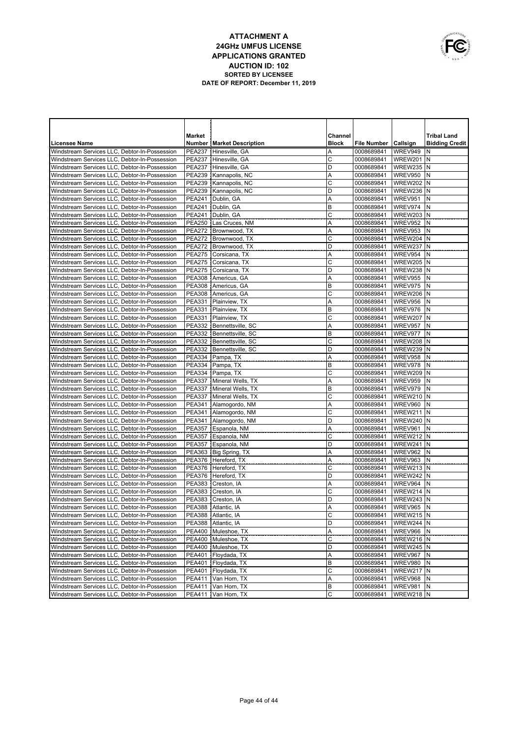# ATTACHMENT A
## 24GHz UMFUS LICENSE
## APPLICATIONS GRANTED
## AUCTION ID: 102
### SORTED BY LICENSEE
### DATE OF REPORT: December 11, 2019

| Licensee Name | Market Number | Market Description | Channel Block | File Number | Callsign | Tribal Land Bidding Credit |
|---|---|---|---|---|---|---|
| Windstream Services LLC, Debtor-In-Possession | PEA237 | Hinesville, GA | A | 0008689841 | WREV949 | N |
| Windstream Services LLC, Debtor-In-Possession | PEA237 | Hinesville, GA | C | 0008689841 | WREW201 | N |
| Windstream Services LLC, Debtor-In-Possession | PEA237 | Hinesville, GA | D | 0008689841 | WREW235 | N |
| Windstream Services LLC, Debtor-In-Possession | PEA239 | Kannapolis, NC | A | 0008689841 | WREV950 | N |
| Windstream Services LLC, Debtor-In-Possession | PEA239 | Kannapolis, NC | C | 0008689841 | WREW202 | N |
| Windstream Services LLC, Debtor-In-Possession | PEA239 | Kannapolis, NC | D | 0008689841 | WREW236 | N |
| Windstream Services LLC, Debtor-In-Possession | PEA241 | Dublin, GA | A | 0008689841 | WREV951 | N |
| Windstream Services LLC, Debtor-In-Possession | PEA241 | Dublin, GA | B | 0008689841 | WREV974 | N |
| Windstream Services LLC, Debtor-In-Possession | PEA241 | Dublin, GA | C | 0008689841 | WREW203 | N |
| Windstream Services LLC, Debtor-In-Possession | PEA250 | Las Cruces, NM | A | 0008689841 | WREV952 | N |
| Windstream Services LLC, Debtor-In-Possession | PEA272 | Brownwood, TX | A | 0008689841 | WREV953 | N |
| Windstream Services LLC, Debtor-In-Possession | PEA272 | Brownwood, TX | C | 0008689841 | WREW204 | N |
| Windstream Services LLC, Debtor-In-Possession | PEA272 | Brownwood, TX | D | 0008689841 | WREW237 | N |
| Windstream Services LLC, Debtor-In-Possession | PEA275 | Corsicana, TX | A | 0008689841 | WREV954 | N |
| Windstream Services LLC, Debtor-In-Possession | PEA275 | Corsicana, TX | C | 0008689841 | WREW205 | N |
| Windstream Services LLC, Debtor-In-Possession | PEA275 | Corsicana, TX | D | 0008689841 | WREW238 | N |
| Windstream Services LLC, Debtor-In-Possession | PEA308 | Americus, GA | A | 0008689841 | WREV955 | N |
| Windstream Services LLC, Debtor-In-Possession | PEA308 | Americus, GA | B | 0008689841 | WREV975 | N |
| Windstream Services LLC, Debtor-In-Possession | PEA308 | Americus, GA | C | 0008689841 | WREW206 | N |
| Windstream Services LLC, Debtor-In-Possession | PEA331 | Plainview, TX | A | 0008689841 | WREV956 | N |
| Windstream Services LLC, Debtor-In-Possession | PEA331 | Plainview, TX | B | 0008689841 | WREV976 | N |
| Windstream Services LLC, Debtor-In-Possession | PEA331 | Plainview, TX | C | 0008689841 | WREW207 | N |
| Windstream Services LLC, Debtor-In-Possession | PEA332 | Bennettsville, SC | A | 0008689841 | WREV957 | N |
| Windstream Services LLC, Debtor-In-Possession | PEA332 | Bennettsville, SC | B | 0008689841 | WREV977 | N |
| Windstream Services LLC, Debtor-In-Possession | PEA332 | Bennettsville, SC | C | 0008689841 | WREW208 | N |
| Windstream Services LLC, Debtor-In-Possession | PEA332 | Bennettsville, SC | D | 0008689841 | WREW239 | N |
| Windstream Services LLC, Debtor-In-Possession | PEA334 | Pampa, TX | A | 0008689841 | WREV958 | N |
| Windstream Services LLC, Debtor-In-Possession | PEA334 | Pampa, TX | B | 0008689841 | WREV978 | N |
| Windstream Services LLC, Debtor-In-Possession | PEA334 | Pampa, TX | C | 0008689841 | WREW209 | N |
| Windstream Services LLC, Debtor-In-Possession | PEA337 | Mineral Wells, TX | A | 0008689841 | WREV959 | N |
| Windstream Services LLC, Debtor-In-Possession | PEA337 | Mineral Wells, TX | B | 0008689841 | WREV979 | N |
| Windstream Services LLC, Debtor-In-Possession | PEA337 | Mineral Wells, TX | C | 0008689841 | WREW210 | N |
| Windstream Services LLC, Debtor-In-Possession | PEA341 | Alamogordo, NM | A | 0008689841 | WREV960 | N |
| Windstream Services LLC, Debtor-In-Possession | PEA341 | Alamogordo, NM | C | 0008689841 | WREW211 | N |
| Windstream Services LLC, Debtor-In-Possession | PEA341 | Alamogordo, NM | D | 0008689841 | WREW240 | N |
| Windstream Services LLC, Debtor-In-Possession | PEA357 | Espanola, NM | A | 0008689841 | WREV961 | N |
| Windstream Services LLC, Debtor-In-Possession | PEA357 | Espanola, NM | C | 0008689841 | WREW212 | N |
| Windstream Services LLC, Debtor-In-Possession | PEA357 | Espanola, NM | D | 0008689841 | WREW241 | N |
| Windstream Services LLC, Debtor-In-Possession | PEA363 | Big Spring, TX | A | 0008689841 | WREV962 | N |
| Windstream Services LLC, Debtor-In-Possession | PEA376 | Hereford, TX | A | 0008689841 | WREV963 | N |
| Windstream Services LLC, Debtor-In-Possession | PEA376 | Hereford, TX | C | 0008689841 | WREW213 | N |
| Windstream Services LLC, Debtor-In-Possession | PEA376 | Hereford, TX | D | 0008689841 | WREW242 | N |
| Windstream Services LLC, Debtor-In-Possession | PEA383 | Creston, IA | A | 0008689841 | WREV964 | N |
| Windstream Services LLC, Debtor-In-Possession | PEA383 | Creston, IA | C | 0008689841 | WREW214 | N |
| Windstream Services LLC, Debtor-In-Possession | PEA383 | Creston, IA | D | 0008689841 | WREW243 | N |
| Windstream Services LLC, Debtor-In-Possession | PEA388 | Atlantic, IA | A | 0008689841 | WREV965 | N |
| Windstream Services LLC, Debtor-In-Possession | PEA388 | Atlantic, IA | C | 0008689841 | WREW215 | N |
| Windstream Services LLC, Debtor-In-Possession | PEA388 | Atlantic, IA | D | 0008689841 | WREW244 | N |
| Windstream Services LLC, Debtor-In-Possession | PEA400 | Muleshoe, TX | A | 0008689841 | WREV966 | N |
| Windstream Services LLC, Debtor-In-Possession | PEA400 | Muleshoe, TX | C | 0008689841 | WREW216 | N |
| Windstream Services LLC, Debtor-In-Possession | PEA400 | Muleshoe, TX | D | 0008689841 | WREW245 | N |
| Windstream Services LLC, Debtor-In-Possession | PEA401 | Floydada, TX | A | 0008689841 | WREV967 | N |
| Windstream Services LLC, Debtor-In-Possession | PEA401 | Floydada, TX | B | 0008689841 | WREV980 | N |
| Windstream Services LLC, Debtor-In-Possession | PEA401 | Floydada, TX | C | 0008689841 | WREW217 | N |
| Windstream Services LLC, Debtor-In-Possession | PEA411 | Van Horn, TX | A | 0008689841 | WREV968 | N |
| Windstream Services LLC, Debtor-In-Possession | PEA411 | Van Horn, TX | B | 0008689841 | WREV981 | N |
| Windstream Services LLC, Debtor-In-Possession | PEA411 | Van Horn, TX | C | 0008689841 | WREW218 | N |